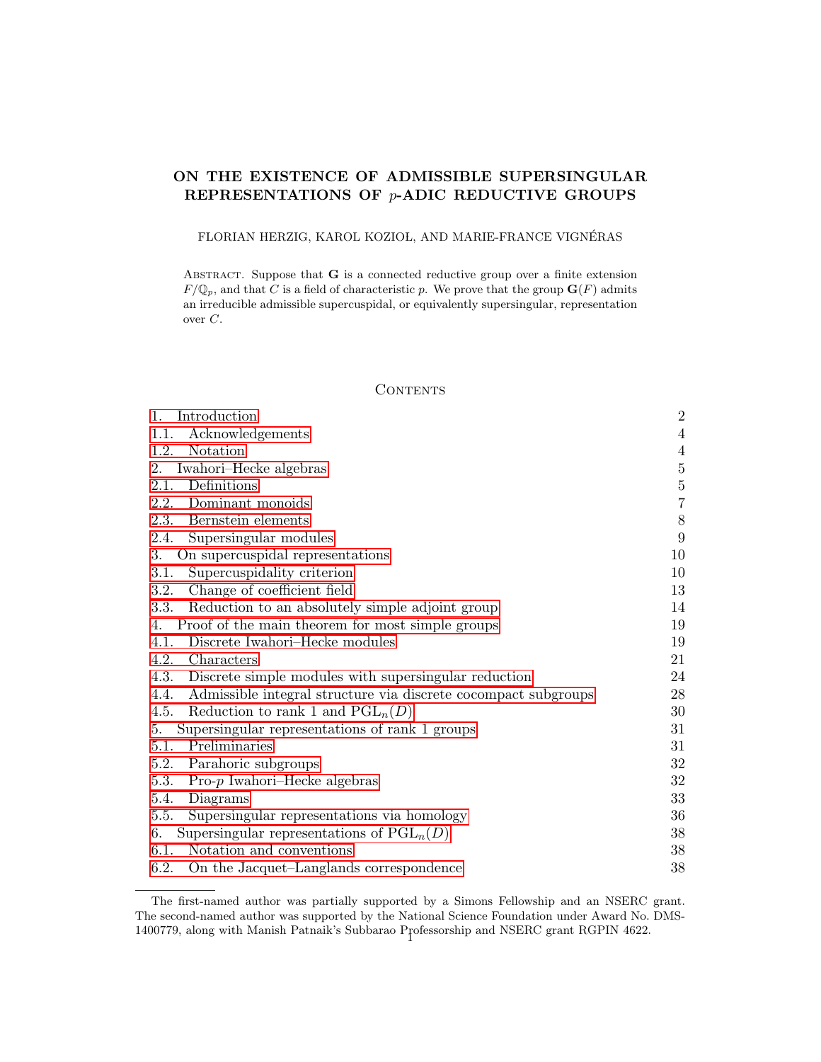# ON THE EXISTENCE OF ADMISSIBLE SUPERSINGULAR REPRESENTATIONS OF $p$-ADIC REDUCTIVE GROUPS

FLORIAN HERZIG, KAROL KOZIOŁ, AND MARIE-FRANCE VIGNÉRAS

ABSTRACT. Suppose that $\mathbf{G}$ is a connected reductive group over a finite extension $F/\mathbb{Q}_p$, and that $C$ is a field of characteristic $p$. We prove that the group $\mathbf{G}(F)$ admits an irreducible admissible supercuspidal, or equivalently supersingular, representation over $C$.

## CONTENTS

| | |
|---|---|
| 1. Introduction | 2 |
| 1.1. Acknowledgements | 4 |
| 1.2. Notation | 4 |
| 2. Iwahori–Hecke algebras | 5 |
| 2.1. Definitions | 5 |
| 2.2. Dominant monoids | 7 |
| 2.3. Bernstein elements | 8 |
| 2.4. Supersingular modules | 9 |
| 3. On supercuspidal representations | 10 |
| 3.1. Supercuspidality criterion | 10 |
| 3.2. Change of coefficient field | 13 |
| 3.3. Reduction to an absolutely simple adjoint group | 14 |
| 4. Proof of the main theorem for most simple groups | 19 |
| 4.1. Discrete Iwahori–Hecke modules | 19 |
| 4.2. Characters | 21 |
| 4.3. Discrete simple modules with supersingular reduction | 24 |
| 4.4. Admissible integral structure via discrete cocompact subgroups | 28 |
| 4.5. Reduction to rank 1 and $\mathrm{PGL}_n(D)$ | 30 |
| 5. Supersingular representations of rank 1 groups | 31 |
| 5.1. Preliminaries | 31 |
| 5.2. Parahoric subgroups | 32 |
| 5.3. Pro-$p$ Iwahori–Hecke algebras | 32 |
| 5.4. Diagrams | 33 |
| 5.5. Supersingular representations via homology | 36 |
| 6. Supersingular representations of $\mathrm{PGL}_n(D)$ | 38 |
| 6.1. Notation and conventions | 38 |
| 6.2. On the Jacquet–Langlands correspondence | 38 |

The first-named author was partially supported by a Simons Fellowship and an NSERC grant. The second-named author was supported by the National Science Foundation under Award No. DMS-1400779, along with Manish Patnaik's Subbarao Professorship and NSERC grant RGPIN 4622.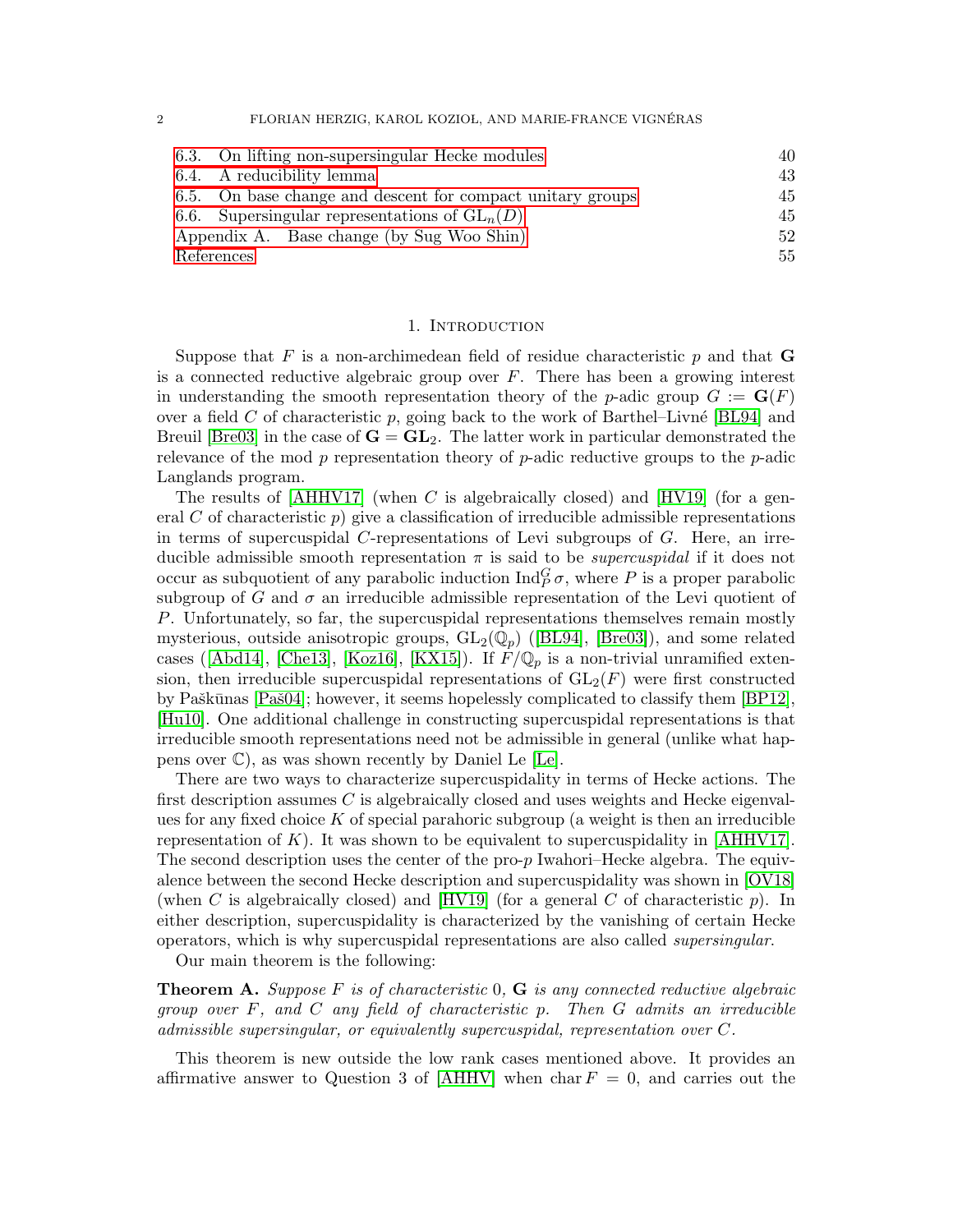6.3. On lifting non-supersingular Hecke modules 40
6.4. A reducibility lemma 43
6.5. On base change and descent for compact unitary groups 45
6.6. Supersingular representations of $\mathrm{GL}_n(D)$ 45
Appendix A. Base change (by Sug Woo Shin) 52
References 55

## 1. Introduction

Suppose that $F$ is a non-archimedean field of residue characteristic $p$ and that $\mathbf{G}$ is a connected reductive algebraic group over $F$. There has been a growing interest in understanding the smooth representation theory of the $p$-adic group $G := \mathbf{G}(F)$ over a field $C$ of characteristic $p$, going back to the work of Barthel–Livné [BL94] and Breuil [Bre03] in the case of $\mathbf{G} = \mathbf{GL}_2$. The latter work in particular demonstrated the relevance of the mod $p$ representation theory of $p$-adic reductive groups to the $p$-adic Langlands program.

The results of [AHHV17] (when $C$ is algebraically closed) and [HV19] (for a general $C$ of characteristic $p$) give a classification of irreducible admissible representations in terms of supercuspidal $C$-representations of Levi subgroups of $G$. Here, an irreducible admissible smooth representation $\pi$ is said to be *supercuspidal* if it does not occur as subquotient of any parabolic induction $\mathrm{Ind}_P^G \sigma$, where $P$ is a proper parabolic subgroup of $G$ and $\sigma$ an irreducible admissible representation of the Levi quotient of $P$. Unfortunately, so far, the supercuspidal representations themselves remain mostly mysterious, outside anisotropic groups, $\mathrm{GL}_2(\mathbb{Q}_p)$ ([BL94], [Bre03]), and some related cases ([Abd14], [Che13], [Koz16], [KX15]). If $F/\mathbb{Q}_p$ is a non-trivial unramified extension, then irreducible supercuspidal representations of $\mathrm{GL}_2(F)$ were first constructed by Paškūnas [Paš04]; however, it seems hopelessly complicated to classify them [BP12], [Hu10]. One additional challenge in constructing supercuspidal representations is that irreducible smooth representations need not be admissible in general (unlike what happens over $\mathbb{C}$), as was shown recently by Daniel Le [Le].

There are two ways to characterize supercuspidality in terms of Hecke actions. The first description assumes $C$ is algebraically closed and uses weights and Hecke eigenvalues for any fixed choice $K$ of special parahoric subgroup (a weight is then an irreducible representation of $K$). It was shown to be equivalent to supercuspidality in [AHHV17]. The second description uses the center of the pro-$p$ Iwahori–Hecke algebra. The equivalence between the second Hecke description and supercuspidality was shown in [OV18] (when $C$ is algebraically closed) and [HV19] (for a general $C$ of characteristic $p$). In either description, supercuspidality is characterized by the vanishing of certain Hecke operators, which is why supercuspidal representations are also called *supersingular*.

Our main theorem is the following:

**Theorem A.** *Suppose $F$ is of characteristic $0$, $\mathbf{G}$ is any connected reductive algebraic group over $F$, and $C$ any field of characteristic $p$. Then $G$ admits an irreducible admissible supersingular, or equivalently supercuspidal, representation over $C$.*

This theorem is new outside the low rank cases mentioned above. It provides an affirmative answer to Question 3 of [AHHV] when $\mathrm{char}\, F = 0$, and carries out the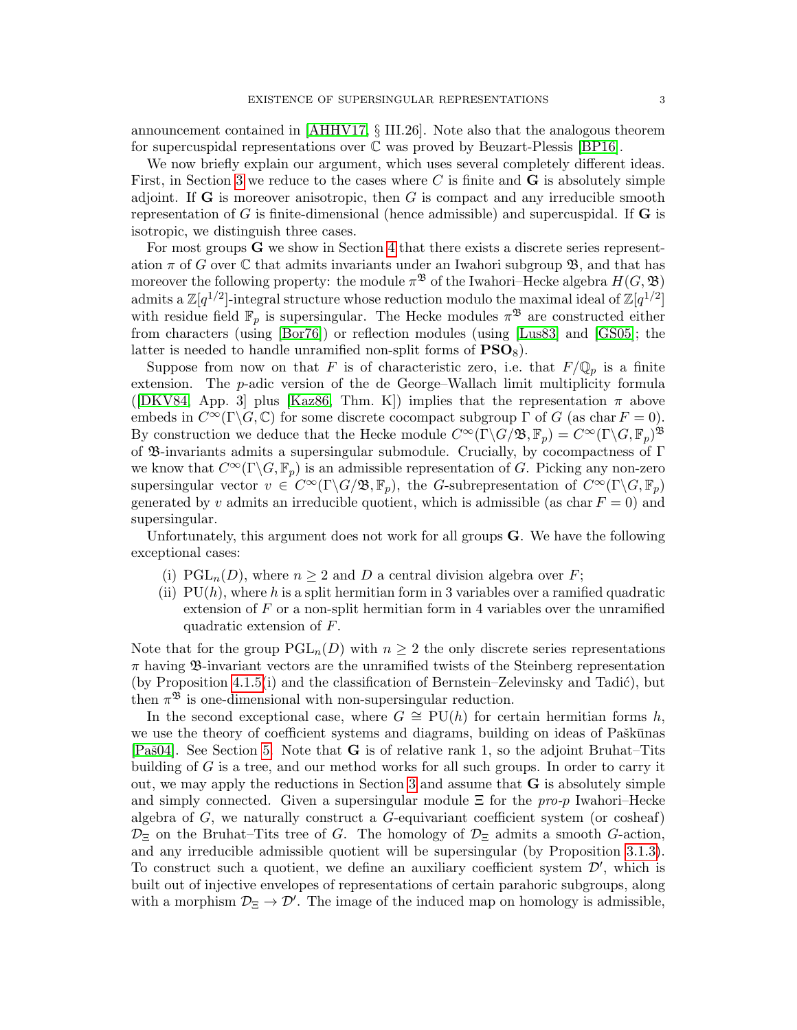announcement contained in [AHHV17, § III.26]. Note also that the analogous theorem for supercuspidal representations over $\mathbb{C}$ was proved by Beuzart-Plessis [BP16].

We now briefly explain our argument, which uses several completely different ideas. First, in Section 3 we reduce to the cases where $C$ is finite and $\mathbf{G}$ is absolutely simple adjoint. If $\mathbf{G}$ is moreover anisotropic, then $G$ is compact and any irreducible smooth representation of $G$ is finite-dimensional (hence admissible) and supercuspidal. If $\mathbf{G}$ is isotropic, we distinguish three cases.

For most groups $\mathbf{G}$ we show in Section 4 that there exists a discrete series representation $\pi$ of $G$ over $\mathbb{C}$ that admits invariants under an Iwahori subgroup $\mathfrak{B}$, and that has moreover the following property: the module $\pi^{\mathfrak{B}}$ of the Iwahori–Hecke algebra $H(G, \mathfrak{B})$ admits a $\mathbb{Z}[q^{1/2}]$-integral structure whose reduction modulo the maximal ideal of $\mathbb{Z}[q^{1/2}]$ with residue field $\mathbb{F}_p$ is supersingular. The Hecke modules $\pi^{\mathfrak{B}}$ are constructed either from characters (using [Bor76]) or reflection modules (using [Lus83] and [GS05]; the latter is needed to handle unramified non-split forms of $\mathbf{PSO}_8$).

Suppose from now on that $F$ is of characteristic zero, i.e. that $F/\mathbb{Q}_p$ is a finite extension. The $p$-adic version of the de George–Wallach limit multiplicity formula ([DKV84, App. 3] plus [Kaz86, Thm. K]) implies that the representation $\pi$ above embeds in $C^\infty(\Gamma\backslash G, \mathbb{C})$ for some discrete cocompact subgroup $\Gamma$ of $G$ (as char $F = 0$). By construction we deduce that the Hecke module $C^\infty(\Gamma\backslash G/\mathfrak{B}, \mathbb{F}_p) = C^\infty(\Gamma\backslash G, \mathbb{F}_p)^{\mathfrak{B}}$ of $\mathfrak{B}$-invariants admits a supersingular submodule. Crucially, by cocompactness of $\Gamma$ we know that $C^\infty(\Gamma\backslash G, \mathbb{F}_p)$ is an admissible representation of $G$. Picking any non-zero supersingular vector $v \in C^\infty(\Gamma\backslash G/\mathfrak{B}, \mathbb{F}_p)$, the $G$-subrepresentation of $C^\infty(\Gamma\backslash G, \mathbb{F}_p)$ generated by $v$ admits an irreducible quotient, which is admissible (as char $F = 0$) and supersingular.

Unfortunately, this argument does not work for all groups $\mathbf{G}$. We have the following exceptional cases:

(i) $\mathrm{PGL}_n(D)$, where $n \geq 2$ and $D$ a central division algebra over $F$;

(ii) $\mathrm{PU}(h)$, where $h$ is a split hermitian form in 3 variables over a ramified quadratic extension of $F$ or a non-split hermitian form in 4 variables over the unramified quadratic extension of $F$.

Note that for the group $\mathrm{PGL}_n(D)$ with $n \geq 2$ the only discrete series representations $\pi$ having $\mathfrak{B}$-invariant vectors are the unramified twists of the Steinberg representation (by Proposition 4.1.5(i) and the classification of Bernstein–Zelevinsky and Tadić), but then $\pi^{\mathfrak{B}}$ is one-dimensional with non-supersingular reduction.

In the second exceptional case, where $G \cong \mathrm{PU}(h)$ for certain hermitian forms $h$, we use the theory of coefficient systems and diagrams, building on ideas of Paškūnas [Paš04]. See Section 5. Note that $\mathbf{G}$ is of relative rank 1, so the adjoint Bruhat–Tits building of $G$ is a tree, and our method works for all such groups. In order to carry it out, we may apply the reductions in Section 3 and assume that $\mathbf{G}$ is absolutely simple and simply connected. Given a supersingular module $\Xi$ for the *pro-p* Iwahori–Hecke algebra of $G$, we naturally construct a $G$-equivariant coefficient system (or cosheaf) $\mathcal{D}_\Xi$ on the Bruhat–Tits tree of $G$. The homology of $\mathcal{D}_\Xi$ admits a smooth $G$-action, and any irreducible admissible quotient will be supersingular (by Proposition 3.1.3). To construct such a quotient, we define an auxiliary coefficient system $\mathcal{D}'$, which is built out of injective envelopes of representations of certain parahoric subgroups, along with a morphism $\mathcal{D}_\Xi \to \mathcal{D}'$. The image of the induced map on homology is admissible,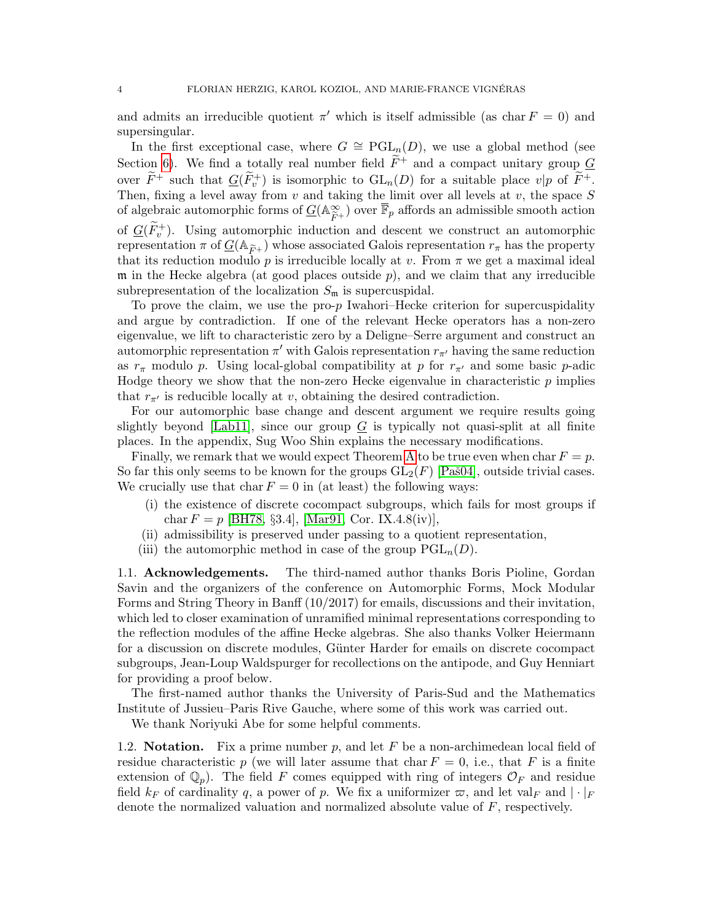and admits an irreducible quotient $\pi'$ which is itself admissible (as $\operatorname{char} F = 0$) and supersingular.

In the first exceptional case, where $G \cong \mathrm{PGL}_n(D)$, we use a global method (see Section 6). We find a totally real number field $\widetilde{F}^+$ and a compact unitary group $\underline{G}$ over $\widetilde{F}^+$ such that $\underline{G}(\widetilde{F}^+_v)$ is isomorphic to $\mathrm{GL}_n(D)$ for a suitable place $v|p$ of $\widetilde{F}^+$. Then, fixing a level away from $v$ and taking the limit over all levels at $v$, the space $S$ of algebraic automorphic forms of $\underline{G}(\mathbb{A}^\infty_{\widetilde{F}^+})$ over $\overline{\mathbb{F}}_p$ affords an admissible smooth action of $\underline{G}(\widetilde{F}^+_v)$. Using automorphic induction and descent we construct an automorphic representation $\pi$ of $\underline{G}(\mathbb{A}_{\widetilde{F}^+})$ whose associated Galois representation $r_\pi$ has the property that its reduction modulo $p$ is irreducible locally at $v$. From $\pi$ we get a maximal ideal $\mathfrak{m}$ in the Hecke algebra (at good places outside $p$), and we claim that any irreducible subrepresentation of the localization $S_\mathfrak{m}$ is supercuspidal.

To prove the claim, we use the pro-$p$ Iwahori–Hecke criterion for supercuspidality and argue by contradiction. If one of the relevant Hecke operators has a non-zero eigenvalue, we lift to characteristic zero by a Deligne–Serre argument and construct an automorphic representation $\pi'$ with Galois representation $r_{\pi'}$ having the same reduction as $r_\pi$ modulo $p$. Using local-global compatibility at $p$ for $r_{\pi'}$ and some basic $p$-adic Hodge theory we show that the non-zero Hecke eigenvalue in characteristic $p$ implies that $r_{\pi'}$ is reducible locally at $v$, obtaining the desired contradiction.

For our automorphic base change and descent argument we require results going slightly beyond [Lab11], since our group $\underline{G}$ is typically not quasi-split at all finite places. In the appendix, Sug Woo Shin explains the necessary modifications.

Finally, we remark that we would expect Theorem A to be true even when $\operatorname{char} F = p$. So far this only seems to be known for the groups $\mathrm{GL}_2(F)$ [Paš04], outside trivial cases. We crucially use that $\operatorname{char} F = 0$ in (at least) the following ways:

- (i) the existence of discrete cocompact subgroups, which fails for most groups if $\operatorname{char} F = p$ [BH78, §3.4], [Mar91, Cor. IX.4.8(iv)],
- (ii) admissibility is preserved under passing to a quotient representation,
- (iii) the automorphic method in case of the group $\mathrm{PGL}_n(D)$.

## 1.1. Acknowledgements.

The third-named author thanks Boris Pioline, Gordan Savin and the organizers of the conference on Automorphic Forms, Mock Modular Forms and String Theory in Banff (10/2017) for emails, discussions and their invitation, which led to closer examination of unramified minimal representations corresponding to the reflection modules of the affine Hecke algebras. She also thanks Volker Heiermann for a discussion on discrete modules, Günter Harder for emails on discrete cocompact subgroups, Jean-Loup Waldspurger for recollections on the antipode, and Guy Henniart for providing a proof below.

The first-named author thanks the University of Paris-Sud and the Mathematics Institute of Jussieu–Paris Rive Gauche, where some of this work was carried out.

We thank Noriyuki Abe for some helpful comments.

## 1.2. Notation.

Fix a prime number $p$, and let $F$ be a non-archimedean local field of residue characteristic $p$ (we will later assume that $\operatorname{char} F = 0$, i.e., that $F$ is a finite extension of $\mathbb{Q}_p$). The field $F$ comes equipped with ring of integers $\mathcal{O}_F$ and residue field $k_F$ of cardinality $q$, a power of $p$. We fix a uniformizer $\varpi$, and let $\mathrm{val}_F$ and $|\cdot|_F$ denote the normalized valuation and normalized absolute value of $F$, respectively.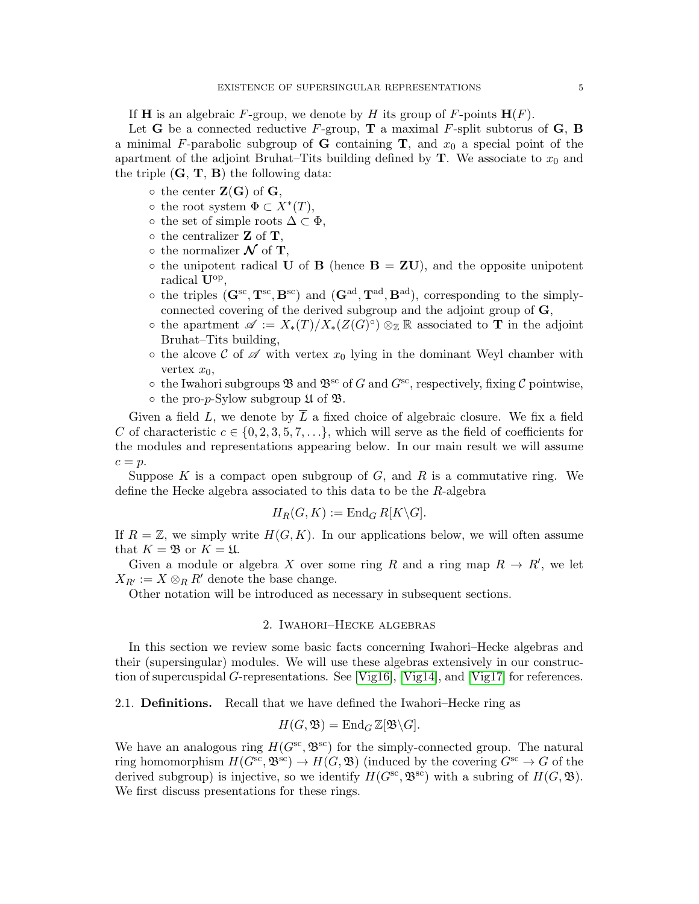If $\mathbf{H}$ is an algebraic $F$-group, we denote by $H$ its group of $F$-points $\mathbf{H}(F)$.

Let $\mathbf{G}$ be a connected reductive $F$-group, $\mathbf{T}$ a maximal $F$-split subtorus of $\mathbf{G}$, $\mathbf{B}$ a minimal $F$-parabolic subgroup of $\mathbf{G}$ containing $\mathbf{T}$, and $x_0$ a special point of the apartment of the adjoint Bruhat–Tits building defined by $\mathbf{T}$. We associate to $x_0$ and the triple $(\mathbf{G}, \mathbf{T}, \mathbf{B})$ the following data:

- the center $\mathbf{Z}(\mathbf{G})$ of $\mathbf{G}$,
- the root system $\Phi \subset X^*(T)$,
- the set of simple roots $\Delta \subset \Phi$,
- the centralizer $\mathbf{Z}$ of $\mathbf{T}$,
- the normalizer $\boldsymbol{\mathcal{N}}$ of $\mathbf{T}$,
- the unipotent radical $\mathbf{U}$ of $\mathbf{B}$ (hence $\mathbf{B} = \mathbf{Z}\mathbf{U}$), and the opposite unipotent radical $\mathbf{U}^{\mathrm{op}}$,
- the triples $(\mathbf{G}^{\mathrm{sc}}, \mathbf{T}^{\mathrm{sc}}, \mathbf{B}^{\mathrm{sc}})$ and $(\mathbf{G}^{\mathrm{ad}}, \mathbf{T}^{\mathrm{ad}}, \mathbf{B}^{\mathrm{ad}})$, corresponding to the simply-connected covering of the derived subgroup and the adjoint group of $\mathbf{G}$,
- the apartment $\mathscr{A} := X_*(T)/X_*(Z(G)^\circ) \otimes_{\mathbb{Z}} \mathbb{R}$ associated to $\mathbf{T}$ in the adjoint Bruhat–Tits building,
- the alcove $\mathcal{C}$ of $\mathscr{A}$ with vertex $x_0$ lying in the dominant Weyl chamber with vertex $x_0$,
- the Iwahori subgroups $\mathfrak{B}$ and $\mathfrak{B}^{\mathrm{sc}}$ of $G$ and $G^{\mathrm{sc}}$, respectively, fixing $\mathcal{C}$ pointwise,
- the pro-$p$-Sylow subgroup $\mathfrak{U}$ of $\mathfrak{B}$.

Given a field $L$, we denote by $\overline{L}$ a fixed choice of algebraic closure. We fix a field $C$ of characteristic $c \in \{0, 2, 3, 5, 7, \ldots\}$, which will serve as the field of coefficients for the modules and representations appearing below. In our main result we will assume $c = p$.

Suppose $K$ is a compact open subgroup of $G$, and $R$ is a commutative ring. We define the Hecke algebra associated to this data to be the $R$-algebra

$$H_R(G, K) := \mathrm{End}_G\, R[K\backslash G].$$

If $R = \mathbb{Z}$, we simply write $H(G, K)$. In our applications below, we will often assume that $K = \mathfrak{B}$ or $K = \mathfrak{U}$.

Given a module or algebra $X$ over some ring $R$ and a ring map $R \to R'$, we let $X_{R'} := X \otimes_R R'$ denote the base change.

Other notation will be introduced as necessary in subsequent sections.

## 2. Iwahori–Hecke algebras

In this section we review some basic facts concerning Iwahori–Hecke algebras and their (supersingular) modules. We will use these algebras extensively in our construction of supercuspidal $G$-representations. See [Vig16], [Vig14], and [Vig17] for references.

### 2.1. Definitions.

Recall that we have defined the Iwahori–Hecke ring as

$$H(G, \mathfrak{B}) = \mathrm{End}_G\, \mathbb{Z}[\mathfrak{B}\backslash G].$$

We have an analogous ring $H(G^{\mathrm{sc}}, \mathfrak{B}^{\mathrm{sc}})$ for the simply-connected group. The natural ring homomorphism $H(G^{\mathrm{sc}}, \mathfrak{B}^{\mathrm{sc}}) \to H(G, \mathfrak{B})$ (induced by the covering $G^{\mathrm{sc}} \to G$ of the derived subgroup) is injective, so we identify $H(G^{\mathrm{sc}}, \mathfrak{B}^{\mathrm{sc}})$ with a subring of $H(G, \mathfrak{B})$. We first discuss presentations for these rings.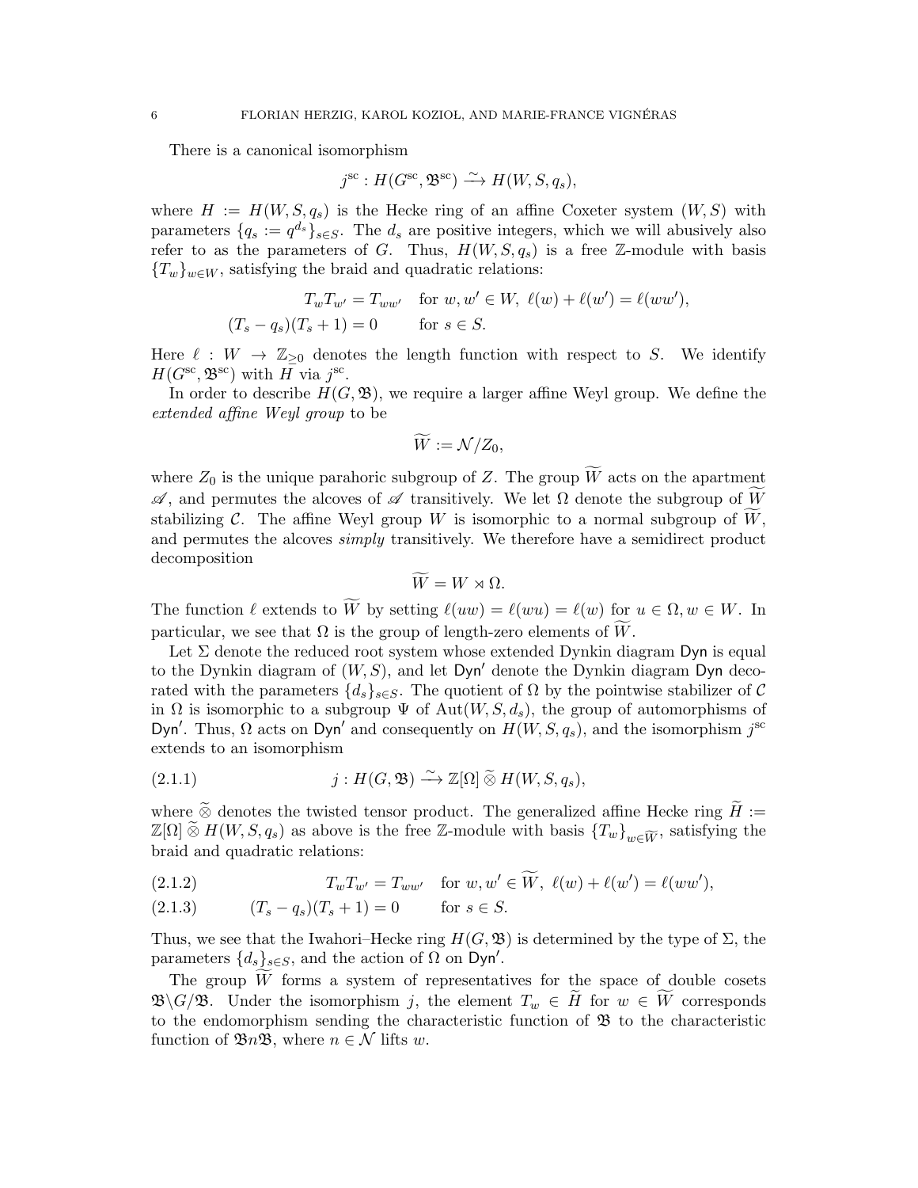There is a canonical isomorphism

$$j^{\mathrm{sc}} : H(G^{\mathrm{sc}}, \mathfrak{B}^{\mathrm{sc}}) \xrightarrow{\sim} H(W, S, q_s),$$

where $H := H(W, S, q_s)$ is the Hecke ring of an affine Coxeter system $(W, S)$ with parameters $\{q_s := q^{d_s}\}_{s \in S}$. The $d_s$ are positive integers, which we will abusively also refer to as the parameters of $G$. Thus, $H(W, S, q_s)$ is a free $\mathbb{Z}$-module with basis $\{T_w\}_{w \in W}$, satisfying the braid and quadratic relations:

$$\begin{aligned} T_w T_{w'} &= T_{ww'} \quad \text{for } w, w' \in W,\ \ell(w) + \ell(w') = \ell(ww'), \\ (T_s - q_s)(T_s + 1) &= 0 \qquad \text{for } s \in S. \end{aligned}$$

Here $\ell : W \to \mathbb{Z}_{\geq 0}$ denotes the length function with respect to $S$. We identify $H(G^{\mathrm{sc}}, \mathfrak{B}^{\mathrm{sc}})$ with $H$ via $j^{\mathrm{sc}}$.

In order to describe $H(G, \mathfrak{B})$, we require a larger affine Weyl group. We define the *extended affine Weyl group* to be

$$\widetilde{W} := \mathcal{N}/Z_0,$$

where $Z_0$ is the unique parahoric subgroup of $Z$. The group $\widetilde{W}$ acts on the apartment $\mathscr{A}$, and permutes the alcoves of $\mathscr{A}$ transitively. We let $\Omega$ denote the subgroup of $\widetilde{W}$ stabilizing $\mathcal{C}$. The affine Weyl group $W$ is isomorphic to a normal subgroup of $\widetilde{W}$, and permutes the alcoves *simply* transitively. We therefore have a semidirect product decomposition

$$\widetilde{W} = W \rtimes \Omega.$$

The function $\ell$ extends to $\widetilde{W}$ by setting $\ell(uw) = \ell(wu) = \ell(w)$ for $u \in \Omega, w \in W$. In particular, we see that $\Omega$ is the group of length-zero elements of $\widetilde{W}$.

Let $\Sigma$ denote the reduced root system whose extended Dynkin diagram $\mathsf{Dyn}$ is equal to the Dynkin diagram of $(W, S)$, and let $\mathsf{Dyn}'$ denote the Dynkin diagram $\mathsf{Dyn}$ decorated with the parameters $\{d_s\}_{s \in S}$. The quotient of $\Omega$ by the pointwise stabilizer of $\mathcal{C}$ in $\Omega$ is isomorphic to a subgroup $\Psi$ of $\mathrm{Aut}(W, S, d_s)$, the group of automorphisms of $\mathsf{Dyn}'$. Thus, $\Omega$ acts on $\mathsf{Dyn}'$ and consequently on $H(W, S, q_s)$, and the isomorphism $j^{\mathrm{sc}}$ extends to an isomorphism

$$j : H(G, \mathfrak{B}) \xrightarrow{\sim} \mathbb{Z}[\Omega] \,\widetilde{\otimes}\, H(W, S, q_s), \tag{2.1.1}$$

where $\widetilde{\otimes}$ denotes the twisted tensor product. The generalized affine Hecke ring $\widetilde{H} := \mathbb{Z}[\Omega] \,\widetilde{\otimes}\, H(W, S, q_s)$ as above is the free $\mathbb{Z}$-module with basis $\{T_w\}_{w \in \widetilde{W}}$, satisfying the braid and quadratic relations:

$$T_w T_{w'} = T_{ww'} \quad \text{for } w, w' \in \widetilde{W},\ \ell(w) + \ell(w') = \ell(ww'), \tag{2.1.2}$$

$$(T_s - q_s)(T_s + 1) = 0 \qquad \text{for } s \in S. \tag{2.1.3}$$

Thus, we see that the Iwahori–Hecke ring $H(G, \mathfrak{B})$ is determined by the type of $\Sigma$, the parameters $\{d_s\}_{s \in S}$, and the action of $\Omega$ on $\mathsf{Dyn}'$.

The group $\widetilde{W}$ forms a system of representatives for the space of double cosets $\mathfrak{B} \backslash G / \mathfrak{B}$. Under the isomorphism $j$, the element $T_w \in \widetilde{H}$ for $w \in \widetilde{W}$ corresponds to the endomorphism sending the characteristic function of $\mathfrak{B}$ to the characteristic function of $\mathfrak{B} n \mathfrak{B}$, where $n \in \mathcal{N}$ lifts $w$.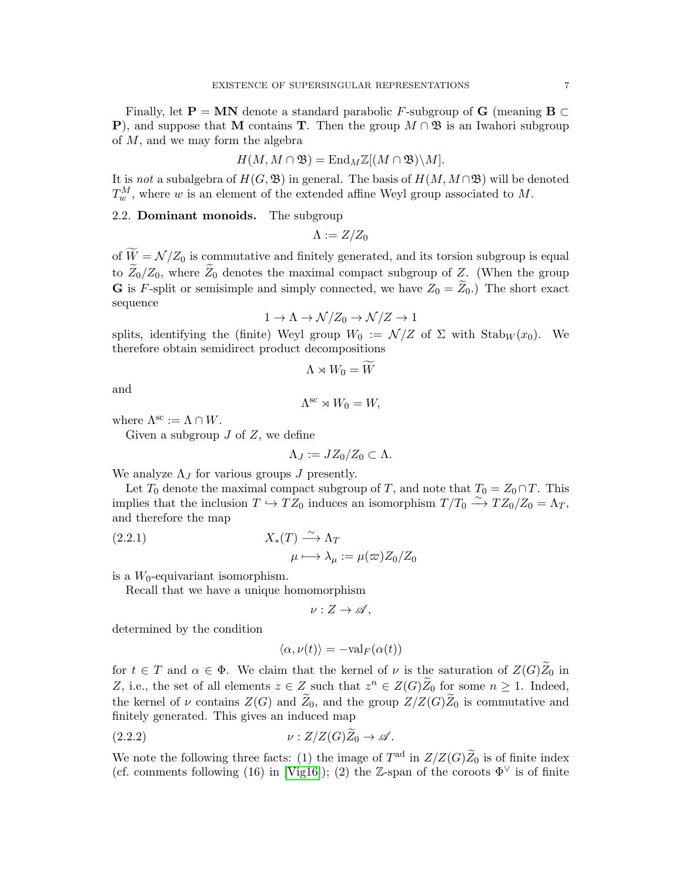Finally, let $\mathbf{P} = \mathbf{MN}$ denote a standard parabolic $F$-subgroup of $\mathbf{G}$ (meaning $\mathbf{B} \subset \mathbf{P}$), and suppose that $\mathbf{M}$ contains $\mathbf{T}$. Then the group $M \cap \mathfrak{B}$ is an Iwahori subgroup of $M$, and we may form the algebra

$$H(M, M \cap \mathfrak{B}) = \mathrm{End}_M \mathbb{Z}[(M \cap \mathfrak{B})\backslash M].$$

It is *not* a subalgebra of $H(G, \mathfrak{B})$ in general. The basis of $H(M, M \cap \mathfrak{B})$ will be denoted $T_w^M$, where $w$ is an element of the extended affine Weyl group associated to $M$.

## 2.2. Dominant monoids.

The subgroup

$$\Lambda := Z/Z_0$$

of $\widetilde{W} = \mathcal{N}/Z_0$ is commutative and finitely generated, and its torsion subgroup is equal to $\widetilde{Z}_0/Z_0$, where $\widetilde{Z}_0$ denotes the maximal compact subgroup of $Z$. (When the group $\mathbf{G}$ is $F$-split or semisimple and simply connected, we have $Z_0 = \widetilde{Z}_0$.) The short exact sequence

$$1 \to \Lambda \to \mathcal{N}/Z_0 \to \mathcal{N}/Z \to 1$$

splits, identifying the (finite) Weyl group $W_0 := \mathcal{N}/Z$ of $\Sigma$ with $\mathrm{Stab}_W(x_0)$. We therefore obtain semidirect product decompositions

$$\Lambda \rtimes W_0 = \widetilde{W}$$

and

$$\Lambda^{\mathrm{sc}} \rtimes W_0 = W,$$

where $\Lambda^{\mathrm{sc}} := \Lambda \cap W$.

Given a subgroup $J$ of $Z$, we define

$$\Lambda_J := JZ_0/Z_0 \subset \Lambda.$$

We analyze $\Lambda_J$ for various groups $J$ presently.

Let $T_0$ denote the maximal compact subgroup of $T$, and note that $T_0 = Z_0 \cap T$. This implies that the inclusion $T \hookrightarrow TZ_0$ induces an isomorphism $T/T_0 \xrightarrow{\sim} TZ_0/Z_0 = \Lambda_T$, and therefore the map

$$\begin{aligned} X_*(T) &\xrightarrow{\sim} \Lambda_T \\ \mu &\longmapsto \lambda_\mu := \mu(\varpi)Z_0/Z_0 \end{aligned} \tag{2.2.1}$$

is a $W_0$-equivariant isomorphism.

Recall that we have a unique homomorphism

$$\nu : Z \to \mathscr{A},$$

determined by the condition

$$\langle \alpha, \nu(t) \rangle = -\mathrm{val}_F(\alpha(t))$$

for $t \in T$ and $\alpha \in \Phi$. We claim that the kernel of $\nu$ is the saturation of $Z(G)\widetilde{Z}_0$ in $Z$, i.e., the set of all elements $z \in Z$ such that $z^n \in Z(G)\widetilde{Z}_0$ for some $n \geq 1$. Indeed, the kernel of $\nu$ contains $Z(G)$ and $\widetilde{Z}_0$, and the group $Z/Z(G)\widetilde{Z}_0$ is commutative and finitely generated. This gives an induced map

$$\nu : Z/Z(G)\widetilde{Z}_0 \to \mathscr{A}. \tag{2.2.2}$$

We note the following three facts: (1) the image of $T^{\mathrm{ad}}$ in $Z/Z(G)\widetilde{Z}_0$ is of finite index (cf. comments following (16) in [Vig16]); (2) the $\mathbb{Z}$-span of the coroots $\Phi^\vee$ is of finite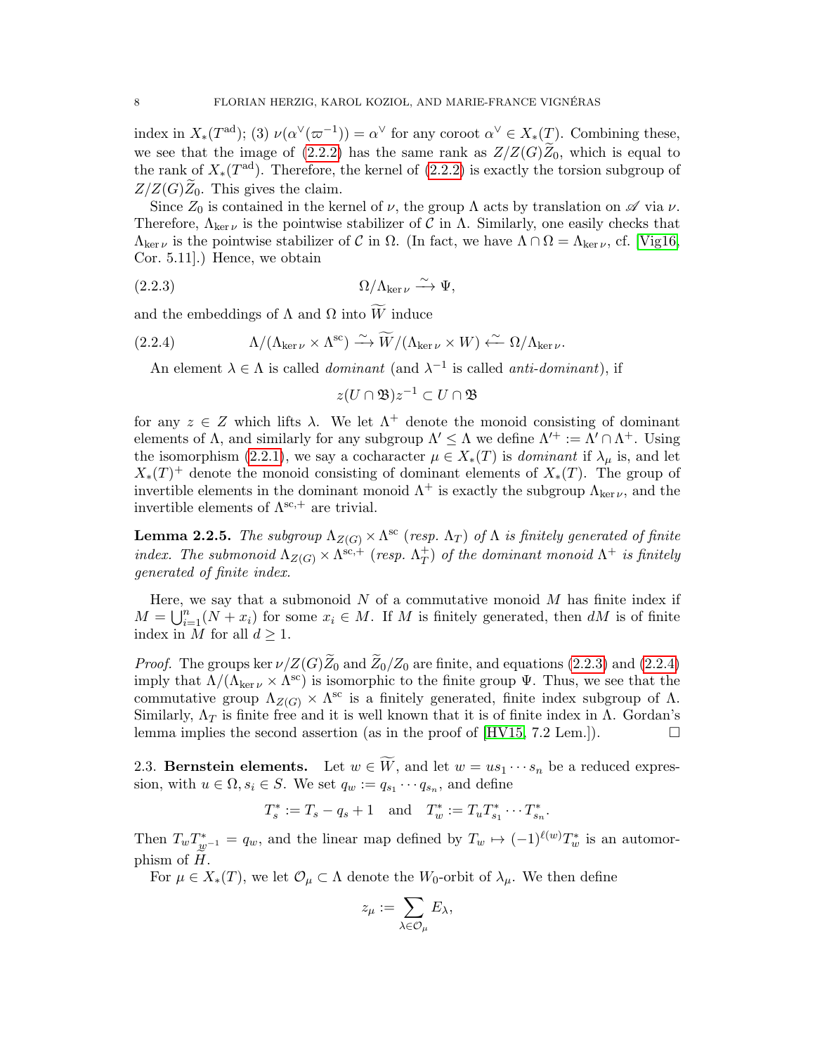index in $X_*(T^{\mathrm{ad}})$; (3) $\nu(\alpha^\vee(\varpi^{-1})) = \alpha^\vee$ for any coroot $\alpha^\vee \in X_*(T)$. Combining these, we see that the image of (2.2.2) has the same rank as $Z/Z(G)\widetilde{Z}_0$, which is equal to the rank of $X_*(T^{\mathrm{ad}})$. Therefore, the kernel of (2.2.2) is exactly the torsion subgroup of $Z/Z(G)\widetilde{Z}_0$. This gives the claim.

Since $Z_0$ is contained in the kernel of $\nu$, the group $\Lambda$ acts by translation on $\mathscr{A}$ via $\nu$. Therefore, $\Lambda_{\ker \nu}$ is the pointwise stabilizer of $\mathcal{C}$ in $\Lambda$. Similarly, one easily checks that $\Lambda_{\ker \nu}$ is the pointwise stabilizer of $\mathcal{C}$ in $\Omega$. (In fact, we have $\Lambda \cap \Omega = \Lambda_{\ker \nu}$, cf. [Vig16, Cor. 5.11].) Hence, we obtain

$$\Omega/\Lambda_{\ker \nu} \xrightarrow{\sim} \Psi, \tag{2.2.3}$$

and the embeddings of $\Lambda$ and $\Omega$ into $\widetilde{W}$ induce

$$\Lambda/(\Lambda_{\ker \nu} \times \Lambda^{\mathrm{sc}}) \xrightarrow{\sim} \widetilde{W}/(\Lambda_{\ker \nu} \times W) \xleftarrow{\sim} \Omega/\Lambda_{\ker \nu}. \tag{2.2.4}$$

An element $\lambda \in \Lambda$ is called *dominant* (and $\lambda^{-1}$ is called *anti-dominant*), if

$$z(U \cap \mathfrak{B})z^{-1} \subset U \cap \mathfrak{B}$$

for any $z \in Z$ which lifts $\lambda$. We let $\Lambda^+$ denote the monoid consisting of dominant elements of $\Lambda$, and similarly for any subgroup $\Lambda' \leq \Lambda$ we define $\Lambda'^+ := \Lambda' \cap \Lambda^+$. Using the isomorphism (2.2.1), we say a cocharacter $\mu \in X_*(T)$ is *dominant* if $\lambda_\mu$ is, and let $X_*(T)^+$ denote the monoid consisting of dominant elements of $X_*(T)$. The group of invertible elements in the dominant monoid $\Lambda^+$ is exactly the subgroup $\Lambda_{\ker \nu}$, and the invertible elements of $\Lambda^{\mathrm{sc},+}$ are trivial.

**Lemma 2.2.5.** *The subgroup $\Lambda_{Z(G)} \times \Lambda^{\mathrm{sc}}$ (resp. $\Lambda_T$) of $\Lambda$ is finitely generated of finite index. The submonoid $\Lambda_{Z(G)} \times \Lambda^{\mathrm{sc},+}$ (resp. $\Lambda_T^+$) of the dominant monoid $\Lambda^+$ is finitely generated of finite index.*

Here, we say that a submonoid $N$ of a commutative monoid $M$ has finite index if $M = \bigcup_{i=1}^n (N + x_i)$ for some $x_i \in M$. If $M$ is finitely generated, then $dM$ is of finite index in $M$ for all $d \geq 1$.

*Proof.* The groups $\ker \nu / Z(G)\widetilde{Z}_0$ and $\widetilde{Z}_0/Z_0$ are finite, and equations (2.2.3) and (2.2.4) imply that $\Lambda/(\Lambda_{\ker \nu} \times \Lambda^{\mathrm{sc}})$ is isomorphic to the finite group $\Psi$. Thus, we see that the commutative group $\Lambda_{Z(G)} \times \Lambda^{\mathrm{sc}}$ is a finitely generated, finite index subgroup of $\Lambda$. Similarly, $\Lambda_T$ is finite free and it is well known that it is of finite index in $\Lambda$. Gordan's lemma implies the second assertion (as in the proof of [HV15, 7.2 Lem.]). $\square$

### 2.3. Bernstein elements.

Let $w \in \widetilde{W}$, and let $w = us_1 \cdots s_n$ be a reduced expression, with $u \in \Omega, s_i \in S$. We set $q_w := q_{s_1} \cdots q_{s_n}$, and define

$$T_s^* := T_s - q_s + 1 \quad \text{and} \quad T_w^* := T_u T_{s_1}^* \cdots T_{s_n}^*.$$

Then $T_w T_{w^{-1}}^* = q_w$, and the linear map defined by $T_w \mapsto (-1)^{\ell(w)} T_w^*$ is an automorphism of $H$.

For $\mu \in X_*(T)$, we let $\mathcal{O}_\mu \subset \Lambda$ denote the $W_0$-orbit of $\lambda_\mu$. We then define

$$z_\mu := \sum_{\lambda \in \mathcal{O}_\mu} E_\lambda,$$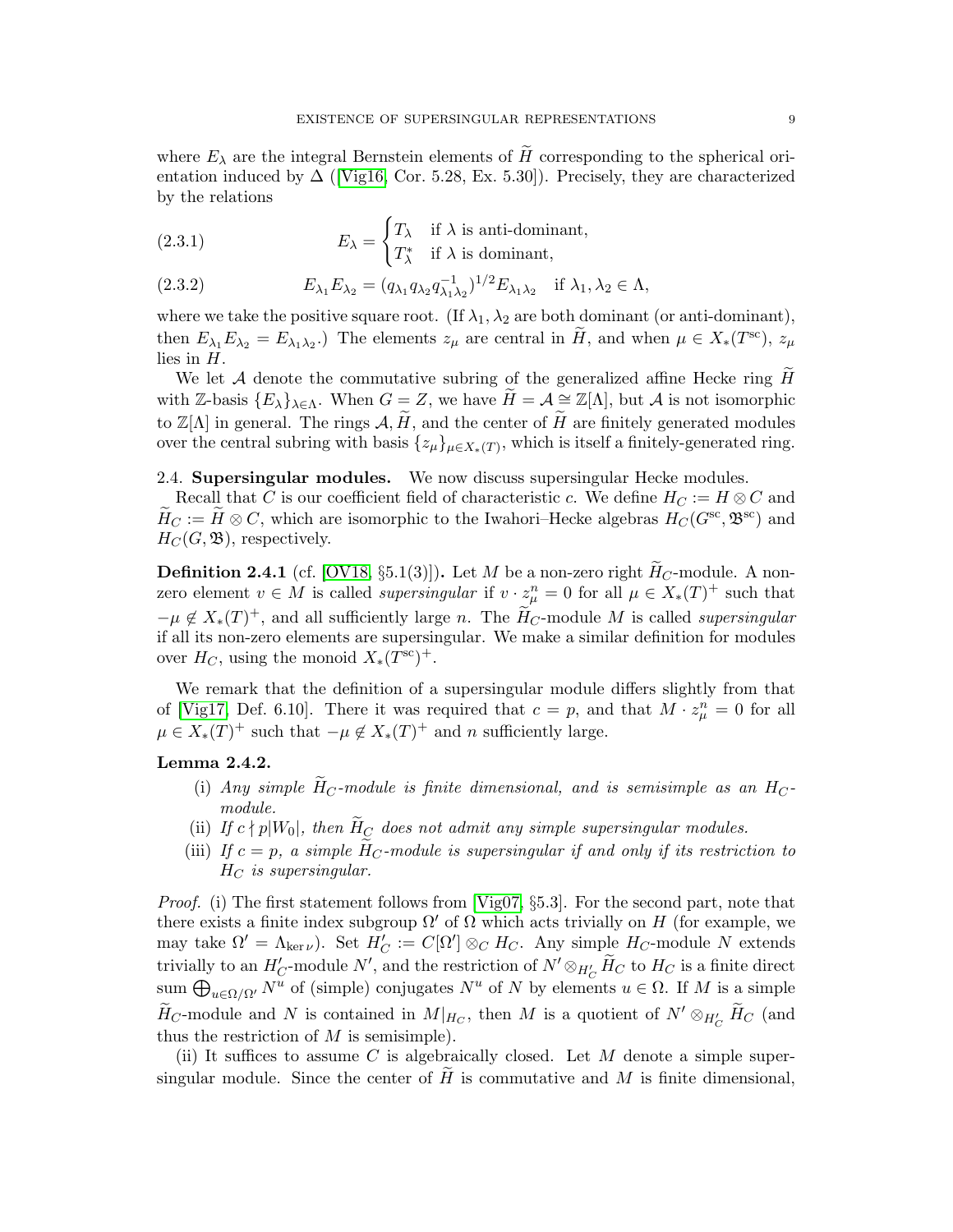where $E_\lambda$ are the integral Bernstein elements of $\widetilde{H}$ corresponding to the spherical orientation induced by $\Delta$ ([Vig16, Cor. 5.28, Ex. 5.30]). Precisely, they are characterized by the relations

$$E_\lambda = \begin{cases} T_\lambda & \text{if } \lambda \text{ is anti-dominant,} \\ T^*_\lambda & \text{if } \lambda \text{ is dominant,} \end{cases} \tag{2.3.1}$$

$$E_{\lambda_1} E_{\lambda_2} = (q_{\lambda_1} q_{\lambda_2} q^{-1}_{\lambda_1 \lambda_2})^{1/2} E_{\lambda_1 \lambda_2} \quad \text{if } \lambda_1, \lambda_2 \in \Lambda, \tag{2.3.2}$$

where we take the positive square root. (If $\lambda_1, \lambda_2$ are both dominant (or anti-dominant), then $E_{\lambda_1} E_{\lambda_2} = E_{\lambda_1 \lambda_2}$.) The elements $z_\mu$ are central in $\widetilde{H}$, and when $\mu \in X_*(T^{\mathrm{sc}})$, $z_\mu$ lies in $H$.

We let $\mathcal{A}$ denote the commutative subring of the generalized affine Hecke ring $\widetilde{H}$ with $\mathbb{Z}$-basis $\{E_\lambda\}_{\lambda \in \Lambda}$. When $G = Z$, we have $\widetilde{H} = \mathcal{A} \cong \mathbb{Z}[\Lambda]$, but $\mathcal{A}$ is not isomorphic to $\mathbb{Z}[\Lambda]$ in general. The rings $\mathcal{A}, \widetilde{H}$, and the center of $\widetilde{H}$ are finitely generated modules over the central subring with basis $\{z_\mu\}_{\mu \in X_*(T)}$, which is itself a finitely-generated ring.

2.4. **Supersingular modules.** We now discuss supersingular Hecke modules.

Recall that $C$ is our coefficient field of characteristic $c$. We define $H_C := H \otimes C$ and $\widetilde{H}_C := \widetilde{H} \otimes C$, which are isomorphic to the Iwahori–Hecke algebras $H_C(G^{\mathrm{sc}}, \mathfrak{B}^{\mathrm{sc}})$ and $H_C(G, \mathfrak{B})$, respectively.

**Definition 2.4.1** (cf. [OV18, §5.1(3)])**.** Let $M$ be a non-zero right $\widetilde{H}_C$-module. A non-zero element $v \in M$ is called *supersingular* if $v \cdot z^n_\mu = 0$ for all $\mu \in X_*(T)^+$ such that $-\mu \notin X_*(T)^+$, and all sufficiently large $n$. The $\widetilde{H}_C$-module $M$ is called *supersingular* if all its non-zero elements are supersingular. We make a similar definition for modules over $H_C$, using the monoid $X_*(T^{\mathrm{sc}})^+$.

We remark that the definition of a supersingular module differs slightly from that of [Vig17, Def. 6.10]. There it was required that $c = p$, and that $M \cdot z^n_\mu = 0$ for all $\mu \in X_*(T)^+$ such that $-\mu \notin X_*(T)^+$ and $n$ sufficiently large.

**Lemma 2.4.2.**

(i) *Any simple $\widetilde{H}_C$-module is finite dimensional, and is semisimple as an $H_C$-module.*

(ii) *If $c \nmid p|W_0|$, then $\widetilde{H}_C$ does not admit any simple supersingular modules.*

(iii) *If $c = p$, a simple $\widetilde{H}_C$-module is supersingular if and only if its restriction to $H_C$ is supersingular.*

*Proof.* (i) The first statement follows from [Vig07, §5.3]. For the second part, note that there exists a finite index subgroup $\Omega'$ of $\Omega$ which acts trivially on $H$ (for example, we may take $\Omega' = \Lambda_{\ker \nu}$). Set $H'_C := C[\Omega'] \otimes_C H_C$. Any simple $H_C$-module $N$ extends trivially to an $H'_C$-module $N'$, and the restriction of $N' \otimes_{H'_C} \widetilde{H}_C$ to $H_C$ is a finite direct sum $\bigoplus_{u \in \Omega/\Omega'} N^u$ of (simple) conjugates $N^u$ of $N$ by elements $u \in \Omega$. If $M$ is a simple $\widetilde{H}_C$-module and $N$ is contained in $M|_{H_C}$, then $M$ is a quotient of $N' \otimes_{H'_C} \widetilde{H}_C$ (and thus the restriction of $M$ is semisimple).

(ii) It suffices to assume $C$ is algebraically closed. Let $M$ denote a simple supersingular module. Since the center of $\widetilde{H}$ is commutative and $M$ is finite dimensional,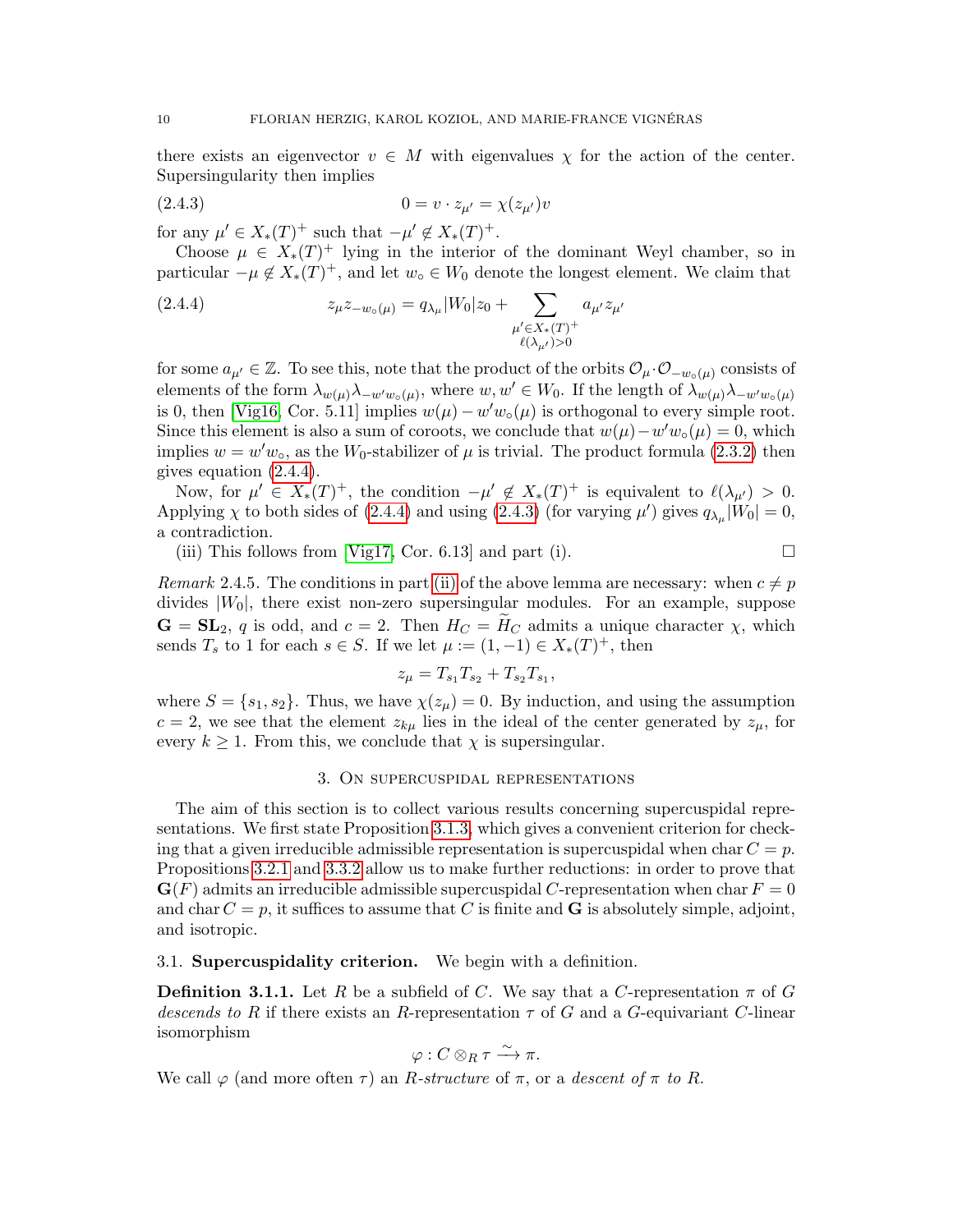there exists an eigenvector $v \in M$ with eigenvalues $\chi$ for the action of the center. Supersingularity then implies

$$0 = v \cdot z_{\mu'} = \chi(z_{\mu'})v \tag{2.4.3}$$

for any $\mu' \in X_*(T)^+$ such that $-\mu' \notin X_*(T)^+$.

Choose $\mu \in X_*(T)^+$ lying in the interior of the dominant Weyl chamber, so in particular $-\mu \notin X_*(T)^+$, and let $w_\circ \in W_0$ denote the longest element. We claim that

$$z_\mu z_{-w_\circ(\mu)} = q_{\lambda_\mu}|W_0|z_0 + \sum_{\substack{\mu' \in X_*(T)^+ \\ \ell(\lambda_{\mu'})>0}} a_{\mu'} z_{\mu'} \tag{2.4.4}$$

for some $a_{\mu'} \in \mathbb{Z}$. To see this, note that the product of the orbits $\mathcal{O}_\mu \cdot \mathcal{O}_{-w_\circ(\mu)}$ consists of elements of the form $\lambda_{w(\mu)}\lambda_{-w'w_\circ(\mu)}$, where $w, w' \in W_0$. If the length of $\lambda_{w(\mu)}\lambda_{-w'w_\circ(\mu)}$ is 0, then [Vig16, Cor. 5.11] implies $w(\mu) - w'w_\circ(\mu)$ is orthogonal to every simple root. Since this element is also a sum of coroots, we conclude that $w(\mu) - w'w_\circ(\mu) = 0$, which implies $w = w'w_\circ$, as the $W_0$-stabilizer of $\mu$ is trivial. The product formula (2.3.2) then gives equation (2.4.4).

Now, for $\mu' \in X_*(T)^+$, the condition $-\mu' \notin X_*(T)^+$ is equivalent to $\ell(\lambda_{\mu'}) > 0$. Applying $\chi$ to both sides of (2.4.4) and using (2.4.3) (for varying $\mu'$) gives $q_{\lambda_\mu}|W_0| = 0$, a contradiction.

(iii) This follows from [Vig17, Cor. 6.13] and part (i). $\square$

*Remark* 2.4.5. The conditions in part (ii) of the above lemma are necessary: when $c \neq p$ divides $|W_0|$, there exist non-zero supersingular modules. For an example, suppose $\mathbf{G} = \mathbf{SL}_2$, $q$ is odd, and $c = 2$. Then $H_C = \widetilde{H}_C$ admits a unique character $\chi$, which sends $T_s$ to 1 for each $s \in S$. If we let $\mu := (1, -1) \in X_*(T)^+$, then

$$z_\mu = T_{s_1}T_{s_2} + T_{s_2}T_{s_1},$$

where $S = \{s_1, s_2\}$. Thus, we have $\chi(z_\mu) = 0$. By induction, and using the assumption $c = 2$, we see that the element $z_{k\mu}$ lies in the ideal of the center generated by $z_\mu$, for every $k \geq 1$. From this, we conclude that $\chi$ is supersingular.

## 3. On supercuspidal representations

The aim of this section is to collect various results concerning supercuspidal representations. We first state Proposition 3.1.3, which gives a convenient criterion for checking that a given irreducible admissible representation is supercuspidal when $\operatorname{char} C = p$. Propositions 3.2.1 and 3.3.2 allow us to make further reductions: in order to prove that $\mathbf{G}(F)$ admits an irreducible admissible supercuspidal $C$-representation when $\operatorname{char} F = 0$ and $\operatorname{char} C = p$, it suffices to assume that $C$ is finite and $\mathbf{G}$ is absolutely simple, adjoint, and isotropic.

### 3.1. Supercuspidality criterion.

We begin with a definition.

**Definition 3.1.1.** Let $R$ be a subfield of $C$. We say that a $C$-representation $\pi$ of $G$ *descends to* $R$ if there exists an $R$-representation $\tau$ of $G$ and a $G$-equivariant $C$-linear isomorphism

$$\varphi : C \otimes_R \tau \xrightarrow{\sim} \pi.$$

We call $\varphi$ (and more often $\tau$) an *$R$-structure* of $\pi$, or a *descent of $\pi$ to $R$*.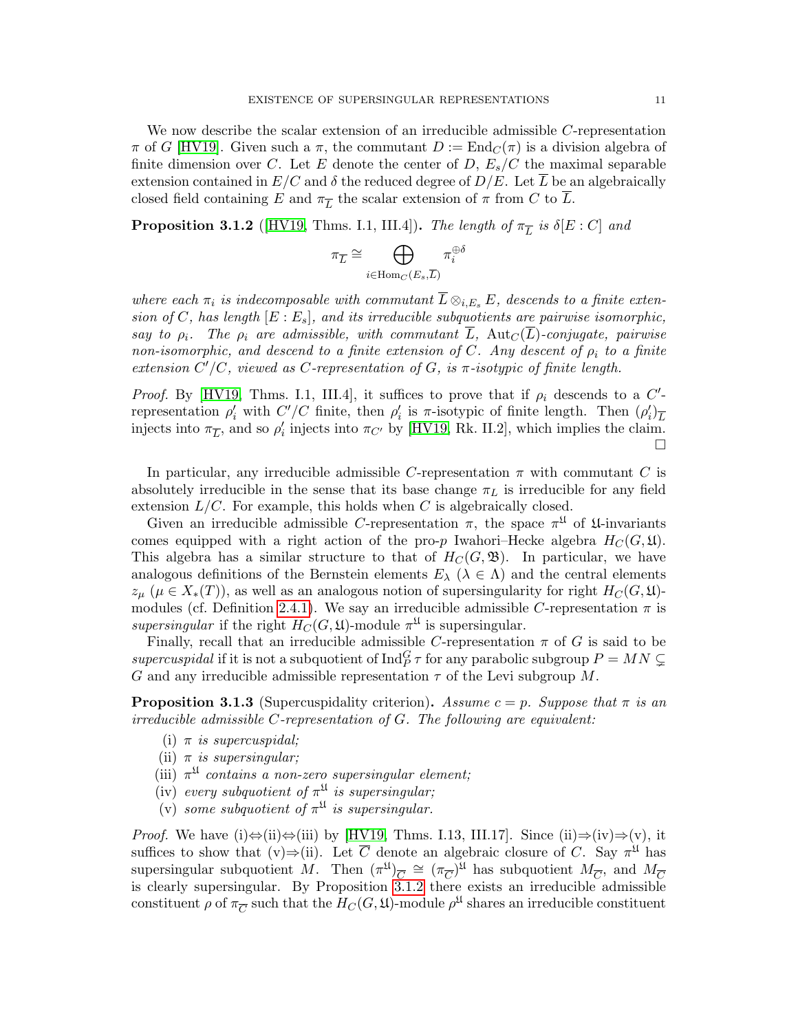We now describe the scalar extension of an irreducible admissible $C$-representation $\pi$ of $G$ [HV19]. Given such a $\pi$, the commutant $D := \mathrm{End}_C(\pi)$ is a division algebra of finite dimension over $C$. Let $E$ denote the center of $D$, $E_s/C$ the maximal separable extension contained in $E/C$ and $\delta$ the reduced degree of $D/E$. Let $\overline{L}$ be an algebraically closed field containing $E$ and $\pi_{\overline{L}}$ the scalar extension of $\pi$ from $C$ to $\overline{L}$.

**Proposition 3.1.2** ([HV19, Thms. I.1, III.4]). *The length of $\pi_{\overline{L}}$ is $\delta[E : C]$ and*

$$\pi_{\overline{L}} \cong \bigoplus_{i \in \mathrm{Hom}_C(E_s, \overline{L})} \pi_i^{\oplus \delta}$$

*where each $\pi_i$ is indecomposable with commutant $\overline{L} \otimes_{i,E_s} E$, descends to a finite extension of $C$, has length $[E : E_s]$, and its irreducible subquotients are pairwise isomorphic, say to $\rho_i$. The $\rho_i$ are admissible, with commutant $\overline{L}$, $\mathrm{Aut}_C(\overline{L})$-conjugate, pairwise non-isomorphic, and descend to a finite extension of $C$. Any descent of $\rho_i$ to a finite extension $C'/C$, viewed as $C$-representation of $G$, is $\pi$-isotypic of finite length.*

*Proof.* By [HV19, Thms. I.1, III.4], it suffices to prove that if $\rho_i$ descends to a $C'$-representation $\rho_i'$ with $C'/C$ finite, then $\rho_i'$ is $\pi$-isotypic of finite length. Then $(\rho_i')_{\overline{L}}$ injects into $\pi_{\overline{L}}$, and so $\rho_i'$ injects into $\pi_{C'}$ by [HV19, Rk. II.2], which implies the claim. $\square$

In particular, any irreducible admissible $C$-representation $\pi$ with commutant $C$ is absolutely irreducible in the sense that its base change $\pi_L$ is irreducible for any field extension $L/C$. For example, this holds when $C$ is algebraically closed.

Given an irreducible admissible $C$-representation $\pi$, the space $\pi^{\mathfrak{U}}$ of $\mathfrak{U}$-invariants comes equipped with a right action of the pro-$p$ Iwahori–Hecke algebra $H_C(G, \mathfrak{U})$. This algebra has a similar structure to that of $H_C(G, \mathfrak{B})$. In particular, we have analogous definitions of the Bernstein elements $E_\lambda$ ($\lambda \in \Lambda$) and the central elements $z_\mu$ ($\mu \in X_*(T)$), as well as an analogous notion of supersingularity for right $H_C(G, \mathfrak{U})$-modules (cf. Definition 2.4.1). We say an irreducible admissible $C$-representation $\pi$ is *supersingular* if the right $H_C(G, \mathfrak{U})$-module $\pi^{\mathfrak{U}}$ is supersingular.

Finally, recall that an irreducible admissible $C$-representation $\pi$ of $G$ is said to be *supercuspidal* if it is not a subquotient of $\mathrm{Ind}_P^G \tau$ for any parabolic subgroup $P = MN \subsetneq G$ and any irreducible admissible representation $\tau$ of the Levi subgroup $M$.

**Proposition 3.1.3** (Supercuspidality criterion). *Assume $c = p$. Suppose that $\pi$ is an irreducible admissible $C$-representation of $G$. The following are equivalent:*

- (i) *$\pi$ is supercuspidal;*
- (ii) *$\pi$ is supersingular;*
- (iii) *$\pi^{\mathfrak{U}}$ contains a non-zero supersingular element;*
- (iv) *every subquotient of $\pi^{\mathfrak{U}}$ is supersingular;*
- (v) *some subquotient of $\pi^{\mathfrak{U}}$ is supersingular.*

*Proof.* We have (i)⇔(ii)⇔(iii) by [HV19, Thms. I.13, III.17]. Since (ii)⇒(iv)⇒(v), it suffices to show that (v)⇒(ii). Let $\overline{C}$ denote an algebraic closure of $C$. Say $\pi^{\mathfrak{U}}$ has supersingular subquotient $M$. Then $(\pi^{\mathfrak{U}})_{\overline{C}} \cong (\pi_{\overline{C}})^{\mathfrak{U}}$ has subquotient $M_{\overline{C}}$, and $M_{\overline{C}}$ is clearly supersingular. By Proposition 3.1.2 there exists an irreducible admissible constituent $\rho$ of $\pi_{\overline{C}}$ such that the $H_C(G, \mathfrak{U})$-module $\rho^{\mathfrak{U}}$ shares an irreducible constituent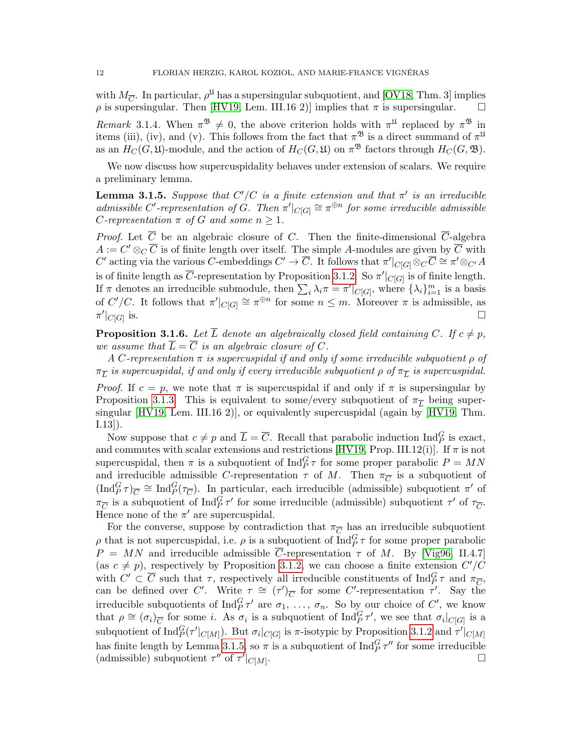with $M_{\overline{C}}$. In particular, $\rho^{\mathfrak{U}}$ has a supersingular subquotient, and [OV18, Thm. 3] implies $\rho$ is supersingular. Then [HV19, Lem. III.16 2)] implies that $\pi$ is supersingular. ☐

*Remark* 3.1.4. When $\pi^{\mathfrak{B}} \neq 0$, the above criterion holds with $\pi^{\mathfrak{U}}$ replaced by $\pi^{\mathfrak{B}}$ in items (iii), (iv), and (v). This follows from the fact that $\pi^{\mathfrak{B}}$ is a direct summand of $\pi^{\mathfrak{U}}$ as an $H_C(G, \mathfrak{U})$-module, and the action of $H_C(G, \mathfrak{U})$ on $\pi^{\mathfrak{B}}$ factors through $H_C(G, \mathfrak{B})$.

We now discuss how supercuspidality behaves under extension of scalars. We require a preliminary lemma.

**Lemma 3.1.5.** *Suppose that $C'/C$ is a finite extension and that $\pi'$ is an irreducible admissible $C'$-representation of $G$. Then $\pi'|_{C[G]} \cong \pi^{\oplus n}$ for some irreducible admissible $C$-representation $\pi$ of $G$ and some $n \geq 1$.*

*Proof.* Let $\overline{C}$ be an algebraic closure of $C$. Then the finite-dimensional $\overline{C}$-algebra $A := C' \otimes_C \overline{C}$ is of finite length over itself. The simple $A$-modules are given by $\overline{C}$ with $C'$ acting via the various $C$-embeddings $C' \to \overline{C}$. It follows that $\pi'|_{C[G]} \otimes_C \overline{C} \cong \pi' \otimes_{C'} A$ is of finite length as $\overline{C}$-representation by Proposition 3.1.2. So $\pi'|_{C[G]}$ is of finite length. If $\pi$ denotes an irreducible submodule, then $\sum_i \lambda_i \pi = \pi'|_{C[G]}$, where $\{\lambda_i\}_{i=1}^m$ is a basis of $C'/C$. It follows that $\pi'|_{C[G]} \cong \pi^{\oplus n}$ for some $n \leq m$. Moreover $\pi$ is admissible, as $\pi'|_{C[G]}$ is. ☐

**Proposition 3.1.6.** *Let $\overline{L}$ denote an algebraically closed field containing $C$. If $c \neq p$, we assume that $\overline{L} = \overline{C}$ is an algebraic closure of $C$.*

*A $C$-representation $\pi$ is supercuspidal if and only if some irreducible subquotient $\rho$ of $\pi_{\overline{L}}$ is supercuspidal, if and only if every irreducible subquotient $\rho$ of $\pi_{\overline{L}}$ is supercuspidal.*

*Proof.* If $c = p$, we note that $\pi$ is supercuspidal if and only if $\pi$ is supersingular by Proposition 3.1.3. This is equivalent to some/every subquotient of $\pi_{\overline{L}}$ being supersingular [HV19, Lem. III.16 2)], or equivalently supercuspidal (again by [HV19, Thm. I.13]).

Now suppose that $c \neq p$ and $\overline{L} = \overline{C}$. Recall that parabolic induction $\operatorname{Ind}_P^G$ is exact, and commutes with scalar extensions and restrictions [HV19, Prop. III.12(i)]. If $\pi$ is not supercuspidal, then $\pi$ is a subquotient of $\operatorname{Ind}_P^G \tau$ for some proper parabolic $P = MN$ and irreducible admissible $C$-representation $\tau$ of $M$. Then $\pi_{\overline{C}}$ is a subquotient of $(\operatorname{Ind}_P^G \tau)_{\overline{C}} \cong \operatorname{Ind}_P^G(\tau_{\overline{C}})$. In particular, each irreducible (admissible) subquotient $\pi'$ of $\pi_{\overline{C}}$ is a subquotient of $\operatorname{Ind}_P^G \tau'$ for some irreducible (admissible) subquotient $\tau'$ of $\tau_{\overline{C}}$. Hence none of the $\pi'$ are supercuspidal.

For the converse, suppose by contradiction that $\pi_{\overline{C}}$ has an irreducible subquotient $\rho$ that is not supercuspidal, i.e. $\rho$ is a subquotient of $\operatorname{Ind}_P^G \tau$ for some proper parabolic $P = MN$ and irreducible admissible $\overline{C}$-representation $\tau$ of $M$. By [Vig96, II.4.7] (as $c \neq p$), respectively by Proposition 3.1.2, we can choose a finite extension $C'/C$ with $C' \subset \overline{C}$ such that $\tau$, respectively all irreducible constituents of $\operatorname{Ind}_P^G \tau$ and $\pi_{\overline{C}}$, can be defined over $C'$. Write $\tau \cong (\tau')_{\overline{C}}$ for some $C'$-representation $\tau'$. Say the irreducible subquotients of $\operatorname{Ind}_P^G \tau'$ are $\sigma_1, \ldots, \sigma_n$. So by our choice of $C'$, we know that $\rho \cong (\sigma_i)_{\overline{C}}$ for some $i$. As $\sigma_i$ is a subquotient of $\operatorname{Ind}_P^G \tau'$, we see that $\sigma_i|_{C[G]}$ is a subquotient of $\operatorname{Ind}_P^G(\tau'|_{C[M]})$. But $\sigma_i|_{C[G]}$ is $\pi$-isotypic by Proposition 3.1.2 and $\tau'|_{C[M]}$ has finite length by Lemma 3.1.5, so $\pi$ is a subquotient of $\operatorname{Ind}_P^G \tau''$ for some irreducible (admissible) subquotient $\tau''$ of $\tau'|_{C[M]}$. ☐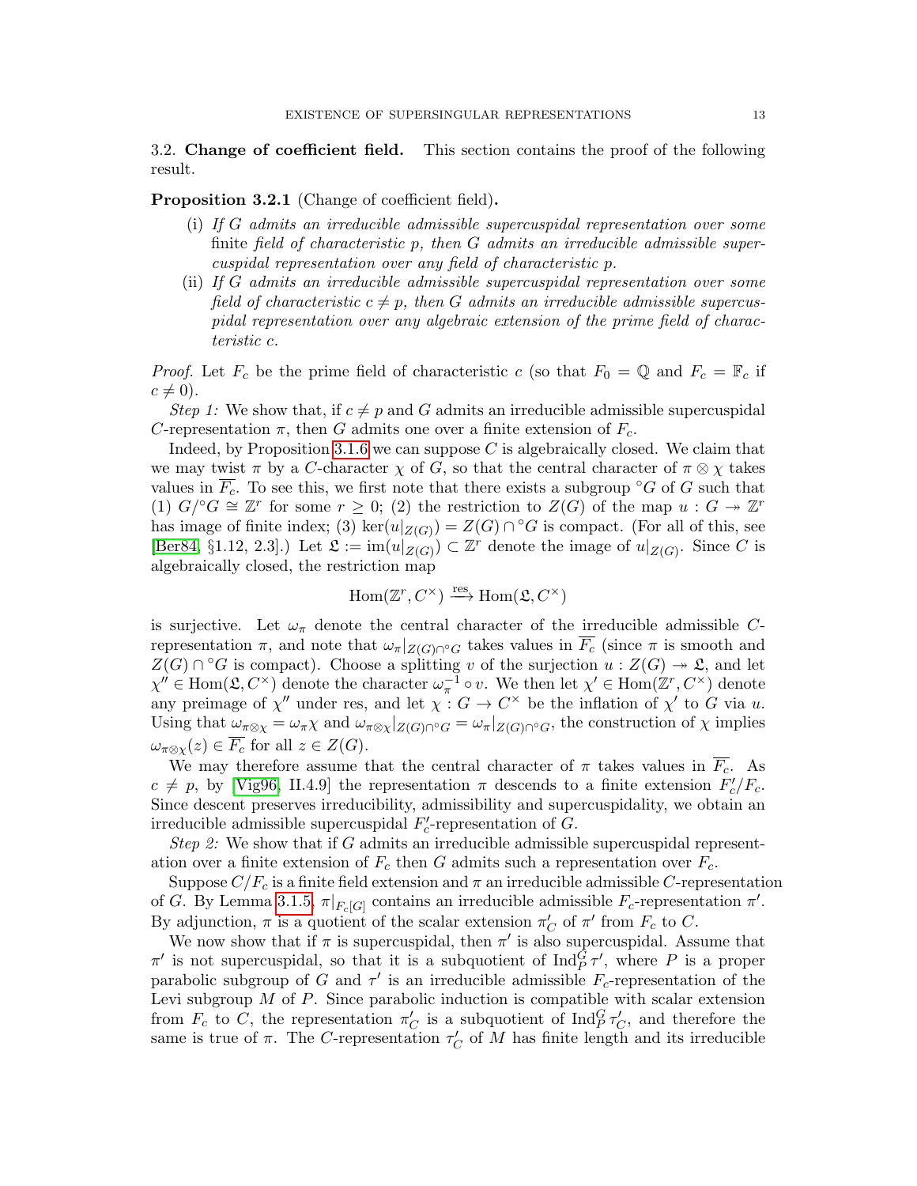### 3.2. Change of coefficient field.

This section contains the proof of the following result.

**Proposition 3.2.1** (Change of coefficient field)**.**

(i) *If $G$ admits an irreducible admissible supercuspidal representation over some* finite *field of characteristic $p$, then $G$ admits an irreducible admissible supercuspidal representation over any field of characteristic $p$.*

(ii) *If $G$ admits an irreducible admissible supercuspidal representation over some field of characteristic $c \neq p$, then $G$ admits an irreducible admissible supercuspidal representation over any algebraic extension of the prime field of characteristic $c$.*

*Proof.* Let $F_c$ be the prime field of characteristic $c$ (so that $F_0 = \mathbb{Q}$ and $F_c = \mathbb{F}_c$ if $c \neq 0$).

*Step 1:* We show that, if $c \neq p$ and $G$ admits an irreducible admissible supercuspidal $C$-representation $\pi$, then $G$ admits one over a finite extension of $F_c$.

Indeed, by Proposition 3.1.6 we can suppose $C$ is algebraically closed. We claim that we may twist $\pi$ by a $C$-character $\chi$ of $G$, so that the central character of $\pi \otimes \chi$ takes values in $\overline{F_c}$. To see this, we first note that there exists a subgroup ${}^{\circ}G$ of $G$ such that (1) $G/{}^{\circ}G \cong \mathbb{Z}^r$ for some $r \geq 0$; (2) the restriction to $Z(G)$ of the map $u : G \twoheadrightarrow \mathbb{Z}^r$ has image of finite index; (3) $\ker(u|_{Z(G)}) = Z(G) \cap {}^{\circ}G$ is compact. (For all of this, see [Ber84, §1.12, 2.3].) Let $\mathfrak{L} := \operatorname{im}(u|_{Z(G)}) \subset \mathbb{Z}^r$ denote the image of $u|_{Z(G)}$. Since $C$ is algebraically closed, the restriction map

$$\operatorname{Hom}(\mathbb{Z}^r, C^\times) \xrightarrow{\text{res}} \operatorname{Hom}(\mathfrak{L}, C^\times)$$

is surjective. Let $\omega_\pi$ denote the central character of the irreducible admissible $C$-representation $\pi$, and note that $\omega_\pi|_{Z(G)\cap {}^{\circ}G}$ takes values in $\overline{F_c}$ (since $\pi$ is smooth and $Z(G) \cap {}^{\circ}G$ is compact). Choose a splitting $v$ of the surjection $u : Z(G) \twoheadrightarrow \mathfrak{L}$, and let $\chi'' \in \operatorname{Hom}(\mathfrak{L}, C^\times)$ denote the character $\omega_\pi^{-1} \circ v$. We then let $\chi' \in \operatorname{Hom}(\mathbb{Z}^r, C^\times)$ denote any preimage of $\chi''$ under res, and let $\chi : G \to C^\times$ be the inflation of $\chi'$ to $G$ via $u$. Using that $\omega_{\pi\otimes\chi} = \omega_\pi \chi$ and $\omega_{\pi\otimes\chi}|_{Z(G)\cap {}^{\circ}G} = \omega_\pi|_{Z(G)\cap {}^{\circ}G}$, the construction of $\chi$ implies $\omega_{\pi\otimes\chi}(z) \in \overline{F_c}$ for all $z \in Z(G)$.

We may therefore assume that the central character of $\pi$ takes values in $\overline{F_c}$. As $c \neq p$, by [Vig96, II.4.9] the representation $\pi$ descends to a finite extension $F_c'/F_c$. Since descent preserves irreducibility, admissibility and supercuspidality, we obtain an irreducible admissible supercuspidal $F_c'$-representation of $G$.

*Step 2:* We show that if $G$ admits an irreducible admissible supercuspidal representation over a finite extension of $F_c$ then $G$ admits such a representation over $F_c$.

Suppose $C/F_c$ is a finite field extension and $\pi$ an irreducible admissible $C$-representation of $G$. By Lemma 3.1.5, $\pi|_{F_c[G]}$ contains an irreducible admissible $F_c$-representation $\pi'$. By adjunction, $\pi$ is a quotient of the scalar extension $\pi'_C$ of $\pi'$ from $F_c$ to $C$.

We now show that if $\pi$ is supercuspidal, then $\pi'$ is also supercuspidal. Assume that $\pi'$ is not supercuspidal, so that it is a subquotient of $\operatorname{Ind}_P^G \tau'$, where $P$ is a proper parabolic subgroup of $G$ and $\tau'$ is an irreducible admissible $F_c$-representation of the Levi subgroup $M$ of $P$. Since parabolic induction is compatible with scalar extension from $F_c$ to $C$, the representation $\pi'_C$ is a subquotient of $\operatorname{Ind}_P^G \tau'_C$, and therefore the same is true of $\pi$. The $C$-representation $\tau'_C$ of $M$ has finite length and its irreducible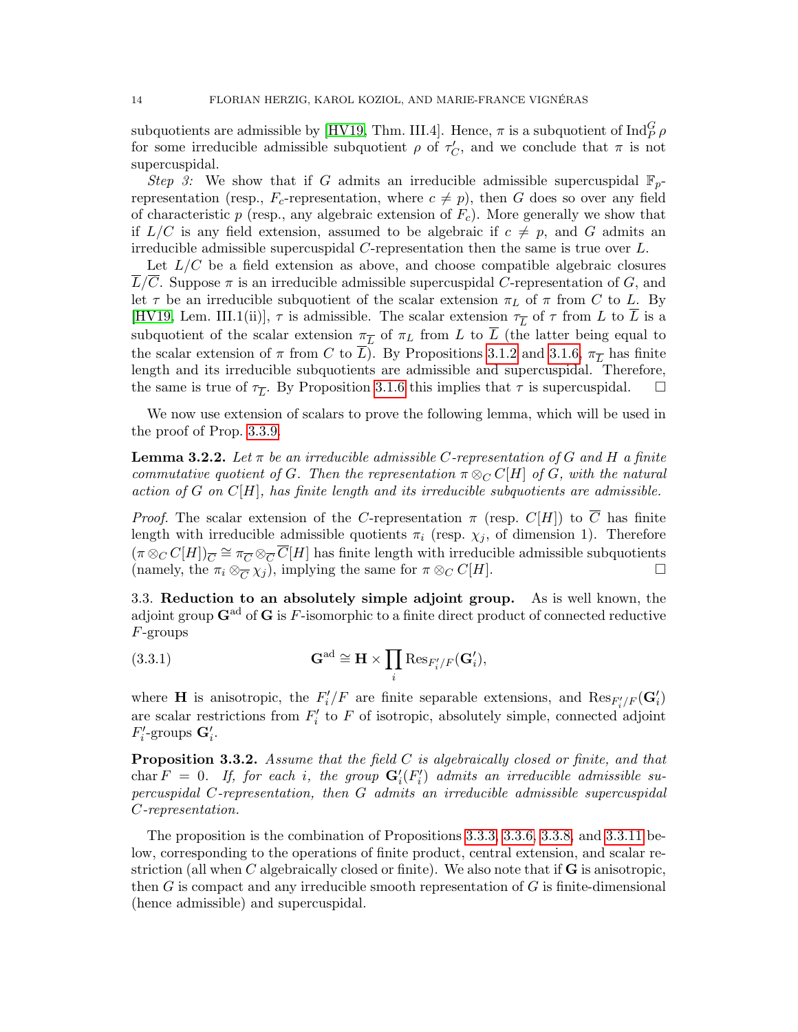subquotients are admissible by [HV19, Thm. III.4]. Hence, $\pi$ is a subquotient of $\operatorname{Ind}_P^G \rho$ for some irreducible admissible subquotient $\rho$ of $\tau'_C$, and we conclude that $\pi$ is not supercuspidal.

*Step 3:* We show that if $G$ admits an irreducible admissible supercuspidal $\mathbb{F}_p$-representation (resp., $F_c$-representation, where $c \neq p$), then $G$ does so over any field of characteristic $p$ (resp., any algebraic extension of $F_c$). More generally we show that if $L/C$ is any field extension, assumed to be algebraic if $c \neq p$, and $G$ admits an irreducible admissible supercuspidal $C$-representation then the same is true over $L$.

Let $L/C$ be a field extension as above, and choose compatible algebraic closures $\overline{L}/\overline{C}$. Suppose $\pi$ is an irreducible admissible supercuspidal $C$-representation of $G$, and let $\tau$ be an irreducible subquotient of the scalar extension $\pi_L$ of $\pi$ from $C$ to $L$. By [HV19, Lem. III.1(ii)], $\tau$ is admissible. The scalar extension $\tau_{\overline{L}}$ of $\tau$ from $L$ to $\overline{L}$ is a subquotient of the scalar extension $\pi_{\overline{L}}$ of $\pi_L$ from $L$ to $\overline{L}$ (the latter being equal to the scalar extension of $\pi$ from $C$ to $\overline{L}$). By Propositions 3.1.2 and 3.1.6, $\pi_{\overline{L}}$ has finite length and its irreducible subquotients are admissible and supercuspidal. Therefore, the same is true of $\tau_{\overline{L}}$. By Proposition 3.1.6 this implies that $\tau$ is supercuspidal. $\square$

We now use extension of scalars to prove the following lemma, which will be used in the proof of Prop. 3.3.9.

**Lemma 3.2.2.** *Let $\pi$ be an irreducible admissible $C$-representation of $G$ and $H$ a finite commutative quotient of $G$. Then the representation $\pi \otimes_C C[H]$ of $G$, with the natural action of $G$ on $C[H]$, has finite length and its irreducible subquotients are admissible.*

*Proof.* The scalar extension of the $C$-representation $\pi$ (resp. $C[H]$) to $\overline{C}$ has finite length with irreducible admissible quotients $\pi_i$ (resp. $\chi_j$, of dimension 1). Therefore $(\pi \otimes_C C[H])_{\overline{C}} \cong \pi_{\overline{C}} \otimes_{\overline{C}} \overline{C}[H]$ has finite length with irreducible admissible subquotients (namely, the $\pi_i \otimes_{\overline{C}} \chi_j$), implying the same for $\pi \otimes_C C[H]$. $\square$

3.3. **Reduction to an absolutely simple adjoint group.** As is well known, the adjoint group $\mathbf{G}^{\mathrm{ad}}$ of $\mathbf{G}$ is $F$-isomorphic to a finite direct product of connected reductive $F$-groups

$$\mathbf{G}^{\mathrm{ad}} \cong \mathbf{H} \times \prod_i \operatorname{Res}_{F'_i/F}(\mathbf{G}'_i), \tag{3.3.1}$$

where $\mathbf{H}$ is anisotropic, the $F'_i/F$ are finite separable extensions, and $\operatorname{Res}_{F'_i/F}(\mathbf{G}'_i)$ are scalar restrictions from $F'_i$ to $F$ of isotropic, absolutely simple, connected adjoint $F'_i$-groups $\mathbf{G}'_i$.

**Proposition 3.3.2.** *Assume that the field $C$ is algebraically closed or finite, and that $\operatorname{char} F = 0$. If, for each $i$, the group $\mathbf{G}'_i(F'_i)$ admits an irreducible admissible supercuspidal $C$-representation, then $G$ admits an irreducible admissible supercuspidal $C$-representation.*

The proposition is the combination of Propositions 3.3.3, 3.3.6, 3.3.8, and 3.3.11 below, corresponding to the operations of finite product, central extension, and scalar restriction (all when $C$ algebraically closed or finite). We also note that if $\mathbf{G}$ is anisotropic, then $G$ is compact and any irreducible smooth representation of $G$ is finite-dimensional (hence admissible) and supercuspidal.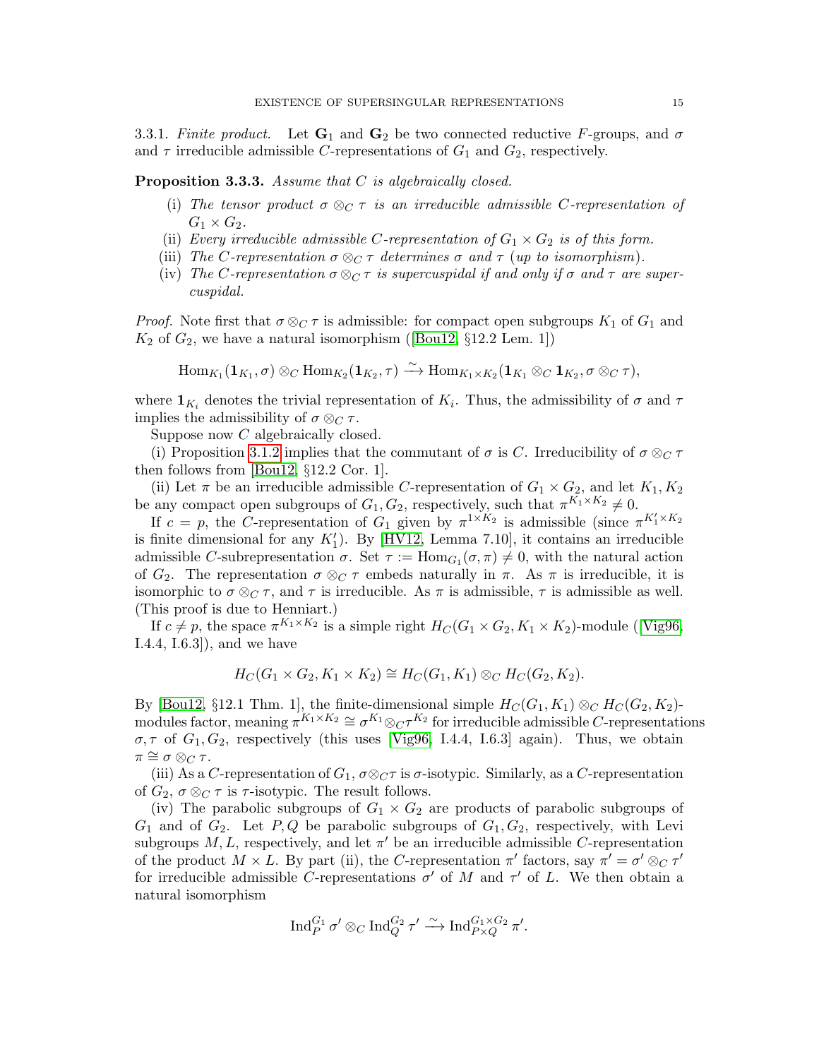3.3.1. *Finite product.* Let $\mathbf{G}_1$ and $\mathbf{G}_2$ be two connected reductive $F$-groups, and $\sigma$ and $\tau$ irreducible admissible $C$-representations of $G_1$ and $G_2$, respectively.

**Proposition 3.3.3.** *Assume that $C$ is algebraically closed.*

(i) *The tensor product $\sigma \otimes_C \tau$ is an irreducible admissible $C$-representation of $G_1 \times G_2$.*
(ii) *Every irreducible admissible $C$-representation of $G_1 \times G_2$ is of this form.*
(iii) *The $C$-representation $\sigma \otimes_C \tau$ determines $\sigma$ and $\tau$ (up to isomorphism).*
(iv) *The $C$-representation $\sigma \otimes_C \tau$ is supercuspidal if and only if $\sigma$ and $\tau$ are supercuspidal.*

*Proof.* Note first that $\sigma \otimes_C \tau$ is admissible: for compact open subgroups $K_1$ of $G_1$ and $K_2$ of $G_2$, we have a natural isomorphism ([Bou12, §12.2 Lem. 1])

$$\operatorname{Hom}_{K_1}(\mathbf{1}_{K_1}, \sigma) \otimes_C \operatorname{Hom}_{K_2}(\mathbf{1}_{K_2}, \tau) \xrightarrow{\sim} \operatorname{Hom}_{K_1 \times K_2}(\mathbf{1}_{K_1} \otimes_C \mathbf{1}_{K_2}, \sigma \otimes_C \tau),$$

where $\mathbf{1}_{K_i}$ denotes the trivial representation of $K_i$. Thus, the admissibility of $\sigma$ and $\tau$ implies the admissibility of $\sigma \otimes_C \tau$.

Suppose now $C$ algebraically closed.

(i) Proposition 3.1.2 implies that the commutant of $\sigma$ is $C$. Irreducibility of $\sigma \otimes_C \tau$ then follows from [Bou12, §12.2 Cor. 1].

(ii) Let $\pi$ be an irreducible admissible $C$-representation of $G_1 \times G_2$, and let $K_1, K_2$ be any compact open subgroups of $G_1, G_2$, respectively, such that $\pi^{K_1 \times K_2} \neq 0$.

If $c = p$, the $C$-representation of $G_1$ given by $\pi^{1 \times K_2}$ is admissible (since $\pi^{K_1' \times K_2}$ is finite dimensional for any $K_1'$). By [HV12, Lemma 7.10], it contains an irreducible admissible $C$-subrepresentation $\sigma$. Set $\tau := \operatorname{Hom}_{G_1}(\sigma, \pi) \neq 0$, with the natural action of $G_2$. The representation $\sigma \otimes_C \tau$ embeds naturally in $\pi$. As $\pi$ is irreducible, it is isomorphic to $\sigma \otimes_C \tau$, and $\tau$ is irreducible. As $\pi$ is admissible, $\tau$ is admissible as well. (This proof is due to Henniart.)

If $c \neq p$, the space $\pi^{K_1 \times K_2}$ is a simple right $H_C(G_1 \times G_2, K_1 \times K_2)$-module ([Vig96, I.4.4, I.6.3]), and we have

$$H_C(G_1 \times G_2, K_1 \times K_2) \cong H_C(G_1, K_1) \otimes_C H_C(G_2, K_2).$$

By [Bou12, §12.1 Thm. 1], the finite-dimensional simple $H_C(G_1, K_1) \otimes_C H_C(G_2, K_2)$-modules factor, meaning $\pi^{K_1 \times K_2} \cong \sigma^{K_1} \otimes_C \tau^{K_2}$ for irreducible admissible $C$-representations $\sigma, \tau$ of $G_1, G_2$, respectively (this uses [Vig96, I.4.4, I.6.3] again). Thus, we obtain $\pi \cong \sigma \otimes_C \tau$.

(iii) As a $C$-representation of $G_1$, $\sigma \otimes_C \tau$ is $\sigma$-isotypic. Similarly, as a $C$-representation of $G_2$, $\sigma \otimes_C \tau$ is $\tau$-isotypic. The result follows.

(iv) The parabolic subgroups of $G_1 \times G_2$ are products of parabolic subgroups of $G_1$ and of $G_2$. Let $P, Q$ be parabolic subgroups of $G_1, G_2$, respectively, with Levi subgroups $M, L$, respectively, and let $\pi'$ be an irreducible admissible $C$-representation of the product $M \times L$. By part (ii), the $C$-representation $\pi'$ factors, say $\pi' = \sigma' \otimes_C \tau'$ for irreducible admissible $C$-representations $\sigma'$ of $M$ and $\tau'$ of $L$. We then obtain a natural isomorphism

$$\operatorname{Ind}_P^{G_1} \sigma' \otimes_C \operatorname{Ind}_Q^{G_2} \tau' \xrightarrow{\sim} \operatorname{Ind}_{P \times Q}^{G_1 \times G_2} \pi'.$$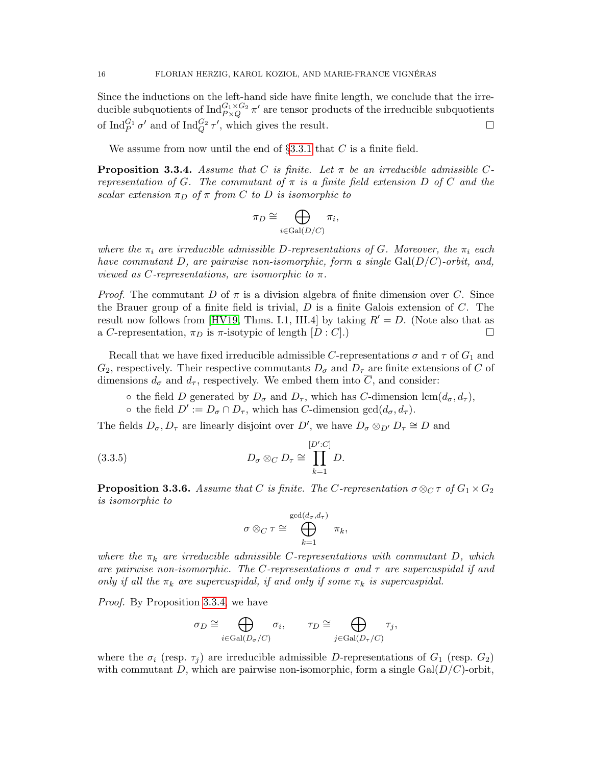Since the inductions on the left-hand side have finite length, we conclude that the irreducible subquotients of $\mathrm{Ind}_{P\times Q}^{G_1\times G_2}\pi'$ are tensor products of the irreducible subquotients of $\mathrm{Ind}_P^{G_1}\sigma'$ and of $\mathrm{Ind}_Q^{G_2}\tau'$, which gives the result. □

We assume from now until the end of §3.3.1 that $C$ is a finite field.

**Proposition 3.3.4.** *Assume that $C$ is finite. Let $\pi$ be an irreducible admissible $C$-representation of $G$. The commutant of $\pi$ is a finite field extension $D$ of $C$ and the scalar extension $\pi_D$ of $\pi$ from $C$ to $D$ is isomorphic to*

$$\pi_D \cong \bigoplus_{i\in \mathrm{Gal}(D/C)} \pi_i,$$

*where the $\pi_i$ are irreducible admissible $D$-representations of $G$. Moreover, the $\pi_i$ each have commutant $D$, are pairwise non-isomorphic, form a single $\mathrm{Gal}(D/C)$-orbit, and, viewed as $C$-representations, are isomorphic to $\pi$.*

*Proof.* The commutant $D$ of $\pi$ is a division algebra of finite dimension over $C$. Since the Brauer group of a finite field is trivial, $D$ is a finite Galois extension of $C$. The result now follows from [HV19, Thms. I.1, III.4] by taking $R' = D$. (Note also that as a $C$-representation, $\pi_D$ is $\pi$-isotypic of length $[D : C]$.) □

Recall that we have fixed irreducible admissible $C$-representations $\sigma$ and $\tau$ of $G_1$ and $G_2$, respectively. Their respective commutants $D_\sigma$ and $D_\tau$ are finite extensions of $C$ of dimensions $d_\sigma$ and $d_\tau$, respectively. We embed them into $\overline{C}$, and consider:

- the field $D$ generated by $D_\sigma$ and $D_\tau$, which has $C$-dimension $\mathrm{lcm}(d_\sigma, d_\tau)$,
- the field $D' := D_\sigma \cap D_\tau$, which has $C$-dimension $\gcd(d_\sigma, d_\tau)$.

The fields $D_\sigma, D_\tau$ are linearly disjoint over $D'$, we have $D_\sigma \otimes_{D'} D_\tau \cong D$ and

$$D_\sigma \otimes_C D_\tau \cong \prod_{k=1}^{[D':C]} D. \tag{3.3.5}$$

**Proposition 3.3.6.** *Assume that $C$ is finite. The $C$-representation $\sigma \otimes_C \tau$ of $G_1 \times G_2$ is isomorphic to*

$$\sigma \otimes_C \tau \cong \bigoplus_{k=1}^{\gcd(d_\sigma, d_\tau)} \pi_k,$$

*where the $\pi_k$ are irreducible admissible $C$-representations with commutant $D$, which are pairwise non-isomorphic. The $C$-representations $\sigma$ and $\tau$ are supercuspidal if and only if all the $\pi_k$ are supercuspidal, if and only if some $\pi_k$ is supercuspidal.*

*Proof.* By Proposition 3.3.4, we have

$$\sigma_D \cong \bigoplus_{i\in \mathrm{Gal}(D_\sigma/C)} \sigma_i, \qquad \tau_D \cong \bigoplus_{j\in \mathrm{Gal}(D_\tau/C)} \tau_j,$$

where the $\sigma_i$ (resp. $\tau_j$) are irreducible admissible $D$-representations of $G_1$ (resp. $G_2$) with commutant $D$, which are pairwise non-isomorphic, form a single $\mathrm{Gal}(D/C)$-orbit,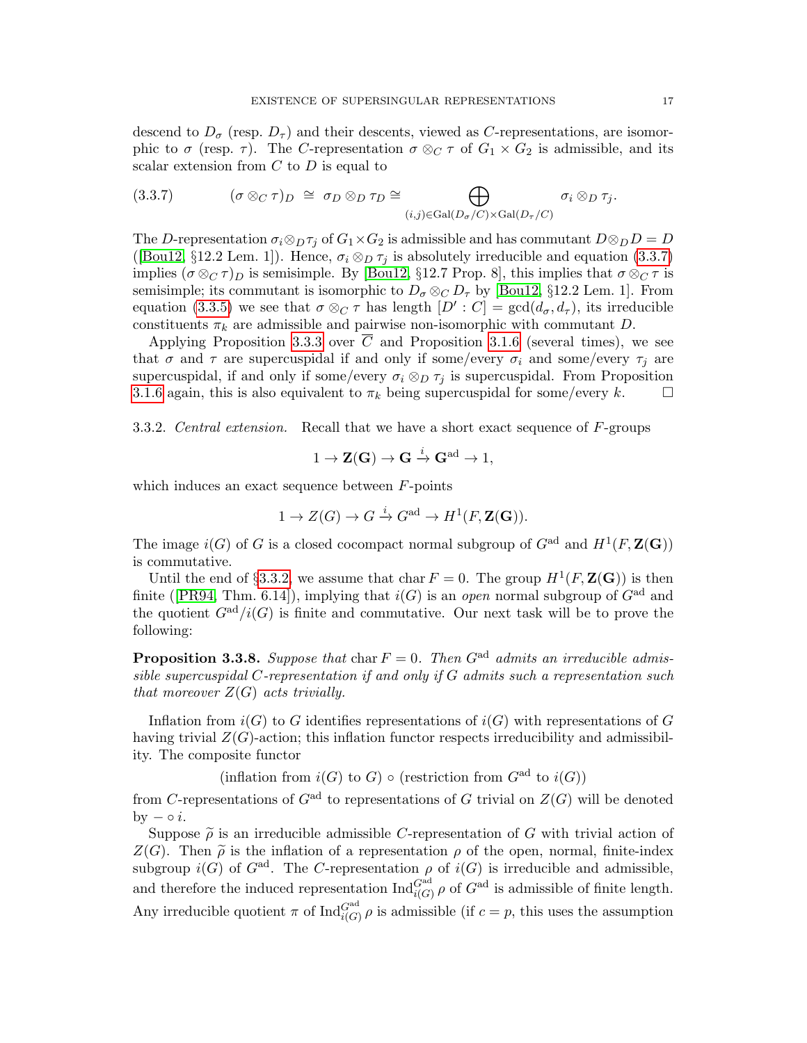descend to $D_\sigma$ (resp. $D_\tau$) and their descents, viewed as $C$-representations, are isomorphic to $\sigma$ (resp. $\tau$). The $C$-representation $\sigma \otimes_C \tau$ of $G_1 \times G_2$ is admissible, and its scalar extension from $C$ to $D$ is equal to

$$(\sigma \otimes_C \tau)_D \;\cong\; \sigma_D \otimes_D \tau_D \cong \bigoplus_{(i,j)\in \mathrm{Gal}(D_\sigma/C)\times \mathrm{Gal}(D_\tau/C)} \sigma_i \otimes_D \tau_j. \tag{3.3.7}$$

The $D$-representation $\sigma_i \otimes_D \tau_j$ of $G_1 \times G_2$ is admissible and has commutant $D \otimes_D D = D$ ([Bou12, §12.2 Lem. 1]). Hence, $\sigma_i \otimes_D \tau_j$ is absolutely irreducible and equation (3.3.7) implies $(\sigma \otimes_C \tau)_D$ is semisimple. By [Bou12, §12.7 Prop. 8], this implies that $\sigma \otimes_C \tau$ is semisimple; its commutant is isomorphic to $D_\sigma \otimes_C D_\tau$ by [Bou12, §12.2 Lem. 1]. From equation (3.3.5) we see that $\sigma \otimes_C \tau$ has length $[D' : C] = \gcd(d_\sigma, d_\tau)$, its irreducible constituents $\pi_k$ are admissible and pairwise non-isomorphic with commutant $D$.

Applying Proposition 3.3.3 over $\overline{C}$ and Proposition 3.1.6 (several times), we see that $\sigma$ and $\tau$ are supercuspidal if and only if some/every $\sigma_i$ and some/every $\tau_j$ are supercuspidal, if and only if some/every $\sigma_i \otimes_D \tau_j$ is supercuspidal. From Proposition 3.1.6 again, this is also equivalent to $\pi_k$ being supercuspidal for some/every $k$. $\square$

3.3.2. *Central extension.* Recall that we have a short exact sequence of $F$-groups

$$1 \to \mathbf{Z}(\mathbf{G}) \to \mathbf{G} \xrightarrow{i} \mathbf{G}^{\mathrm{ad}} \to 1,$$

which induces an exact sequence between $F$-points

$$1 \to Z(G) \to G \xrightarrow{i} G^{\mathrm{ad}} \to H^1(F, \mathbf{Z}(\mathbf{G})).$$

The image $i(G)$ of $G$ is a closed cocompact normal subgroup of $G^{\mathrm{ad}}$ and $H^1(F, \mathbf{Z}(\mathbf{G}))$ is commutative.

Until the end of §3.3.2, we assume that $\operatorname{char} F = 0$. The group $H^1(F, \mathbf{Z}(\mathbf{G}))$ is then finite ([PR94, Thm. 6.14]), implying that $i(G)$ is an *open* normal subgroup of $G^{\mathrm{ad}}$ and the quotient $G^{\mathrm{ad}}/i(G)$ is finite and commutative. Our next task will be to prove the following:

**Proposition 3.3.8.** *Suppose that* $\operatorname{char} F = 0$*. Then* $G^{\mathrm{ad}}$ *admits an irreducible admissible supercuspidal* $C$*-representation if and only if* $G$ *admits such a representation such that moreover* $Z(G)$ *acts trivially.*

Inflation from $i(G)$ to $G$ identifies representations of $i(G)$ with representations of $G$ having trivial $Z(G)$-action; this inflation functor respects irreducibility and admissibility. The composite functor

$$(\text{inflation from } i(G) \text{ to } G) \circ (\text{restriction from } G^{\mathrm{ad}} \text{ to } i(G))$$

from $C$-representations of $G^{\mathrm{ad}}$ to representations of $G$ trivial on $Z(G)$ will be denoted by $- \circ i$.

Suppose $\widetilde{\rho}$ is an irreducible admissible $C$-representation of $G$ with trivial action of $Z(G)$. Then $\widetilde{\rho}$ is the inflation of a representation $\rho$ of the open, normal, finite-index subgroup $i(G)$ of $G^{\mathrm{ad}}$. The $C$-representation $\rho$ of $i(G)$ is irreducible and admissible, and therefore the induced representation $\operatorname{Ind}_{i(G)}^{G^{\mathrm{ad}}} \rho$ of $G^{\mathrm{ad}}$ is admissible of finite length. Any irreducible quotient $\pi$ of $\operatorname{Ind}_{i(G)}^{G^{\mathrm{ad}}} \rho$ is admissible (if $c = p$, this uses the assumption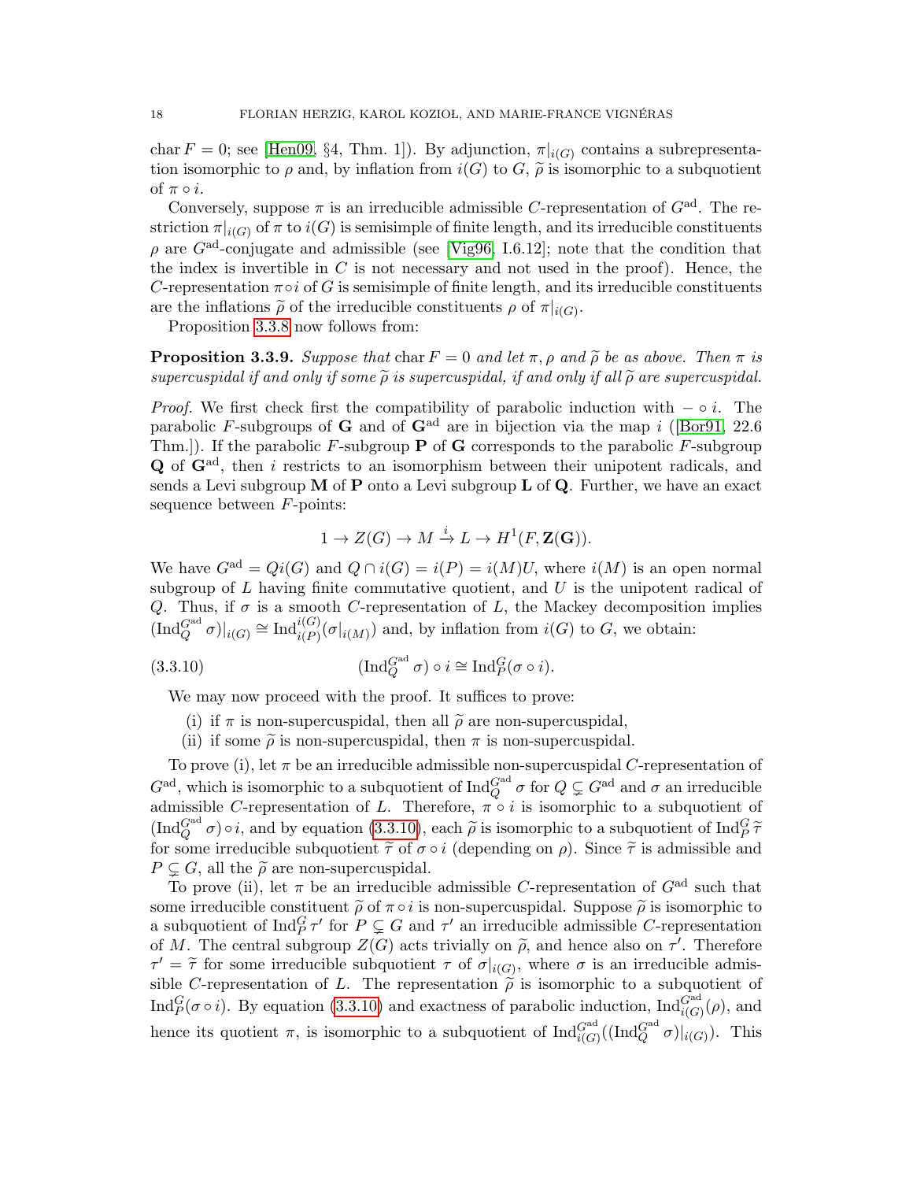char $F = 0$; see [Hen09, §4, Thm. 1]). By adjunction, $\pi|_{i(G)}$ contains a subrepresentation isomorphic to $\rho$ and, by inflation from $i(G)$ to $G$, $\widetilde{\rho}$ is isomorphic to a subquotient of $\pi \circ i$.

Conversely, suppose $\pi$ is an irreducible admissible $C$-representation of $G^{\mathrm{ad}}$. The restriction $\pi|_{i(G)}$ of $\pi$ to $i(G)$ is semisimple of finite length, and its irreducible constituents $\rho$ are $G^{\mathrm{ad}}$-conjugate and admissible (see [Vig96, I.6.12]; note that the condition that the index is invertible in $C$ is not necessary and not used in the proof). Hence, the $C$-representation $\pi \circ i$ of $G$ is semisimple of finite length, and its irreducible constituents are the inflations $\widetilde{\rho}$ of the irreducible constituents $\rho$ of $\pi|_{i(G)}$.

Proposition 3.3.8 now follows from:

**Proposition 3.3.9.** *Suppose that* char $F = 0$ *and let* $\pi, \rho$ *and* $\widetilde{\rho}$ *be as above. Then* $\pi$ *is supercuspidal if and only if some* $\widetilde{\rho}$ *is supercuspidal, if and only if all* $\widetilde{\rho}$ *are supercuspidal.*

*Proof.* We first check first the compatibility of parabolic induction with $- \circ i$. The parabolic $F$-subgroups of $\mathbf{G}$ and of $\mathbf{G}^{\mathrm{ad}}$ are in bijection via the map $i$ ([Bor91, 22.6 Thm.]). If the parabolic $F$-subgroup $\mathbf{P}$ of $\mathbf{G}$ corresponds to the parabolic $F$-subgroup $\mathbf{Q}$ of $\mathbf{G}^{\mathrm{ad}}$, then $i$ restricts to an isomorphism between their unipotent radicals, and sends a Levi subgroup $\mathbf{M}$ of $\mathbf{P}$ onto a Levi subgroup $\mathbf{L}$ of $\mathbf{Q}$. Further, we have an exact sequence between $F$-points:

$$1 \to Z(G) \to M \xrightarrow{i} L \to H^1(F, \mathbf{Z}(\mathbf{G})).$$

We have $G^{\mathrm{ad}} = Qi(G)$ and $Q \cap i(G) = i(P) = i(M)U$, where $i(M)$ is an open normal subgroup of $L$ having finite commutative quotient, and $U$ is the unipotent radical of $Q$. Thus, if $\sigma$ is a smooth $C$-representation of $L$, the Mackey decomposition implies $(\mathrm{Ind}_Q^{G^{\mathrm{ad}}} \sigma)|_{i(G)} \cong \mathrm{Ind}_{i(P)}^{i(G)}(\sigma|_{i(M)})$ and, by inflation from $i(G)$ to $G$, we obtain:

$$(\mathrm{Ind}_Q^{G^{\mathrm{ad}}} \sigma) \circ i \cong \mathrm{Ind}_P^G(\sigma \circ i). \tag{3.3.10}$$

We may now proceed with the proof. It suffices to prove:

(i) if $\pi$ is non-supercuspidal, then all $\widetilde{\rho}$ are non-supercuspidal,
(ii) if some $\widetilde{\rho}$ is non-supercuspidal, then $\pi$ is non-supercuspidal.

To prove (i), let $\pi$ be an irreducible admissible non-supercuspidal $C$-representation of $G^{\mathrm{ad}}$, which is isomorphic to a subquotient of $\mathrm{Ind}_Q^{G^{\mathrm{ad}}} \sigma$ for $Q \subsetneq G^{\mathrm{ad}}$ and $\sigma$ an irreducible admissible $C$-representation of $L$. Therefore, $\pi \circ i$ is isomorphic to a subquotient of $(\mathrm{Ind}_Q^{G^{\mathrm{ad}}} \sigma) \circ i$, and by equation (3.3.10), each $\widetilde{\rho}$ is isomorphic to a subquotient of $\mathrm{Ind}_P^G \widetilde{\tau}$ for some irreducible subquotient $\widetilde{\tau}$ of $\sigma \circ i$ (depending on $\rho$). Since $\widetilde{\tau}$ is admissible and $P \subsetneq G$, all the $\widetilde{\rho}$ are non-supercuspidal.

To prove (ii), let $\pi$ be an irreducible admissible $C$-representation of $G^{\mathrm{ad}}$ such that some irreducible constituent $\widetilde{\rho}$ of $\pi \circ i$ is non-supercuspidal. Suppose $\widetilde{\rho}$ is isomorphic to a subquotient of $\mathrm{Ind}_P^G \tau'$ for $P \subsetneq G$ and $\tau'$ an irreducible admissible $C$-representation of $M$. The central subgroup $Z(G)$ acts trivially on $\widetilde{\rho}$, and hence also on $\tau'$. Therefore $\tau' = \widetilde{\tau}$ for some irreducible subquotient $\tau$ of $\sigma|_{i(G)}$, where $\sigma$ is an irreducible admissible $C$-representation of $L$. The representation $\widetilde{\rho}$ is isomorphic to a subquotient of $\mathrm{Ind}_P^G(\sigma \circ i)$. By equation (3.3.10) and exactness of parabolic induction, $\mathrm{Ind}_{i(G)}^{G^{\mathrm{ad}}}(\rho)$, and hence its quotient $\pi$, is isomorphic to a subquotient of $\mathrm{Ind}_{i(G)}^{G^{\mathrm{ad}}}((\mathrm{Ind}_Q^{G^{\mathrm{ad}}} \sigma)|_{i(G)})$. This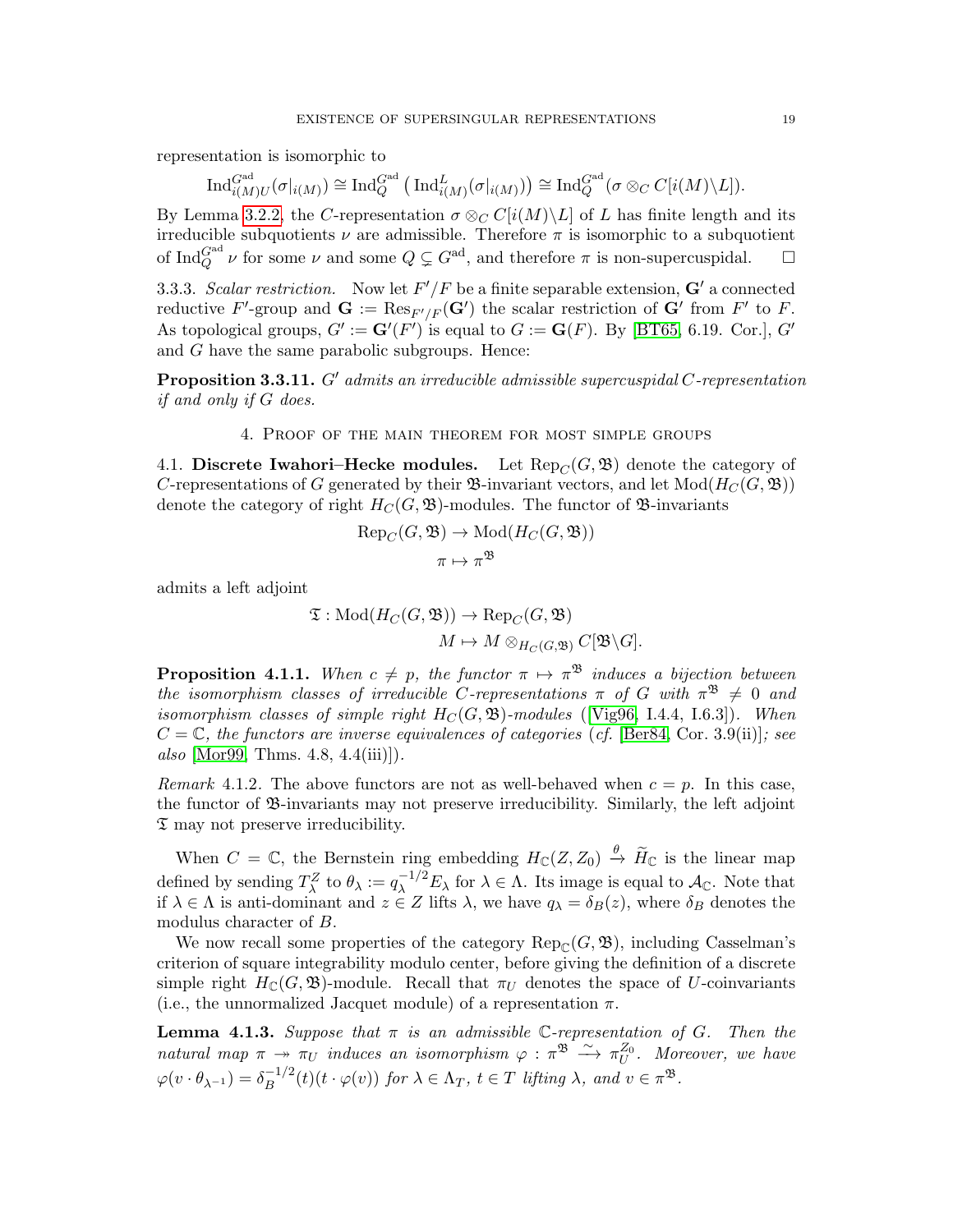representation is isomorphic to

$$\mathrm{Ind}_{i(M)U}^{G^{\mathrm{ad}}}(\sigma|_{i(M)}) \cong \mathrm{Ind}_Q^{G^{\mathrm{ad}}}\left(\mathrm{Ind}_{i(M)}^L(\sigma|_{i(M)})\right) \cong \mathrm{Ind}_Q^{G^{\mathrm{ad}}}(\sigma \otimes_C C[i(M)\backslash L]).$$

By Lemma 3.2.2, the $C$-representation $\sigma \otimes_C C[i(M)\backslash L]$ of $L$ has finite length and its irreducible subquotients $\nu$ are admissible. Therefore $\pi$ is isomorphic to a subquotient of $\mathrm{Ind}_Q^{G^{\mathrm{ad}}} \nu$ for some $\nu$ and some $Q \subsetneq G^{\mathrm{ad}}$, and therefore $\pi$ is non-supercuspidal. $\square$

3.3.3. *Scalar restriction.* Now let $F'/F$ be a finite separable extension, $\mathbf{G}'$ a connected reductive $F'$-group and $\mathbf{G} := \mathrm{Res}_{F'/F}(\mathbf{G}')$ the scalar restriction of $\mathbf{G}'$ from $F'$ to $F$. As topological groups, $G' := \mathbf{G}'(F')$ is equal to $G := \mathbf{G}(F)$. By [BT65, 6.19. Cor.], $G'$ and $G$ have the same parabolic subgroups. Hence:

**Proposition 3.3.11.** *$G'$ admits an irreducible admissible supercuspidal $C$-representation if and only if $G$ does.*

## 4. Proof of the main theorem for most simple groups

4.1. **Discrete Iwahori–Hecke modules.** Let $\mathrm{Rep}_C(G, \mathfrak{B})$ denote the category of $C$-representations of $G$ generated by their $\mathfrak{B}$-invariant vectors, and let $\mathrm{Mod}(H_C(G, \mathfrak{B}))$ denote the category of right $H_C(G, \mathfrak{B})$-modules. The functor of $\mathfrak{B}$-invariants

$$\mathrm{Rep}_C(G, \mathfrak{B}) \to \mathrm{Mod}(H_C(G, \mathfrak{B}))$$
$$\pi \mapsto \pi^{\mathfrak{B}}$$

admits a left adjoint

$$\mathfrak{T} : \mathrm{Mod}(H_C(G, \mathfrak{B})) \to \mathrm{Rep}_C(G, \mathfrak{B})$$
$$M \mapsto M \otimes_{H_C(G,\mathfrak{B})} C[\mathfrak{B}\backslash G].$$

**Proposition 4.1.1.** *When $c \neq p$, the functor $\pi \mapsto \pi^{\mathfrak{B}}$ induces a bijection between the isomorphism classes of irreducible $C$-representations $\pi$ of $G$ with $\pi^{\mathfrak{B}} \neq 0$ and isomorphism classes of simple right $H_C(G, \mathfrak{B})$-modules* ([Vig96, I.4.4, I.6.3]). *When $C = \mathbb{C}$, the functors are inverse equivalences of categories* (*cf.* [Ber84, Cor. 3.9(ii)]; *see also* [Mor99, Thms. 4.8, 4.4(iii)]).

*Remark* 4.1.2. The above functors are not as well-behaved when $c = p$. In this case, the functor of $\mathfrak{B}$-invariants may not preserve irreducibility. Similarly, the left adjoint $\mathfrak{T}$ may not preserve irreducibility.

When $C = \mathbb{C}$, the Bernstein ring embedding $H_{\mathbb{C}}(Z, Z_0) \xrightarrow{\theta} \widetilde{H}_{\mathbb{C}}$ is the linear map defined by sending $T_\lambda^Z$ to $\theta_\lambda := q_\lambda^{-1/2} E_\lambda$ for $\lambda \in \Lambda$. Its image is equal to $\mathcal{A}_{\mathbb{C}}$. Note that if $\lambda \in \Lambda$ is anti-dominant and $z \in Z$ lifts $\lambda$, we have $q_\lambda = \delta_B(z)$, where $\delta_B$ denotes the modulus character of $B$.

We now recall some properties of the category $\mathrm{Rep}_{\mathbb{C}}(G, \mathfrak{B})$, including Casselman's criterion of square integrability modulo center, before giving the definition of a discrete simple right $H_{\mathbb{C}}(G, \mathfrak{B})$-module. Recall that $\pi_U$ denotes the space of $U$-coinvariants (i.e., the unnormalized Jacquet module) of a representation $\pi$.

**Lemma 4.1.3.** *Suppose that $\pi$ is an admissible $\mathbb{C}$-representation of $G$. Then the natural map $\pi \twoheadrightarrow \pi_U$ induces an isomorphism $\varphi : \pi^{\mathfrak{B}} \xrightarrow{\sim} \pi_U^{Z_0}$. Moreover, we have $\varphi(v \cdot \theta_{\lambda^{-1}}) = \delta_B^{-1/2}(t)(t \cdot \varphi(v))$ for $\lambda \in \Lambda_T$, $t \in T$ lifting $\lambda$, and $v \in \pi^{\mathfrak{B}}$.*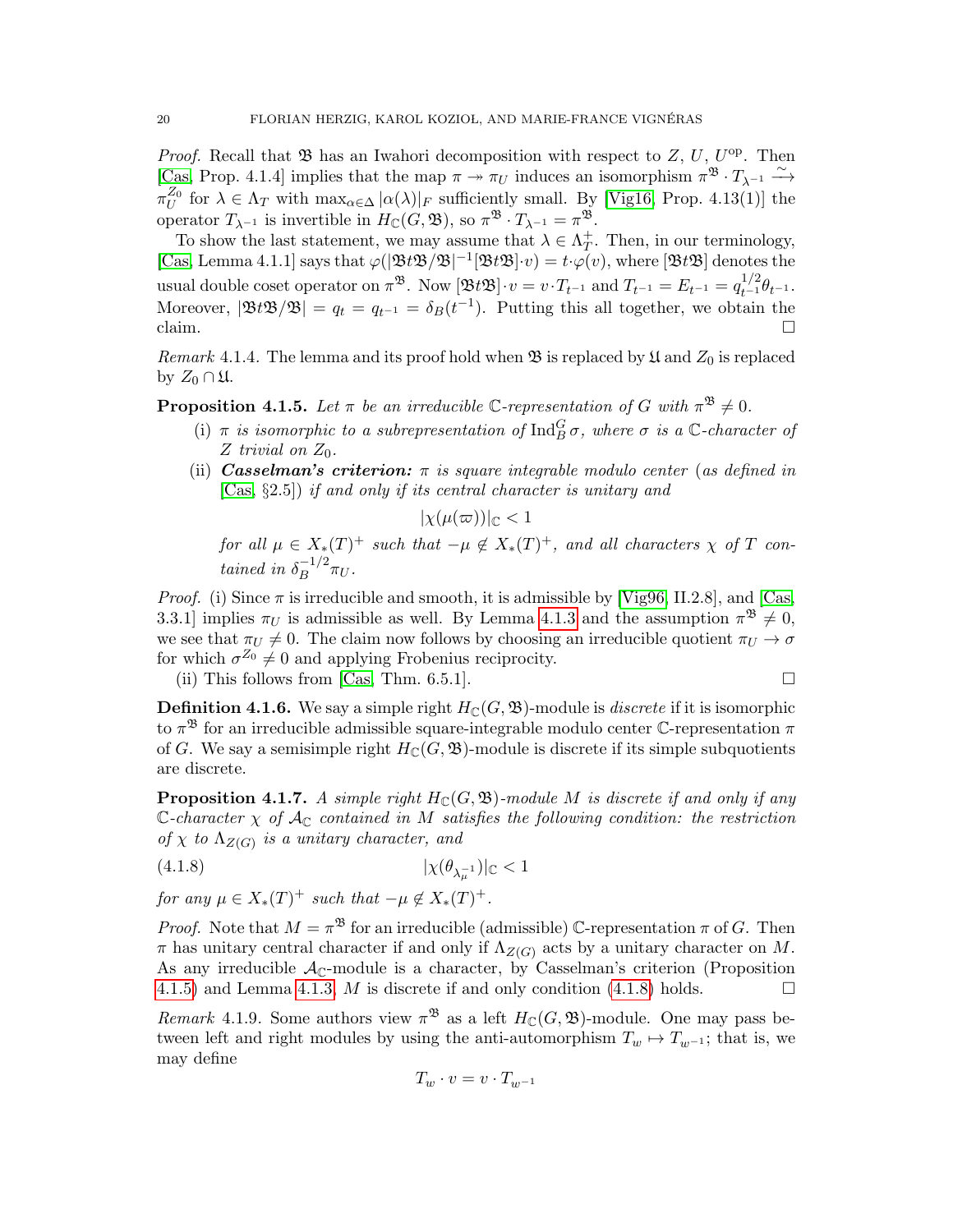*Proof.* Recall that $\mathfrak{B}$ has an Iwahori decomposition with respect to $Z$, $U$, $U^{\mathrm{op}}$. Then [Cas, Prop. 4.1.4] implies that the map $\pi \twoheadrightarrow \pi_U$ induces an isomorphism $\pi^{\mathfrak{B}} \cdot T_{\lambda^{-1}} \xrightarrow{\sim} \pi_U^{Z_0}$ for $\lambda \in \Lambda_T$ with $\max_{\alpha\in\Delta} |\alpha(\lambda)|_F$ sufficiently small. By [Vig16, Prop. 4.13(1)] the operator $T_{\lambda^{-1}}$ is invertible in $H_{\mathbb{C}}(G, \mathfrak{B})$, so $\pi^{\mathfrak{B}} \cdot T_{\lambda^{-1}} = \pi^{\mathfrak{B}}$.

To show the last statement, we may assume that $\lambda \in \Lambda_T^+$. Then, in our terminology, [Cas, Lemma 4.1.1] says that $\varphi(|\mathfrak{B}t\mathfrak{B}/\mathfrak{B}|^{-1}[\mathfrak{B}t\mathfrak{B}]\cdot v) = t\cdot\varphi(v)$, where $[\mathfrak{B}t\mathfrak{B}]$ denotes the usual double coset operator on $\pi^{\mathfrak{B}}$. Now $[\mathfrak{B}t\mathfrak{B}]\cdot v = v\cdot T_{t^{-1}}$ and $T_{t^{-1}} = E_{t^{-1}} = q_{t^{-1}}^{1/2}\theta_{t^{-1}}$. Moreover, $|\mathfrak{B}t\mathfrak{B}/\mathfrak{B}| = q_t = q_{t^{-1}} = \delta_B(t^{-1})$. Putting this all together, we obtain the claim. $\square$

*Remark* 4.1.4. The lemma and its proof hold when $\mathfrak{B}$ is replaced by $\mathfrak{U}$ and $Z_0$ is replaced by $Z_0 \cap \mathfrak{U}$.

**Proposition 4.1.5.** *Let $\pi$ be an irreducible $\mathbb{C}$-representation of $G$ with $\pi^{\mathfrak{B}} \neq 0$.*

- (i) *$\pi$ is isomorphic to a subrepresentation of $\mathrm{Ind}_B^G \sigma$, where $\sigma$ is a $\mathbb{C}$-character of $Z$ trivial on $Z_0$.*
- (ii) ***Casselman's criterion:** $\pi$ is square integrable modulo center (as defined in [Cas, §2.5]) if and only if its central character is unitary and*
$$|\chi(\mu(\varpi))|_{\mathbb{C}} < 1$$
*for all $\mu \in X_*(T)^+$ such that $-\mu \notin X_*(T)^+$, and all characters $\chi$ of $T$ contained in $\delta_B^{-1/2}\pi_U$.*

*Proof.* (i) Since $\pi$ is irreducible and smooth, it is admissible by [Vig96, II.2.8], and [Cas, 3.3.1] implies $\pi_U$ is admissible as well. By Lemma 4.1.3 and the assumption $\pi^{\mathfrak{B}} \neq 0$, we see that $\pi_U \neq 0$. The claim now follows by choosing an irreducible quotient $\pi_U \to \sigma$ for which $\sigma^{Z_0} \neq 0$ and applying Frobenius reciprocity.

(ii) This follows from [Cas, Thm. 6.5.1]. $\square$

**Definition 4.1.6.** We say a simple right $H_{\mathbb{C}}(G, \mathfrak{B})$-module is *discrete* if it is isomorphic to $\pi^{\mathfrak{B}}$ for an irreducible admissible square-integrable modulo center $\mathbb{C}$-representation $\pi$ of $G$. We say a semisimple right $H_{\mathbb{C}}(G, \mathfrak{B})$-module is discrete if its simple subquotients are discrete.

**Proposition 4.1.7.** *A simple right $H_{\mathbb{C}}(G, \mathfrak{B})$-module $M$ is discrete if and only if any $\mathbb{C}$-character $\chi$ of $\mathcal{A}_{\mathbb{C}}$ contained in $M$ satisfies the following condition: the restriction of $\chi$ to $\Lambda_{Z(G)}$ is a unitary character, and*

$$|\chi(\theta_{\lambda_\mu^{-1}})|_{\mathbb{C}} < 1 \tag{4.1.8}$$

*for any $\mu \in X_*(T)^+$ such that $-\mu \notin X_*(T)^+$.*

*Proof.* Note that $M = \pi^{\mathfrak{B}}$ for an irreducible (admissible) $\mathbb{C}$-representation $\pi$ of $G$. Then $\pi$ has unitary central character if and only if $\Lambda_{Z(G)}$ acts by a unitary character on $M$. As any irreducible $\mathcal{A}_{\mathbb{C}}$-module is a character, by Casselman's criterion (Proposition 4.1.5) and Lemma 4.1.3, $M$ is discrete if and only condition (4.1.8) holds. $\square$

*Remark* 4.1.9. Some authors view $\pi^{\mathfrak{B}}$ as a left $H_{\mathbb{C}}(G, \mathfrak{B})$-module. One may pass between left and right modules by using the anti-automorphism $T_w \mapsto T_{w^{-1}}$; that is, we may define

$$T_w \cdot v = v \cdot T_{w^{-1}}$$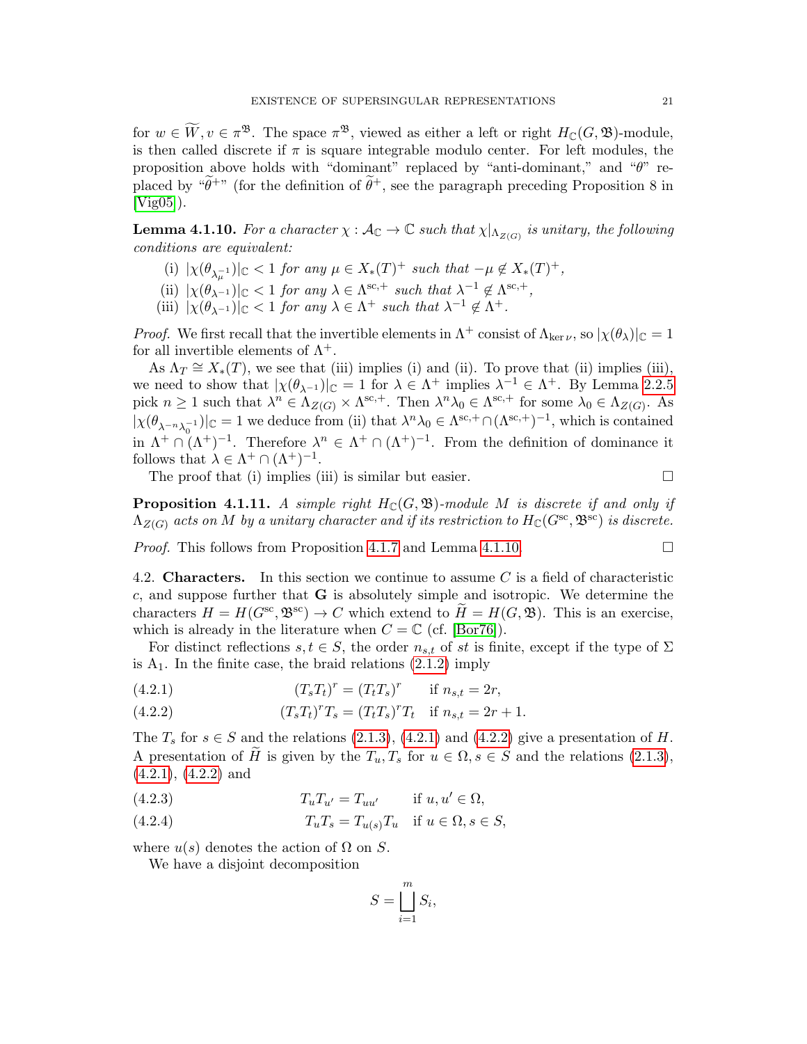for $w \in \widetilde{W}, v \in \pi^{\mathfrak{B}}$. The space $\pi^{\mathfrak{B}}$, viewed as either a left or right $H_{\mathbb{C}}(G, \mathfrak{B})$-module, is then called discrete if $\pi$ is square integrable modulo center. For left modules, the proposition above holds with "dominant" replaced by "anti-dominant," and "$\theta$" replaced by "$\widetilde{\theta}^{+}$" (for the definition of $\widetilde{\theta}^{+}$, see the paragraph preceding Proposition 8 in [Vig05]).

**Lemma 4.1.10.** *For a character $\chi : \mathcal{A}_{\mathbb{C}} \to \mathbb{C}$ such that $\chi|_{\Lambda_{Z(G)}}$ is unitary, the following conditions are equivalent:*

(i) $|\chi(\theta_{\lambda_\mu^{-1}})|_{\mathbb{C}} < 1$ *for any $\mu \in X_*(T)^+$ such that $-\mu \notin X_*(T)^+$,*

(ii) $|\chi(\theta_{\lambda^{-1}})|_{\mathbb{C}} < 1$ *for any $\lambda \in \Lambda^{\mathrm{sc},+}$ such that $\lambda^{-1} \notin \Lambda^{\mathrm{sc},+}$,*

(iii) $|\chi(\theta_{\lambda^{-1}})|_{\mathbb{C}} < 1$ *for any $\lambda \in \Lambda^{+}$ such that $\lambda^{-1} \notin \Lambda^{+}$.*

*Proof.* We first recall that the invertible elements in $\Lambda^+$ consist of $\Lambda_{\ker \nu}$, so $|\chi(\theta_\lambda)|_{\mathbb{C}} = 1$ for all invertible elements of $\Lambda^+$.

As $\Lambda_T \cong X_*(T)$, we see that (iii) implies (i) and (ii). To prove that (ii) implies (iii), we need to show that $|\chi(\theta_{\lambda^{-1}})|_{\mathbb{C}} = 1$ for $\lambda \in \Lambda^+$ implies $\lambda^{-1} \in \Lambda^+$. By Lemma 2.2.5 pick $n \geq 1$ such that $\lambda^n \in \Lambda_{Z(G)} \times \Lambda^{\mathrm{sc},+}$. Then $\lambda^n \lambda_0 \in \Lambda^{\mathrm{sc},+}$ for some $\lambda_0 \in \Lambda_{Z(G)}$. As $|\chi(\theta_{\lambda^{-n}\lambda_0^{-1}})|_{\mathbb{C}} = 1$ we deduce from (ii) that $\lambda^n \lambda_0 \in \Lambda^{\mathrm{sc},+} \cap (\Lambda^{\mathrm{sc},+})^{-1}$, which is contained in $\Lambda^+ \cap (\Lambda^+)^{-1}$. Therefore $\lambda^n \in \Lambda^+ \cap (\Lambda^+)^{-1}$. From the definition of dominance it follows that $\lambda \in \Lambda^+ \cap (\Lambda^+)^{-1}$.

The proof that (i) implies (iii) is similar but easier. $\square$

**Proposition 4.1.11.** *A simple right $H_{\mathbb{C}}(G, \mathfrak{B})$-module $M$ is discrete if and only if $\Lambda_{Z(G)}$ acts on $M$ by a unitary character and if its restriction to $H_{\mathbb{C}}(G^{\mathrm{sc}}, \mathfrak{B}^{\mathrm{sc}})$ is discrete.*

*Proof.* This follows from Proposition 4.1.7 and Lemma 4.1.10. $\square$

4.2. **Characters.** In this section we continue to assume $C$ is a field of characteristic $c$, and suppose further that $\mathbf{G}$ is absolutely simple and isotropic. We determine the characters $H = H(G^{\mathrm{sc}}, \mathfrak{B}^{\mathrm{sc}}) \to C$ which extend to $\widetilde{H} = H(G, \mathfrak{B})$. This is an exercise, which is already in the literature when $C = \mathbb{C}$ (cf. [Bor76]).

For distinct reflections $s, t \in S$, the order $n_{s,t}$ of $st$ is finite, except if the type of $\Sigma$ is $\mathrm{A}_1$. In the finite case, the braid relations (2.1.2) imply

$$(T_s T_t)^r = (T_t T_s)^r \quad \text{if } n_{s,t} = 2r, \tag{4.2.1}$$

$$(T_s T_t)^r T_s = (T_t T_s)^r T_t \quad \text{if } n_{s,t} = 2r+1. \tag{4.2.2}$$

The $T_s$ for $s \in S$ and the relations (2.1.3), (4.2.1) and (4.2.2) give a presentation of $H$. A presentation of $\widetilde{H}$ is given by the $T_u, T_s$ for $u \in \Omega, s \in S$ and the relations (2.1.3), (4.2.1), (4.2.2) and

$$T_u T_{u'} = T_{uu'} \quad \text{if } u, u' \in \Omega, \tag{4.2.3}$$

$$T_u T_s = T_{u(s)} T_u \quad \text{if } u \in \Omega, s \in S, \tag{4.2.4}$$

where $u(s)$ denotes the action of $\Omega$ on $S$.

We have a disjoint decomposition

$$S = \bigsqcup_{i=1}^{m} S_i,$$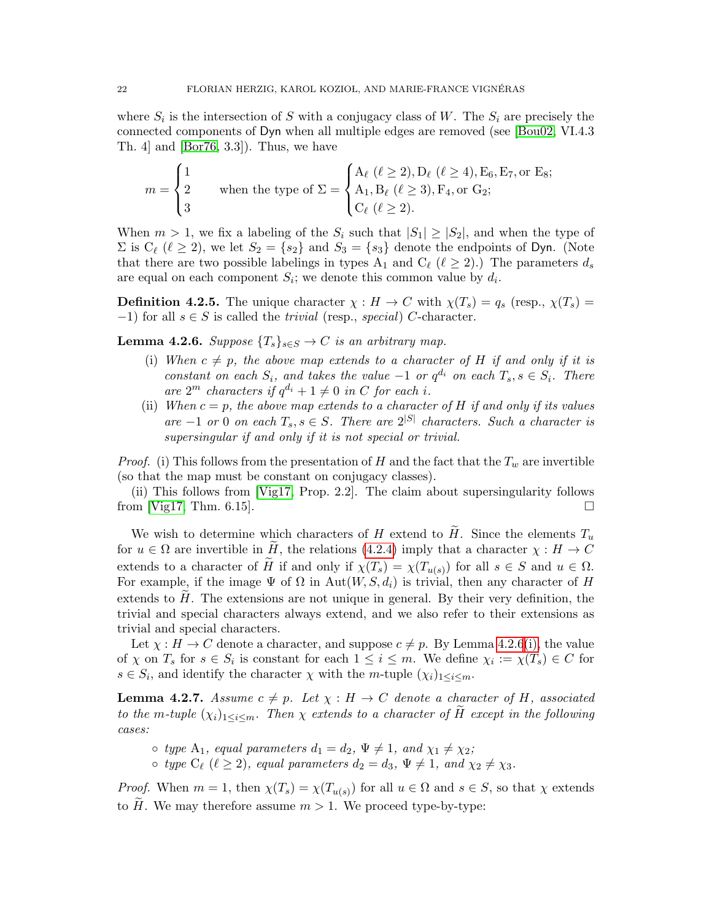where $S_i$ is the intersection of $S$ with a conjugacy class of $W$. The $S_i$ are precisely the connected components of $\mathsf{Dyn}$ when all multiple edges are removed (see [Bou02, VI.4.3 Th. 4] and [Bor76, 3.3]). Thus, we have

$$m = \begin{cases} 1 & \\ 2 & \text{when the type of } \Sigma = \\ 3 & \end{cases} \begin{cases} \mathrm{A}_\ell\ (\ell \geq 2), \mathrm{D}_\ell\ (\ell \geq 4), \mathrm{E}_6, \mathrm{E}_7, \text{or } \mathrm{E}_8; \\ \mathrm{A}_1, \mathrm{B}_\ell\ (\ell \geq 3), \mathrm{F}_4, \text{or } \mathrm{G}_2; \\ \mathrm{C}_\ell\ (\ell \geq 2). \end{cases}$$

When $m > 1$, we fix a labeling of the $S_i$ such that $|S_1| \geq |S_2|$, and when the type of $\Sigma$ is $\mathrm{C}_\ell$ ($\ell \geq 2$), we let $S_2 = \{s_2\}$ and $S_3 = \{s_3\}$ denote the endpoints of $\mathsf{Dyn}$. (Note that there are two possible labelings in types $\mathrm{A}_1$ and $\mathrm{C}_\ell$ ($\ell \geq 2$).) The parameters $d_s$ are equal on each component $S_i$; we denote this common value by $d_i$.

**Definition 4.2.5.** The unique character $\chi : H \to C$ with $\chi(T_s) = q_s$ (resp., $\chi(T_s) = -1$) for all $s \in S$ is called the *trivial* (resp., *special*) $C$-character.

**Lemma 4.2.6.** *Suppose $\{T_s\}_{s \in S} \to C$ is an arbitrary map.*

- (i) *When $c \neq p$, the above map extends to a character of $H$ if and only if it is constant on each $S_i$, and takes the value $-1$ or $q^{d_i}$ on each $T_s, s \in S_i$. There are $2^m$ characters if $q^{d_i} + 1 \neq 0$ in $C$ for each $i$.*
- (ii) *When $c = p$, the above map extends to a character of $H$ if and only if its values are $-1$ or $0$ on each $T_s, s \in S$. There are $2^{|S|}$ characters. Such a character is supersingular if and only if it is not special or trivial.*

*Proof.* (i) This follows from the presentation of $H$ and the fact that the $T_w$ are invertible (so that the map must be constant on conjugacy classes).

(ii) This follows from [Vig17, Prop. 2.2]. The claim about supersingularity follows from [Vig17, Thm. 6.15]. □

We wish to determine which characters of $H$ extend to $\widetilde{H}$. Since the elements $T_u$ for $u \in \Omega$ are invertible in $\widetilde{H}$, the relations (4.2.4) imply that a character $\chi : H \to C$ extends to a character of $\widetilde{H}$ if and only if $\chi(T_s) = \chi(T_{u(s)})$ for all $s \in S$ and $u \in \Omega$. For example, if the image $\Psi$ of $\Omega$ in $\mathrm{Aut}(W, S, d_i)$ is trivial, then any character of $H$ extends to $\widetilde{H}$. The extensions are not unique in general. By their very definition, the trivial and special characters always extend, and we also refer to their extensions as trivial and special characters.

Let $\chi : H \to C$ denote a character, and suppose $c \neq p$. By Lemma 4.2.6(i), the value of $\chi$ on $T_s$ for $s \in S_i$ is constant for each $1 \leq i \leq m$. We define $\chi_i := \chi(T_s) \in C$ for $s \in S_i$, and identify the character $\chi$ with the $m$-tuple $(\chi_i)_{1 \leq i \leq m}$.

**Lemma 4.2.7.** *Assume $c \neq p$. Let $\chi : H \to C$ denote a character of $H$, associated to the $m$-tuple $(\chi_i)_{1 \leq i \leq m}$. Then $\chi$ extends to a character of $\widetilde{H}$ except in the following cases:*

- *type $\mathrm{A}_1$, equal parameters $d_1 = d_2$, $\Psi \neq 1$, and $\chi_1 \neq \chi_2$;*
- *type $\mathrm{C}_\ell$ ($\ell \geq 2$), equal parameters $d_2 = d_3$, $\Psi \neq 1$, and $\chi_2 \neq \chi_3$.*

*Proof.* When $m = 1$, then $\chi(T_s) = \chi(T_{u(s)})$ for all $u \in \Omega$ and $s \in S$, so that $\chi$ extends to $\widetilde{H}$. We may therefore assume $m > 1$. We proceed type-by-type: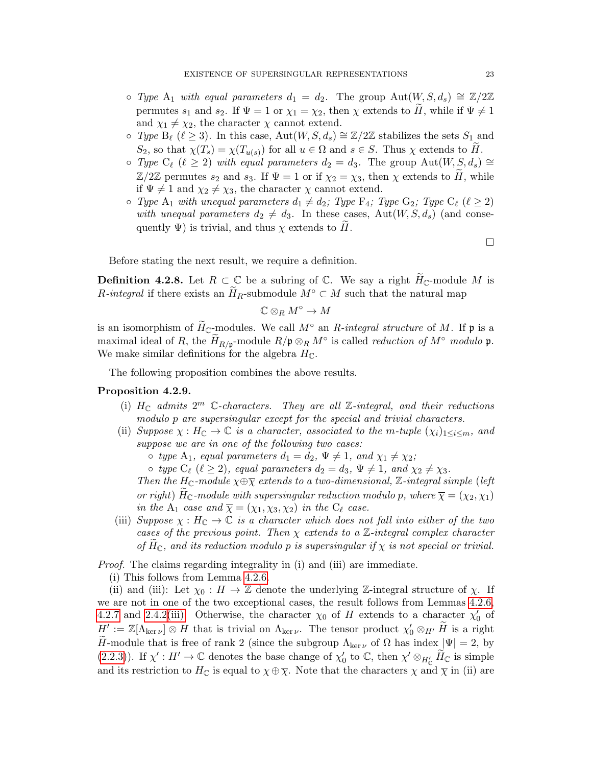- *Type* $\mathrm{A}_1$ *with equal parameters* $d_1 = d_2$. The group $\mathrm{Aut}(W, S, d_s) \cong \mathbb{Z}/2\mathbb{Z}$ permutes $s_1$ and $s_2$. If $\Psi = 1$ or $\chi_1 = \chi_2$, then $\chi$ extends to $\widetilde{H}$, while if $\Psi \neq 1$ and $\chi_1 \neq \chi_2$, the character $\chi$ cannot extend.
- *Type* $\mathrm{B}_\ell$ $(\ell \geq 3)$. In this case, $\mathrm{Aut}(W, S, d_s) \cong \mathbb{Z}/2\mathbb{Z}$ stabilizes the sets $S_1$ and $S_2$, so that $\chi(T_s) = \chi(T_{u(s)})$ for all $u \in \Omega$ and $s \in S$. Thus $\chi$ extends to $\widetilde{H}$.
- *Type* $\mathrm{C}_\ell$ $(\ell \geq 2)$ *with equal parameters* $d_2 = d_3$. The group $\mathrm{Aut}(W, S, d_s) \cong \mathbb{Z}/2\mathbb{Z}$ permutes $s_2$ and $s_3$. If $\Psi = 1$ or if $\chi_2 = \chi_3$, then $\chi$ extends to $\widetilde{H}$, while if $\Psi \neq 1$ and $\chi_2 \neq \chi_3$, the character $\chi$ cannot extend.
- *Type* $\mathrm{A}_1$ *with unequal parameters* $d_1 \neq d_2$; *Type* $\mathrm{F}_4$; *Type* $\mathrm{G}_2$; *Type* $\mathrm{C}_\ell$ $(\ell \geq 2)$ *with unequal parameters* $d_2 \neq d_3$. In these cases, $\mathrm{Aut}(W, S, d_s)$ (and consequently $\Psi$) is trivial, and thus $\chi$ extends to $\widetilde{H}$.

□

Before stating the next result, we require a definition.

**Definition 4.2.8.** Let $R \subset \mathbb{C}$ be a subring of $\mathbb{C}$. We say a right $\widetilde{H}_{\mathbb{C}}$-module $M$ is *$R$-integral* if there exists an $\widetilde{H}_R$-submodule $M^\circ \subset M$ such that the natural map

$$\mathbb{C} \otimes_R M^\circ \to M$$

is an isomorphism of $\widetilde{H}_{\mathbb{C}}$-modules. We call $M^\circ$ an *$R$-integral structure* of $M$. If $\mathfrak{p}$ is a maximal ideal of $R$, the $\widetilde{H}_{R/\mathfrak{p}}$-module $R/\mathfrak{p} \otimes_R M^\circ$ is called *reduction of $M^\circ$ modulo $\mathfrak{p}$*. We make similar definitions for the algebra $H_{\mathbb{C}}$.

The following proposition combines the above results.

**Proposition 4.2.9.**

(i) *$H_{\mathbb{C}}$ admits $2^m$ $\mathbb{C}$-characters. They are all $\mathbb{Z}$-integral, and their reductions modulo $p$ are supersingular except for the special and trivial characters.*

(ii) *Suppose $\chi : H_{\mathbb{C}} \to \mathbb{C}$ is a character, associated to the $m$-tuple $(\chi_i)_{1 \leq i \leq m}$, and suppose we are in one of the following two cases:*
   - *type $\mathrm{A}_1$, equal parameters $d_1 = d_2$, $\Psi \neq 1$, and $\chi_1 \neq \chi_2$;*
   - *type $\mathrm{C}_\ell$ $(\ell \geq 2)$, equal parameters $d_2 = d_3$, $\Psi \neq 1$, and $\chi_2 \neq \chi_3$.*

   *Then the $H_{\mathbb{C}}$-module $\chi \oplus \overline{\chi}$ extends to a two-dimensional, $\mathbb{Z}$-integral simple (left or right) $\widetilde{H}_{\mathbb{C}}$-module with supersingular reduction modulo $p$, where $\overline{\chi} = (\chi_2, \chi_1)$ in the $\mathrm{A}_1$ case and $\overline{\chi} = (\chi_1, \chi_3, \chi_2)$ in the $\mathrm{C}_\ell$ case.*

(iii) *Suppose $\chi : H_{\mathbb{C}} \to \mathbb{C}$ is a character which does not fall into either of the two cases of the previous point. Then $\chi$ extends to a $\mathbb{Z}$-integral complex character of $\widetilde{H}_{\mathbb{C}}$, and its reduction modulo $p$ is supersingular if $\chi$ is not special or trivial.*

*Proof.* The claims regarding integrality in (i) and (iii) are immediate.

(i) This follows from Lemma 4.2.6.

(ii) and (iii): Let $\chi_0 : H \to \mathbb{Z}$ denote the underlying $\mathbb{Z}$-integral structure of $\chi$. If we are not in one of the two exceptional cases, the result follows from Lemmas 4.2.6, 4.2.7 and 2.4.2(iii). Otherwise, the character $\chi_0$ of $H$ extends to a character $\chi_0'$ of $H' := \mathbb{Z}[\Lambda_{\ker \nu}] \otimes H$ that is trivial on $\Lambda_{\ker \nu}$. The tensor product $\chi_0' \otimes_{H'} \widetilde{H}$ is a right $\widetilde{H}$-module that is free of rank 2 (since the subgroup $\Lambda_{\ker \nu}$ of $\Omega$ has index $|\Psi| = 2$, by (2.2.3)). If $\chi' : H' \to \mathbb{C}$ denotes the base change of $\chi_0'$ to $\mathbb{C}$, then $\chi' \otimes_{H'_{\mathbb{C}}} \widetilde{H}_{\mathbb{C}}$ is simple and its restriction to $H_{\mathbb{C}}$ is equal to $\chi \oplus \overline{\chi}$. Note that the characters $\chi$ and $\overline{\chi}$ in (ii) are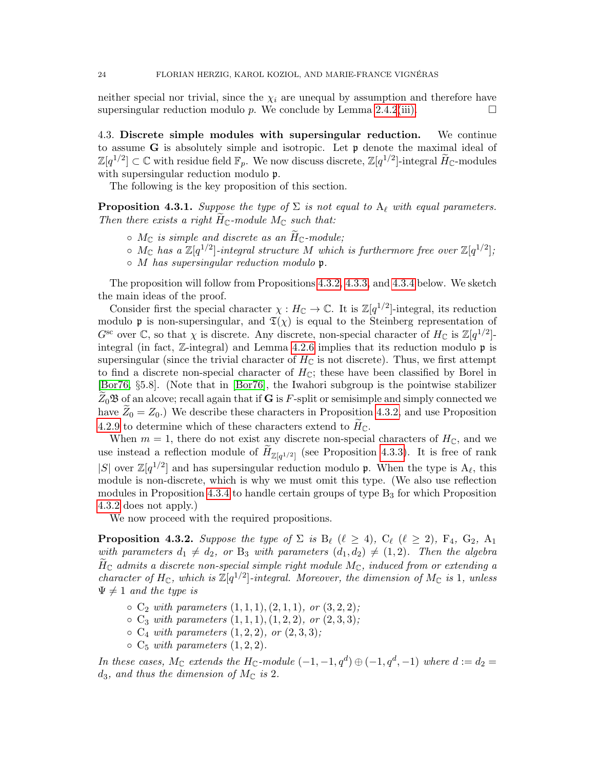neither special nor trivial, since the $\chi_i$ are unequal by assumption and therefore have supersingular reduction modulo $p$. We conclude by Lemma 2.4.2(iii). $\square$

### 4.3. Discrete simple modules with supersingular reduction.

We continue to assume $\mathbf{G}$ is absolutely simple and isotropic. Let $\mathfrak{p}$ denote the maximal ideal of $\mathbb{Z}[q^{1/2}] \subset \mathbb{C}$ with residue field $\mathbb{F}_p$. We now discuss discrete, $\mathbb{Z}[q^{1/2}]$-integral $\widetilde{H}_{\mathbb{C}}$-modules with supersingular reduction modulo $\mathfrak{p}$.

The following is the key proposition of this section.

**Proposition 4.3.1.** *Suppose the type of $\Sigma$ is not equal to $\mathrm{A}_\ell$ with equal parameters. Then there exists a right $\widetilde{H}_{\mathbb{C}}$-module $M_{\mathbb{C}}$ such that:*

- *$M_{\mathbb{C}}$ is simple and discrete as an $\widetilde{H}_{\mathbb{C}}$-module;*
- *$M_{\mathbb{C}}$ has a $\mathbb{Z}[q^{1/2}]$-integral structure $M$ which is furthermore free over $\mathbb{Z}[q^{1/2}]$;*
- *$M$ has supersingular reduction modulo $\mathfrak{p}$.*

The proposition will follow from Propositions 4.3.2, 4.3.3, and 4.3.4 below. We sketch the main ideas of the proof.

Consider first the special character $\chi : H_{\mathbb{C}} \to \mathbb{C}$. It is $\mathbb{Z}[q^{1/2}]$-integral, its reduction modulo $\mathfrak{p}$ is non-supersingular, and $\mathfrak{T}(\chi)$ is equal to the Steinberg representation of $G^{\mathrm{sc}}$ over $\mathbb{C}$, so that $\chi$ is discrete. Any discrete, non-special character of $H_{\mathbb{C}}$ is $\mathbb{Z}[q^{1/2}]$-integral (in fact, $\mathbb{Z}$-integral) and Lemma 4.2.6 implies that its reduction modulo $\mathfrak{p}$ is supersingular (since the trivial character of $H_{\mathbb{C}}$ is not discrete). Thus, we first attempt to find a discrete non-special character of $H_{\mathbb{C}}$; these have been classified by Borel in [Bor76, §5.8]. (Note that in [Bor76], the Iwahori subgroup is the pointwise stabilizer $\widetilde{Z}_0\mathfrak{B}$ of an alcove; recall again that if $\mathbf{G}$ is $F$-split or semisimple and simply connected we have $\widetilde{Z}_0 = Z_0$.) We describe these characters in Proposition 4.3.2, and use Proposition 4.2.9 to determine which of these characters extend to $\widetilde{H}_{\mathbb{C}}$.

When $m = 1$, there do not exist any discrete non-special characters of $H_{\mathbb{C}}$, and we use instead a reflection module of $\widetilde{H}_{\mathbb{Z}[q^{1/2}]}$ (see Proposition 4.3.3). It is free of rank $|S|$ over $\mathbb{Z}[q^{1/2}]$ and has supersingular reduction modulo $\mathfrak{p}$. When the type is $\mathrm{A}_\ell$, this module is non-discrete, which is why we must omit this type. (We also use reflection modules in Proposition 4.3.4 to handle certain groups of type $\mathrm{B}_3$ for which Proposition 4.3.2 does not apply.)

We now proceed with the required propositions.

**Proposition 4.3.2.** *Suppose the type of $\Sigma$ is $\mathrm{B}_\ell$ ($\ell \geq 4$), $\mathrm{C}_\ell$ ($\ell \geq 2$), $\mathrm{F}_4$, $\mathrm{G}_2$, $\mathrm{A}_1$ with parameters $d_1 \neq d_2$, or $\mathrm{B}_3$ with parameters $(d_1, d_2) \neq (1, 2)$. Then the algebra $\widetilde{H}_{\mathbb{C}}$ admits a discrete non-special simple right module $M_{\mathbb{C}}$, induced from or extending a character of $H_{\mathbb{C}}$, which is $\mathbb{Z}[q^{1/2}]$-integral. Moreover, the dimension of $M_{\mathbb{C}}$ is $1$, unless $\Psi \neq 1$ and the type is*

- *$\mathrm{C}_2$ with parameters $(1, 1, 1), (2, 1, 1)$, or $(3, 2, 2)$;*
- *$\mathrm{C}_3$ with parameters $(1, 1, 1), (1, 2, 2)$, or $(2, 3, 3)$;*
- *$\mathrm{C}_4$ with parameters $(1, 2, 2)$, or $(2, 3, 3)$;*
- *$\mathrm{C}_5$ with parameters $(1, 2, 2)$.*

*In these cases, $M_{\mathbb{C}}$ extends the $H_{\mathbb{C}}$-module $(-1, -1, q^d) \oplus (-1, q^d, -1)$ where $d := d_2 = d_3$, and thus the dimension of $M_{\mathbb{C}}$ is $2$.*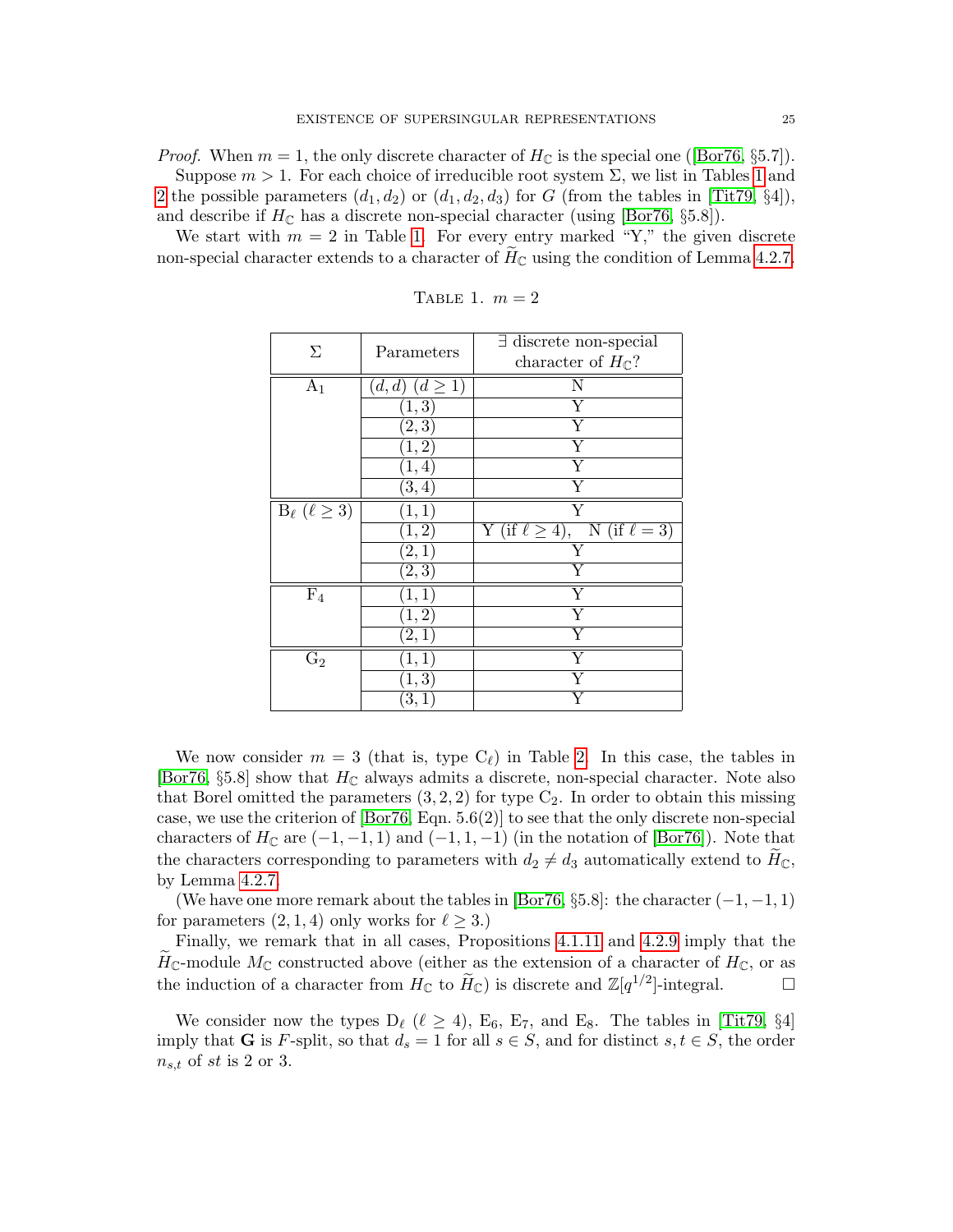*Proof.* When $m = 1$, the only discrete character of $H_{\mathbb{C}}$ is the special one ([Bor76, §5.7]).

Suppose $m > 1$. For each choice of irreducible root system $\Sigma$, we list in Tables 1 and 2 the possible parameters $(d_1, d_2)$ or $(d_1, d_2, d_3)$ for $G$ (from the tables in [Tit79, §4]), and describe if $H_{\mathbb{C}}$ has a discrete non-special character (using [Bor76, §5.8]).

We start with $m = 2$ in Table 1. For every entry marked "Y," the given discrete non-special character extends to a character of $\widetilde{H}_{\mathbb{C}}$ using the condition of Lemma 4.2.7.

Table 1. $m = 2$

| $\Sigma$ | Parameters | $\exists$ discrete non-special character of $H_{\mathbb{C}}$? |
|---|---|---|
| $\mathrm{A}_1$ | $(d, d)$ $(d \geq 1)$ | N |
| | $(1, 3)$ | Y |
| | $(2, 3)$ | Y |
| | $(1, 2)$ | Y |
| | $(1, 4)$ | Y |
| | $(3, 4)$ | Y |
| $\mathrm{B}_\ell$ $(\ell \geq 3)$ | $(1, 1)$ | Y |
| | $(1, 2)$ | Y (if $\ell \geq 4$), N (if $\ell = 3$) |
| | $(2, 1)$ | Y |
| | $(2, 3)$ | Y |
| $\mathrm{F}_4$ | $(1, 1)$ | Y |
| | $(1, 2)$ | Y |
| | $(2, 1)$ | Y |
| $\mathrm{G}_2$ | $(1, 1)$ | Y |
| | $(1, 3)$ | Y |
| | $(3, 1)$ | Y |

We now consider $m = 3$ (that is, type $\mathrm{C}_\ell$) in Table 2. In this case, the tables in [Bor76, §5.8] show that $H_{\mathbb{C}}$ always admits a discrete, non-special character. Note also that Borel omitted the parameters $(3, 2, 2)$ for type $\mathrm{C}_2$. In order to obtain this missing case, we use the criterion of [Bor76, Eqn. 5.6(2)] to see that the only discrete non-special characters of $H_{\mathbb{C}}$ are $(-1, -1, 1)$ and $(-1, 1, -1)$ (in the notation of [Bor76]). Note that the characters corresponding to parameters with $d_2 \neq d_3$ automatically extend to $\widetilde{H}_{\mathbb{C}}$, by Lemma 4.2.7.

(We have one more remark about the tables in [Bor76, §5.8]: the character $(-1, -1, 1)$ for parameters $(2, 1, 4)$ only works for $\ell \geq 3$.)

Finally, we remark that in all cases, Propositions 4.1.11 and 4.2.9 imply that the $\widetilde{H}_{\mathbb{C}}$-module $M_{\mathbb{C}}$ constructed above (either as the extension of a character of $H_{\mathbb{C}}$, or as the induction of a character from $H_{\mathbb{C}}$ to $\widetilde{H}_{\mathbb{C}}$) is discrete and $\mathbb{Z}[q^{1/2}]$-integral. $\square$

We consider now the types $\mathrm{D}_\ell$ $(\ell \geq 4)$, $\mathrm{E}_6$, $\mathrm{E}_7$, and $\mathrm{E}_8$. The tables in [Tit79, §4] imply that $\mathbf{G}$ is $F$-split, so that $d_s = 1$ for all $s \in S$, and for distinct $s, t \in S$, the order $n_{s,t}$ of $st$ is 2 or 3.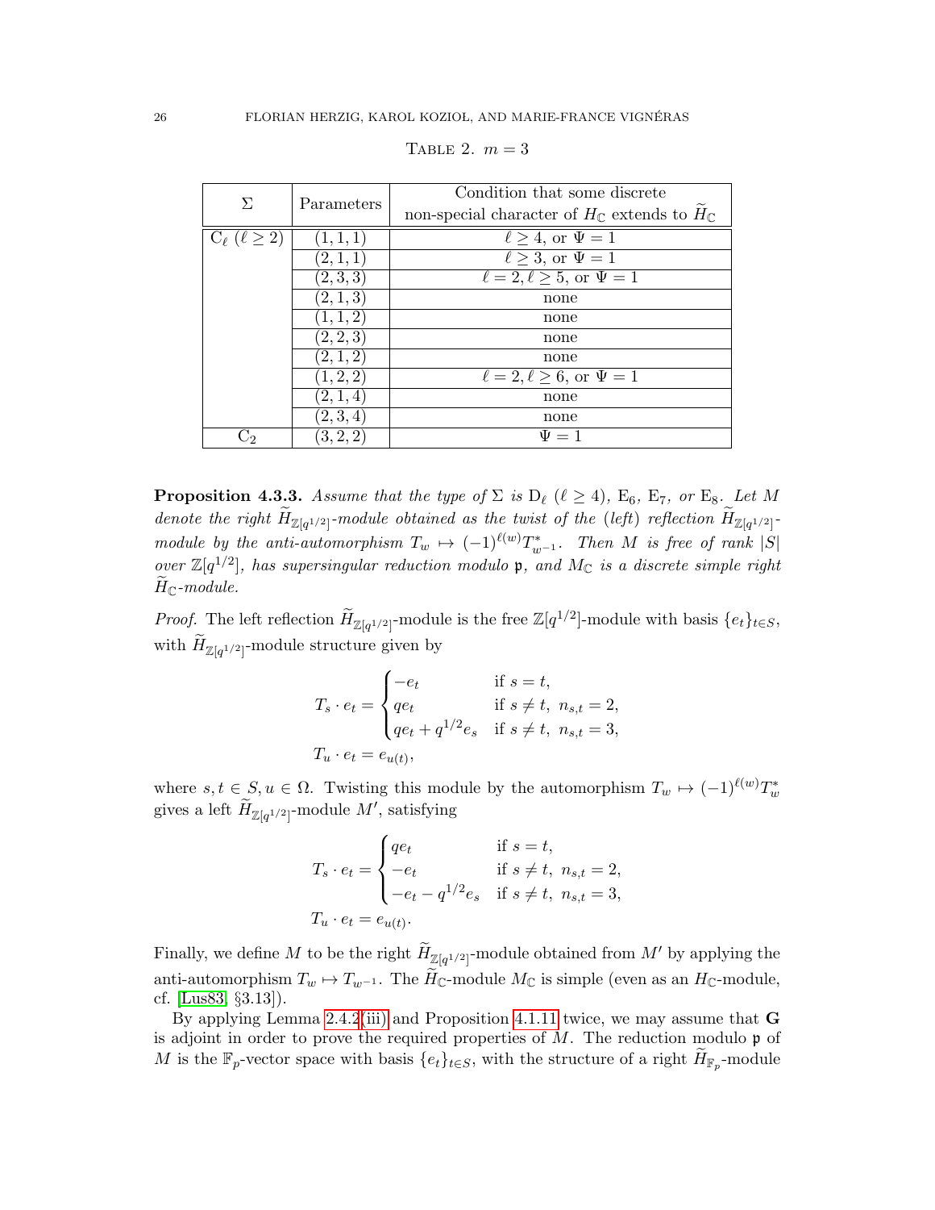Table 2. $m = 3$

| $\Sigma$ | Parameters | Condition that some discrete non-special character of $H_{\mathbb{C}}$ extends to $\widetilde{H}_{\mathbb{C}}$ |
|---|---|---|
| $\mathrm{C}_\ell$ ($\ell \geq 2$) | $(1,1,1)$ | $\ell \geq 4$, or $\Psi = 1$ |
| | $(2,1,1)$ | $\ell \geq 3$, or $\Psi = 1$ |
| | $(2,3,3)$ | $\ell = 2, \ell \geq 5$, or $\Psi = 1$ |
| | $(2,1,3)$ | none |
| | $(1,1,2)$ | none |
| | $(2,2,3)$ | none |
| | $(2,1,2)$ | none |
| | $(1,2,2)$ | $\ell = 2, \ell \geq 6$, or $\Psi = 1$ |
| | $(2,1,4)$ | none |
| | $(2,3,4)$ | none |
| $\mathrm{C}_2$ | $(3,2,2)$ | $\Psi = 1$ |

**Proposition 4.3.3.** *Assume that the type of $\Sigma$ is $\mathrm{D}_\ell$ ($\ell \geq 4$), $\mathrm{E}_6$, $\mathrm{E}_7$, or $\mathrm{E}_8$. Let $M$ denote the right $\widetilde{H}_{\mathbb{Z}[q^{1/2}]}$-module obtained as the twist of the (left) reflection $\widetilde{H}_{\mathbb{Z}[q^{1/2}]}$-module by the anti-automorphism $T_w \mapsto (-1)^{\ell(w)} T^*_{w^{-1}}$. Then $M$ is free of rank $|S|$ over $\mathbb{Z}[q^{1/2}]$, has supersingular reduction modulo $\mathfrak{p}$, and $M_{\mathbb{C}}$ is a discrete simple right $\widetilde{H}_{\mathbb{C}}$-module.*

*Proof.* The left reflection $\widetilde{H}_{\mathbb{Z}[q^{1/2}]}$-module is the free $\mathbb{Z}[q^{1/2}]$-module with basis $\{e_t\}_{t \in S}$, with $\widetilde{H}_{\mathbb{Z}[q^{1/2}]}$-module structure given by

$$T_s \cdot e_t = \begin{cases} -e_t & \text{if } s = t, \\ q e_t & \text{if } s \neq t,\ n_{s,t} = 2, \\ q e_t + q^{1/2} e_s & \text{if } s \neq t,\ n_{s,t} = 3, \end{cases}$$
$$T_u \cdot e_t = e_{u(t)},$$

where $s, t \in S, u \in \Omega$. Twisting this module by the automorphism $T_w \mapsto (-1)^{\ell(w)} T^*_w$ gives a left $\widetilde{H}_{\mathbb{Z}[q^{1/2}]}$-module $M'$, satisfying

$$T_s \cdot e_t = \begin{cases} q e_t & \text{if } s = t, \\ -e_t & \text{if } s \neq t,\ n_{s,t} = 2, \\ -e_t - q^{1/2} e_s & \text{if } s \neq t,\ n_{s,t} = 3, \end{cases}$$
$$T_u \cdot e_t = e_{u(t)}.$$

Finally, we define $M$ to be the right $\widetilde{H}_{\mathbb{Z}[q^{1/2}]}$-module obtained from $M'$ by applying the anti-automorphism $T_w \mapsto T_{w^{-1}}$. The $\widetilde{H}_{\mathbb{C}}$-module $M_{\mathbb{C}}$ is simple (even as an $H_{\mathbb{C}}$-module, cf. [Lus83, §3.13]).

By applying Lemma 2.4.2(iii) and Proposition 4.1.11 twice, we may assume that $\mathbf{G}$ is adjoint in order to prove the required properties of $M$. The reduction modulo $\mathfrak{p}$ of $M$ is the $\mathbb{F}_p$-vector space with basis $\{e_t\}_{t \in S}$, with the structure of a right $\widetilde{H}_{\mathbb{F}_p}$-module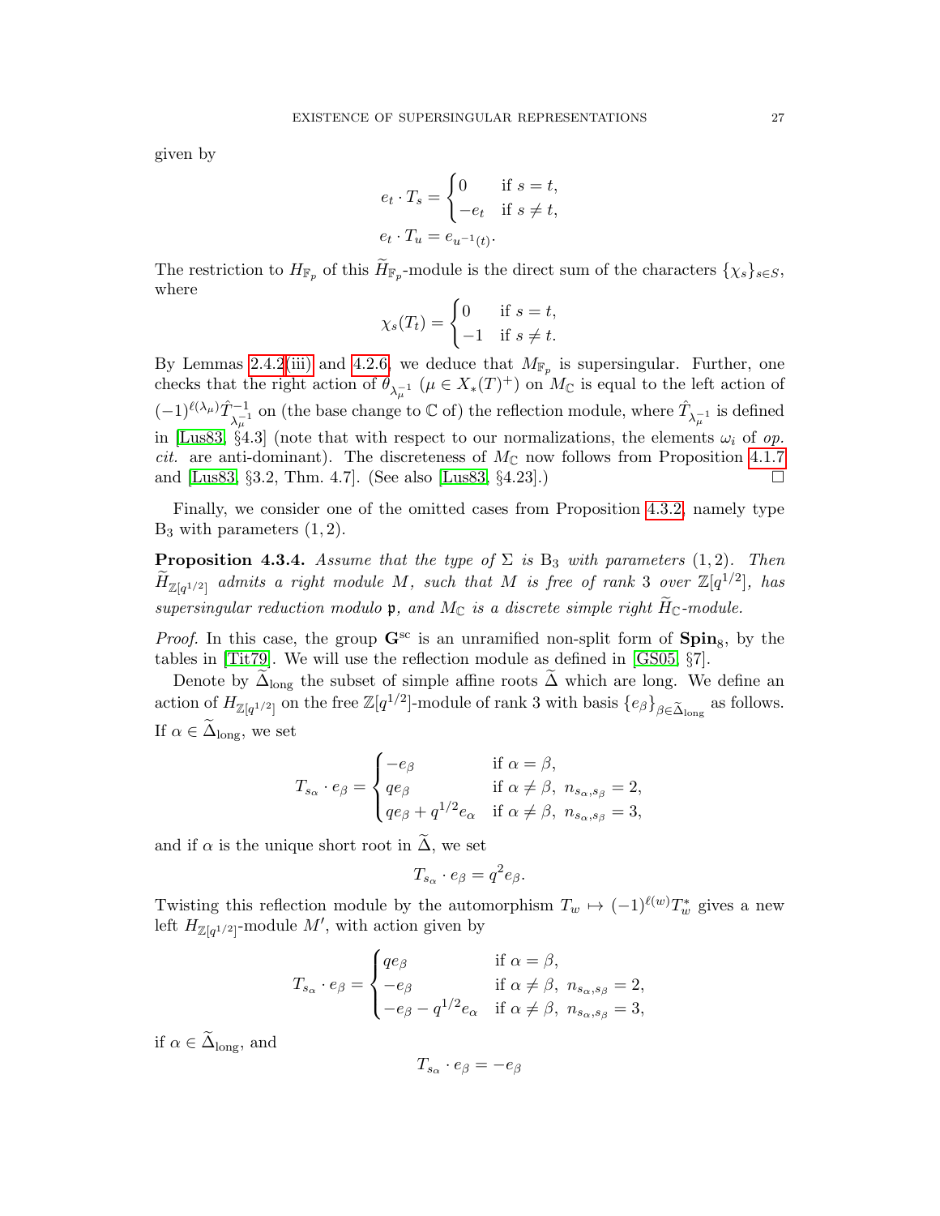given by

$$
\begin{aligned}
e_t \cdot T_s &= \begin{cases} 0 & \text{if } s = t, \\ -e_t & \text{if } s \neq t, \end{cases} \\
e_t \cdot T_u &= e_{u^{-1}(t)}.
\end{aligned}
$$

The restriction to $H_{\mathbb{F}_p}$ of this $\widetilde{H}_{\mathbb{F}_p}$-module is the direct sum of the characters $\{\chi_s\}_{s\in S}$, where

$$
\chi_s(T_t) = \begin{cases} 0 & \text{if } s = t, \\ -1 & \text{if } s \neq t. \end{cases}
$$

By Lemmas 2.4.2(iii) and 4.2.6, we deduce that $M_{\mathbb{F}_p}$ is supersingular. Further, one checks that the right action of $\theta_{\lambda_\mu^{-1}}$ ($\mu \in X_*(T)^+$) on $M_{\mathbb{C}}$ is equal to the left action of $(-1)^{\ell(\lambda_\mu)}\hat{T}^{-1}_{\lambda_\mu^{-1}}$ on (the base change to $\mathbb{C}$ of) the reflection module, where $\hat{T}_{\lambda_\mu^{-1}}$ is defined in [Lus83, §4.3] (note that with respect to our normalizations, the elements $\omega_i$ of *op. cit.* are anti-dominant). The discreteness of $M_{\mathbb{C}}$ now follows from Proposition 4.1.7 and [Lus83, §3.2, Thm. 4.7]. (See also [Lus83, §4.23].) $\square$

Finally, we consider one of the omitted cases from Proposition 4.3.2, namely type $\mathrm{B}_3$ with parameters $(1, 2)$.

**Proposition 4.3.4.** *Assume that the type of $\Sigma$ is $\mathrm{B}_3$ with parameters $(1, 2)$. Then $\widetilde{H}_{\mathbb{Z}[q^{1/2}]}$ admits a right module $M$, such that $M$ is free of rank 3 over $\mathbb{Z}[q^{1/2}]$, has supersingular reduction modulo $\mathfrak{p}$, and $M_{\mathbb{C}}$ is a discrete simple right $\widetilde{H}_{\mathbb{C}}$-module.*

*Proof.* In this case, the group $\mathbf{G}^{\mathrm{sc}}$ is an unramified non-split form of $\mathbf{Spin}_8$, by the tables in [Tit79]. We will use the reflection module as defined in [GS05, §7].

Denote by $\widetilde{\Delta}_{\mathrm{long}}$ the subset of simple affine roots $\widetilde{\Delta}$ which are long. We define an action of $H_{\mathbb{Z}[q^{1/2}]}$ on the free $\mathbb{Z}[q^{1/2}]$-module of rank 3 with basis $\{e_\beta\}_{\beta\in\widetilde{\Delta}_{\mathrm{long}}}$ as follows. If $\alpha \in \widetilde{\Delta}_{\mathrm{long}}$, we set

$$
T_{s_\alpha} \cdot e_\beta = \begin{cases} -e_\beta & \text{if } \alpha = \beta, \\ qe_\beta & \text{if } \alpha \neq \beta,\ n_{s_\alpha, s_\beta} = 2, \\ qe_\beta + q^{1/2}e_\alpha & \text{if } \alpha \neq \beta,\ n_{s_\alpha, s_\beta} = 3, \end{cases}
$$

and if $\alpha$ is the unique short root in $\widetilde{\Delta}$, we set

$$
T_{s_\alpha} \cdot e_\beta = q^2 e_\beta.
$$

Twisting this reflection module by the automorphism $T_w \mapsto (-1)^{\ell(w)}T_w^*$ gives a new left $H_{\mathbb{Z}[q^{1/2}]}$-module $M'$, with action given by

$$
T_{s_\alpha} \cdot e_\beta = \begin{cases} qe_\beta & \text{if } \alpha = \beta, \\ -e_\beta & \text{if } \alpha \neq \beta,\ n_{s_\alpha, s_\beta} = 2, \\ -e_\beta - q^{1/2}e_\alpha & \text{if } \alpha \neq \beta,\ n_{s_\alpha, s_\beta} = 3, \end{cases}
$$

if $\alpha \in \widetilde{\Delta}_{\mathrm{long}}$, and

$$
T_{s_\alpha} \cdot e_\beta = -e_\beta
$$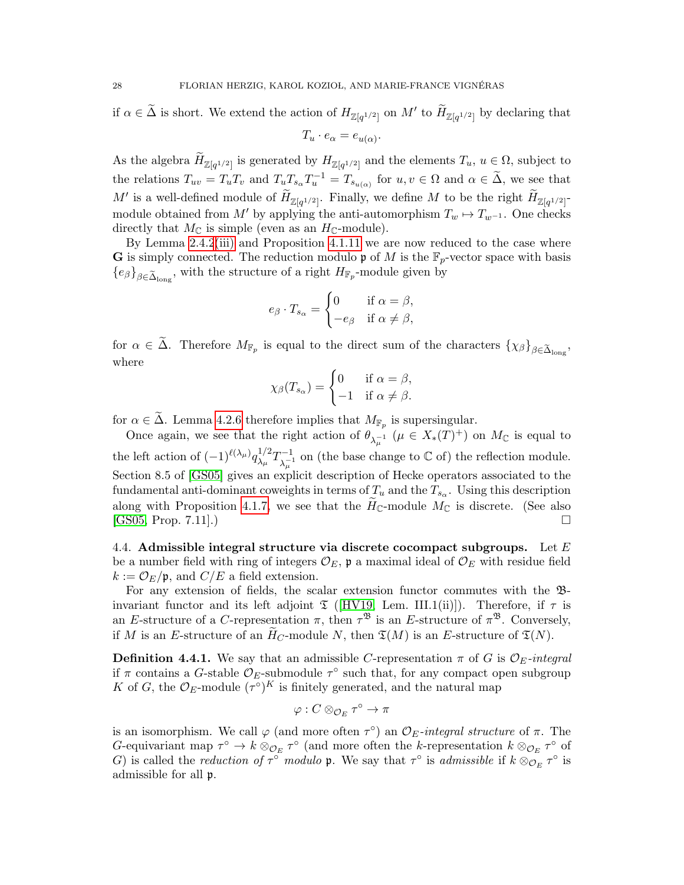if $\alpha \in \widetilde{\Delta}$ is short. We extend the action of $H_{\mathbb{Z}[q^{1/2}]}$ on $M'$ to $\widetilde{H}_{\mathbb{Z}[q^{1/2}]}$ by declaring that

$$T_u \cdot e_\alpha = e_{u(\alpha)}.$$

As the algebra $\widetilde{H}_{\mathbb{Z}[q^{1/2}]}$ is generated by $H_{\mathbb{Z}[q^{1/2}]}$ and the elements $T_u$, $u \in \Omega$, subject to the relations $T_{uv} = T_u T_v$ and $T_u T_{s_\alpha} T_u^{-1} = T_{s_{u(\alpha)}}$ for $u, v \in \Omega$ and $\alpha \in \widetilde{\Delta}$, we see that $M'$ is a well-defined module of $\widetilde{H}_{\mathbb{Z}[q^{1/2}]}$. Finally, we define $M$ to be the right $\widetilde{H}_{\mathbb{Z}[q^{1/2}]}$-module obtained from $M'$ by applying the anti-automorphism $T_w \mapsto T_{w^{-1}}$. One checks directly that $M_{\mathbb{C}}$ is simple (even as an $H_{\mathbb{C}}$-module).

By Lemma 2.4.2(iii) and Proposition 4.1.11 we are now reduced to the case where $\mathbf{G}$ is simply connected. The reduction modulo $\mathfrak{p}$ of $M$ is the $\mathbb{F}_p$-vector space with basis $\{e_\beta\}_{\beta \in \widetilde{\Delta}_{\mathrm{long}}}$, with the structure of a right $H_{\mathbb{F}_p}$-module given by

$$e_\beta \cdot T_{s_\alpha} = \begin{cases} 0 & \text{if } \alpha = \beta, \\ -e_\beta & \text{if } \alpha \neq \beta, \end{cases}$$

for $\alpha \in \widetilde{\Delta}$. Therefore $M_{\mathbb{F}_p}$ is equal to the direct sum of the characters $\{\chi_\beta\}_{\beta \in \widetilde{\Delta}_{\mathrm{long}}}$, where

$$\chi_\beta(T_{s_\alpha}) = \begin{cases} 0 & \text{if } \alpha = \beta, \\ -1 & \text{if } \alpha \neq \beta. \end{cases}$$

for $\alpha \in \widetilde{\Delta}$. Lemma 4.2.6 therefore implies that $M_{\mathbb{F}_p}$ is supersingular.

Once again, we see that the right action of $\theta_{\lambda_\mu^{-1}}$ ($\mu \in X_*(T)^+$) on $M_{\mathbb{C}}$ is equal to the left action of $(-1)^{\ell(\lambda_\mu)} q_{\lambda_\mu}^{1/2} T_{\lambda_\mu^{-1}}^{-1}$ on (the base change to $\mathbb{C}$ of) the reflection module. Section 8.5 of [GS05] gives an explicit description of Hecke operators associated to the fundamental anti-dominant coweights in terms of $T_u$ and the $T_{s_\alpha}$. Using this description along with Proposition 4.1.7, we see that the $\widetilde{H}_{\mathbb{C}}$-module $M_{\mathbb{C}}$ is discrete. (See also [GS05, Prop. 7.11].) $\square$

## 4.4. Admissible integral structure via discrete cocompact subgroups.

Let $E$ be a number field with ring of integers $\mathcal{O}_E$, $\mathfrak{p}$ a maximal ideal of $\mathcal{O}_E$ with residue field $k := \mathcal{O}_E/\mathfrak{p}$, and $C/E$ a field extension.

For any extension of fields, the scalar extension functor commutes with the $\mathfrak{B}$-invariant functor and its left adjoint $\mathfrak{T}$ ([HV19, Lem. III.1(ii)]). Therefore, if $\tau$ is an $E$-structure of a $C$-representation $\pi$, then $\tau^{\mathfrak{B}}$ is an $E$-structure of $\pi^{\mathfrak{B}}$. Conversely, if $M$ is an $E$-structure of an $\widetilde{H}_C$-module $N$, then $\mathfrak{T}(M)$ is an $E$-structure of $\mathfrak{T}(N)$.

**Definition 4.4.1.** We say that an admissible $C$-representation $\pi$ of $G$ is *$\mathcal{O}_E$-integral* if $\pi$ contains a $G$-stable $\mathcal{O}_E$-submodule $\tau^\circ$ such that, for any compact open subgroup $K$ of $G$, the $\mathcal{O}_E$-module $(\tau^\circ)^K$ is finitely generated, and the natural map

$$\varphi : C \otimes_{\mathcal{O}_E} \tau^\circ \to \pi$$

is an isomorphism. We call $\varphi$ (and more often $\tau^\circ$) an *$\mathcal{O}_E$-integral structure* of $\pi$. The $G$-equivariant map $\tau^\circ \to k \otimes_{\mathcal{O}_E} \tau^\circ$ (and more often the $k$-representation $k \otimes_{\mathcal{O}_E} \tau^\circ$ of $G$) is called the *reduction of $\tau^\circ$ modulo* $\mathfrak{p}$. We say that $\tau^\circ$ is *admissible* if $k \otimes_{\mathcal{O}_E} \tau^\circ$ is admissible for all $\mathfrak{p}$.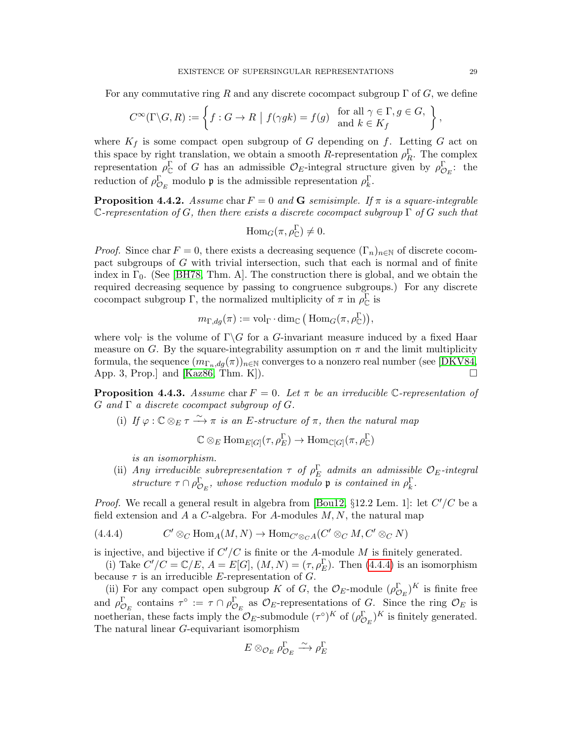For any commutative ring $R$ and any discrete cocompact subgroup $\Gamma$ of $G$, we define

$$C^\infty(\Gamma\backslash G, R) := \left\{ f : G \to R \;\middle|\; f(\gamma g k) = f(g) \quad \begin{array}{l}\text{for all } \gamma \in \Gamma, g \in G, \\ \text{and } k \in K_f \end{array} \right\},$$

where $K_f$ is some compact open subgroup of $G$ depending on $f$. Letting $G$ act on this space by right translation, we obtain a smooth $R$-representation $\rho_R^\Gamma$. The complex representation $\rho_{\mathbb{C}}^\Gamma$ of $G$ has an admissible $\mathcal{O}_E$-integral structure given by $\rho_{\mathcal{O}_E}^\Gamma$: the reduction of $\rho_{\mathcal{O}_E}^\Gamma$ modulo $\mathfrak{p}$ is the admissible representation $\rho_k^\Gamma$.

**Proposition 4.4.2.** *Assume* $\operatorname{char} F = 0$ *and* $\mathbf{G}$ *semisimple. If* $\pi$ *is a square-integrable* $\mathbb{C}$*-representation of* $G$*, then there exists a discrete cocompact subgroup* $\Gamma$ *of* $G$ *such that*

$$\operatorname{Hom}_G(\pi, \rho_{\mathbb{C}}^\Gamma) \neq 0.$$

*Proof.* Since $\operatorname{char} F = 0$, there exists a decreasing sequence $(\Gamma_n)_{n\in\mathbb{N}}$ of discrete cocompact subgroups of $G$ with trivial intersection, such that each is normal and of finite index in $\Gamma_0$. (See [BH78, Thm. A]. The construction there is global, and we obtain the required decreasing sequence by passing to congruence subgroups.) For any discrete cocompact subgroup $\Gamma$, the normalized multiplicity of $\pi$ in $\rho_{\mathbb{C}}^\Gamma$ is

$$m_{\Gamma,dg}(\pi) := \operatorname{vol}_\Gamma \cdot \dim_{\mathbb{C}}\big(\operatorname{Hom}_G(\pi, \rho_{\mathbb{C}}^\Gamma)\big),$$

where $\operatorname{vol}_\Gamma$ is the volume of $\Gamma\backslash G$ for a $G$-invariant measure induced by a fixed Haar measure on $G$. By the square-integrability assumption on $\pi$ and the limit multiplicity formula, the sequence $(m_{\Gamma_n,dg}(\pi))_{n\in\mathbb{N}}$ converges to a nonzero real number (see [DKV84, App. 3, Prop.] and [Kaz86, Thm. K]). $\square$

**Proposition 4.4.3.** *Assume* $\operatorname{char} F = 0$*. Let* $\pi$ *be an irreducible* $\mathbb{C}$*-representation of* $G$ *and* $\Gamma$ *a discrete cocompact subgroup of* $G$*.*

(i) *If* $\varphi : \mathbb{C} \otimes_E \tau \xrightarrow{\sim} \pi$ *is an* $E$*-structure of* $\pi$*, then the natural map*

$$\mathbb{C} \otimes_E \operatorname{Hom}_{E[G]}(\tau, \rho_E^\Gamma) \to \operatorname{Hom}_{\mathbb{C}[G]}(\pi, \rho_{\mathbb{C}}^\Gamma)$$

*is an isomorphism.*

(ii) *Any irreducible subrepresentation* $\tau$ *of* $\rho_E^\Gamma$ *admits an admissible* $\mathcal{O}_E$*-integral structure* $\tau \cap \rho_{\mathcal{O}_E}^\Gamma$*, whose reduction modulo* $\mathfrak{p}$ *is contained in* $\rho_k^\Gamma$*.*

*Proof.* We recall a general result in algebra from [Bou12, §12.2 Lem. 1]: let $C'/C$ be a field extension and $A$ a $C$-algebra. For $A$-modules $M, N$, the natural map

$$C' \otimes_C \operatorname{Hom}_A(M, N) \to \operatorname{Hom}_{C'\otimes_C A}(C' \otimes_C M, C' \otimes_C N) \tag{4.4.4}$$

is injective, and bijective if $C'/C$ is finite or the $A$-module $M$ is finitely generated.

(i) Take $C'/C = \mathbb{C}/E$, $A = E[G]$, $(M, N) = (\tau, \rho_E^\Gamma)$. Then (4.4.4) is an isomorphism because $\tau$ is an irreducible $E$-representation of $G$.

(ii) For any compact open subgroup $K$ of $G$, the $\mathcal{O}_E$-module $(\rho_{\mathcal{O}_E}^\Gamma)^K$ is finite free and $\rho_{\mathcal{O}_E}^\Gamma$ contains $\tau^\circ := \tau \cap \rho_{\mathcal{O}_E}^\Gamma$ as $\mathcal{O}_E$-representations of $G$. Since the ring $\mathcal{O}_E$ is noetherian, these facts imply the $\mathcal{O}_E$-submodule $(\tau^\circ)^K$ of $(\rho_{\mathcal{O}_E}^\Gamma)^K$ is finitely generated. The natural linear $G$-equivariant isomorphism

$$E \otimes_{\mathcal{O}_E} \rho_{\mathcal{O}_E}^\Gamma \xrightarrow{\sim} \rho_E^\Gamma$$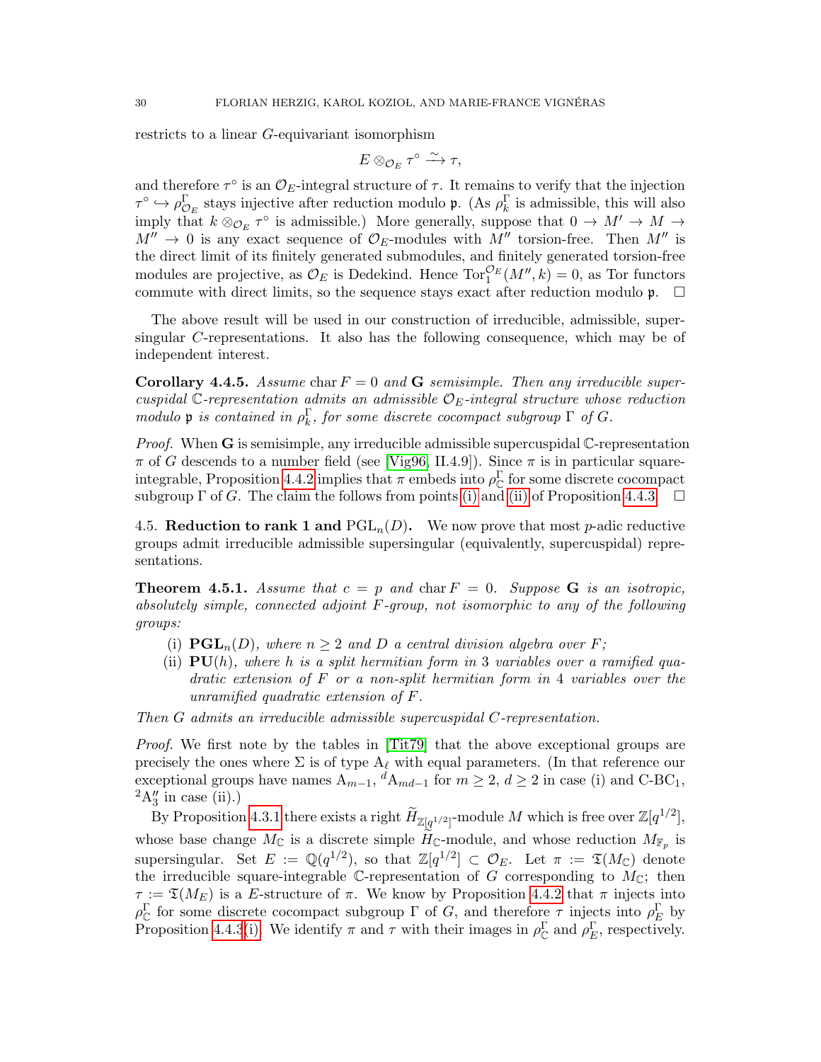restricts to a linear $G$-equivariant isomorphism

$$E \otimes_{\mathcal{O}_E} \tau^\circ \xrightarrow{\sim} \tau,$$

and therefore $\tau^\circ$ is an $\mathcal{O}_E$-integral structure of $\tau$. It remains to verify that the injection $\tau^\circ \hookrightarrow \rho^\Gamma_{\mathcal{O}_E}$ stays injective after reduction modulo $\mathfrak{p}$. (As $\rho^\Gamma_k$ is admissible, this will also imply that $k \otimes_{\mathcal{O}_E} \tau^\circ$ is admissible.) More generally, suppose that $0 \to M' \to M \to M'' \to 0$ is any exact sequence of $\mathcal{O}_E$-modules with $M''$ torsion-free. Then $M''$ is the direct limit of its finitely generated submodules, and finitely generated torsion-free modules are projective, as $\mathcal{O}_E$ is Dedekind. Hence $\mathrm{Tor}_1^{\mathcal{O}_E}(M'', k) = 0$, as Tor functors commute with direct limits, so the sequence stays exact after reduction modulo $\mathfrak{p}$. $\square$

The above result will be used in our construction of irreducible, admissible, supersingular $C$-representations. It also has the following consequence, which may be of independent interest.

**Corollary 4.4.5.** *Assume* $\mathrm{char}\, F = 0$ *and* $\mathbf{G}$ *semisimple. Then any irreducible supercuspidal* $\mathbb{C}$*-representation admits an admissible* $\mathcal{O}_E$*-integral structure whose reduction modulo* $\mathfrak{p}$ *is contained in* $\rho^\Gamma_k$*, for some discrete cocompact subgroup* $\Gamma$ *of* $G$*.*

*Proof.* When $\mathbf{G}$ is semisimple, any irreducible admissible supercuspidal $\mathbb{C}$-representation $\pi$ of $G$ descends to a number field (see [Vig96, II.4.9]). Since $\pi$ is in particular square-integrable, Proposition 4.4.2 implies that $\pi$ embeds into $\rho^\Gamma_{\mathbb{C}}$ for some discrete cocompact subgroup $\Gamma$ of $G$. The claim the follows from points (i) and (ii) of Proposition 4.4.3. $\square$

## 4.5. Reduction to rank 1 and $\mathrm{PGL}_n(D)$.

We now prove that most $p$-adic reductive groups admit irreducible admissible supersingular (equivalently, supercuspidal) representations.

**Theorem 4.5.1.** *Assume that* $c = p$ *and* $\mathrm{char}\, F = 0$*. Suppose* $\mathbf{G}$ *is an isotropic, absolutely simple, connected adjoint* $F$*-group, not isomorphic to any of the following groups:*

(i) $\mathbf{PGL}_n(D)$*, where* $n \geq 2$ *and* $D$ *a central division algebra over* $F$*;*
(ii) $\mathbf{PU}(h)$*, where* $h$ *is a split hermitian form in* 3 *variables over a ramified quadratic extension of* $F$ *or a non-split hermitian form in* 4 *variables over the unramified quadratic extension of* $F$*.*

*Then* $G$ *admits an irreducible admissible supercuspidal* $C$*-representation.*

*Proof.* We first note by the tables in [Tit79] that the above exceptional groups are precisely the ones where $\Sigma$ is of type $\mathrm{A}_\ell$ with equal parameters. (In that reference our exceptional groups have names $\mathrm{A}_{m-1}$, ${}^d\mathrm{A}_{md-1}$ for $m \geq 2$, $d \geq 2$ in case (i) and C-BC$_1$, ${}^2\mathrm{A}_3''$ in case (ii).)

By Proposition 4.3.1 there exists a right $\widetilde{H}_{\mathbb{Z}[q^{1/2}]}$-module $M$ which is free over $\mathbb{Z}[q^{1/2}]$, whose base change $M_{\mathbb{C}}$ is a discrete simple $\widetilde{H}_{\mathbb{C}}$-module, and whose reduction $M_{\mathbb{F}_p}$ is supersingular. Set $E := \mathbb{Q}(q^{1/2})$, so that $\mathbb{Z}[q^{1/2}] \subset \mathcal{O}_E$. Let $\pi := \mathfrak{T}(M_{\mathbb{C}})$ denote the irreducible square-integrable $\mathbb{C}$-representation of $G$ corresponding to $M_{\mathbb{C}}$; then $\tau := \mathfrak{T}(M_E)$ is a $E$-structure of $\pi$. We know by Proposition 4.4.2 that $\pi$ injects into $\rho^\Gamma_{\mathbb{C}}$ for some discrete cocompact subgroup $\Gamma$ of $G$, and therefore $\tau$ injects into $\rho^\Gamma_E$ by Proposition 4.4.3(i). We identify $\pi$ and $\tau$ with their images in $\rho^\Gamma_{\mathbb{C}}$ and $\rho^\Gamma_E$, respectively.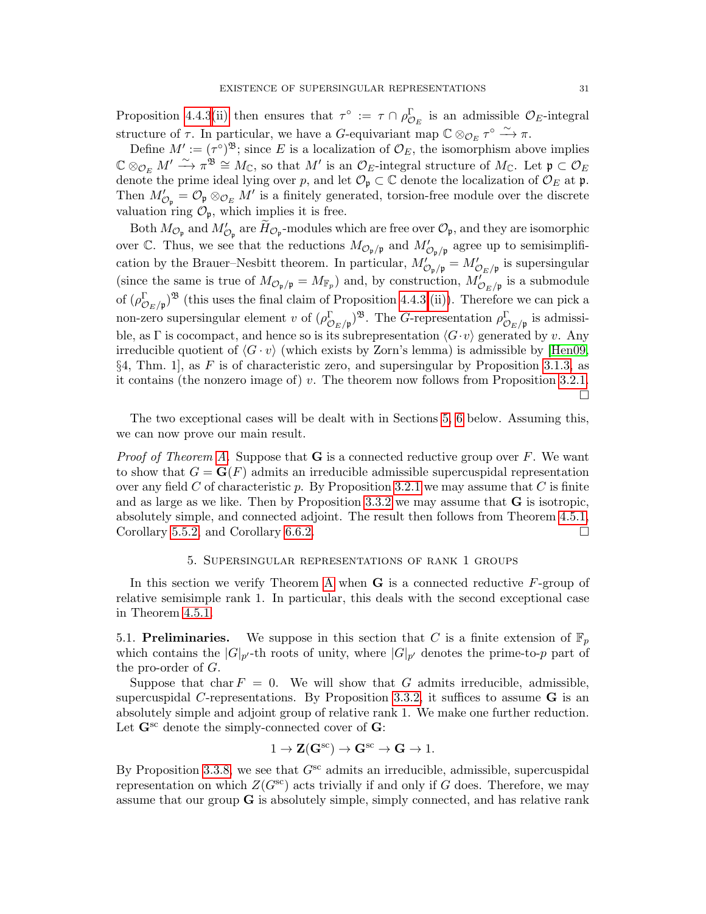Proposition 4.4.3(ii) then ensures that $\tau^\circ := \tau \cap \rho^\Gamma_{\mathcal{O}_E}$ is an admissible $\mathcal{O}_E$-integral structure of $\tau$. In particular, we have a $G$-equivariant map $\mathbb{C} \otimes_{\mathcal{O}_E} \tau^\circ \xrightarrow{\sim} \pi$.

Define $M' := (\tau^\circ)^{\mathfrak{B}}$; since $E$ is a localization of $\mathcal{O}_E$, the isomorphism above implies $\mathbb{C} \otimes_{\mathcal{O}_E} M' \xrightarrow{\sim} \pi^{\mathfrak{B}} \cong M_{\mathbb{C}}$, so that $M'$ is an $\mathcal{O}_E$-integral structure of $M_{\mathbb{C}}$. Let $\mathfrak{p} \subset \mathcal{O}_E$ denote the prime ideal lying over $p$, and let $\mathcal{O}_{\mathfrak{p}} \subset \mathbb{C}$ denote the localization of $\mathcal{O}_E$ at $\mathfrak{p}$. Then $M'_{\mathcal{O}_{\mathfrak{p}}} = \mathcal{O}_{\mathfrak{p}} \otimes_{\mathcal{O}_E} M'$ is a finitely generated, torsion-free module over the discrete valuation ring $\mathcal{O}_{\mathfrak{p}}$, which implies it is free.

Both $M_{\mathcal{O}_{\mathfrak{p}}}$ and $M'_{\mathcal{O}_{\mathfrak{p}}}$ are $\widetilde{H}_{\mathcal{O}_{\mathfrak{p}}}$-modules which are free over $\mathcal{O}_{\mathfrak{p}}$, and they are isomorphic over $\mathbb{C}$. Thus, we see that the reductions $M_{\mathcal{O}_{\mathfrak{p}}/\mathfrak{p}}$ and $M'_{\mathcal{O}_{\mathfrak{p}}/\mathfrak{p}}$ agree up to semisimplification by the Brauer–Nesbitt theorem. In particular, $M'_{\mathcal{O}_{\mathfrak{p}}/\mathfrak{p}} = M'_{\mathcal{O}_E/\mathfrak{p}}$ is supersingular (since the same is true of $M_{\mathcal{O}_{\mathfrak{p}}/\mathfrak{p}} = M_{\mathbb{F}_p}$) and, by construction, $M'_{\mathcal{O}_E/\mathfrak{p}}$ is a submodule of $(\rho^\Gamma_{\mathcal{O}_E/\mathfrak{p}})^{\mathfrak{B}}$ (this uses the final claim of Proposition 4.4.3(ii)). Therefore we can pick a non-zero supersingular element $v$ of $(\rho^\Gamma_{\mathcal{O}_E/\mathfrak{p}})^{\mathfrak{B}}$. The $G$-representation $\rho^\Gamma_{\mathcal{O}_E/\mathfrak{p}}$ is admissible, as $\Gamma$ is cocompact, and hence so is its subrepresentation $\langle G\cdot v\rangle$ generated by $v$. Any irreducible quotient of $\langle G\cdot v\rangle$ (which exists by Zorn's lemma) is admissible by [Hen09, §4, Thm. 1], as $F$ is of characteristic zero, and supersingular by Proposition 3.1.3, as it contains (the nonzero image of) $v$. The theorem now follows from Proposition 3.2.1. □

The two exceptional cases will be dealt with in Sections 5, 6 below. Assuming this, we can now prove our main result.

*Proof of Theorem A.* Suppose that $\mathbf{G}$ is a connected reductive group over $F$. We want to show that $G = \mathbf{G}(F)$ admits an irreducible admissible supercuspidal representation over any field $C$ of characteristic $p$. By Proposition 3.2.1 we may assume that $C$ is finite and as large as we like. Then by Proposition 3.3.2 we may assume that $\mathbf{G}$ is isotropic, absolutely simple, and connected adjoint. The result then follows from Theorem 4.5.1, Corollary 5.5.2, and Corollary 6.6.2. □

## 5. Supersingular representations of rank 1 groups

In this section we verify Theorem A when $\mathbf{G}$ is a connected reductive $F$-group of relative semisimple rank 1. In particular, this deals with the second exceptional case in Theorem 4.5.1.

5.1. **Preliminaries.** We suppose in this section that $C$ is a finite extension of $\mathbb{F}_p$ which contains the $|G|_{p'}$-th roots of unity, where $|G|_{p'}$ denotes the prime-to-$p$ part of the pro-order of $G$.

Suppose that $\operatorname{char} F = 0$. We will show that $G$ admits irreducible, admissible, supercuspidal $C$-representations. By Proposition 3.3.2, it suffices to assume $\mathbf{G}$ is an absolutely simple and adjoint group of relative rank 1. We make one further reduction. Let $\mathbf{G}^{\rm sc}$ denote the simply-connected cover of $\mathbf{G}$:

$$1 \to \mathbf{Z}(\mathbf{G}^{\rm sc}) \to \mathbf{G}^{\rm sc} \to \mathbf{G} \to 1.$$

By Proposition 3.3.8, we see that $G^{\rm sc}$ admits an irreducible, admissible, supercuspidal representation on which $Z(G^{\rm sc})$ acts trivially if and only if $G$ does. Therefore, we may assume that our group $\mathbf{G}$ is absolutely simple, simply connected, and has relative rank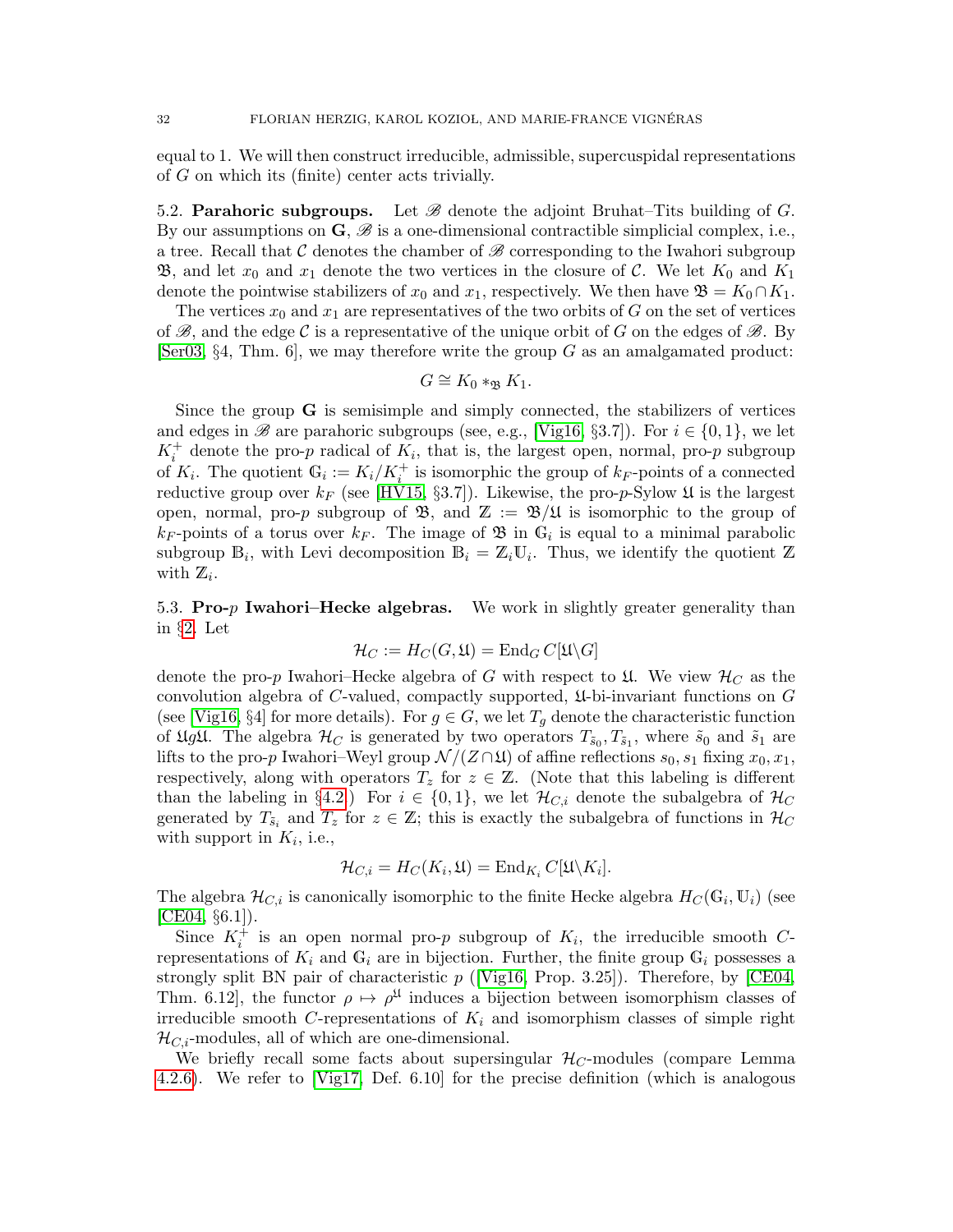equal to 1. We will then construct irreducible, admissible, supercuspidal representations of $G$ on which its (finite) center acts trivially.

**5.2. Parahoric subgroups.** Let $\mathscr{B}$ denote the adjoint Bruhat–Tits building of $G$. By our assumptions on $\mathbf{G}$, $\mathscr{B}$ is a one-dimensional contractible simplicial complex, i.e., a tree. Recall that $\mathcal{C}$ denotes the chamber of $\mathscr{B}$ corresponding to the Iwahori subgroup $\mathfrak{B}$, and let $x_0$ and $x_1$ denote the two vertices in the closure of $\mathcal{C}$. We let $K_0$ and $K_1$ denote the pointwise stabilizers of $x_0$ and $x_1$, respectively. We then have $\mathfrak{B} = K_0 \cap K_1$.

The vertices $x_0$ and $x_1$ are representatives of the two orbits of $G$ on the set of vertices of $\mathscr{B}$, and the edge $\mathcal{C}$ is a representative of the unique orbit of $G$ on the edges of $\mathscr{B}$. By [Ser03, §4, Thm. 6], we may therefore write the group $G$ as an amalgamated product:

$$G \cong K_0 *_{\mathfrak{B}} K_1.$$

Since the group $\mathbf{G}$ is semisimple and simply connected, the stabilizers of vertices and edges in $\mathscr{B}$ are parahoric subgroups (see, e.g., [Vig16, §3.7]). For $i \in \{0, 1\}$, we let $K_i^+$ denote the pro-$p$ radical of $K_i$, that is, the largest open, normal, pro-$p$ subgroup of $K_i$. The quotient $\mathbb{G}_i := K_i/K_i^+$ is isomorphic the group of $k_F$-points of a connected reductive group over $k_F$ (see [HV15, §3.7]). Likewise, the pro-$p$-Sylow $\mathfrak{U}$ is the largest open, normal, pro-$p$ subgroup of $\mathfrak{B}$, and $\mathbb{Z} := \mathfrak{B}/\mathfrak{U}$ is isomorphic to the group of $k_F$-points of a torus over $k_F$. The image of $\mathfrak{B}$ in $\mathbb{G}_i$ is equal to a minimal parabolic subgroup $\mathbb{B}_i$, with Levi decomposition $\mathbb{B}_i = \mathbb{Z}_i\mathbb{U}_i$. Thus, we identify the quotient $\mathbb{Z}$ with $\mathbb{Z}_i$.

**5.3. Pro-$p$ Iwahori–Hecke algebras.** We work in slightly greater generality than in §2. Let

$$\mathcal{H}_C := H_C(G, \mathfrak{U}) = \mathrm{End}_G\, C[\mathfrak{U}\backslash G]$$

denote the pro-$p$ Iwahori–Hecke algebra of $G$ with respect to $\mathfrak{U}$. We view $\mathcal{H}_C$ as the convolution algebra of $C$-valued, compactly supported, $\mathfrak{U}$-bi-invariant functions on $G$ (see [Vig16, §4] for more details). For $g \in G$, we let $T_g$ denote the characteristic function of $\mathfrak{U}g\mathfrak{U}$. The algebra $\mathcal{H}_C$ is generated by two operators $T_{\tilde{s}_0}, T_{\tilde{s}_1}$, where $\tilde{s}_0$ and $\tilde{s}_1$ are lifts to the pro-$p$ Iwahori–Weyl group $\mathcal{N}/(Z \cap \mathfrak{U})$ of affine reflections $s_0, s_1$ fixing $x_0, x_1$, respectively, along with operators $T_z$ for $z \in \mathbb{Z}$. (Note that this labeling is different than the labeling in §4.2.) For $i \in \{0, 1\}$, we let $\mathcal{H}_{C,i}$ denote the subalgebra of $\mathcal{H}_C$ generated by $T_{\tilde{s}_i}$ and $T_z$ for $z \in \mathbb{Z}$; this is exactly the subalgebra of functions in $\mathcal{H}_C$ with support in $K_i$, i.e.,

$$\mathcal{H}_{C,i} = H_C(K_i, \mathfrak{U}) = \mathrm{End}_{K_i}\, C[\mathfrak{U}\backslash K_i].$$

The algebra $\mathcal{H}_{C,i}$ is canonically isomorphic to the finite Hecke algebra $H_C(\mathbb{G}_i, \mathbb{U}_i)$ (see [CE04, §6.1]).

Since $K_i^+$ is an open normal pro-$p$ subgroup of $K_i$, the irreducible smooth $C$-representations of $K_i$ and $\mathbb{G}_i$ are in bijection. Further, the finite group $\mathbb{G}_i$ possesses a strongly split BN pair of characteristic $p$ ([Vig16, Prop. 3.25]). Therefore, by [CE04, Thm. 6.12], the functor $\rho \mapsto \rho^{\mathfrak{U}}$ induces a bijection between isomorphism classes of irreducible smooth $C$-representations of $K_i$ and isomorphism classes of simple right $\mathcal{H}_{C,i}$-modules, all of which are one-dimensional.

We briefly recall some facts about supersingular $\mathcal{H}_C$-modules (compare Lemma 4.2.6). We refer to [Vig17, Def. 6.10] for the precise definition (which is analogous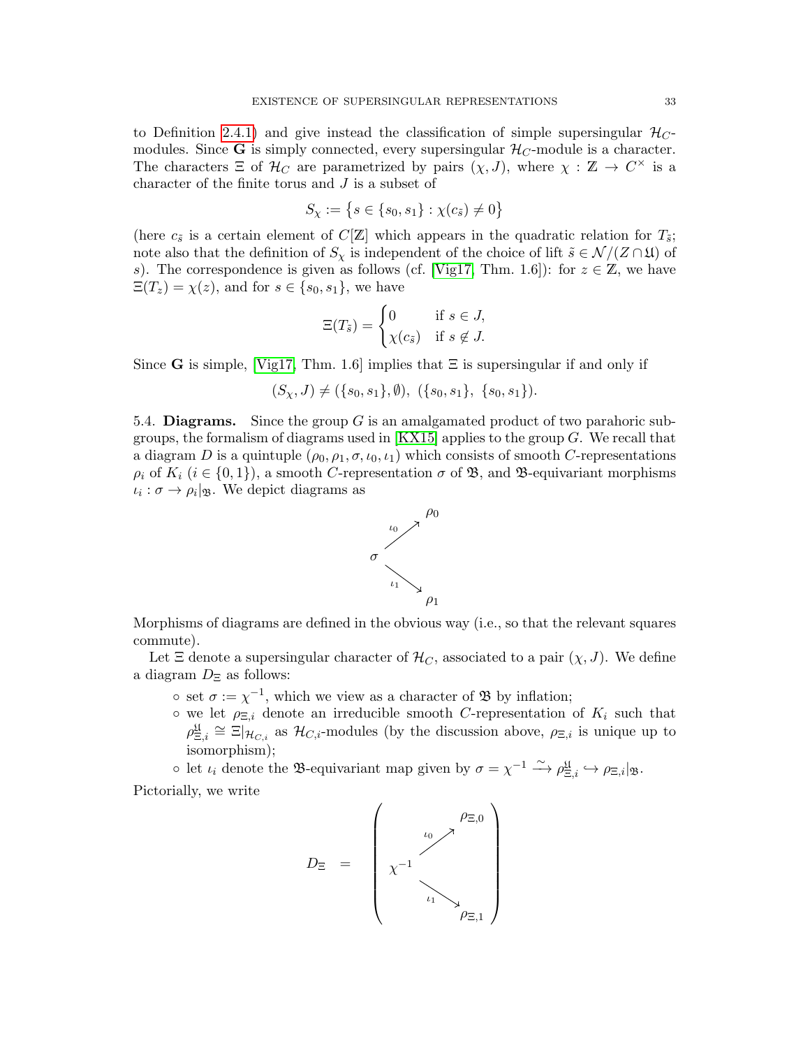to Definition 2.4.1) and give instead the classification of simple supersingular $\mathcal{H}_C$-modules. Since $\mathbf{G}$ is simply connected, every supersingular $\mathcal{H}_C$-module is a character. The characters $\Xi$ of $\mathcal{H}_C$ are parametrized by pairs $(\chi, J)$, where $\chi : \mathbb{Z} \to C^\times$ is a character of the finite torus and $J$ is a subset of

$$S_\chi := \{s \in \{s_0, s_1\} : \chi(c_{\tilde{s}}) \neq 0\}$$

(here $c_{\tilde{s}}$ is a certain element of $C[\mathbb{Z}]$ which appears in the quadratic relation for $T_{\tilde{s}}$; note also that the definition of $S_\chi$ is independent of the choice of lift $\tilde{s} \in \mathcal{N}/(Z \cap \mathfrak{U})$ of $s$). The correspondence is given as follows (cf. [Vig17, Thm. 1.6]): for $z \in \mathbb{Z}$, we have $\Xi(T_z) = \chi(z)$, and for $s \in \{s_0, s_1\}$, we have

$$\Xi(T_{\tilde{s}}) = \begin{cases} 0 & \text{if } s \in J, \\ \chi(c_{\tilde{s}}) & \text{if } s \notin J. \end{cases}$$

Since $\mathbf{G}$ is simple, [Vig17, Thm. 1.6] implies that $\Xi$ is supersingular if and only if

$$(S_\chi, J) \neq (\{s_0, s_1\}, \emptyset),\ (\{s_0, s_1\},\ \{s_0, s_1\}).$$

5.4. **Diagrams.** Since the group $G$ is an amalgamated product of two parahoric subgroups, the formalism of diagrams used in [KX15] applies to the group $G$. We recall that a diagram $D$ is a quintuple $(\rho_0, \rho_1, \sigma, \iota_0, \iota_1)$ which consists of smooth $C$-representations $\rho_i$ of $K_i$ ($i \in \{0, 1\}$), a smooth $C$-representation $\sigma$ of $\mathfrak{B}$, and $\mathfrak{B}$-equivariant morphisms $\iota_i : \sigma \to \rho_i|_{\mathfrak{B}}$. We depict diagrams as

$$\begin{array}{ccc} & & \rho_0 \\ & \overset{\iota_0}{\nearrow} & \\ \sigma & & \\ & \underset{\iota_1}{\searrow} & \\ & & \rho_1 \end{array}$$

Morphisms of diagrams are defined in the obvious way (i.e., so that the relevant squares commute).

Let $\Xi$ denote a supersingular character of $\mathcal{H}_C$, associated to a pair $(\chi, J)$. We define a diagram $D_\Xi$ as follows:

- set $\sigma := \chi^{-1}$, which we view as a character of $\mathfrak{B}$ by inflation;
- we let $\rho_{\Xi,i}$ denote an irreducible smooth $C$-representation of $K_i$ such that $\rho_{\Xi,i}^{\mathfrak{U}} \cong \Xi|_{\mathcal{H}_{C,i}}$ as $\mathcal{H}_{C,i}$-modules (by the discussion above, $\rho_{\Xi,i}$ is unique up to isomorphism);
- let $\iota_i$ denote the $\mathfrak{B}$-equivariant map given by $\sigma = \chi^{-1} \xrightarrow{\sim} \rho_{\Xi,i}^{\mathfrak{U}} \hookrightarrow \rho_{\Xi,i}|_{\mathfrak{B}}$.

Pictorially, we write

$$D_\Xi \quad = \quad \left( \begin{array}{ccc} & & \rho_{\Xi,0} \\ & \overset{\iota_0}{\nearrow} & \\ \chi^{-1} & & \\ & \underset{\iota_1}{\searrow} & \\ & & \rho_{\Xi,1} \end{array} \right)$$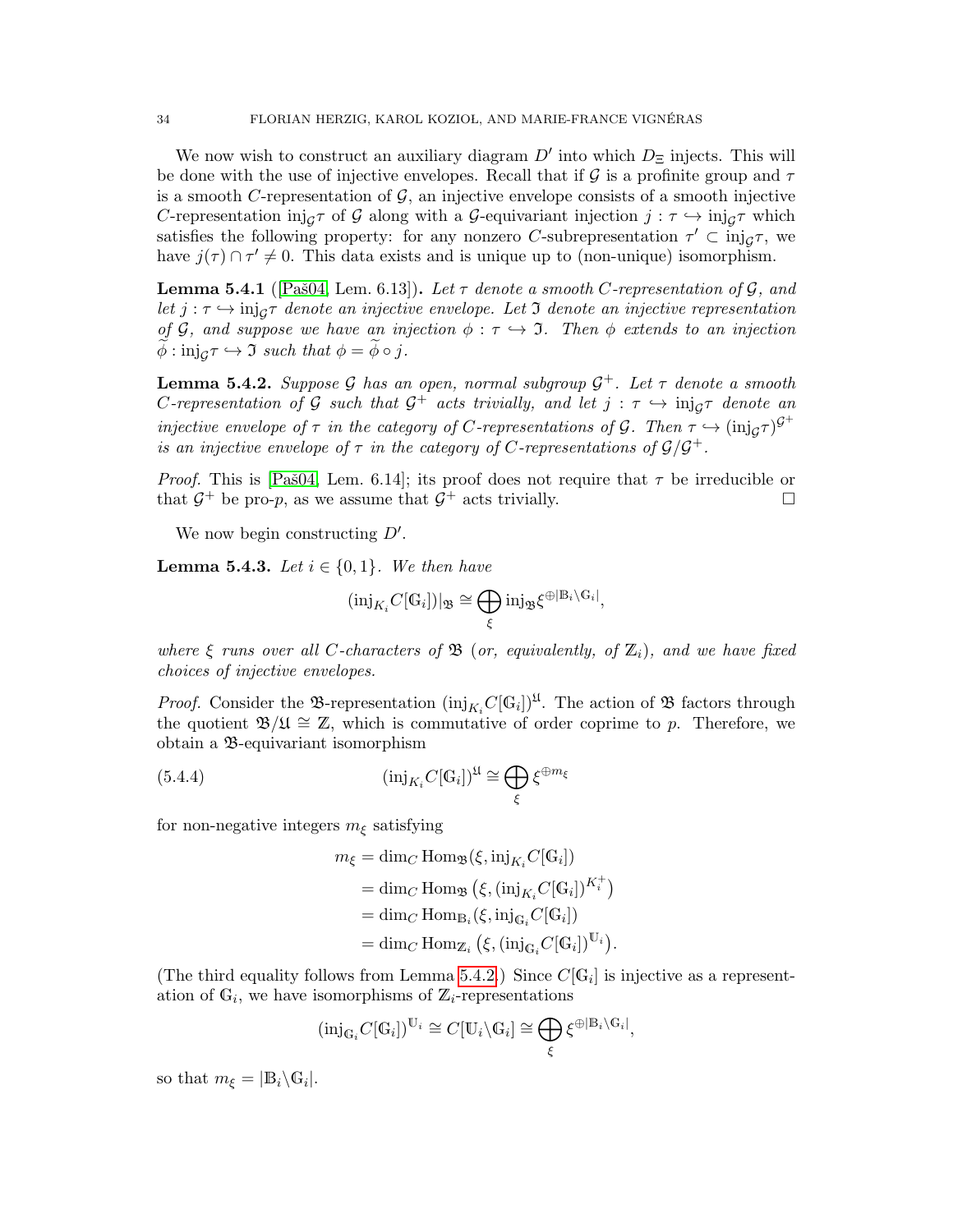We now wish to construct an auxiliary diagram $D'$ into which $D_\Xi$ injects. This will be done with the use of injective envelopes. Recall that if $\mathcal{G}$ is a profinite group and $\tau$ is a smooth $C$-representation of $\mathcal{G}$, an injective envelope consists of a smooth injective $C$-representation $\mathrm{inj}_{\mathcal{G}}\tau$ of $\mathcal{G}$ along with a $\mathcal{G}$-equivariant injection $j : \tau \hookrightarrow \mathrm{inj}_{\mathcal{G}}\tau$ which satisfies the following property: for any nonzero $C$-subrepresentation $\tau' \subset \mathrm{inj}_{\mathcal{G}}\tau$, we have $j(\tau) \cap \tau' \neq 0$. This data exists and is unique up to (non-unique) isomorphism.

**Lemma 5.4.1** ([Paš04, Lem. 6.13]). *Let $\tau$ denote a smooth $C$-representation of $\mathcal{G}$, and let $j : \tau \hookrightarrow \mathrm{inj}_{\mathcal{G}}\tau$ denote an injective envelope. Let $\mathfrak{I}$ denote an injective representation of $\mathcal{G}$, and suppose we have an injection $\phi : \tau \hookrightarrow \mathfrak{I}$. Then $\phi$ extends to an injection $\widetilde{\phi} : \mathrm{inj}_{\mathcal{G}}\tau \hookrightarrow \mathfrak{I}$ such that $\phi = \widetilde{\phi} \circ j$.*

**Lemma 5.4.2.** *Suppose $\mathcal{G}$ has an open, normal subgroup $\mathcal{G}^+$. Let $\tau$ denote a smooth $C$-representation of $\mathcal{G}$ such that $\mathcal{G}^+$ acts trivially, and let $j : \tau \hookrightarrow \mathrm{inj}_{\mathcal{G}}\tau$ denote an injective envelope of $\tau$ in the category of $C$-representations of $\mathcal{G}$. Then $\tau \hookrightarrow (\mathrm{inj}_{\mathcal{G}}\tau)^{\mathcal{G}^+}$ is an injective envelope of $\tau$ in the category of $C$-representations of $\mathcal{G}/\mathcal{G}^+$.*

*Proof.* This is [Paš04, Lem. 6.14]; its proof does not require that $\tau$ be irreducible or that $\mathcal{G}^+$ be pro-$p$, as we assume that $\mathcal{G}^+$ acts trivially. $\square$

We now begin constructing $D'$.

**Lemma 5.4.3.** *Let $i \in \{0,1\}$. We then have*

$$(\mathrm{inj}_{K_i} C[\mathbb{G}_i])|_{\mathfrak{B}} \cong \bigoplus_{\xi} \mathrm{inj}_{\mathfrak{B}} \xi^{\oplus |\mathbb{B}_i \backslash \mathbb{G}_i|},$$

*where $\xi$ runs over all $C$-characters of $\mathfrak{B}$ (or, equivalently, of $\mathbb{Z}_i$), and we have fixed choices of injective envelopes.*

*Proof.* Consider the $\mathfrak{B}$-representation $(\mathrm{inj}_{K_i} C[\mathbb{G}_i])^{\mathfrak{U}}$. The action of $\mathfrak{B}$ factors through the quotient $\mathfrak{B}/\mathfrak{U} \cong \mathbb{Z}$, which is commutative of order coprime to $p$. Therefore, we obtain a $\mathfrak{B}$-equivariant isomorphism

$$(\mathrm{inj}_{K_i} C[\mathbb{G}_i])^{\mathfrak{U}} \cong \bigoplus_{\xi} \xi^{\oplus m_\xi} \tag{5.4.4}$$

for non-negative integers $m_\xi$ satisfying

$$\begin{aligned}
m_\xi &= \dim_C \mathrm{Hom}_{\mathfrak{B}}(\xi, \mathrm{inj}_{K_i} C[\mathbb{G}_i]) \\
&= \dim_C \mathrm{Hom}_{\mathfrak{B}}\left(\xi, (\mathrm{inj}_{K_i} C[\mathbb{G}_i])^{K_i^+}\right) \\
&= \dim_C \mathrm{Hom}_{\mathbb{B}_i}(\xi, \mathrm{inj}_{\mathbb{G}_i} C[\mathbb{G}_i]) \\
&= \dim_C \mathrm{Hom}_{\mathbb{Z}_i}\left(\xi, (\mathrm{inj}_{\mathbb{G}_i} C[\mathbb{G}_i])^{\mathbb{U}_i}\right).
\end{aligned}$$

(The third equality follows from Lemma 5.4.2.) Since $C[\mathbb{G}_i]$ is injective as a representation of $\mathbb{G}_i$, we have isomorphisms of $\mathbb{Z}_i$-representations

$$(\mathrm{inj}_{\mathbb{G}_i} C[\mathbb{G}_i])^{\mathbb{U}_i} \cong C[\mathbb{U}_i \backslash \mathbb{G}_i] \cong \bigoplus_{\xi} \xi^{\oplus |\mathbb{B}_i \backslash \mathbb{G}_i|},$$

so that $m_\xi = |\mathbb{B}_i \backslash \mathbb{G}_i|$.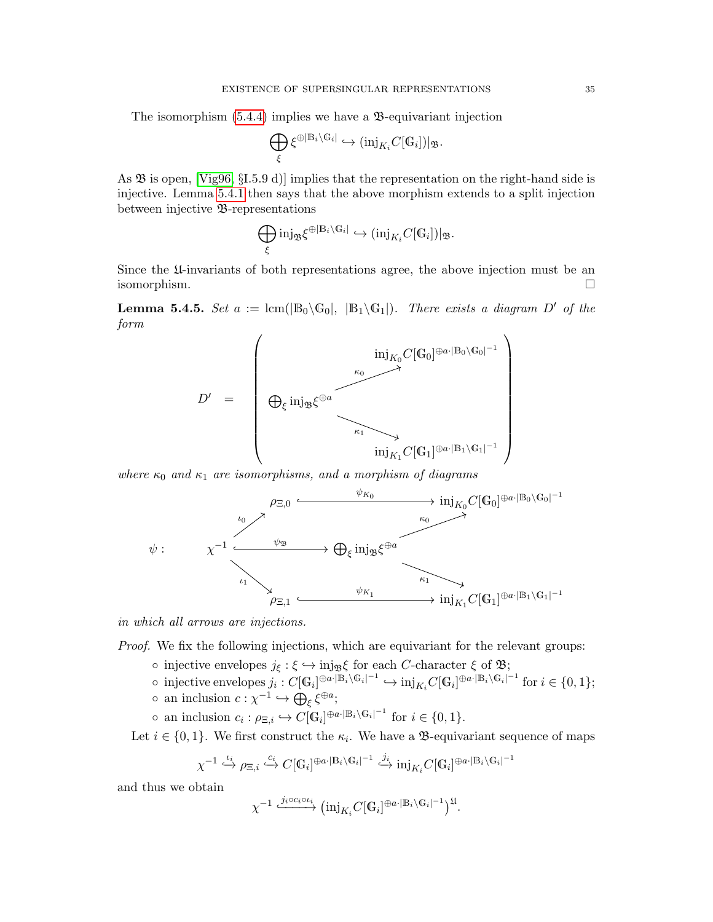The isomorphism (5.4.4) implies we have a $\mathfrak{B}$-equivariant injection

$$\bigoplus_{\xi} \xi^{\oplus|\mathbb{B}_i\backslash\mathbb{G}_i|} \hookrightarrow (\mathrm{inj}_{K_i} C[\mathbb{G}_i])|_{\mathfrak{B}}.$$

As $\mathfrak{B}$ is open, [Vig96, §I.5.9 d)] implies that the representation on the right-hand side is injective. Lemma 5.4.1 then says that the above morphism extends to a split injection between injective $\mathfrak{B}$-representations

$$\bigoplus_{\xi} \mathrm{inj}_{\mathfrak{B}} \xi^{\oplus|\mathbb{B}_i\backslash\mathbb{G}_i|} \hookrightarrow (\mathrm{inj}_{K_i} C[\mathbb{G}_i])|_{\mathfrak{B}}.$$

Since the $\mathfrak{U}$-invariants of both representations agree, the above injection must be an isomorphism. □

**Lemma 5.4.5.** *Set $a := \mathrm{lcm}(|\mathbb{B}_0\backslash\mathbb{G}_0|,\ |\mathbb{B}_1\backslash\mathbb{G}_1|)$. There exists a diagram $D'$ of the form*

$$D' \quad = \quad \left( \begin{array}{ccc} & & \mathrm{inj}_{K_0} C[\mathbb{G}_0]^{\oplus a\cdot|\mathbb{B}_0\backslash\mathbb{G}_0|^{-1}} \\ & \nearrow^{\kappa_0} & \\ \bigoplus_\xi \mathrm{inj}_{\mathfrak{B}} \xi^{\oplus a} & & \\ & \searrow_{\kappa_1} & \\ & & \mathrm{inj}_{K_1} C[\mathbb{G}_1]^{\oplus a\cdot|\mathbb{B}_1\backslash\mathbb{G}_1|^{-1}} \end{array} \right)$$

*where $\kappa_0$ and $\kappa_1$ are isomorphisms, and a morphism of diagrams*

$$\psi: \quad \begin{array}{ccccc} & \rho_{\Xi,0} & \xrightarrow{\ \psi_{K_0}\ } & & \mathrm{inj}_{K_0} C[\mathbb{G}_0]^{\oplus a\cdot|\mathbb{B}_0\backslash\mathbb{G}_0|^{-1}} \\ {}^{\iota_0}\nearrow & & & {}^{\kappa_0}\nearrow & \\ \chi^{-1} & \xrightarrow{\ \psi_{\mathfrak{B}}\ } & \bigoplus_\xi \mathrm{inj}_{\mathfrak{B}} \xi^{\oplus a} & & \\ {}_{\iota_1}\searrow & & & {}_{\kappa_1}\searrow & \\ & \rho_{\Xi,1} & \xrightarrow{\ \psi_{K_1}\ } & & \mathrm{inj}_{K_1} C[\mathbb{G}_1]^{\oplus a\cdot|\mathbb{B}_1\backslash\mathbb{G}_1|^{-1}} \end{array}$$

*in which all arrows are injections.*

*Proof.* We fix the following injections, which are equivariant for the relevant groups:

- injective envelopes $j_\xi : \xi \hookrightarrow \mathrm{inj}_{\mathfrak{B}}\xi$ for each $C$-character $\xi$ of $\mathfrak{B}$;
- injective envelopes $j_i : C[\mathbb{G}_i]^{\oplus a\cdot|\mathbb{B}_i\backslash\mathbb{G}_i|^{-1}} \hookrightarrow \mathrm{inj}_{K_i} C[\mathbb{G}_i]^{\oplus a\cdot|\mathbb{B}_i\backslash\mathbb{G}_i|^{-1}}$ for $i \in \{0,1\}$;
- an inclusion $c : \chi^{-1} \hookrightarrow \bigoplus_\xi \xi^{\oplus a}$;
- an inclusion $c_i : \rho_{\Xi,i} \hookrightarrow C[\mathbb{G}_i]^{\oplus a\cdot|\mathbb{B}_i\backslash\mathbb{G}_i|^{-1}}$ for $i \in \{0,1\}$.

Let $i \in \{0,1\}$. We first construct the $\kappa_i$. We have a $\mathfrak{B}$-equivariant sequence of maps

$$\chi^{-1} \overset{\iota_i}{\hookrightarrow} \rho_{\Xi,i} \overset{c_i}{\hookrightarrow} C[\mathbb{G}_i]^{\oplus a\cdot|\mathbb{B}_i\backslash\mathbb{G}_i|^{-1}} \overset{j_i}{\hookrightarrow} \mathrm{inj}_{K_i} C[\mathbb{G}_i]^{\oplus a\cdot|\mathbb{B}_i\backslash\mathbb{G}_i|^{-1}}$$

and thus we obtain

$$\chi^{-1} \xhookrightarrow{j_i\circ c_i\circ \iota_i} \left(\mathrm{inj}_{K_i} C[\mathbb{G}_i]^{\oplus a\cdot|\mathbb{B}_i\backslash\mathbb{G}_i|^{-1}}\right)^{\mathfrak{U}}.$$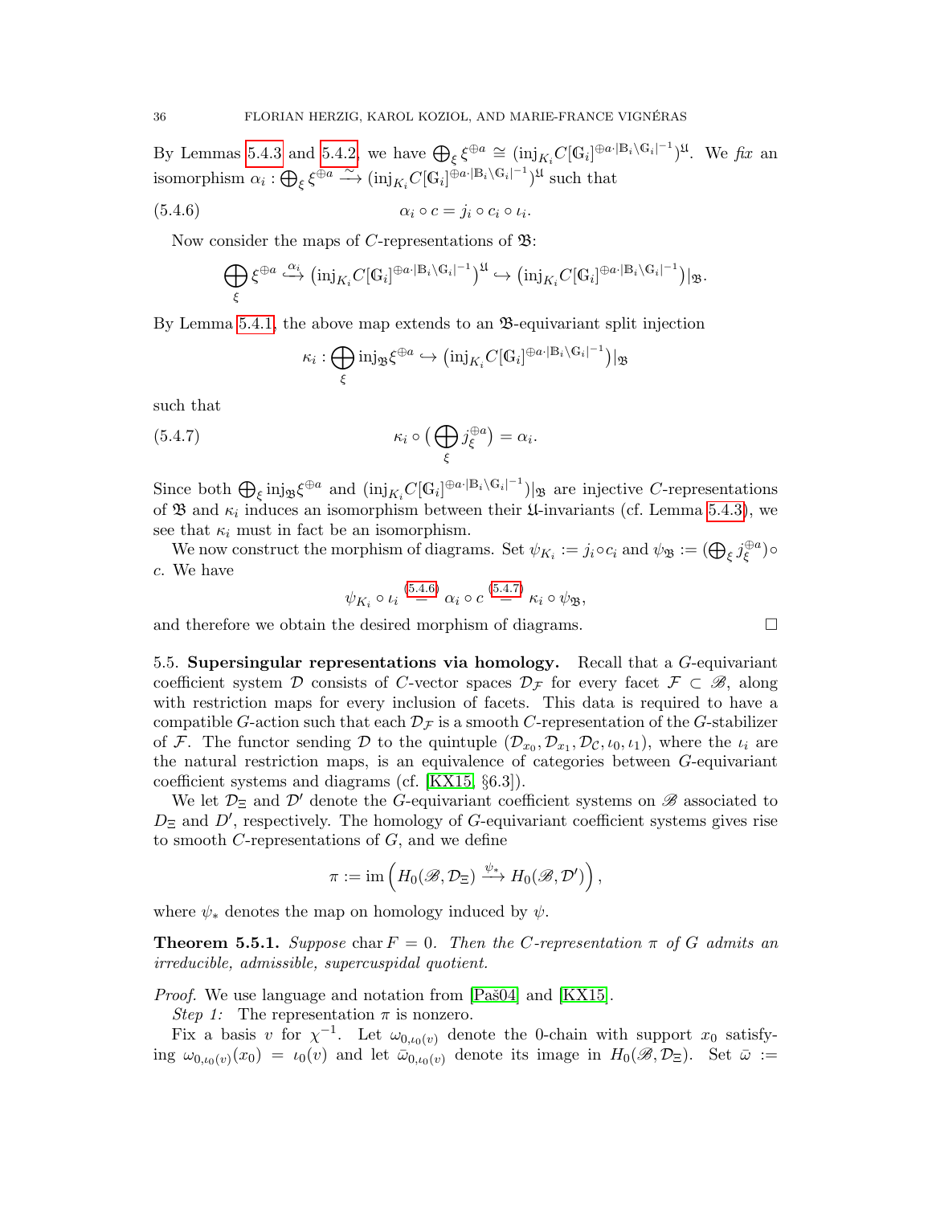By Lemmas 5.4.3 and 5.4.2, we have $\bigoplus_\xi \xi^{\oplus a} \cong (\mathrm{inj}_{K_i} C[\mathbb{G}_i]^{\oplus a \cdot |\mathbb{B}_i \backslash \mathbb{G}_i|^{-1}})^{\mathfrak{U}}$. We *fix* an isomorphism $\alpha_i : \bigoplus_\xi \xi^{\oplus a} \xrightarrow{\sim} (\mathrm{inj}_{K_i} C[\mathbb{G}_i]^{\oplus a \cdot |\mathbb{B}_i \backslash \mathbb{G}_i|^{-1}})^{\mathfrak{U}}$ such that

$$\alpha_i \circ c = j_i \circ c_i \circ \iota_i. \tag{5.4.6}$$

Now consider the maps of $C$-representations of $\mathfrak{B}$:

$$\bigoplus_\xi \xi^{\oplus a} \overset{\alpha_i}{\hookrightarrow} \left(\mathrm{inj}_{K_i} C[\mathbb{G}_i]^{\oplus a \cdot |\mathbb{B}_i \backslash \mathbb{G}_i|^{-1}}\right)^{\mathfrak{U}} \hookrightarrow \left(\mathrm{inj}_{K_i} C[\mathbb{G}_i]^{\oplus a \cdot |\mathbb{B}_i \backslash \mathbb{G}_i|^{-1}}\right)|_{\mathfrak{B}}.$$

By Lemma 5.4.1, the above map extends to an $\mathfrak{B}$-equivariant split injection

$$\kappa_i : \bigoplus_\xi \mathrm{inj}_{\mathfrak{B}} \xi^{\oplus a} \hookrightarrow \left(\mathrm{inj}_{K_i} C[\mathbb{G}_i]^{\oplus a \cdot |\mathbb{B}_i \backslash \mathbb{G}_i|^{-1}}\right)|_{\mathfrak{B}}$$

such that

$$\kappa_i \circ \Big(\bigoplus_\xi j_\xi^{\oplus a}\Big) = \alpha_i. \tag{5.4.7}$$

Since both $\bigoplus_\xi \mathrm{inj}_{\mathfrak{B}} \xi^{\oplus a}$ and $(\mathrm{inj}_{K_i} C[\mathbb{G}_i]^{\oplus a \cdot |\mathbb{B}_i \backslash \mathbb{G}_i|^{-1}})|_{\mathfrak{B}}$ are injective $C$-representations of $\mathfrak{B}$ and $\kappa_i$ induces an isomorphism between their $\mathfrak{U}$-invariants (cf. Lemma 5.4.3), we see that $\kappa_i$ must in fact be an isomorphism.

We now construct the morphism of diagrams. Set $\psi_{K_i} := j_i \circ c_i$ and $\psi_{\mathfrak{B}} := (\bigoplus_\xi j_\xi^{\oplus a}) \circ c$. We have

$$\psi_{K_i} \circ \iota_i \overset{(5.4.6)}{=} \alpha_i \circ c \overset{(5.4.7)}{=} \kappa_i \circ \psi_{\mathfrak{B}},$$

and therefore we obtain the desired morphism of diagrams. $\square$

**5.5. Supersingular representations via homology.** Recall that a $G$-equivariant coefficient system $\mathcal{D}$ consists of $C$-vector spaces $\mathcal{D}_{\mathcal{F}}$ for every facet $\mathcal{F} \subset \mathscr{B}$, along with restriction maps for every inclusion of facets. This data is required to have a compatible $G$-action such that each $\mathcal{D}_{\mathcal{F}}$ is a smooth $C$-representation of the $G$-stabilizer of $\mathcal{F}$. The functor sending $\mathcal{D}$ to the quintuple $(\mathcal{D}_{x_0}, \mathcal{D}_{x_1}, \mathcal{D}_{\mathcal{C}}, \iota_0, \iota_1)$, where the $\iota_i$ are the natural restriction maps, is an equivalence of categories between $G$-equivariant coefficient systems and diagrams (cf. [KX15, §6.3]).

We let $\mathcal{D}_\Xi$ and $\mathcal{D}'$ denote the $G$-equivariant coefficient systems on $\mathscr{B}$ associated to $D_\Xi$ and $D'$, respectively. The homology of $G$-equivariant coefficient systems gives rise to smooth $C$-representations of $G$, and we define

$$\pi := \mathrm{im}\left(H_0(\mathscr{B}, \mathcal{D}_\Xi) \xrightarrow{\psi_*} H_0(\mathscr{B}, \mathcal{D}')\right),$$

where $\psi_*$ denotes the map on homology induced by $\psi$.

**Theorem 5.5.1.** *Suppose* $\mathrm{char}\, F = 0$*. Then the $C$-representation $\pi$ of $G$ admits an irreducible, admissible, supercuspidal quotient.*

*Proof.* We use language and notation from [Paš04] and [KX15].

*Step 1:* The representation $\pi$ is nonzero.

Fix a basis $v$ for $\chi^{-1}$. Let $\omega_{0,\iota_0(v)}$ denote the 0-chain with support $x_0$ satisfying $\omega_{0,\iota_0(v)}(x_0) = \iota_0(v)$ and let $\bar{\omega}_{0,\iota_0(v)}$ denote its image in $H_0(\mathscr{B}, \mathcal{D}_\Xi)$. Set $\bar{\omega} :=$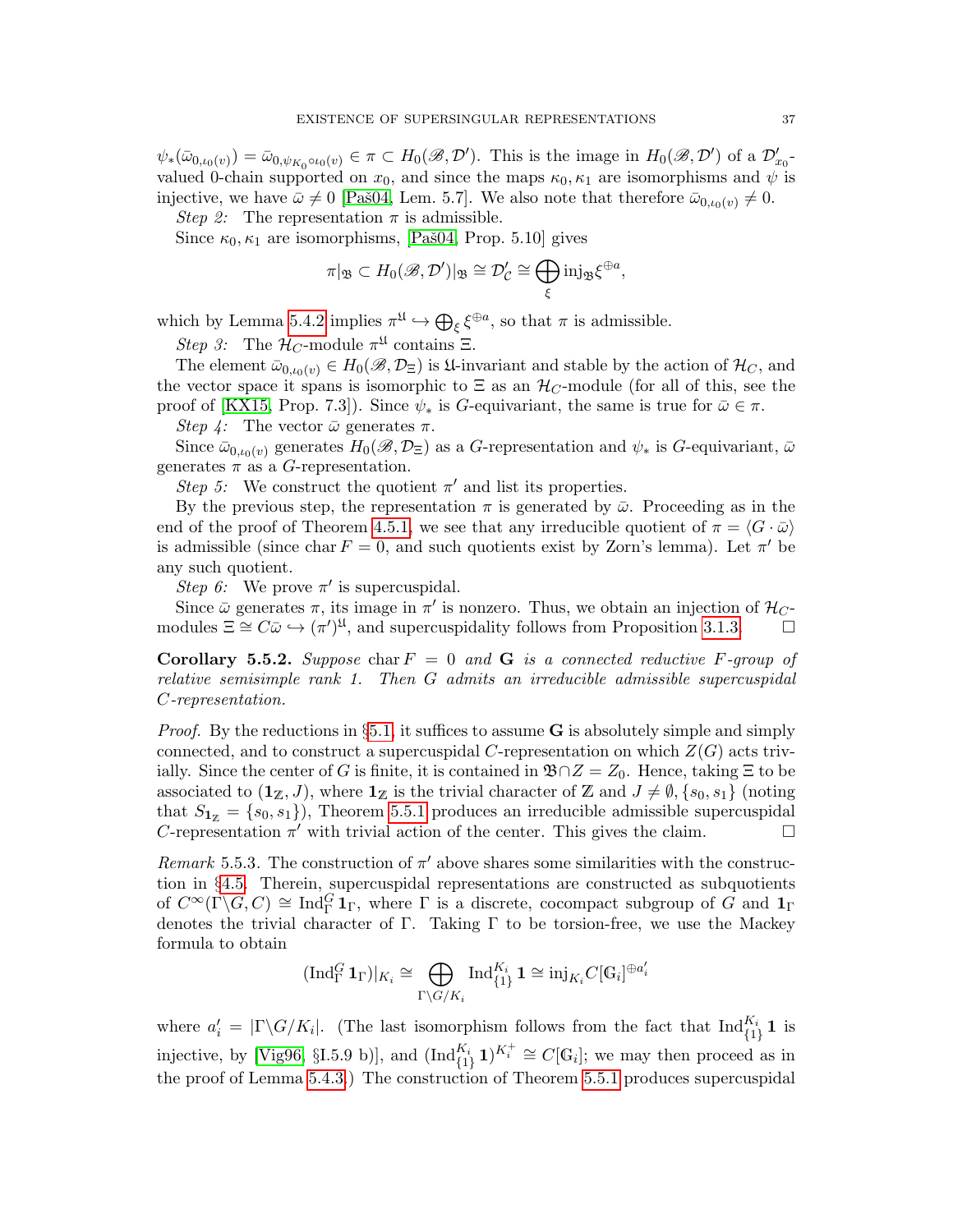$\psi_*(\bar{\omega}_{0,\iota_0(v)}) = \bar{\omega}_{0,\psi_{K_0}\circ\iota_0(v)} \in \pi \subset H_0(\mathscr{B}, \mathcal{D}')$. This is the image in $H_0(\mathscr{B}, \mathcal{D}')$ of a $\mathcal{D}'_{x_0}$-valued 0-chain supported on $x_0$, and since the maps $\kappa_0, \kappa_1$ are isomorphisms and $\psi$ is injective, we have $\bar{\omega} \neq 0$ [Paš04, Lem. 5.7]. We also note that therefore $\bar{\omega}_{0,\iota_0(v)} \neq 0$.

*Step 2:* The representation $\pi$ is admissible.

Since $\kappa_0, \kappa_1$ are isomorphisms, [Paš04, Prop. 5.10] gives

$$\pi|_{\mathfrak{B}} \subset H_0(\mathscr{B}, \mathcal{D}')|_{\mathfrak{B}} \cong \mathcal{D}'_{\mathcal{C}} \cong \bigoplus_{\xi} \mathrm{inj}_{\mathfrak{B}} \xi^{\oplus a},$$

which by Lemma 5.4.2 implies $\pi^{\mathfrak{U}} \hookrightarrow \bigoplus_\xi \xi^{\oplus a}$, so that $\pi$ is admissible.

*Step 3:* The $\mathcal{H}_C$-module $\pi^{\mathfrak{U}}$ contains $\Xi$.

The element $\bar{\omega}_{0,\iota_0(v)} \in H_0(\mathscr{B}, \mathcal{D}_\Xi)$ is $\mathfrak{U}$-invariant and stable by the action of $\mathcal{H}_C$, and the vector space it spans is isomorphic to $\Xi$ as an $\mathcal{H}_C$-module (for all of this, see the proof of [KX15, Prop. 7.3]). Since $\psi_*$ is $G$-equivariant, the same is true for $\bar{\omega} \in \pi$.

*Step 4:* The vector $\bar{\omega}$ generates $\pi$.

Since $\bar{\omega}_{0,\iota_0(v)}$ generates $H_0(\mathscr{B}, \mathcal{D}_\Xi)$ as a $G$-representation and $\psi_*$ is $G$-equivariant, $\bar{\omega}$ generates $\pi$ as a $G$-representation.

*Step 5:* We construct the quotient $\pi'$ and list its properties.

By the previous step, the representation $\pi$ is generated by $\bar{\omega}$. Proceeding as in the end of the proof of Theorem 4.5.1, we see that any irreducible quotient of $\pi = \langle G \cdot \bar{\omega}\rangle$ is admissible (since $\mathrm{char}\, F = 0$, and such quotients exist by Zorn's lemma). Let $\pi'$ be any such quotient.

*Step 6:* We prove $\pi'$ is supercuspidal.

Since $\bar{\omega}$ generates $\pi$, its image in $\pi'$ is nonzero. Thus, we obtain an injection of $\mathcal{H}_C$-modules $\Xi \cong C\bar{\omega} \hookrightarrow (\pi')^{\mathfrak{U}}$, and supercuspidality follows from Proposition 3.1.3. □

**Corollary 5.5.2.** *Suppose* $\mathrm{char}\, F = 0$ *and* $\mathbf{G}$ *is a connected reductive $F$-group of relative semisimple rank 1. Then $G$ admits an irreducible admissible supercuspidal $C$-representation.*

*Proof.* By the reductions in §5.1, it suffices to assume $\mathbf{G}$ is absolutely simple and simply connected, and to construct a supercuspidal $C$-representation on which $Z(G)$ acts trivially. Since the center of $G$ is finite, it is contained in $\mathfrak{B} \cap Z = Z_0$. Hence, taking $\Xi$ to be associated to $(\mathbf{1}_{\mathbb{Z}}, J)$, where $\mathbf{1}_{\mathbb{Z}}$ is the trivial character of $\mathbb{Z}$ and $J \neq \emptyset, \{s_0, s_1\}$ (noting that $S_{\mathbf{1}_{\mathbb{Z}}} = \{s_0, s_1\}$), Theorem 5.5.1 produces an irreducible admissible supercuspidal $C$-representation $\pi'$ with trivial action of the center. This gives the claim. □

*Remark* 5.5.3. The construction of $\pi'$ above shares some similarities with the construction in §4.5. Therein, supercuspidal representations are constructed as subquotients of $C^\infty(\Gamma\backslash G, C) \cong \mathrm{Ind}_\Gamma^G \mathbf{1}_\Gamma$, where $\Gamma$ is a discrete, cocompact subgroup of $G$ and $\mathbf{1}_\Gamma$ denotes the trivial character of $\Gamma$. Taking $\Gamma$ to be torsion-free, we use the Mackey formula to obtain

$$(\mathrm{Ind}_\Gamma^G \mathbf{1}_\Gamma)|_{K_i} \cong \bigoplus_{\Gamma\backslash G/K_i} \mathrm{Ind}_{\{1\}}^{K_i} \mathbf{1} \cong \mathrm{inj}_{K_i} C[\mathbb{G}_i]^{\oplus a_i'}$$

where $a_i' = |\Gamma\backslash G/K_i|$. (The last isomorphism follows from the fact that $\mathrm{Ind}_{\{1\}}^{K_i} \mathbf{1}$ is injective, by [Vig96, §I.5.9 b)], and $(\mathrm{Ind}_{\{1\}}^{K_i} \mathbf{1})^{K_i^+} \cong C[\mathbb{G}_i]$; we may then proceed as in the proof of Lemma 5.4.3.) The construction of Theorem 5.5.1 produces supercuspidal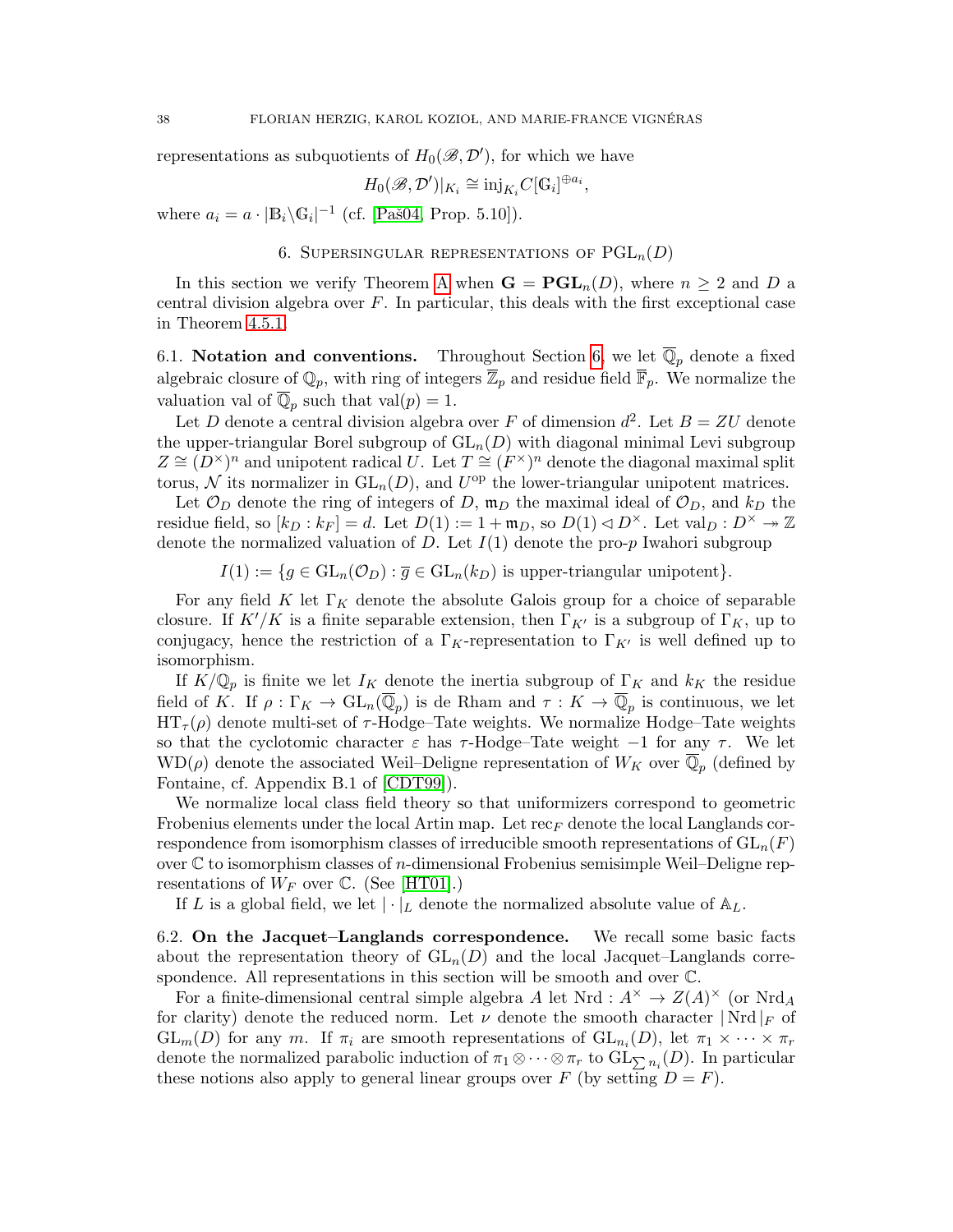representations as subquotients of $H_0(\mathscr{B}, \mathcal{D}')$, for which we have

$$H_0(\mathscr{B}, \mathcal{D}')|_{K_i} \cong \mathrm{inj}_{K_i} C[\mathbb{G}_i]^{\oplus a_i},$$

where $a_i = a \cdot |\mathbb{B}_i \backslash \mathbb{G}_i|^{-1}$ (cf. [Paš04, Prop. 5.10]).

## 6. Supersingular representations of $\mathrm{PGL}_n(D)$

In this section we verify Theorem A when $\mathbf{G} = \mathbf{PGL}_n(D)$, where $n \geq 2$ and $D$ a central division algebra over $F$. In particular, this deals with the first exceptional case in Theorem 4.5.1.

**6.1. Notation and conventions.** Throughout Section 6, we let $\overline{\mathbb{Q}}_p$ denote a fixed algebraic closure of $\mathbb{Q}_p$, with ring of integers $\overline{\mathbb{Z}}_p$ and residue field $\overline{\mathbb{F}}_p$. We normalize the valuation val of $\overline{\mathbb{Q}}_p$ such that $\mathrm{val}(p) = 1$.

Let $D$ denote a central division algebra over $F$ of dimension $d^2$. Let $B = ZU$ denote the upper-triangular Borel subgroup of $\mathrm{GL}_n(D)$ with diagonal minimal Levi subgroup $Z \cong (D^\times)^n$ and unipotent radical $U$. Let $T \cong (F^\times)^n$ denote the diagonal maximal split torus, $\mathcal{N}$ its normalizer in $\mathrm{GL}_n(D)$, and $U^{\mathrm{op}}$ the lower-triangular unipotent matrices.

Let $\mathcal{O}_D$ denote the ring of integers of $D$, $\mathfrak{m}_D$ the maximal ideal of $\mathcal{O}_D$, and $k_D$ the residue field, so $[k_D : k_F] = d$. Let $D(1) := 1 + \mathfrak{m}_D$, so $D(1) \lhd D^\times$. Let $\mathrm{val}_D : D^\times \twoheadrightarrow \mathbb{Z}$ denote the normalized valuation of $D$. Let $I(1)$ denote the pro-$p$ Iwahori subgroup

$$I(1) := \{g \in \mathrm{GL}_n(\mathcal{O}_D) : \overline{g} \in \mathrm{GL}_n(k_D) \text{ is upper-triangular unipotent}\}.$$

For any field $K$ let $\Gamma_K$ denote the absolute Galois group for a choice of separable closure. If $K'/K$ is a finite separable extension, then $\Gamma_{K'}$ is a subgroup of $\Gamma_K$, up to conjugacy, hence the restriction of a $\Gamma_K$-representation to $\Gamma_{K'}$ is well defined up to isomorphism.

If $K/\mathbb{Q}_p$ is finite we let $I_K$ denote the inertia subgroup of $\Gamma_K$ and $k_K$ the residue field of $K$. If $\rho : \Gamma_K \to \mathrm{GL}_n(\overline{\mathbb{Q}}_p)$ is de Rham and $\tau : K \to \overline{\mathbb{Q}}_p$ is continuous, we let $\mathrm{HT}_\tau(\rho)$ denote multi-set of $\tau$-Hodge–Tate weights. We normalize Hodge–Tate weights so that the cyclotomic character $\varepsilon$ has $\tau$-Hodge–Tate weight $-1$ for any $\tau$. We let $\mathrm{WD}(\rho)$ denote the associated Weil–Deligne representation of $W_K$ over $\overline{\mathbb{Q}}_p$ (defined by Fontaine, cf. Appendix B.1 of [CDT99]).

We normalize local class field theory so that uniformizers correspond to geometric Frobenius elements under the local Artin map. Let $\mathrm{rec}_F$ denote the local Langlands correspondence from isomorphism classes of irreducible smooth representations of $\mathrm{GL}_n(F)$ over $\mathbb{C}$ to isomorphism classes of $n$-dimensional Frobenius semisimple Weil–Deligne representations of $W_F$ over $\mathbb{C}$. (See [HT01].)

If $L$ is a global field, we let $|\cdot|_L$ denote the normalized absolute value of $\mathbb{A}_L$.

**6.2. On the Jacquet–Langlands correspondence.** We recall some basic facts about the representation theory of $\mathrm{GL}_n(D)$ and the local Jacquet–Langlands correspondence. All representations in this section will be smooth and over $\mathbb{C}$.

For a finite-dimensional central simple algebra $A$ let $\mathrm{Nrd} : A^\times \to Z(A)^\times$ (or $\mathrm{Nrd}_A$ for clarity) denote the reduced norm. Let $\nu$ denote the smooth character $|\mathrm{Nrd}|_F$ of $\mathrm{GL}_m(D)$ for any $m$. If $\pi_i$ are smooth representations of $\mathrm{GL}_{n_i}(D)$, let $\pi_1 \times \cdots \times \pi_r$ denote the normalized parabolic induction of $\pi_1 \otimes \cdots \otimes \pi_r$ to $\mathrm{GL}_{\sum n_i}(D)$. In particular these notions also apply to general linear groups over $F$ (by setting $D = F$).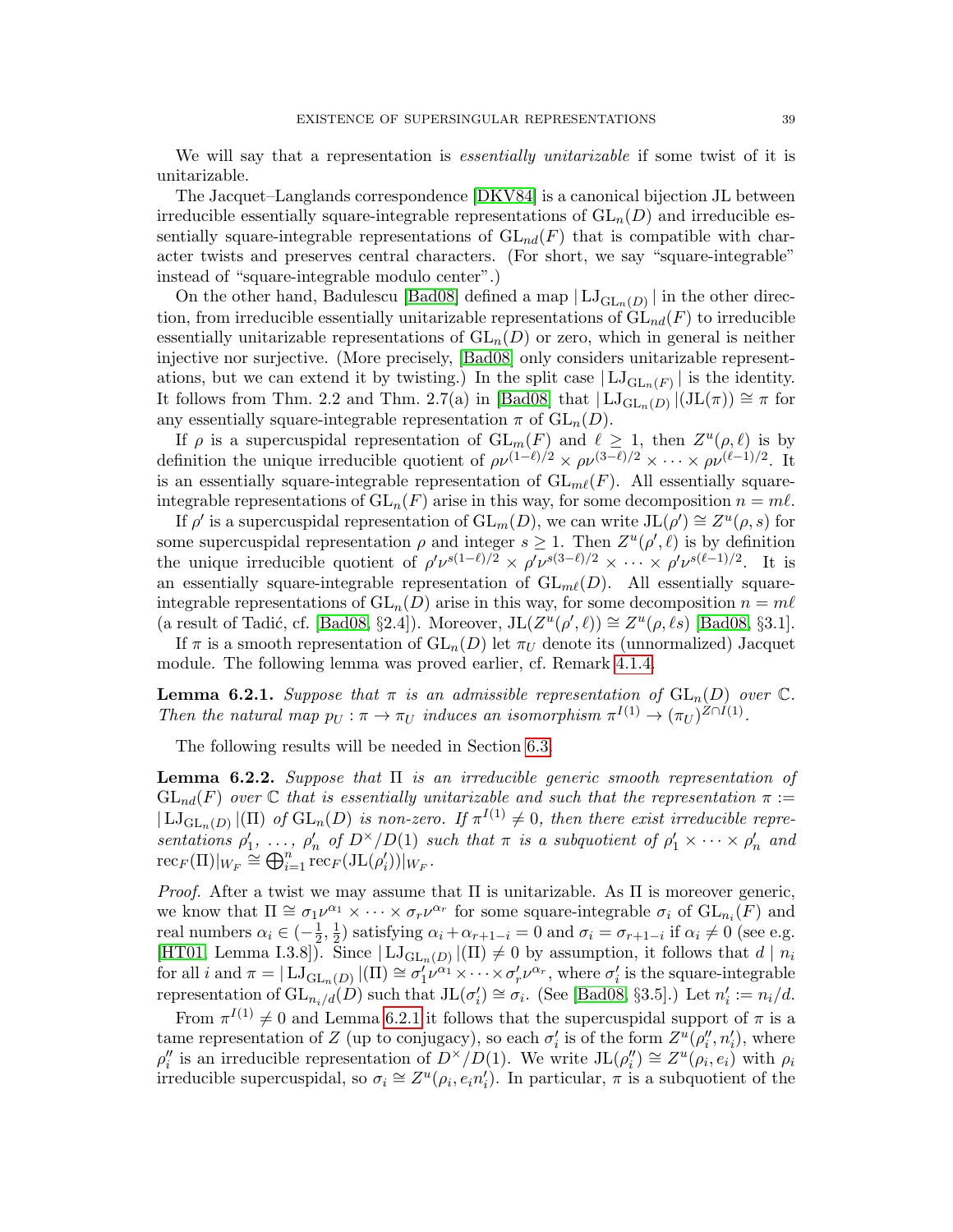We will say that a representation is *essentially unitarizable* if some twist of it is unitarizable.

The Jacquet–Langlands correspondence [DKV84] is a canonical bijection JL between irreducible essentially square-integrable representations of $\mathrm{GL}_n(D)$ and irreducible essentially square-integrable representations of $\mathrm{GL}_{nd}(F)$ that is compatible with character twists and preserves central characters. (For short, we say "square-integrable" instead of "square-integrable modulo center".)

On the other hand, Badulescu [Bad08] defined a map $|\mathrm{LJ}_{\mathrm{GL}_n(D)}|$ in the other direction, from irreducible essentially unitarizable representations of $\mathrm{GL}_{nd}(F)$ to irreducible essentially unitarizable representations of $\mathrm{GL}_n(D)$ or zero, which in general is neither injective nor surjective. (More precisely, [Bad08] only considers unitarizable representations, but we can extend it by twisting.) In the split case $|\mathrm{LJ}_{\mathrm{GL}_n(F)}|$ is the identity. It follows from Thm. 2.2 and Thm. 2.7(a) in [Bad08] that $|\mathrm{LJ}_{\mathrm{GL}_n(D)}|(\mathrm{JL}(\pi)) \cong \pi$ for any essentially square-integrable representation $\pi$ of $\mathrm{GL}_n(D)$.

If $\rho$ is a supercuspidal representation of $\mathrm{GL}_m(F)$ and $\ell \geq 1$, then $Z^u(\rho, \ell)$ is by definition the unique irreducible quotient of $\rho\nu^{(1-\ell)/2} \times \rho\nu^{(3-\ell)/2} \times \cdots \times \rho\nu^{(\ell-1)/2}$. It is an essentially square-integrable representation of $\mathrm{GL}_{m\ell}(F)$. All essentially square-integrable representations of $\mathrm{GL}_n(F)$ arise in this way, for some decomposition $n = m\ell$.

If $\rho'$ is a supercuspidal representation of $\mathrm{GL}_m(D)$, we can write $\mathrm{JL}(\rho') \cong Z^u(\rho, s)$ for some supercuspidal representation $\rho$ and integer $s \geq 1$. Then $Z^u(\rho', \ell)$ is by definition the unique irreducible quotient of $\rho'\nu^{s(1-\ell)/2} \times \rho'\nu^{s(3-\ell)/2} \times \cdots \times \rho'\nu^{s(\ell-1)/2}$. It is an essentially square-integrable representation of $\mathrm{GL}_{m\ell}(D)$. All essentially square-integrable representations of $\mathrm{GL}_n(D)$ arise in this way, for some decomposition $n = m\ell$ (a result of Tadić, cf. [Bad08, §2.4]). Moreover, $\mathrm{JL}(Z^u(\rho', \ell)) \cong Z^u(\rho, \ell s)$ [Bad08, §3.1].

If $\pi$ is a smooth representation of $\mathrm{GL}_n(D)$ let $\pi_U$ denote its (unnormalized) Jacquet module. The following lemma was proved earlier, cf. Remark 4.1.4.

**Lemma 6.2.1.** *Suppose that $\pi$ is an admissible representation of $\mathrm{GL}_n(D)$ over $\mathbb{C}$. Then the natural map $p_U : \pi \to \pi_U$ induces an isomorphism $\pi^{I(1)} \to (\pi_U)^{Z \cap I(1)}$.*

The following results will be needed in Section 6.3.

**Lemma 6.2.2.** *Suppose that $\Pi$ is an irreducible generic smooth representation of $\mathrm{GL}_{nd}(F)$ over $\mathbb{C}$ that is essentially unitarizable and such that the representation $\pi := |\mathrm{LJ}_{\mathrm{GL}_n(D)}|(\Pi)$ of $\mathrm{GL}_n(D)$ is non-zero. If $\pi^{I(1)} \neq 0$, then there exist irreducible representations $\rho'_1, \ldots, \rho'_n$ of $D^\times/D(1)$ such that $\pi$ is a subquotient of $\rho'_1 \times \cdots \times \rho'_n$ and $\mathrm{rec}_F(\Pi)|_{W_F} \cong \bigoplus_{i=1}^n \mathrm{rec}_F(\mathrm{JL}(\rho'_i))|_{W_F}$.*

*Proof.* After a twist we may assume that $\Pi$ is unitarizable. As $\Pi$ is moreover generic, we know that $\Pi \cong \sigma_1\nu^{\alpha_1} \times \cdots \times \sigma_r\nu^{\alpha_r}$ for some square-integrable $\sigma_i$ of $\mathrm{GL}_{n_i}(F)$ and real numbers $\alpha_i \in (-\frac{1}{2}, \frac{1}{2})$ satisfying $\alpha_i + \alpha_{r+1-i} = 0$ and $\sigma_i = \sigma_{r+1-i}$ if $\alpha_i \neq 0$ (see e.g. [HT01, Lemma I.3.8]). Since $|\mathrm{LJ}_{\mathrm{GL}_n(D)}|(\Pi) \neq 0$ by assumption, it follows that $d \mid n_i$ for all $i$ and $\pi = |\mathrm{LJ}_{\mathrm{GL}_n(D)}|(\Pi) \cong \sigma'_1\nu^{\alpha_1} \times \cdots \times \sigma'_r\nu^{\alpha_r}$, where $\sigma'_i$ is the square-integrable representation of $\mathrm{GL}_{n_i/d}(D)$ such that $\mathrm{JL}(\sigma'_i) \cong \sigma_i$. (See [Bad08, §3.5].) Let $n'_i := n_i/d$.

From $\pi^{I(1)} \neq 0$ and Lemma 6.2.1 it follows that the supercuspidal support of $\pi$ is a tame representation of $Z$ (up to conjugacy), so each $\sigma'_i$ is of the form $Z^u(\rho''_i, n'_i)$, where $\rho''_i$ is an irreducible representation of $D^\times/D(1)$. We write $\mathrm{JL}(\rho''_i) \cong Z^u(\rho_i, e_i)$ with $\rho_i$ irreducible supercuspidal, so $\sigma_i \cong Z^u(\rho_i, e_i n'_i)$. In particular, $\pi$ is a subquotient of the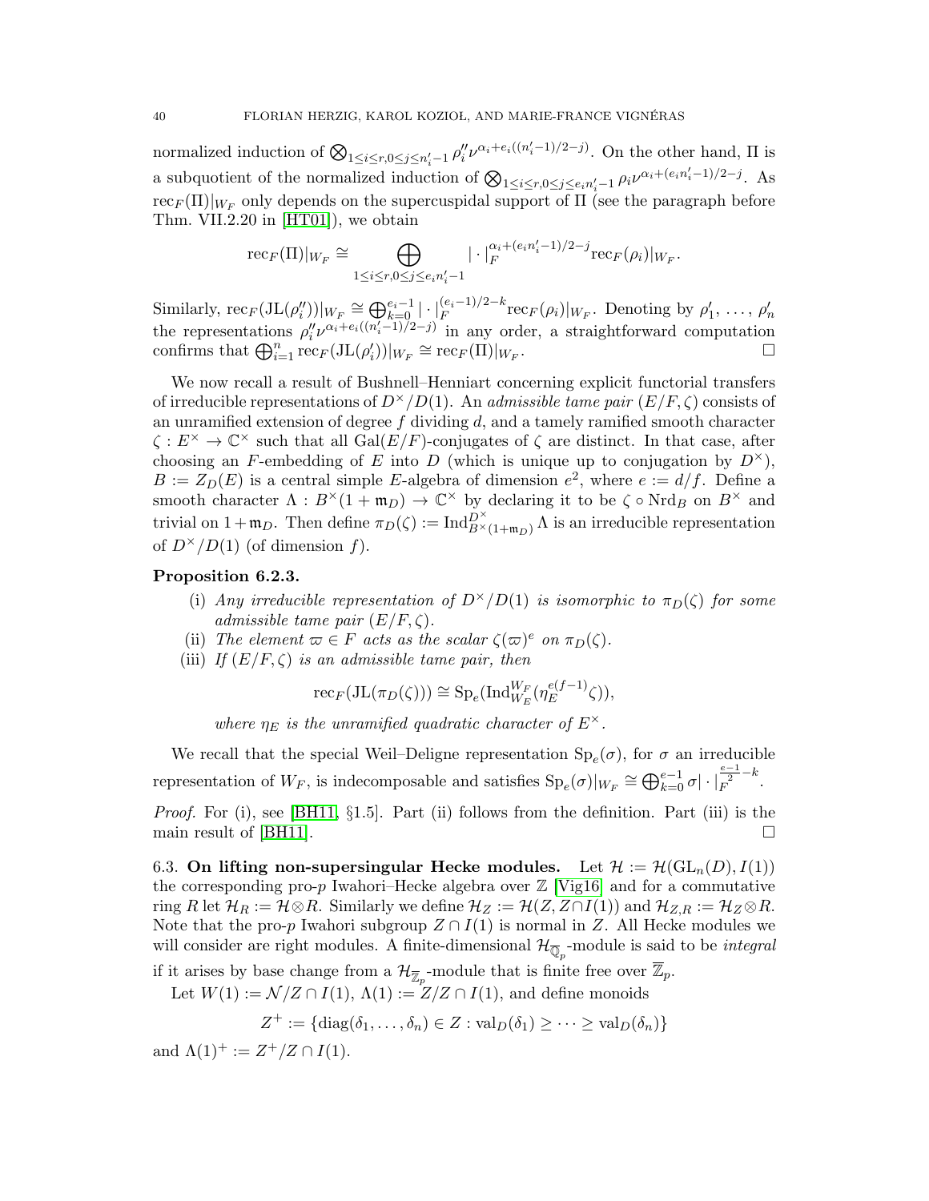normalized induction of $\bigotimes_{1\le i\le r, 0\le j\le n_i'-1} \rho_i'' \nu^{\alpha_i+e_i((n_i'-1)/2-j)}$. On the other hand, $\Pi$ is a subquotient of the normalized induction of $\bigotimes_{1\le i\le r, 0\le j\le e_in_i'-1} \rho_i \nu^{\alpha_i+(e_in_i'-1)/2-j}$. As $\mathrm{rec}_F(\Pi)|_{W_F}$ only depends on the supercuspidal support of $\Pi$ (see the paragraph before Thm. VII.2.20 in [HT01]), we obtain

$$\mathrm{rec}_F(\Pi)|_{W_F} \cong \bigoplus_{1\le i\le r, 0\le j\le e_in_i'-1} |\cdot|_F^{\alpha_i+(e_in_i'-1)/2-j} \mathrm{rec}_F(\rho_i)|_{W_F}.$$

Similarly, $\mathrm{rec}_F(\mathrm{JL}(\rho_i''))|_{W_F} \cong \bigoplus_{k=0}^{e_i-1} |\cdot|_F^{(e_i-1)/2-k} \mathrm{rec}_F(\rho_i)|_{W_F}$. Denoting by $\rho_1', \ldots, \rho_n'$ the representations $\rho_i''\nu^{\alpha_i+e_i((n_i'-1)/2-j)}$ in any order, a straightforward computation confirms that $\bigoplus_{i=1}^n \mathrm{rec}_F(\mathrm{JL}(\rho_i'))|_{W_F} \cong \mathrm{rec}_F(\Pi)|_{W_F}$. $\square$

We now recall a result of Bushnell–Henniart concerning explicit functorial transfers of irreducible representations of $D^\times/D(1)$. An *admissible tame pair* $(E/F, \zeta)$ consists of an unramified extension of degree $f$ dividing $d$, and a tamely ramified smooth character $\zeta : E^\times \to \mathbb{C}^\times$ such that all $\mathrm{Gal}(E/F)$-conjugates of $\zeta$ are distinct. In that case, after choosing an $F$-embedding of $E$ into $D$ (which is unique up to conjugation by $D^\times$), $B := Z_D(E)$ is a central simple $E$-algebra of dimension $e^2$, where $e := d/f$. Define a smooth character $\Lambda : B^\times(1+\mathfrak{m}_D) \to \mathbb{C}^\times$ by declaring it to be $\zeta \circ \mathrm{Nrd}_B$ on $B^\times$ and trivial on $1+\mathfrak{m}_D$. Then define $\pi_D(\zeta) := \mathrm{Ind}_{B^\times(1+\mathfrak{m}_D)}^{D^\times} \Lambda$ is an irreducible representation of $D^\times/D(1)$ (of dimension $f$).

**Proposition 6.2.3.**

(i) *Any irreducible representation of $D^\times/D(1)$ is isomorphic to $\pi_D(\zeta)$ for some admissible tame pair $(E/F, \zeta)$.*

(ii) *The element $\varpi \in F$ acts as the scalar $\zeta(\varpi)^e$ on $\pi_D(\zeta)$.*

(iii) *If $(E/F, \zeta)$ is an admissible tame pair, then*

$$\mathrm{rec}_F(\mathrm{JL}(\pi_D(\zeta))) \cong \mathrm{Sp}_e(\mathrm{Ind}_{W_E}^{W_F}(\eta_E^{e(f-1)}\zeta)),$$

*where $\eta_E$ is the unramified quadratic character of $E^\times$.*

We recall that the special Weil–Deligne representation $\mathrm{Sp}_e(\sigma)$, for $\sigma$ an irreducible representation of $W_F$, is indecomposable and satisfies $\mathrm{Sp}_e(\sigma)|_{W_F} \cong \bigoplus_{k=0}^{e-1} \sigma|\cdot|_F^{\frac{e-1}{2}-k}$.

*Proof.* For (i), see [BH11, §1.5]. Part (ii) follows from the definition. Part (iii) is the main result of [BH11]. $\square$

6.3. **On lifting non-supersingular Hecke modules.** Let $\mathcal{H} := \mathcal{H}(\mathrm{GL}_n(D), I(1))$ the corresponding pro-$p$ Iwahori–Hecke algebra over $\mathbb{Z}$ [Vig16] and for a commutative ring $R$ let $\mathcal{H}_R := \mathcal{H} \otimes R$. Similarly we define $\mathcal{H}_Z := \mathcal{H}(Z, Z \cap I(1))$ and $\mathcal{H}_{Z,R} := \mathcal{H}_Z \otimes R$. Note that the pro-$p$ Iwahori subgroup $Z \cap I(1)$ is normal in $Z$. All Hecke modules we will consider are right modules. A finite-dimensional $\mathcal{H}_{\overline{\mathbb{Q}}_p}$-module is said to be *integral* if it arises by base change from a $\mathcal{H}_{\overline{\mathbb{Z}}_p}$-module that is finite free over $\overline{\mathbb{Z}}_p$.

Let $W(1) := \mathcal{N}/Z \cap I(1)$, $\Lambda(1) := Z/Z \cap I(1)$, and define monoids

$$Z^+ := \{\mathrm{diag}(\delta_1, \ldots, \delta_n) \in Z : \mathrm{val}_D(\delta_1) \ge \cdots \ge \mathrm{val}_D(\delta_n)\}$$

and $\Lambda(1)^+ := Z^+/Z \cap I(1)$.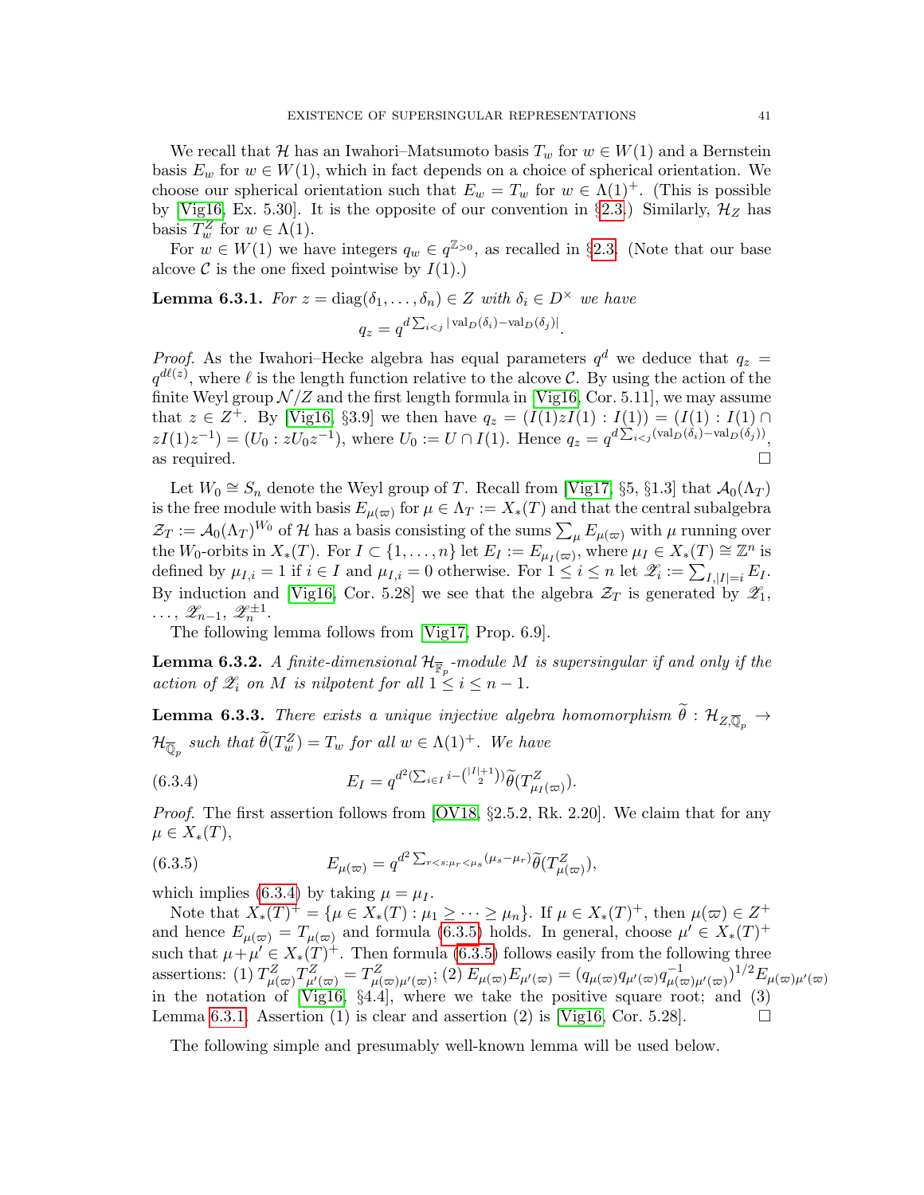We recall that $\mathcal{H}$ has an Iwahori–Matsumoto basis $T_w$ for $w \in W(1)$ and a Bernstein basis $E_w$ for $w \in W(1)$, which in fact depends on a choice of spherical orientation. We choose our spherical orientation such that $E_w = T_w$ for $w \in \Lambda(1)^+$. (This is possible by [Vig16, Ex. 5.30]. It is the opposite of our convention in §2.3.) Similarly, $\mathcal{H}_Z$ has basis $T_w^Z$ for $w \in \Lambda(1)$.

For $w \in W(1)$ we have integers $q_w \in q^{\mathbb{Z}_{\ge 0}}$, as recalled in §2.3. (Note that our base alcove $\mathcal{C}$ is the one fixed pointwise by $I(1)$.)

**Lemma 6.3.1.** *For $z = \operatorname{diag}(\delta_1, \dots, \delta_n) \in Z$ with $\delta_i \in D^\times$ we have*

$$q_z = q^{d \sum_{i<j} |\operatorname{val}_D(\delta_i) - \operatorname{val}_D(\delta_j)|}.$$

*Proof.* As the Iwahori–Hecke algebra has equal parameters $q^d$ we deduce that $q_z = q^{d\ell(z)}$, where $\ell$ is the length function relative to the alcove $\mathcal{C}$. By using the action of the finite Weyl group $\mathcal{N}/Z$ and the first length formula in [Vig16, Cor. 5.11], we may assume that $z \in Z^+$. By [Vig16, §3.9] we then have $q_z = (I(1)zI(1) : I(1)) = (I(1) : I(1) \cap zI(1)z^{-1}) = (U_0 : zU_0 z^{-1})$, where $U_0 := U \cap I(1)$. Hence $q_z = q^{d\sum_{i<j}(\operatorname{val}_D(\delta_i) - \operatorname{val}_D(\delta_j))}$, as required. $\square$

Let $W_0 \cong S_n$ denote the Weyl group of $T$. Recall from [Vig17, §5, §1.3] that $\mathcal{A}_0(\Lambda_T)$ is the free module with basis $E_{\mu(\varpi)}$ for $\mu \in \Lambda_T := X_*(T)$ and that the central subalgebra $\mathcal{Z}_T := \mathcal{A}_0(\Lambda_T)^{W_0}$ of $\mathcal{H}$ has a basis consisting of the sums $\sum_\mu E_{\mu(\varpi)}$ with $\mu$ running over the $W_0$-orbits in $X_*(T)$. For $I \subset \{1, \dots, n\}$ let $E_I := E_{\mu_I(\varpi)}$, where $\mu_I \in X_*(T) \cong \mathbb{Z}^n$ is defined by $\mu_{I,i} = 1$ if $i \in I$ and $\mu_{I,i} = 0$ otherwise. For $1 \le i \le n$ let $\mathscr{Z}_i := \sum_{I, |I|=i} E_I$. By induction and [Vig16, Cor. 5.28] we see that the algebra $\mathcal{Z}_T$ is generated by $\mathscr{Z}_1$, $\dots$, $\mathscr{Z}_{n-1}$, $\mathscr{Z}_n^{\pm 1}$.

The following lemma follows from [Vig17, Prop. 6.9].

**Lemma 6.3.2.** *A finite-dimensional $\mathcal{H}_{\overline{\mathbb{F}}_p}$-module $M$ is supersingular if and only if the action of $\mathscr{Z}_i$ on $M$ is nilpotent for all $1 \le i \le n-1$.*

**Lemma 6.3.3.** *There exists a unique injective algebra homomorphism $\widetilde{\theta} : \mathcal{H}_{Z,\overline{\mathbb{Q}}_p} \to \mathcal{H}_{\overline{\mathbb{Q}}_p}$ such that $\widetilde{\theta}(T_w^Z) = T_w$ for all $w \in \Lambda(1)^+$. We have*

$$E_I = q^{d^2(\sum_{i \in I} i - \binom{|I|+1}{2})} \widetilde{\theta}(T^Z_{\mu_I(\varpi)}). \tag{6.3.4}$$

*Proof.* The first assertion follows from [OV18, §2.5.2, Rk. 2.20]. We claim that for any $\mu \in X_*(T)$,

$$E_{\mu(\varpi)} = q^{d^2 \sum_{r<s : \mu_r < \mu_s} (\mu_s - \mu_r)} \widetilde{\theta}(T^Z_{\mu(\varpi)}), \tag{6.3.5}$$

which implies (6.3.4) by taking $\mu = \mu_I$.

Note that $X_*(T)^+ = \{\mu \in X_*(T) : \mu_1 \ge \dots \ge \mu_n\}$. If $\mu \in X_*(T)^+$, then $\mu(\varpi) \in Z^+$ and hence $E_{\mu(\varpi)} = T_{\mu(\varpi)}$ and formula (6.3.5) holds. In general, choose $\mu' \in X_*(T)^+$ such that $\mu + \mu' \in X_*(T)^+$. Then formula (6.3.5) follows easily from the following three assertions: (1) $T^Z_{\mu(\varpi)} T^Z_{\mu'(\varpi)} = T^Z_{\mu(\varpi)\mu'(\varpi)}$; (2) $E_{\mu(\varpi)} E_{\mu'(\varpi)} = (q_{\mu(\varpi)} q_{\mu'(\varpi)} q^{-1}_{\mu(\varpi)\mu'(\varpi)})^{1/2} E_{\mu(\varpi)\mu'(\varpi)}$ in the notation of [Vig16, §4.4], where we take the positive square root; and (3) Lemma 6.3.1. Assertion (1) is clear and assertion (2) is [Vig16, Cor. 5.28]. $\square$

The following simple and presumably well-known lemma will be used below.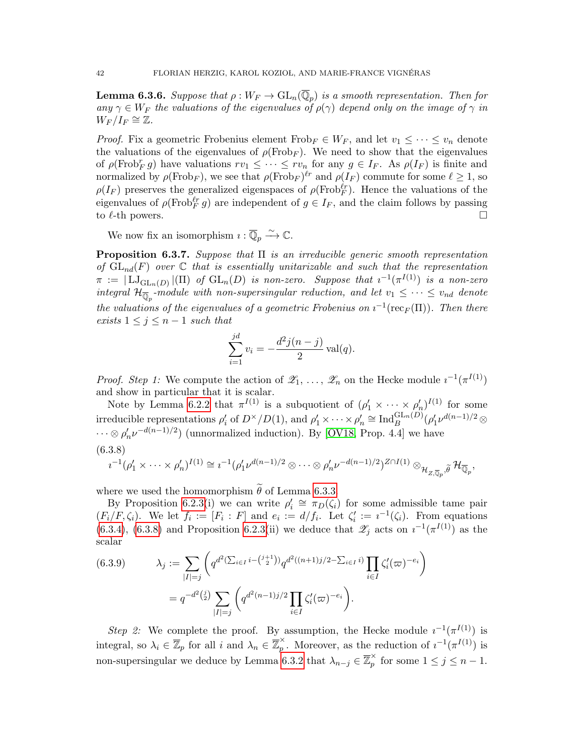**Lemma 6.3.6.** *Suppose that $\rho : W_F \to \mathrm{GL}_n(\overline{\mathbb{Q}}_p)$ is a smooth representation. Then for any $\gamma \in W_F$ the valuations of the eigenvalues of $\rho(\gamma)$ depend only on the image of $\gamma$ in $W_F/I_F \cong \mathbb{Z}$.*

*Proof.* Fix a geometric Frobenius element $\mathrm{Frob}_F \in W_F$, and let $v_1 \le \cdots \le v_n$ denote the valuations of the eigenvalues of $\rho(\mathrm{Frob}_F)$. We need to show that the eigenvalues of $\rho(\mathrm{Frob}_F^r g)$ have valuations $rv_1 \le \cdots \le rv_n$ for any $g \in I_F$. As $\rho(I_F)$ is finite and normalized by $\rho(\mathrm{Frob}_F)$, we see that $\rho(\mathrm{Frob}_F)^{\ell r}$ and $\rho(I_F)$ commute for some $\ell \ge 1$, so $\rho(I_F)$ preserves the generalized eigenspaces of $\rho(\mathrm{Frob}_F^{\ell r})$. Hence the valuations of the eigenvalues of $\rho(\mathrm{Frob}_F^{\ell r} g)$ are independent of $g \in I_F$, and the claim follows by passing to $\ell$-th powers. $\square$

We now fix an isomorphism $\imath : \overline{\mathbb{Q}}_p \xrightarrow{\sim} \mathbb{C}$.

**Proposition 6.3.7.** *Suppose that $\Pi$ is an irreducible generic smooth representation of $\mathrm{GL}_{nd}(F)$ over $\mathbb{C}$ that is essentially unitarizable and such that the representation $\pi := |\mathrm{LJ}_{\mathrm{GL}_n(D)}|(\Pi)$ of $\mathrm{GL}_n(D)$ is non-zero. Suppose that $\imath^{-1}(\pi^{I(1)})$ is a non-zero integral $\mathcal{H}_{\overline{\mathbb{Q}}_p}$-module with non-supersingular reduction, and let $v_1 \le \cdots \le v_{nd}$ denote the valuations of the eigenvalues of a geometric Frobenius on $\imath^{-1}(\mathrm{rec}_F(\Pi))$. Then there exists $1 \le j \le n-1$ such that*

$$\sum_{i=1}^{jd} v_i = -\frac{d^2 j(n-j)}{2}\,\mathrm{val}(q).$$

*Proof. Step 1:* We compute the action of $\mathscr{Z}_1, \ldots, \mathscr{Z}_n$ on the Hecke module $\imath^{-1}(\pi^{I(1)})$ and show in particular that it is scalar.

Note by Lemma 6.2.2 that $\pi^{I(1)}$ is a subquotient of $(\rho'_1 \times \cdots \times \rho'_n)^{I(1)}$ for some irreducible representations $\rho'_i$ of $D^\times/D(1)$, and $\rho'_1 \times \cdots \times \rho'_n \cong \mathrm{Ind}_B^{\mathrm{GL}_n(D)}(\rho'_1 \nu^{d(n-1)/2} \otimes \cdots \otimes \rho'_n \nu^{-d(n-1)/2})$ (unnormalized induction). By [OV18, Prop. 4.4] we have

(6.3.8)
$$\imath^{-1}(\rho'_1 \times \cdots \times \rho'_n)^{I(1)} \cong \imath^{-1}(\rho'_1 \nu^{d(n-1)/2} \otimes \cdots \otimes \rho'_n \nu^{-d(n-1)/2})^{Z \cap I(1)} \otimes_{\mathcal{H}_{Z,\overline{\mathbb{Q}}_p},\widetilde{\theta}} \mathcal{H}_{\overline{\mathbb{Q}}_p},$$

where we used the homomorphism $\widetilde{\theta}$ of Lemma 6.3.3.

By Proposition 6.2.3(i) we can write $\rho'_i \cong \pi_D(\zeta_i)$ for some admissible tame pair $(F_i/F, \zeta_i)$. We let $f_i := [F_i : F]$ and $e_i := d/f_i$. Let $\zeta'_i := \imath^{-1}(\zeta_i)$. From equations (6.3.4), (6.3.8) and Proposition 6.2.3(ii) we deduce that $\mathscr{Z}_j$ acts on $\imath^{-1}(\pi^{I(1)})$ as the scalar

$$\begin{aligned}
(6.3.9) \qquad \lambda_j &:= \sum_{|I|=j} \left( q^{d^2(\sum_{i\in I} i - \binom{j+1}{2})} q^{d^2((n+1)j/2 - \sum_{i\in I} i)} \prod_{i \in I} \zeta'_i(\varpi)^{-e_i} \right) \\
&= q^{-d^2\binom{j}{2}} \sum_{|I|=j} \left( q^{d^2(n-1)j/2} \prod_{i\in I} \zeta'_i(\varpi)^{-e_i} \right).
\end{aligned}$$

*Step 2:* We complete the proof. By assumption, the Hecke module $\imath^{-1}(\pi^{I(1)})$ is integral, so $\lambda_i \in \overline{\mathbb{Z}}_p$ for all $i$ and $\lambda_n \in \overline{\mathbb{Z}}_p^\times$. Moreover, as the reduction of $\imath^{-1}(\pi^{I(1)})$ is non-supersingular we deduce by Lemma 6.3.2 that $\lambda_{n-j} \in \overline{\mathbb{Z}}_p^\times$ for some $1 \le j \le n-1$.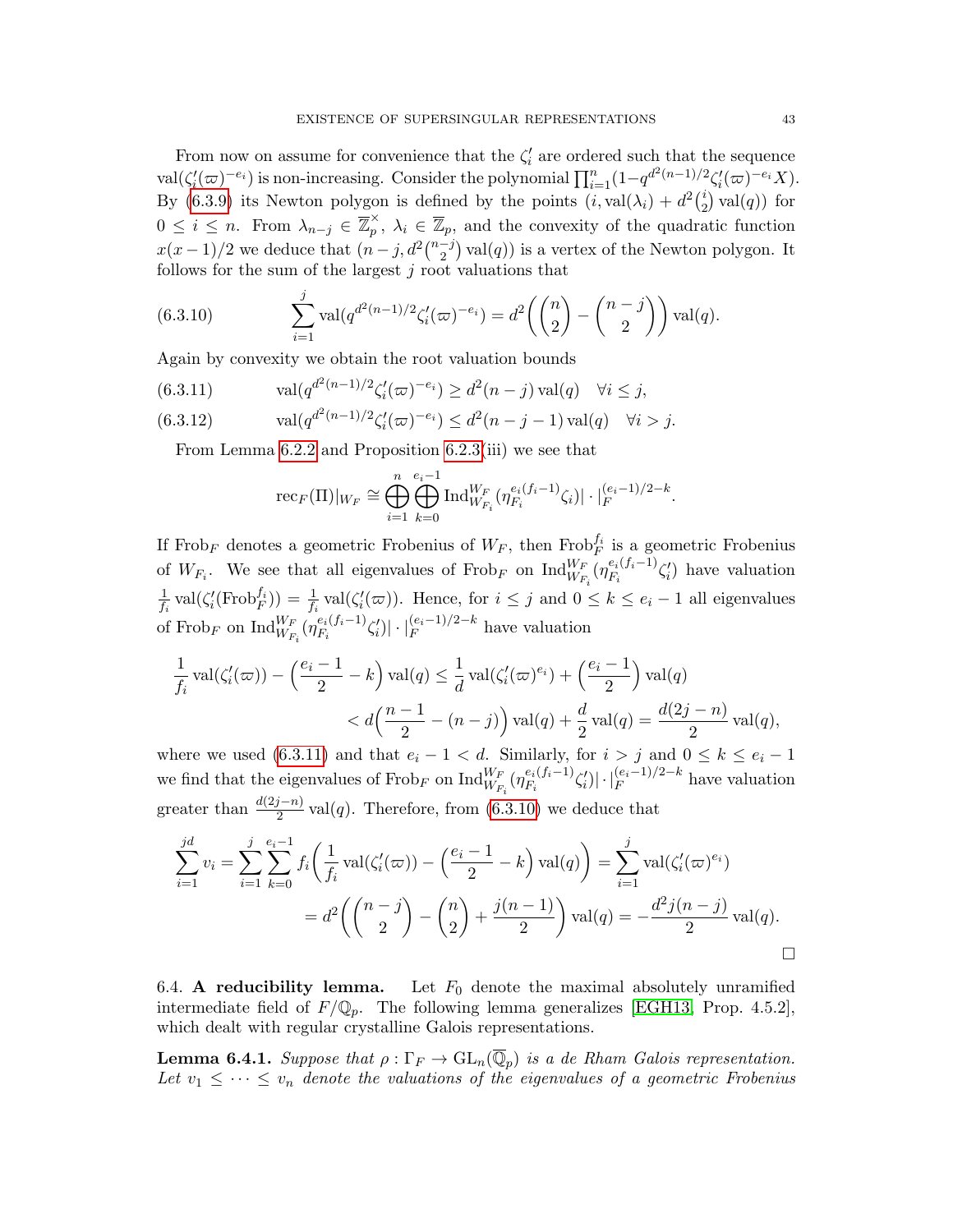From now on assume for convenience that the $\zeta_i'$ are ordered such that the sequence $\mathrm{val}(\zeta_i'(\varpi)^{-e_i})$ is non-increasing. Consider the polynomial $\prod_{i=1}^n(1-q^{d^2(n-1)/2}\zeta_i'(\varpi)^{-e_i}X)$. By (6.3.9) its Newton polygon is defined by the points $(i, \mathrm{val}(\lambda_i) + d^2\binom{i}{2}\mathrm{val}(q))$ for $0 \le i \le n$. From $\lambda_{n-j} \in \overline{\mathbb{Z}}_p^\times$, $\lambda_i \in \overline{\mathbb{Z}}_p$, and the convexity of the quadratic function $x(x-1)/2$ we deduce that $(n-j, d^2\binom{n-j}{2}\mathrm{val}(q))$ is a vertex of the Newton polygon. It follows for the sum of the largest $j$ root valuations that

$$\sum_{i=1}^{j} \mathrm{val}(q^{d^2(n-1)/2}\zeta_i'(\varpi)^{-e_i}) = d^2\left(\binom{n}{2} - \binom{n-j}{2}\right)\mathrm{val}(q). \tag{6.3.10}$$

Again by convexity we obtain the root valuation bounds

$$\mathrm{val}(q^{d^2(n-1)/2}\zeta_i'(\varpi)^{-e_i}) \ge d^2(n-j)\,\mathrm{val}(q) \quad \forall i \le j, \tag{6.3.11}$$

$$\mathrm{val}(q^{d^2(n-1)/2}\zeta_i'(\varpi)^{-e_i}) \le d^2(n-j-1)\,\mathrm{val}(q) \quad \forall i > j. \tag{6.3.12}$$

From Lemma 6.2.2 and Proposition 6.2.3(iii) we see that

$$\mathrm{rec}_F(\Pi)|_{W_F} \cong \bigoplus_{i=1}^{n}\bigoplus_{k=0}^{e_i-1} \mathrm{Ind}_{W_{F_i}}^{W_F}(\eta_{F_i}^{e_i(f_i-1)}\zeta_i)|\cdot|_F^{(e_i-1)/2-k}.$$

If $\mathrm{Frob}_F$ denotes a geometric Frobenius of $W_F$, then $\mathrm{Frob}_F^{f_i}$ is a geometric Frobenius of $W_{F_i}$. We see that all eigenvalues of $\mathrm{Frob}_F$ on $\mathrm{Ind}_{W_{F_i}}^{W_F}(\eta_{F_i}^{e_i(f_i-1)}\zeta_i')$ have valuation $\frac{1}{f_i}\mathrm{val}(\zeta_i'(\mathrm{Frob}_F^{f_i})) = \frac{1}{f_i}\mathrm{val}(\zeta_i'(\varpi))$. Hence, for $i \le j$ and $0 \le k \le e_i - 1$ all eigenvalues of $\mathrm{Frob}_F$ on $\mathrm{Ind}_{W_{F_i}}^{W_F}(\eta_{F_i}^{e_i(f_i-1)}\zeta_i')|\cdot|_F^{(e_i-1)/2-k}$ have valuation

$$\begin{aligned}\frac{1}{f_i}\mathrm{val}(\zeta_i'(\varpi)) - \Big(\frac{e_i-1}{2}-k\Big)\mathrm{val}(q) &\le \frac{1}{d}\mathrm{val}(\zeta_i'(\varpi)^{e_i}) + \Big(\frac{e_i-1}{2}\Big)\mathrm{val}(q)\\ &< d\Big(\frac{n-1}{2}-(n-j)\Big)\mathrm{val}(q) + \frac{d}{2}\mathrm{val}(q) = \frac{d(2j-n)}{2}\mathrm{val}(q),\end{aligned}$$

where we used (6.3.11) and that $e_i - 1 < d$. Similarly, for $i > j$ and $0 \le k \le e_i - 1$ we find that the eigenvalues of $\mathrm{Frob}_F$ on $\mathrm{Ind}_{W_{F_i}}^{W_F}(\eta_{F_i}^{e_i(f_i-1)}\zeta_i')|\cdot|_F^{(e_i-1)/2-k}$ have valuation greater than $\frac{d(2j-n)}{2}\mathrm{val}(q)$. Therefore, from (6.3.10) we deduce that

$$\begin{aligned}\sum_{i=1}^{jd} v_i = \sum_{i=1}^{j}\sum_{k=0}^{e_i-1} f_i\Big(\frac{1}{f_i}\mathrm{val}(\zeta_i'(\varpi)) - \Big(\frac{e_i-1}{2}-k\Big)\mathrm{val}(q)\Big) &= \sum_{i=1}^{j}\mathrm{val}(\zeta_i'(\varpi)^{e_i})\\ = d^2\left(\binom{n-j}{2} - \binom{n}{2} + \frac{j(n-1)}{2}\right)\mathrm{val}(q) &= -\frac{d^2 j(n-j)}{2}\mathrm{val}(q).\end{aligned}$$

□

6.4. **A reducibility lemma.** Let $F_0$ denote the maximal absolutely unramified intermediate field of $F/\mathbb{Q}_p$. The following lemma generalizes [EGH13, Prop. 4.5.2], which dealt with regular crystalline Galois representations.

**Lemma 6.4.1.** *Suppose that $\rho : \Gamma_F \to \mathrm{GL}_n(\overline{\mathbb{Q}}_p)$ is a de Rham Galois representation. Let $v_1 \le \cdots \le v_n$ denote the valuations of the eigenvalues of a geometric Frobenius*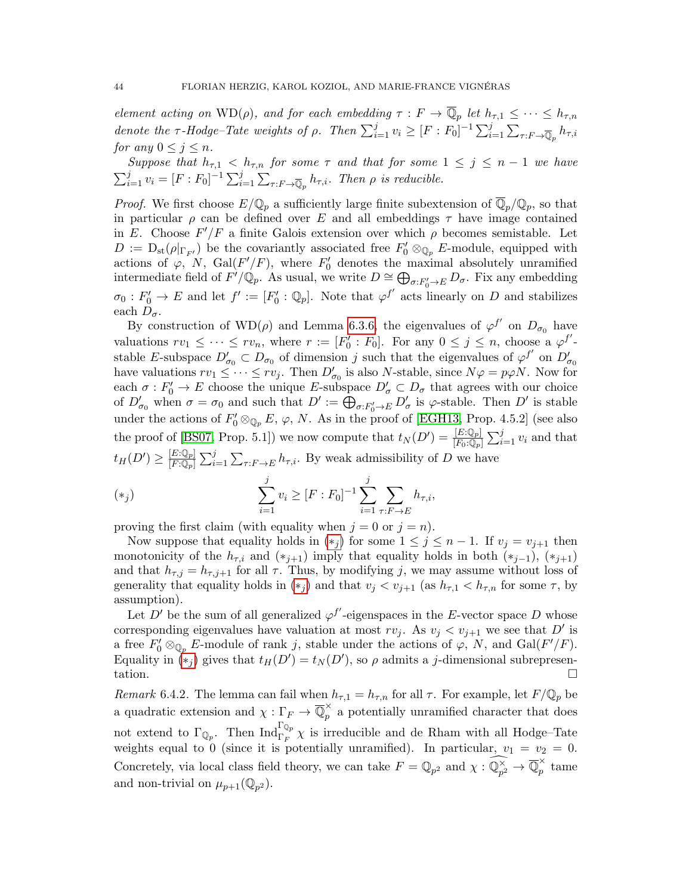*element acting on* $\mathrm{WD}(\rho)$*, and for each embedding* $\tau : F \to \overline{\mathbb{Q}}_p$ *let* $h_{\tau,1} \le \cdots \le h_{\tau,n}$ *denote the* $\tau$*-Hodge–Tate weights of* $\rho$*. Then* $\sum_{i=1}^j v_i \ge [F : F_0]^{-1} \sum_{i=1}^j \sum_{\tau:F\to\overline{\mathbb{Q}}_p} h_{\tau,i}$ *for any* $0 \le j \le n$*.*

*Suppose that* $h_{\tau,1} < h_{\tau,n}$ *for some* $\tau$ *and that for some* $1 \le j \le n-1$ *we have* $\sum_{i=1}^j v_i = [F : F_0]^{-1} \sum_{i=1}^j \sum_{\tau:F\to\overline{\mathbb{Q}}_p} h_{\tau,i}$*. Then* $\rho$ *is reducible.*

*Proof.* We first choose $E/\mathbb{Q}_p$ a sufficiently large finite subextension of $\overline{\mathbb{Q}}_p/\mathbb{Q}_p$, so that in particular $\rho$ can be defined over $E$ and all embeddings $\tau$ have image contained in $E$. Choose $F'/F$ a finite Galois extension over which $\rho$ becomes semistable. Let $D := \mathrm{D}_{\mathrm{st}}(\rho|_{\Gamma_{F'}})$ be the covariantly associated free $F'_0 \otimes_{\mathbb{Q}_p} E$-module, equipped with actions of $\varphi$, $N$, $\mathrm{Gal}(F'/F)$, where $F'_0$ denotes the maximal absolutely unramified intermediate field of $F'/\mathbb{Q}_p$. As usual, we write $D \cong \bigoplus_{\sigma:F'_0\to E} D_\sigma$. Fix any embedding $\sigma_0 : F'_0 \to E$ and let $f' := [F'_0 : \mathbb{Q}_p]$. Note that $\varphi^{f'}$ acts linearly on $D$ and stabilizes each $D_\sigma$.

By construction of $\mathrm{WD}(\rho)$ and Lemma 6.3.6, the eigenvalues of $\varphi^{f'}$ on $D_{\sigma_0}$ have valuations $rv_1 \le \cdots \le rv_n$, where $r := [F'_0 : F_0]$. For any $0 \le j \le n$, choose a $\varphi^{f'}$-stable $E$-subspace $D'_{\sigma_0} \subset D_{\sigma_0}$ of dimension $j$ such that the eigenvalues of $\varphi^{f'}$ on $D'_{\sigma_0}$ have valuations $rv_1 \le \cdots \le rv_j$. Then $D'_{\sigma_0}$ is also $N$-stable, since $N\varphi = p\varphi N$. Now for each $\sigma : F'_0 \to E$ choose the unique $E$-subspace $D'_\sigma \subset D_\sigma$ that agrees with our choice of $D'_{\sigma_0}$ when $\sigma = \sigma_0$ and such that $D' := \bigoplus_{\sigma:F'_0\to E} D'_\sigma$ is $\varphi$-stable. Then $D'$ is stable under the actions of $F'_0 \otimes_{\mathbb{Q}_p} E$, $\varphi$, $N$. As in the proof of [EGH13, Prop. 4.5.2] (see also the proof of [BS07, Prop. 5.1]) we now compute that $t_N(D') = \frac{[E:\mathbb{Q}_p]}{[F_0:\mathbb{Q}_p]} \sum_{i=1}^j v_i$ and that $t_H(D') \ge \frac{[E:\mathbb{Q}_p]}{[F:\mathbb{Q}_p]} \sum_{i=1}^j \sum_{\tau:F\to E} h_{\tau,i}$. By weak admissibility of $D$ we have

$$(*_j) \qquad \sum_{i=1}^j v_i \ge [F : F_0]^{-1} \sum_{i=1}^j \sum_{\tau:F\to E} h_{\tau,i},$$

proving the first claim (with equality when $j = 0$ or $j = n$).

Now suppose that equality holds in $(*_j)$ for some $1 \le j \le n-1$. If $v_j = v_{j+1}$ then monotonicity of the $h_{\tau,i}$ and $(*_{j+1})$ imply that equality holds in both $(*_{j-1})$, $(*_{j+1})$ and that $h_{\tau,j} = h_{\tau,j+1}$ for all $\tau$. Thus, by modifying $j$, we may assume without loss of generality that equality holds in $(*_j)$ and that $v_j < v_{j+1}$ (as $h_{\tau,1} < h_{\tau,n}$ for some $\tau$, by assumption).

Let $D'$ be the sum of all generalized $\varphi^{f'}$-eigenspaces in the $E$-vector space $D$ whose corresponding eigenvalues have valuation at most $rv_j$. As $v_j < v_{j+1}$ we see that $D'$ is a free $F'_0 \otimes_{\mathbb{Q}_p} E$-module of rank $j$, stable under the actions of $\varphi$, $N$, and $\mathrm{Gal}(F'/F)$. Equality in $(*_j)$ gives that $t_H(D') = t_N(D')$, so $\rho$ admits a $j$-dimensional subrepresentation. $\square$

*Remark* 6.4.2. The lemma can fail when $h_{\tau,1} = h_{\tau,n}$ for all $\tau$. For example, let $F/\mathbb{Q}_p$ be a quadratic extension and $\chi : \Gamma_F \to \overline{\mathbb{Q}}_p^\times$ a potentially unramified character that does not extend to $\Gamma_{\mathbb{Q}_p}$. Then $\mathrm{Ind}_{\Gamma_F}^{\Gamma_{\mathbb{Q}_p}} \chi$ is irreducible and de Rham with all Hodge–Tate weights equal to 0 (since it is potentially unramified). In particular, $v_1 = v_2 = 0$. Concretely, via local class field theory, we can take $F = \mathbb{Q}_{p^2}$ and $\chi : \widehat{\mathbb{Q}_{p^2}^\times} \to \overline{\mathbb{Q}}_p^\times$ tame and non-trivial on $\mu_{p+1}(\mathbb{Q}_{p^2})$.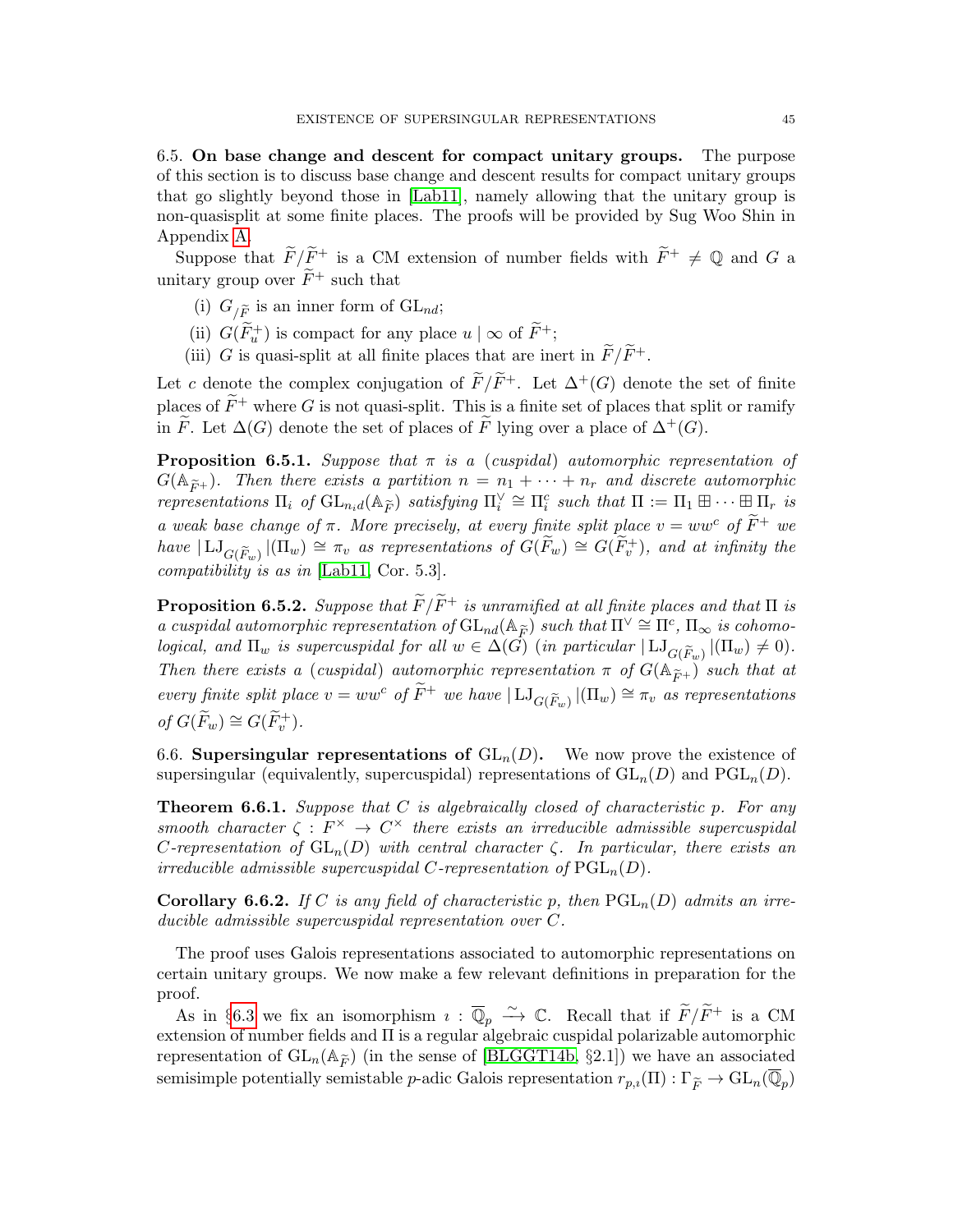6.5. **On base change and descent for compact unitary groups.** The purpose of this section is to discuss base change and descent results for compact unitary groups that go slightly beyond those in [Lab11], namely allowing that the unitary group is non-quasisplit at some finite places. The proofs will be provided by Sug Woo Shin in Appendix A.

Suppose that $\widetilde{F}/\widetilde{F}^+$ is a CM extension of number fields with $\widetilde{F}^+ \neq \mathbb{Q}$ and $G$ a unitary group over $\widetilde{F}^+$ such that

(i) $G_{/\widetilde{F}}$ is an inner form of $\mathrm{GL}_{nd}$;
(ii) $G(\widetilde{F}^+_u)$ is compact for any place $u \mid \infty$ of $\widetilde{F}^+$;
(iii) $G$ is quasi-split at all finite places that are inert in $\widetilde{F}/\widetilde{F}^+$.

Let $c$ denote the complex conjugation of $\widetilde{F}/\widetilde{F}^+$. Let $\Delta^+(G)$ denote the set of finite places of $\widetilde{F}^+$ where $G$ is not quasi-split. This is a finite set of places that split or ramify in $\widetilde{F}$. Let $\Delta(G)$ denote the set of places of $\widetilde{F}$ lying over a place of $\Delta^+(G)$.

**Proposition 6.5.1.** *Suppose that $\pi$ is a (cuspidal) automorphic representation of $G(\mathbb{A}_{\widetilde{F}^+})$. Then there exists a partition $n = n_1 + \cdots + n_r$ and discrete automorphic representations $\Pi_i$ of $\mathrm{GL}_{n_i d}(\mathbb{A}_{\widetilde{F}})$ satisfying $\Pi_i^\vee \cong \Pi_i^c$ such that $\Pi := \Pi_1 \boxplus \cdots \boxplus \Pi_r$ is a weak base change of $\pi$. More precisely, at every finite split place $v = ww^c$ of $\widetilde{F}^+$ we have $|\mathrm{LJ}_{G(\widetilde{F}_w)}|(\Pi_w) \cong \pi_v$ as representations of $G(\widetilde{F}_w) \cong G(\widetilde{F}^+_v)$, and at infinity the compatibility is as in [Lab11, Cor. 5.3].*

**Proposition 6.5.2.** *Suppose that $\widetilde{F}/\widetilde{F}^+$ is unramified at all finite places and that $\Pi$ is a cuspidal automorphic representation of $\mathrm{GL}_{nd}(\mathbb{A}_{\widetilde{F}})$ such that $\Pi^\vee \cong \Pi^c$, $\Pi_\infty$ is cohomological, and $\Pi_w$ is supercuspidal for all $w \in \Delta(G)$ (in particular $|\mathrm{LJ}_{G(\widetilde{F}_w)}|(\Pi_w) \neq 0$). Then there exists a (cuspidal) automorphic representation $\pi$ of $G(\mathbb{A}_{\widetilde{F}^+})$ such that at every finite split place $v = ww^c$ of $\widetilde{F}^+$ we have $|\mathrm{LJ}_{G(\widetilde{F}_w)}|(\Pi_w) \cong \pi_v$ as representations of $G(\widetilde{F}_w) \cong G(\widetilde{F}^+_v)$.*

6.6. **Supersingular representations of $\mathrm{GL}_n(D)$.** We now prove the existence of supersingular (equivalently, supercuspidal) representations of $\mathrm{GL}_n(D)$ and $\mathrm{PGL}_n(D)$.

**Theorem 6.6.1.** *Suppose that $C$ is algebraically closed of characteristic $p$. For any smooth character $\zeta : F^\times \to C^\times$ there exists an irreducible admissible supercuspidal $C$-representation of $\mathrm{GL}_n(D)$ with central character $\zeta$. In particular, there exists an irreducible admissible supercuspidal $C$-representation of $\mathrm{PGL}_n(D)$.*

**Corollary 6.6.2.** *If $C$ is any field of characteristic $p$, then $\mathrm{PGL}_n(D)$ admits an irreducible admissible supercuspidal representation over $C$.*

The proof uses Galois representations associated to automorphic representations on certain unitary groups. We now make a few relevant definitions in preparation for the proof.

As in §6.3 we fix an isomorphism $\imath : \overline{\mathbb{Q}}_p \xrightarrow{\sim} \mathbb{C}$. Recall that if $\widetilde{F}/\widetilde{F}^+$ is a CM extension of number fields and $\Pi$ is a regular algebraic cuspidal polarizable automorphic representation of $\mathrm{GL}_n(\mathbb{A}_{\widetilde{F}})$ (in the sense of [BLGGT14b, §2.1]) we have an associated semisimple potentially semistable $p$-adic Galois representation $r_{p,\imath}(\Pi) : \Gamma_{\widetilde{F}} \to \mathrm{GL}_n(\overline{\mathbb{Q}}_p)$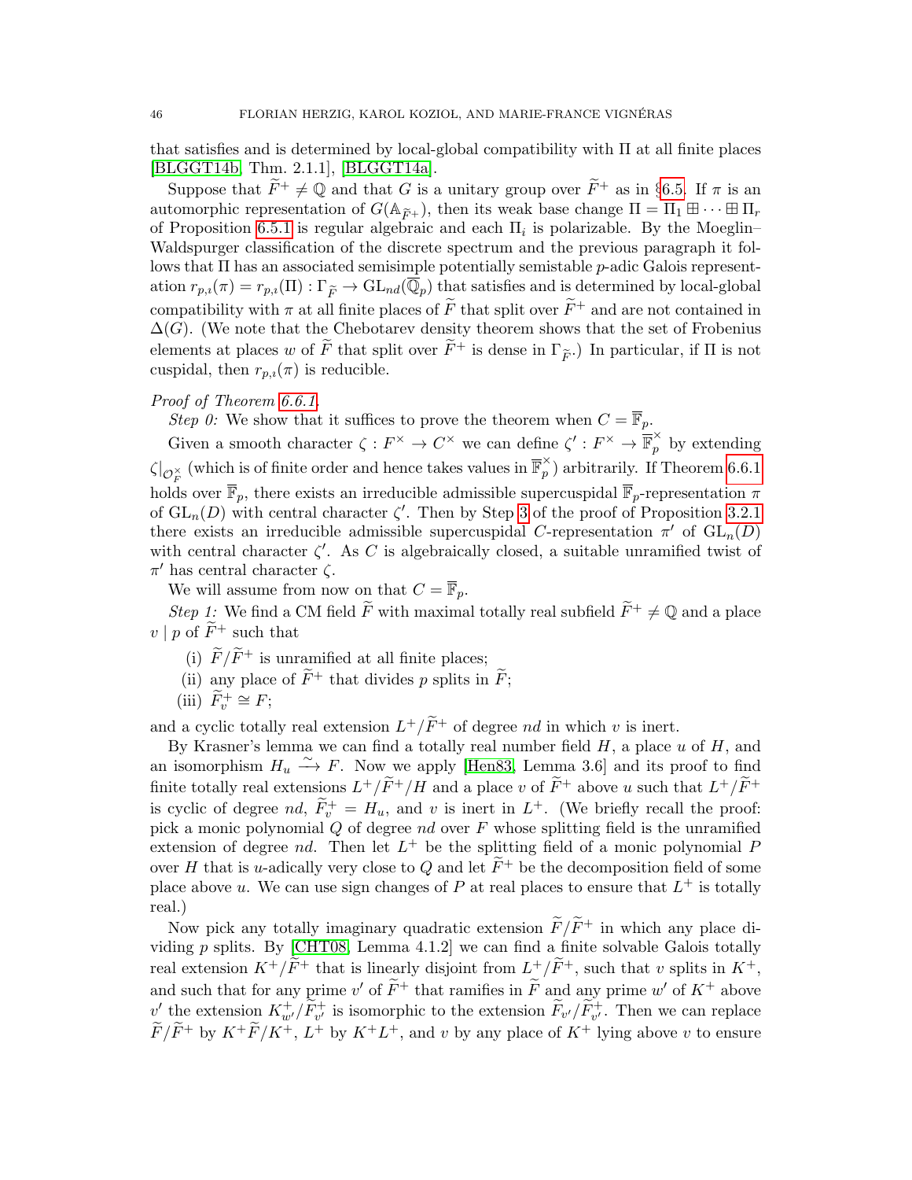that satisfies and is determined by local-global compatibility with $\Pi$ at all finite places [BLGGT14b, Thm. 2.1.1], [BLGGT14a].

Suppose that $\widetilde{F}^+ \neq \mathbb{Q}$ and that $G$ is a unitary group over $\widetilde{F}^+$ as in §6.5. If $\pi$ is an automorphic representation of $G(\mathbb{A}_{\widetilde{F}^+})$, then its weak base change $\Pi = \Pi_1 \boxplus \cdots \boxplus \Pi_r$ of Proposition 6.5.1 is regular algebraic and each $\Pi_i$ is polarizable. By the Moeglin–Waldspurger classification of the discrete spectrum and the previous paragraph it follows that $\Pi$ has an associated semisimple potentially semistable $p$-adic Galois representation $r_{p,\iota}(\pi) = r_{p,\iota}(\Pi) : \Gamma_{\widetilde{F}} \to \mathrm{GL}_{nd}(\overline{\mathbb{Q}}_p)$ that satisfies and is determined by local-global compatibility with $\pi$ at all finite places of $\widetilde{F}$ that split over $\widetilde{F}^+$ and are not contained in $\Delta(G)$. (We note that the Chebotarev density theorem shows that the set of Frobenius elements at places $w$ of $\widetilde{F}$ that split over $\widetilde{F}^+$ is dense in $\Gamma_{\widetilde{F}}$.) In particular, if $\Pi$ is not cuspidal, then $r_{p,\iota}(\pi)$ is reducible.

*Proof of Theorem 6.6.1.*

*Step 0:* We show that it suffices to prove the theorem when $C = \overline{\mathbb{F}}_p$.

Given a smooth character $\zeta : F^\times \to C^\times$ we can define $\zeta' : F^\times \to \overline{\mathbb{F}}_p^\times$ by extending $\zeta|_{\mathcal{O}_F^\times}$ (which is of finite order and hence takes values in $\overline{\mathbb{F}}_p^\times$) arbitrarily. If Theorem 6.6.1 holds over $\overline{\mathbb{F}}_p$, there exists an irreducible admissible supercuspidal $\overline{\mathbb{F}}_p$-representation $\pi$ of $\mathrm{GL}_n(D)$ with central character $\zeta'$. Then by Step 3 of the proof of Proposition 3.2.1 there exists an irreducible admissible supercuspidal $C$-representation $\pi'$ of $\mathrm{GL}_n(D)$ with central character $\zeta'$. As $C$ is algebraically closed, a suitable unramified twist of $\pi'$ has central character $\zeta$.

We will assume from now on that $C = \overline{\mathbb{F}}_p$.

*Step 1:* We find a CM field $\widetilde{F}$ with maximal totally real subfield $\widetilde{F}^+ \neq \mathbb{Q}$ and a place $v \mid p$ of $\widetilde{F}^+$ such that

(i) $\widetilde{F}/\widetilde{F}^+$ is unramified at all finite places;
(ii) any place of $\widetilde{F}^+$ that divides $p$ splits in $\widetilde{F}$;
(iii) $\widetilde{F}^+_v \cong F$;

and a cyclic totally real extension $L^+/\widetilde{F}^+$ of degree $nd$ in which $v$ is inert.

By Krasner's lemma we can find a totally real number field $H$, a place $u$ of $H$, and an isomorphism $H_u \xrightarrow{\sim} F$. Now we apply [Hen83, Lemma 3.6] and its proof to find finite totally real extensions $L^+/\widetilde{F}^+/H$ and a place $v$ of $\widetilde{F}^+$ above $u$ such that $L^+/\widetilde{F}^+$ is cyclic of degree $nd$, $\widetilde{F}^+_v = H_u$, and $v$ is inert in $L^+$. (We briefly recall the proof: pick a monic polynomial $Q$ of degree $nd$ over $F$ whose splitting field is the unramified extension of degree $nd$. Then let $L^+$ be the splitting field of a monic polynomial $P$ over $H$ that is $u$-adically very close to $Q$ and let $\widetilde{F}^+$ be the decomposition field of some place above $u$. We can use sign changes of $P$ at real places to ensure that $L^+$ is totally real.)

Now pick any totally imaginary quadratic extension $\widetilde{F}/\widetilde{F}^+$ in which any place dividing $p$ splits. By [CHT08, Lemma 4.1.2] we can find a finite solvable Galois totally real extension $K^+/\widetilde{F}^+$ that is linearly disjoint from $L^+/\widetilde{F}^+$, such that $v$ splits in $K^+$, and such that for any prime $v'$ of $\widetilde{F}^+$ that ramifies in $\widetilde{F}$ and any prime $w'$ of $K^+$ above $v'$ the extension $K^+_{w'}/\widetilde{F}^+_{v'}$ is isomorphic to the extension $\widetilde{F}_{v'}/\widetilde{F}^+_{v'}$. Then we can replace $\widetilde{F}/\widetilde{F}^+$ by $K^+\widetilde{F}/K^+$, $L^+$ by $K^+L^+$, and $v$ by any place of $K^+$ lying above $v$ to ensure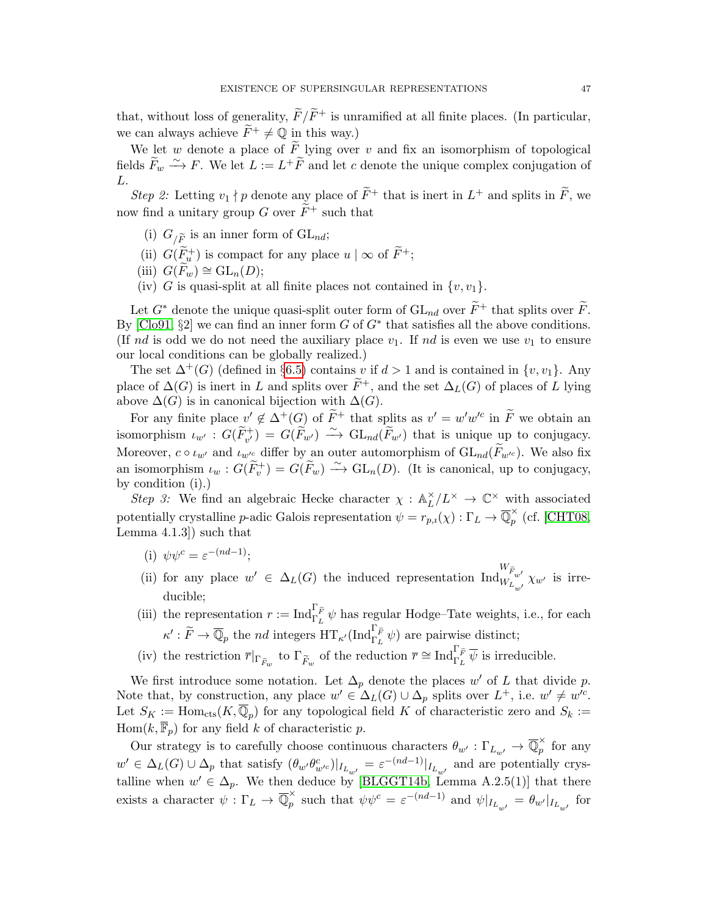that, without loss of generality, $\widetilde{F}/\widetilde{F}^+$ is unramified at all finite places. (In particular, we can always achieve $\widetilde{F}^+ \neq \mathbb{Q}$ in this way.)

We let $w$ denote a place of $\widetilde{F}$ lying over $v$ and fix an isomorphism of topological fields $\widetilde{F}_w \xrightarrow{\sim} F$. We let $L := L^+\widetilde{F}$ and let $c$ denote the unique complex conjugation of $L$.

*Step 2:* Letting $v_1 \nmid p$ denote any place of $\widetilde{F}^+$ that is inert in $L^+$ and splits in $\widetilde{F}$, we now find a unitary group $G$ over $\widetilde{F}^+$ such that

(i) $G_{/\widetilde{F}}$ is an inner form of $\mathrm{GL}_{nd}$;
(ii) $G(\widetilde{F}^+_u)$ is compact for any place $u \mid \infty$ of $\widetilde{F}^+$;
(iii) $G(\widetilde{F}_w) \cong \mathrm{GL}_n(D)$;
(iv) $G$ is quasi-split at all finite places not contained in $\{v, v_1\}$.

Let $G^*$ denote the unique quasi-split outer form of $\mathrm{GL}_{nd}$ over $\widetilde{F}^+$ that splits over $\widetilde{F}$. By [Clo91, §2] we can find an inner form $G$ of $G^*$ that satisfies all the above conditions. (If $nd$ is odd we do not need the auxiliary place $v_1$. If $nd$ is even we use $v_1$ to ensure our local conditions can be globally realized.)

The set $\Delta^+(G)$ (defined in §6.5) contains $v$ if $d > 1$ and is contained in $\{v, v_1\}$. Any place of $\Delta(G)$ is inert in $L$ and splits over $\widetilde{F}^+$, and the set $\Delta_L(G)$ of places of $L$ lying above $\Delta(G)$ is in canonical bijection with $\Delta(G)$.

For any finite place $v' \notin \Delta^+(G)$ of $\widetilde{F}^+$ that splits as $v' = w'w'^c$ in $\widetilde{F}$ we obtain an isomorphism $\iota_{w'} : G(\widetilde{F}^+_{v'}) = G(\widetilde{F}_{w'}) \xrightarrow{\sim} \mathrm{GL}_{nd}(\widetilde{F}_{w'})$ that is unique up to conjugacy. Moreover, $c \circ \iota_{w'}$ and $\iota_{w'^c}$ differ by an outer automorphism of $\mathrm{GL}_{nd}(\widetilde{F}_{w'^c})$. We also fix an isomorphism $\iota_w : G(\widetilde{F}^+_v) = G(\widetilde{F}_w) \xrightarrow{\sim} \mathrm{GL}_n(D)$. (It is canonical, up to conjugacy, by condition (i).)

*Step 3:* We find an algebraic Hecke character $\chi : \mathbb{A}_L^\times/L^\times \to \mathbb{C}^\times$ with associated potentially crystalline $p$-adic Galois representation $\psi = r_{p,\imath}(\chi) : \Gamma_L \to \overline{\mathbb{Q}}_p^\times$ (cf. [CHT08, Lemma 4.1.3]) such that

(i) $\psi\psi^c = \varepsilon^{-(nd-1)}$;
(ii) for any place $w' \in \Delta_L(G)$ the induced representation $\mathrm{Ind}_{W_{L_{w'}}}^{W_{\widetilde{F}_{w'}}} \chi_{w'}$ is irreducible;
(iii) the representation $r := \mathrm{Ind}_{\Gamma_L}^{\Gamma_{\widetilde{F}}} \psi$ has regular Hodge–Tate weights, i.e., for each $\kappa' : \widetilde{F} \to \overline{\mathbb{Q}}_p$ the $nd$ integers $\mathrm{HT}_{\kappa'}(\mathrm{Ind}_{\Gamma_L}^{\Gamma_{\widetilde{F}}} \psi)$ are pairwise distinct;
(iv) the restriction $\overline{r}|_{\Gamma_{\widetilde{F}_w}}$ to $\Gamma_{\widetilde{F}_w}$ of the reduction $\overline{r} \cong \mathrm{Ind}_{\Gamma_L}^{\Gamma_{\widetilde{F}}} \overline{\psi}$ is irreducible.

We first introduce some notation. Let $\Delta_p$ denote the places $w'$ of $L$ that divide $p$. Note that, by construction, any place $w' \in \Delta_L(G) \cup \Delta_p$ splits over $L^+$, i.e. $w' \neq w'^c$. Let $S_K := \mathrm{Hom}_{\mathrm{cts}}(K, \overline{\mathbb{Q}}_p)$ for any topological field $K$ of characteristic zero and $S_k := \mathrm{Hom}(k, \overline{\mathbb{F}}_p)$ for any field $k$ of characteristic $p$.

Our strategy is to carefully choose continuous characters $\theta_{w'} : \Gamma_{L_{w'}} \to \overline{\mathbb{Q}}_p^\times$ for any $w' \in \Delta_L(G) \cup \Delta_p$ that satisfy $(\theta_{w'}\theta^c_{w'^c})|_{I_{L_{w'}}} = \varepsilon^{-(nd-1)}|_{I_{L_{w'}}}$ and are potentially crystalline when $w' \in \Delta_p$. We then deduce by [BLGGT14b, Lemma A.2.5(1)] that there exists a character $\psi : \Gamma_L \to \overline{\mathbb{Q}}_p^\times$ such that $\psi\psi^c = \varepsilon^{-(nd-1)}$ and $\psi|_{I_{L_{w'}}} = \theta_{w'}|_{I_{L_{w'}}}$ for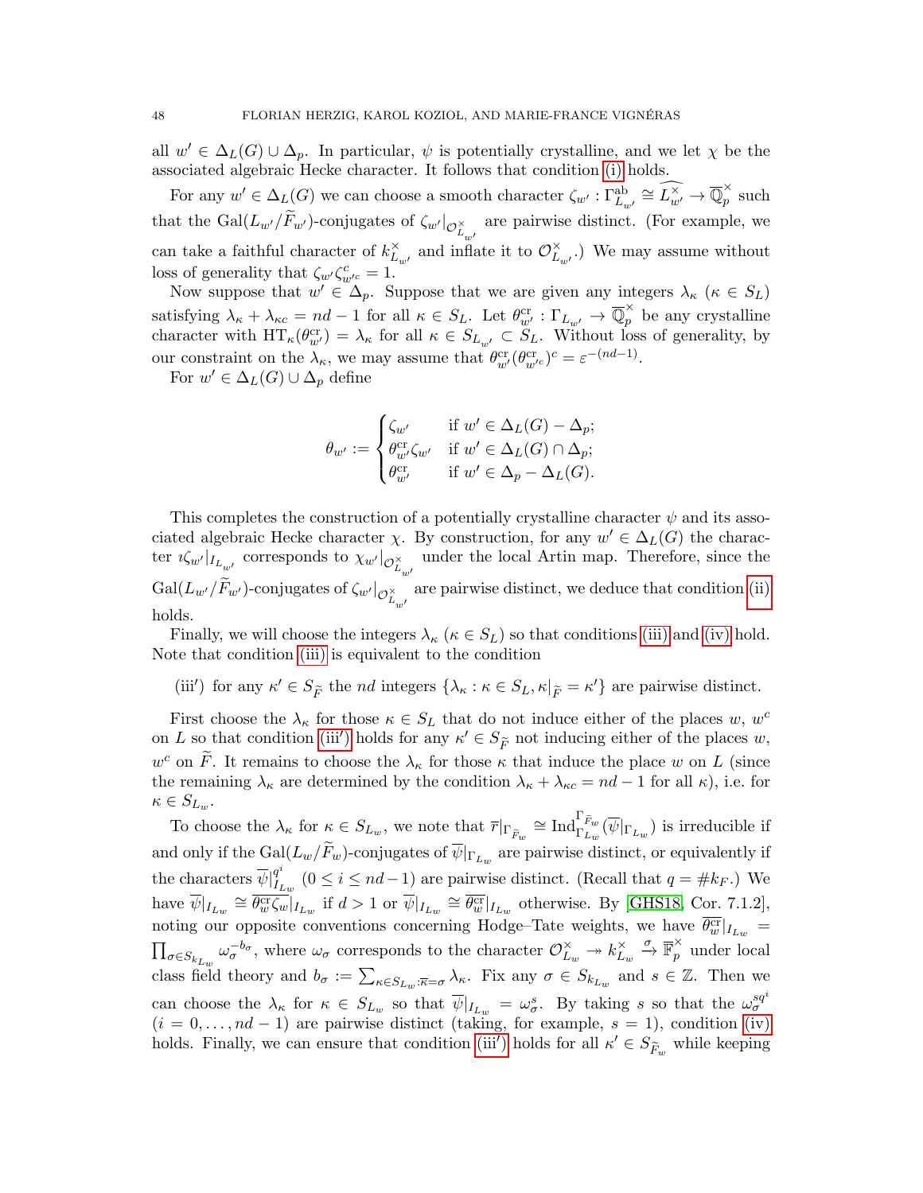all $w' \in \Delta_L(G) \cup \Delta_p$. In particular, $\psi$ is potentially crystalline, and we let $\chi$ be the associated algebraic Hecke character. It follows that condition (i) holds.

For any $w' \in \Delta_L(G)$ we can choose a smooth character $\zeta_{w'} : \Gamma_{L_{w'}}^{\mathrm{ab}} \cong \widehat{L_{w'}^\times} \to \overline{\mathbb{Q}}_p^\times$ such that the $\mathrm{Gal}(L_{w'}/\widetilde{F}_{w'})$-conjugates of $\zeta_{w'}|_{\mathcal{O}_{L_{w'}}^\times}$ are pairwise distinct. (For example, we can take a faithful character of $k_{L_{w'}}^\times$ and inflate it to $\mathcal{O}_{L_{w'}}^\times$.) We may assume without loss of generality that $\zeta_{w'}\zeta_{w'^c}^c = 1$.

Now suppose that $w' \in \Delta_p$. Suppose that we are given any integers $\lambda_\kappa$ ($\kappa \in S_L$) satisfying $\lambda_\kappa + \lambda_{\kappa c} = nd - 1$ for all $\kappa \in S_L$. Let $\theta_{w'}^{\mathrm{cr}} : \Gamma_{L_{w'}} \to \overline{\mathbb{Q}}_p^\times$ be any crystalline character with $\mathrm{HT}_\kappa(\theta_{w'}^{\mathrm{cr}}) = \lambda_\kappa$ for all $\kappa \in S_{L_{w'}} \subset S_L$. Without loss of generality, by our constraint on the $\lambda_\kappa$, we may assume that $\theta_{w'}^{\mathrm{cr}}(\theta_{w'^c}^{\mathrm{cr}})^c = \varepsilon^{-(nd-1)}$.

For $w' \in \Delta_L(G) \cup \Delta_p$ define

$$\theta_{w'} := \begin{cases} \zeta_{w'} & \text{if } w' \in \Delta_L(G) - \Delta_p; \\ \theta_{w'}^{\mathrm{cr}}\zeta_{w'} & \text{if } w' \in \Delta_L(G) \cap \Delta_p; \\ \theta_{w'}^{\mathrm{cr}} & \text{if } w' \in \Delta_p - \Delta_L(G). \end{cases}$$

This completes the construction of a potentially crystalline character $\psi$ and its associated algebraic Hecke character $\chi$. By construction, for any $w' \in \Delta_L(G)$ the character $\imath\zeta_{w'}|_{I_{L_{w'}}}$ corresponds to $\chi_{w'}|_{\mathcal{O}_{L_{w'}}^\times}$ under the local Artin map. Therefore, since the $\mathrm{Gal}(L_{w'}/\widetilde{F}_{w'})$-conjugates of $\zeta_{w'}|_{\mathcal{O}_{L_{w'}}^\times}$ are pairwise distinct, we deduce that condition (ii) holds.

Finally, we will choose the integers $\lambda_\kappa$ ($\kappa \in S_L$) so that conditions (iii) and (iv) hold. Note that condition (iii) is equivalent to the condition

(iii′) for any $\kappa' \in S_{\widetilde{F}}$ the $nd$ integers $\{\lambda_\kappa : \kappa \in S_L, \kappa|_{\widetilde{F}} = \kappa'\}$ are pairwise distinct.

First choose the $\lambda_\kappa$ for those $\kappa \in S_L$ that do not induce either of the places $w$, $w^c$ on $L$ so that condition (iii′) holds for any $\kappa' \in S_{\widetilde{F}}$ not inducing either of the places $w$, $w^c$ on $\widetilde{F}$. It remains to choose the $\lambda_\kappa$ for those $\kappa$ that induce the place $w$ on $L$ (since the remaining $\lambda_\kappa$ are determined by the condition $\lambda_\kappa + \lambda_{\kappa c} = nd - 1$ for all $\kappa$), i.e. for $\kappa \in S_{L_w}$.

To choose the $\lambda_\kappa$ for $\kappa \in S_{L_w}$, we note that $\overline{r}|_{\Gamma_{\widetilde{F}_w}} \cong \mathrm{Ind}_{\Gamma_{L_w}}^{\Gamma_{\widetilde{F}_w}}(\overline{\psi}|_{\Gamma_{L_w}})$ is irreducible if and only if the $\mathrm{Gal}(L_w/\widetilde{F}_w)$-conjugates of $\overline{\psi}|_{\Gamma_{L_w}}$ are pairwise distinct, or equivalently if the characters $\overline{\psi}|_{I_{L_w}}^{q^i}$ ($0 \le i \le nd-1$) are pairwise distinct. (Recall that $q = \#k_F$.) We have $\overline{\psi}|_{I_{L_w}} \cong \overline{\theta_w^{\mathrm{cr}}\zeta_w}|_{I_{L_w}}$ if $d > 1$ or $\overline{\psi}|_{I_{L_w}} \cong \overline{\theta_w^{\mathrm{cr}}}|_{I_{L_w}}$ otherwise. By [GHS18, Cor. 7.1.2], noting our opposite conventions concerning Hodge–Tate weights, we have $\overline{\theta_w^{\mathrm{cr}}}|_{I_{L_w}} = \prod_{\sigma \in S_{k_{L_w}}} \omega_\sigma^{-b_\sigma}$, where $\omega_\sigma$ corresponds to the character $\mathcal{O}_{L_w}^\times \twoheadrightarrow k_{L_w}^\times \xrightarrow{\sigma} \overline{\mathbb{F}}_p^\times$ under local class field theory and $b_\sigma := \sum_{\kappa \in S_{L_w} : \overline{\kappa} = \sigma} \lambda_\kappa$. Fix any $\sigma \in S_{k_{L_w}}$ and $s \in \mathbb{Z}$. Then we can choose the $\lambda_\kappa$ for $\kappa \in S_{L_w}$ so that $\overline{\psi}|_{I_{L_w}} = \omega_\sigma^s$. By taking $s$ so that the $\omega_\sigma^{sq^i}$ ($i = 0, \dots, nd-1$) are pairwise distinct (taking, for example, $s = 1$), condition (iv) holds. Finally, we can ensure that condition (iii′) holds for all $\kappa' \in S_{\widetilde{F}_w}$ while keeping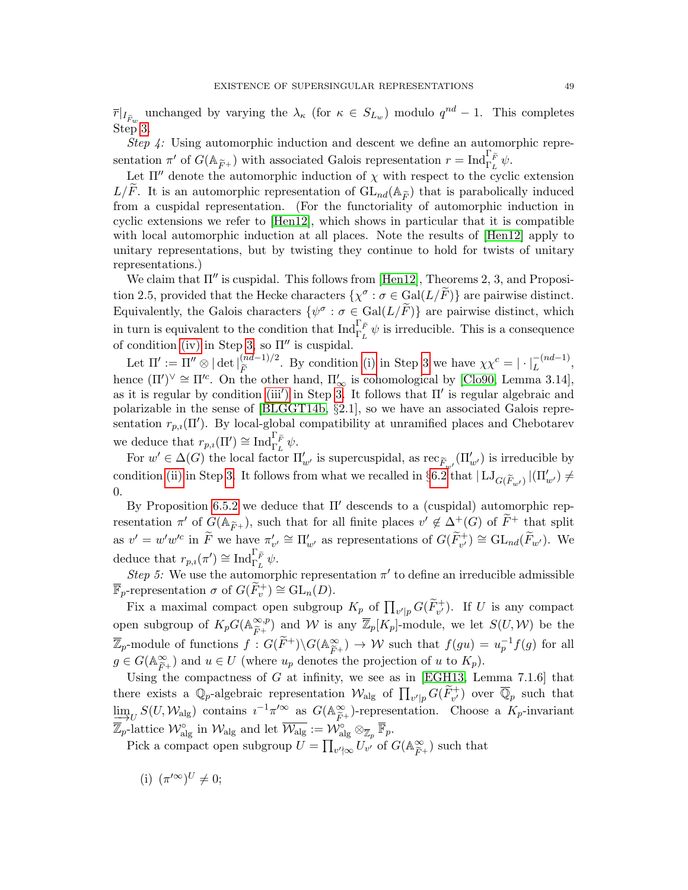$\overline{r}|_{I_{\widetilde{F}_w}}$ unchanged by varying the $\lambda_\kappa$ (for $\kappa \in S_{L_w}$) modulo $q^{nd} - 1$. This completes Step 3.

*Step 4:* Using automorphic induction and descent we define an automorphic representation $\pi'$ of $G(\mathbb{A}_{\widetilde{F}^+})$ with associated Galois representation $r = \operatorname{Ind}_{\Gamma_L}^{\Gamma_{\widetilde{F}}} \psi$.

Let $\Pi''$ denote the automorphic induction of $\chi$ with respect to the cyclic extension $L/\widetilde{F}$. It is an automorphic representation of $\mathrm{GL}_{nd}(\mathbb{A}_{\widetilde{F}})$ that is parabolically induced from a cuspidal representation. (For the functoriality of automorphic induction in cyclic extensions we refer to [Hen12], which shows in particular that it is compatible with local automorphic induction at all places. Note the results of [Hen12] apply to unitary representations, but by twisting they continue to hold for twists of unitary representations.)

We claim that $\Pi''$ is cuspidal. This follows from [Hen12], Theorems 2, 3, and Proposition 2.5, provided that the Hecke characters $\{\chi^\sigma : \sigma \in \mathrm{Gal}(L/\widetilde{F})\}$ are pairwise distinct. Equivalently, the Galois characters $\{\psi^\sigma : \sigma \in \mathrm{Gal}(L/\widetilde{F})\}$ are pairwise distinct, which in turn is equivalent to the condition that $\operatorname{Ind}_{\Gamma_L}^{\Gamma_{\widetilde{F}}} \psi$ is irreducible. This is a consequence of condition (iv) in Step 3, so $\Pi''$ is cuspidal.

Let $\Pi' := \Pi'' \otimes |\det|_{\widetilde{F}}^{(nd-1)/2}$. By condition (i) in Step 3 we have $\chi\chi^c = |\cdot|_L^{-(nd-1)}$, hence $(\Pi')^\vee \cong \Pi'^c$. On the other hand, $\Pi'_\infty$ is cohomological by [Clo90, Lemma 3.14], as it is regular by condition (iii′) in Step 3. It follows that $\Pi'$ is regular algebraic and polarizable in the sense of [BLGGT14b, §2.1], so we have an associated Galois representation $r_{p,\imath}(\Pi')$. By local-global compatibility at unramified places and Chebotarev we deduce that $r_{p,\imath}(\Pi') \cong \operatorname{Ind}_{\Gamma_L}^{\Gamma_{\widetilde{F}}} \psi$.

For $w' \in \Delta(G)$ the local factor $\Pi'_{w'}$ is supercuspidal, as $\operatorname{rec}_{\widetilde{F}_{w'}}(\Pi'_{w'})$ is irreducible by condition (ii) in Step 3. It follows from what we recalled in §6.2 that $|\operatorname{LJ}_{G(\widetilde{F}_{w'})}|(\Pi'_{w'}) \neq 0$.

By Proposition 6.5.2 we deduce that $\Pi'$ descends to a (cuspidal) automorphic representation $\pi'$ of $G(\mathbb{A}_{\widetilde{F}^+})$, such that for all finite places $v' \notin \Delta^+(G)$ of $\widetilde{F}^+$ that split as $v' = w'w'^c$ in $\widetilde{F}$ we have $\pi'_{v'} \cong \Pi'_{w'}$ as representations of $G(\widetilde{F}^+_{v'}) \cong \mathrm{GL}_{nd}(\widetilde{F}_{w'})$. We deduce that $r_{p,\imath}(\pi') \cong \operatorname{Ind}_{\Gamma_L}^{\Gamma_{\widetilde{F}}} \psi$.

*Step 5:* We use the automorphic representation $\pi'$ to define an irreducible admissible $\overline{\mathbb{F}}_p$-representation $\sigma$ of $G(\widetilde{F}^+_v) \cong \mathrm{GL}_n(D)$.

Fix a maximal compact open subgroup $K_p$ of $\prod_{v'|p} G(\widetilde{F}^+_{v'})$. If $U$ is any compact open subgroup of $K_p G(\mathbb{A}^{\infty,p}_{\widetilde{F}^+})$ and $\mathcal{W}$ is any $\overline{\mathbb{Z}}_p[K_p]$-module, we let $S(U, \mathcal{W})$ be the $\overline{\mathbb{Z}}_p$-module of functions $f : G(\widetilde{F}^+)\backslash G(\mathbb{A}^\infty_{\widetilde{F}^+}) \to \mathcal{W}$ such that $f(gu) = u_p^{-1} f(g)$ for all $g \in G(\mathbb{A}^\infty_{\widetilde{F}^+})$ and $u \in U$ (where $u_p$ denotes the projection of $u$ to $K_p$).

Using the compactness of $G$ at infinity, we see as in [EGH13, Lemma 7.1.6] that there exists a $\mathbb{Q}_p$-algebraic representation $\mathcal{W}_{\mathrm{alg}}$ of $\prod_{v'|p} G(\widetilde{F}^+_{v'})$ over $\overline{\mathbb{Q}}_p$ such that $\varinjlim_U S(U, \mathcal{W}_{\mathrm{alg}})$ contains $\imath^{-1}\pi'^\infty$ as $G(\mathbb{A}^\infty_{\widetilde{F}^+})$-representation. Choose a $K_p$-invariant $\overline{\mathbb{Z}}_p$-lattice $\mathcal{W}^\circ_{\mathrm{alg}}$ in $\mathcal{W}_{\mathrm{alg}}$ and let $\overline{\mathcal{W}_{\mathrm{alg}}} := \mathcal{W}^\circ_{\mathrm{alg}} \otimes_{\overline{\mathbb{Z}}_p} \overline{\mathbb{F}}_p$.

Pick a compact open subgroup $U = \prod_{v' \nmid \infty} U_{v'}$ of $G(\mathbb{A}^\infty_{\widetilde{F}^+})$ such that

(i) $(\pi'^\infty)^U \neq 0$;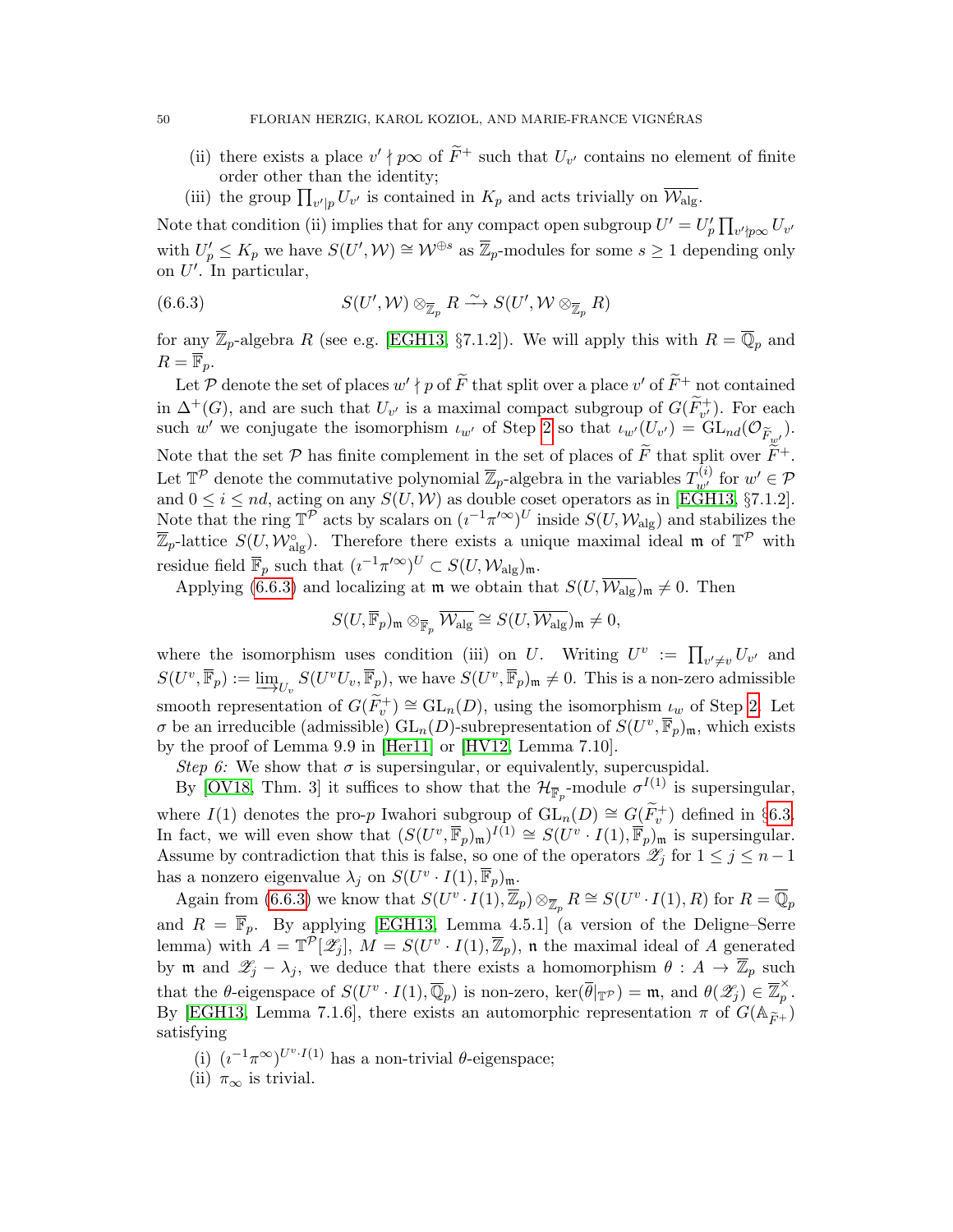(ii) there exists a place $v' \nmid p\infty$ of $\widetilde{F}^+$ such that $U_{v'}$ contains no element of finite order other than the identity;

(iii) the group $\prod_{v'|p} U_{v'}$ is contained in $K_p$ and acts trivially on $\overline{\mathcal{W}_{\mathrm{alg}}}$.

Note that condition (ii) implies that for any compact open subgroup $U' = U'_p \prod_{v' \nmid p\infty} U_{v'}$ with $U'_p \le K_p$ we have $S(U', \mathcal{W}) \cong \mathcal{W}^{\oplus s}$ as $\overline{\mathbb{Z}}_p$-modules for some $s \ge 1$ depending only on $U'$. In particular,

$$S(U', \mathcal{W}) \otimes_{\overline{\mathbb{Z}}_p} R \xrightarrow{\sim} S(U', \mathcal{W} \otimes_{\overline{\mathbb{Z}}_p} R) \tag{6.6.3}$$

for any $\overline{\mathbb{Z}}_p$-algebra $R$ (see e.g. [EGH13, §7.1.2]). We will apply this with $R = \overline{\mathbb{Q}}_p$ and $R = \overline{\mathbb{F}}_p$.

Let $\mathcal{P}$ denote the set of places $w' \nmid p$ of $\widetilde{F}$ that split over a place $v'$ of $\widetilde{F}^+$ not contained in $\Delta^+(G)$, and are such that $U_{v'}$ is a maximal compact subgroup of $G(\widetilde{F}^+_{v'})$. For each such $w'$ we conjugate the isomorphism $\iota_{w'}$ of Step 2 so that $\iota_{w'}(U_{v'}) = \mathrm{GL}_{nd}(\mathcal{O}_{\widetilde{F}_{w'}})$. Note that the set $\mathcal{P}$ has finite complement in the set of places of $\widetilde{F}$ that split over $\widetilde{F}^+$. Let $\mathbb{T}^{\mathcal{P}}$ denote the commutative polynomial $\overline{\mathbb{Z}}_p$-algebra in the variables $T^{(i)}_{w'}$ for $w' \in \mathcal{P}$ and $0 \le i \le nd$, acting on any $S(U, \mathcal{W})$ as double coset operators as in [EGH13, §7.1.2]. Note that the ring $\mathbb{T}^{\mathcal{P}}$ acts by scalars on $(\imath^{-1}\pi'^{\infty})^U$ inside $S(U, \mathcal{W}_{\mathrm{alg}})$ and stabilizes the $\overline{\mathbb{Z}}_p$-lattice $S(U, \mathcal{W}^{\circ}_{\mathrm{alg}})$. Therefore there exists a unique maximal ideal $\mathfrak{m}$ of $\mathbb{T}^{\mathcal{P}}$ with residue field $\overline{\mathbb{F}}_p$ such that $(\imath^{-1}\pi'^{\infty})^U \subset S(U, \mathcal{W}_{\mathrm{alg}})_{\mathfrak{m}}$.

Applying (6.6.3) and localizing at $\mathfrak{m}$ we obtain that $S(U, \overline{\mathcal{W}_{\mathrm{alg}}})_{\mathfrak{m}} \ne 0$. Then

$$S(U, \overline{\mathbb{F}}_p)_{\mathfrak{m}} \otimes_{\overline{\mathbb{F}}_p} \overline{\mathcal{W}_{\mathrm{alg}}} \cong S(U, \overline{\mathcal{W}_{\mathrm{alg}}})_{\mathfrak{m}} \ne 0,$$

where the isomorphism uses condition (iii) on $U$. Writing $U^v := \prod_{v' \ne v} U_{v'}$ and $S(U^v, \overline{\mathbb{F}}_p) := \varinjlim_{U_v} S(U^v U_v, \overline{\mathbb{F}}_p)$, we have $S(U^v, \overline{\mathbb{F}}_p)_{\mathfrak{m}} \ne 0$. This is a non-zero admissible smooth representation of $G(\widetilde{F}^+_v) \cong \mathrm{GL}_n(D)$, using the isomorphism $\iota_w$ of Step 2. Let $\sigma$ be an irreducible (admissible) $\mathrm{GL}_n(D)$-subrepresentation of $S(U^v, \overline{\mathbb{F}}_p)_{\mathfrak{m}}$, which exists by the proof of Lemma 9.9 in [Her11] or [HV12, Lemma 7.10].

*Step 6:* We show that $\sigma$ is supersingular, or equivalently, supercuspidal.

By [OV18, Thm. 3] it suffices to show that the $\mathcal{H}_{\overline{\mathbb{F}}_p}$-module $\sigma^{I(1)}$ is supersingular, where $I(1)$ denotes the pro-$p$ Iwahori subgroup of $\mathrm{GL}_n(D) \cong G(\widetilde{F}^+_v)$ defined in §6.3. In fact, we will even show that $(S(U^v, \overline{\mathbb{F}}_p)_{\mathfrak{m}})^{I(1)} \cong S(U^v \cdot I(1), \overline{\mathbb{F}}_p)_{\mathfrak{m}}$ is supersingular. Assume by contradiction that this is false, so one of the operators $\mathscr{Z}_j$ for $1 \le j \le n-1$ has a nonzero eigenvalue $\lambda_j$ on $S(U^v \cdot I(1), \overline{\mathbb{F}}_p)_{\mathfrak{m}}$.

Again from (6.6.3) we know that $S(U^v \cdot I(1), \overline{\mathbb{Z}}_p) \otimes_{\overline{\mathbb{Z}}_p} R \cong S(U^v \cdot I(1), R)$ for $R = \overline{\mathbb{Q}}_p$ and $R = \overline{\mathbb{F}}_p$. By applying [EGH13, Lemma 4.5.1] (a version of the Deligne–Serre lemma) with $A = \mathbb{T}^{\mathcal{P}}[\mathscr{Z}_j]$, $M = S(U^v \cdot I(1), \overline{\mathbb{Z}}_p)$, $\mathfrak{n}$ the maximal ideal of $A$ generated by $\mathfrak{m}$ and $\mathscr{Z}_j - \lambda_j$, we deduce that there exists a homomorphism $\theta : A \to \overline{\mathbb{Z}}_p$ such that the $\theta$-eigenspace of $S(U^v \cdot I(1), \overline{\mathbb{Q}}_p)$ is non-zero, $\ker(\overline{\theta}|_{\mathbb{T}^{\mathcal{P}}}) = \mathfrak{m}$, and $\theta(\mathscr{Z}_j) \in \overline{\mathbb{Z}}_p^{\times}$. By [EGH13, Lemma 7.1.6], there exists an automorphic representation $\pi$ of $G(\mathbb{A}_{\widetilde{F}^+})$ satisfying

(i) $(\imath^{-1}\pi^{\infty})^{U^v \cdot I(1)}$ has a non-trivial $\theta$-eigenspace;

(ii) $\pi_\infty$ is trivial.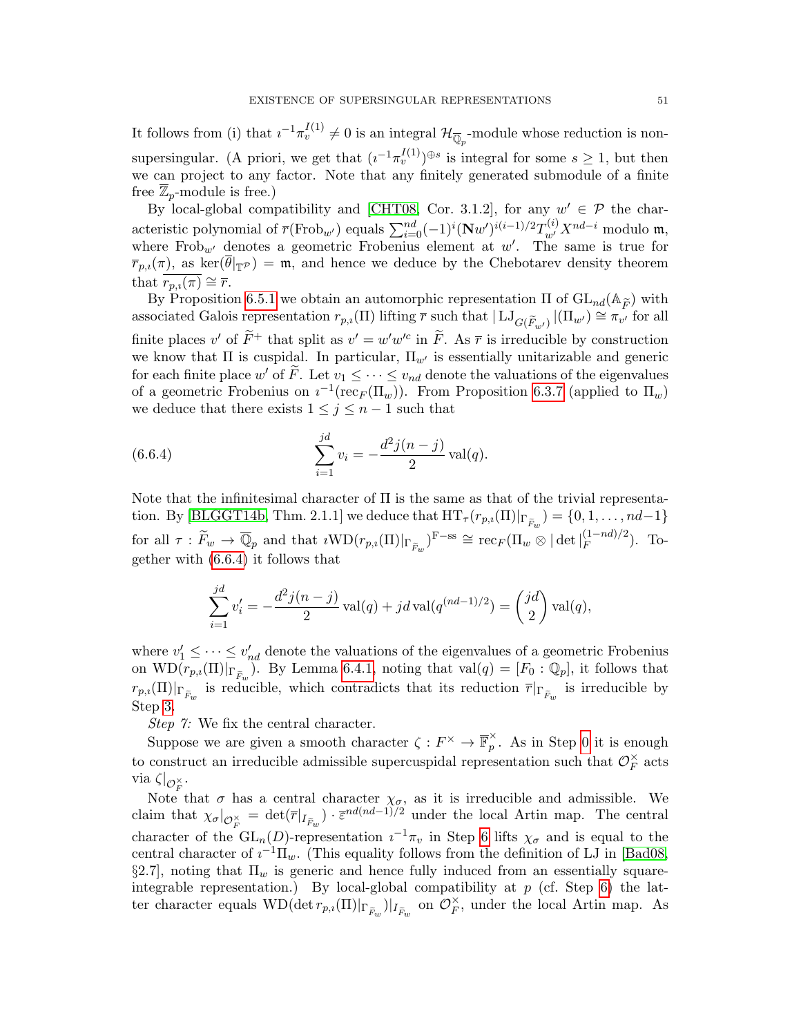It follows from (i) that $\imath^{-1}\pi_v^{I(1)} \neq 0$ is an integral $\mathcal{H}_{\overline{\mathbb{Q}}_p}$-module whose reduction is non-supersingular. (A priori, we get that $(\imath^{-1}\pi_v^{I(1)})^{\oplus s}$ is integral for some $s \geq 1$, but then we can project to any factor. Note that any finitely generated submodule of a finite free $\overline{\mathbb{Z}}_p$-module is free.)

By local-global compatibility and [CHT08, Cor. 3.1.2], for any $w' \in \mathcal{P}$ the characteristic polynomial of $\overline{r}(\mathrm{Frob}_{w'})$ equals $\sum_{i=0}^{nd}(-1)^i(\mathbf{N}w')^{i(i-1)/2}T_{w'}^{(i)}X^{nd-i}$ modulo $\mathfrak{m}$, where $\mathrm{Frob}_{w'}$ denotes a geometric Frobenius element at $w'$. The same is true for $\overline{r}_{p,\imath}(\pi)$, as $\ker(\overline{\theta}|_{\mathbb{T}^{\mathcal{P}}}) = \mathfrak{m}$, and hence we deduce by the Chebotarev density theorem that $\overline{r_{p,\imath}(\pi)} \cong \overline{r}$.

By Proposition 6.5.1 we obtain an automorphic representation $\Pi$ of $\mathrm{GL}_{nd}(\mathbb{A}_{\widetilde{F}})$ with associated Galois representation $r_{p,\imath}(\Pi)$ lifting $\overline{r}$ such that $|\,\mathrm{LJ}_{G(\widetilde{F}_{w'})}|(\Pi_{w'}) \cong \pi_{v'}$ for all finite places $v'$ of $\widetilde{F}^+$ that split as $v' = w'w'^c$ in $\widetilde{F}$. As $\overline{r}$ is irreducible by construction we know that $\Pi$ is cuspidal. In particular, $\Pi_{w'}$ is essentially unitarizable and generic for each finite place $w'$ of $\widetilde{F}$. Let $v_1 \leq \cdots \leq v_{nd}$ denote the valuations of the eigenvalues of a geometric Frobenius on $\imath^{-1}(\mathrm{rec}_F(\Pi_w))$. From Proposition 6.3.7 (applied to $\Pi_w$) we deduce that there exists $1 \leq j \leq n-1$ such that

$$\sum_{i=1}^{jd} v_i = -\frac{d^2 j(n-j)}{2}\,\mathrm{val}(q). \tag{6.6.4}$$

Note that the infinitesimal character of $\Pi$ is the same as that of the trivial representation. By [BLGGT14b, Thm. 2.1.1] we deduce that $\mathrm{HT}_\tau(r_{p,\imath}(\Pi)|_{\Gamma_{\widetilde{F}_w}}) = \{0, 1, \ldots, nd-1\}$ for all $\tau : \widetilde{F}_w \to \overline{\mathbb{Q}}_p$ and that $\imath\mathrm{WD}(r_{p,\imath}(\Pi)|_{\Gamma_{\widetilde{F}_w}})^{\mathrm{F\text{-}ss}} \cong \mathrm{rec}_F(\Pi_w \otimes |\det|_F^{(1-nd)/2})$. Together with (6.6.4) it follows that

$$\sum_{i=1}^{jd} v_i' = -\frac{d^2 j(n-j)}{2}\,\mathrm{val}(q) + jd\,\mathrm{val}(q^{(nd-1)/2}) = \binom{jd}{2}\mathrm{val}(q),$$

where $v_1' \leq \cdots \leq v_{nd}'$ denote the valuations of the eigenvalues of a geometric Frobenius on $\mathrm{WD}(r_{p,\imath}(\Pi)|_{\Gamma_{\widetilde{F}_w}})$. By Lemma 6.4.1, noting that $\mathrm{val}(q) = [F_0 : \mathbb{Q}_p]$, it follows that $r_{p,\imath}(\Pi)|_{\Gamma_{\widetilde{F}_w}}$ is reducible, which contradicts that its reduction $\overline{r}|_{\Gamma_{\widetilde{F}_w}}$ is irreducible by Step 3.

*Step 7:* We fix the central character.

Suppose we are given a smooth character $\zeta : F^\times \to \overline{\mathbb{F}}_p^\times$. As in Step 0 it is enough to construct an irreducible admissible supercuspidal representation such that $\mathcal{O}_F^\times$ acts via $\zeta|_{\mathcal{O}_F^\times}$.

Note that $\sigma$ has a central character $\chi_\sigma$, as it is irreducible and admissible. We claim that $\chi_\sigma|_{\mathcal{O}_F^\times} = \det(\overline{r}|_{I_{\widetilde{F}_w}}) \cdot \overline{\varepsilon}^{nd(nd-1)/2}$ under the local Artin map. The central character of the $\mathrm{GL}_n(D)$-representation $\imath^{-1}\pi_v$ in Step 6 lifts $\chi_\sigma$ and is equal to the central character of $\imath^{-1}\Pi_w$. (This equality follows from the definition of LJ in [Bad08, §2.7], noting that $\Pi_w$ is generic and hence fully induced from an essentially square-integrable representation.) By local-global compatibility at $p$ (cf. Step 6) the latter character equals $\mathrm{WD}(\det r_{p,\imath}(\Pi)|_{\Gamma_{\widetilde{F}_w}})|_{I_{\widetilde{F}_w}}$ on $\mathcal{O}_F^\times$, under the local Artin map. As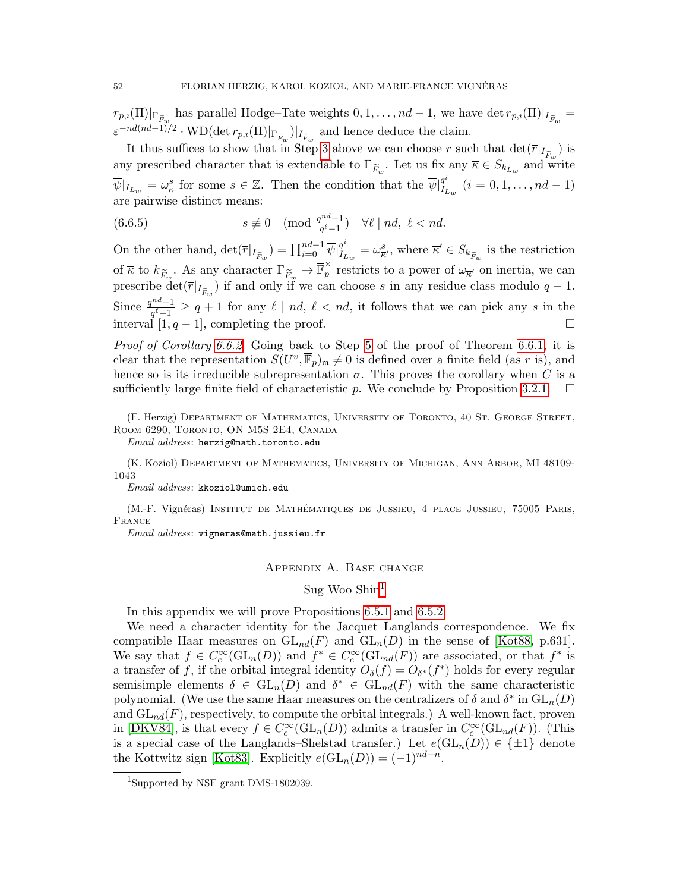$r_{p,\imath}(\Pi)|_{\Gamma_{\widetilde{F}_w}}$ has parallel Hodge–Tate weights $0, 1, \dots, nd-1$, we have $\det r_{p,\imath}(\Pi)|_{I_{\widetilde{F}_w}} = \varepsilon^{-nd(nd-1)/2} \cdot \mathrm{WD}(\det r_{p,\imath}(\Pi)|_{\Gamma_{\widetilde{F}_w}})|_{I_{\widetilde{F}_w}}$ and hence deduce the claim.

It thus suffices to show that in Step 3 above we can choose $r$ such that $\det(\overline{r}|_{I_{\widetilde{F}_w}})$ is any prescribed character that is extendable to $\Gamma_{\widetilde{F}_w}$. Let us fix any $\overline{\kappa} \in S_{k_{L_w}}$ and write $\overline{\psi}|_{I_{L_w}} = \omega_{\overline{\kappa}}^s$ for some $s \in \mathbb{Z}$. Then the condition that the $\overline{\psi}|_{I_{L_w}}^{q^i}$ $(i = 0, 1, \dots, nd-1)$ are pairwise distinct means:

$$s \not\equiv 0 \pmod{\tfrac{q^{nd}-1}{q^\ell - 1}} \quad \forall \ell \mid nd,\ \ell < nd. \tag{6.6.5}$$

On the other hand, $\det(\overline{r}|_{I_{\widetilde{F}_w}}) = \prod_{i=0}^{nd-1} \overline{\psi}|_{I_{L_w}}^{q^i} = \omega_{\overline{\kappa}'}^s$, where $\overline{\kappa}' \in S_{k_{\widetilde{F}_w}}$ is the restriction of $\overline{\kappa}$ to $k_{\widetilde{F}_w}$. As any character $\Gamma_{\widetilde{F}_w} \to \overline{\mathbb{F}}_p^\times$ restricts to a power of $\omega_{\overline{\kappa}'}$ on inertia, we can prescribe $\det(\overline{r}|_{I_{\widetilde{F}_w}})$ if and only if we can choose $s$ in any residue class modulo $q-1$. Since $\frac{q^{nd}-1}{q^\ell-1} \geq q+1$ for any $\ell \mid nd$, $\ell < nd$, it follows that we can pick any $s$ in the interval $[1, q-1]$, completing the proof. $\square$

*Proof of Corollary 6.6.2.* Going back to Step 5 of the proof of Theorem 6.6.1, it is clear that the representation $S(U^v, \overline{\mathbb{F}}_p)_{\mathfrak{m}} \neq 0$ is defined over a finite field (as $\overline{r}$ is), and hence so is its irreducible subrepresentation $\sigma$. This proves the corollary when $C$ is a sufficiently large finite field of characteristic $p$. We conclude by Proposition 3.2.1. $\square$

(F. Herzig) Department of Mathematics, University of Toronto, 40 St. George Street, Room 6290, Toronto, ON M5S 2E4, Canada

*Email address*: herzig@math.toronto.edu

(K. Kozioł) Department of Mathematics, University of Michigan, Ann Arbor, MI 48109-1043

*Email address*: kkoziol@umich.edu

(M.-F. Vignéras) Institut de Mathématiques de Jussieu, 4 place Jussieu, 75005 Paris, France

*Email address*: vigneras@math.jussieu.fr

## Appendix A. Base change

Sug Woo Shin[1]

In this appendix we will prove Propositions 6.5.1 and 6.5.2.

We need a character identity for the Jacquet–Langlands correspondence. We fix compatible Haar measures on $\mathrm{GL}_{nd}(F)$ and $\mathrm{GL}_n(D)$ in the sense of [Kot88, p.631]. We say that $f \in C_c^\infty(\mathrm{GL}_n(D))$ and $f^* \in C_c^\infty(\mathrm{GL}_{nd}(F))$ are associated, or that $f^*$ is a transfer of $f$, if the orbital integral identity $O_\delta(f) = O_{\delta^*}(f^*)$ holds for every regular semisimple elements $\delta \in \mathrm{GL}_n(D)$ and $\delta^* \in \mathrm{GL}_{nd}(F)$ with the same characteristic polynomial. (We use the same Haar measures on the centralizers of $\delta$ and $\delta^*$ in $\mathrm{GL}_n(D)$ and $\mathrm{GL}_{nd}(F)$, respectively, to compute the orbital integrals.) A well-known fact, proven in [DKV84], is that every $f \in C_c^\infty(\mathrm{GL}_n(D))$ admits a transfer in $C_c^\infty(\mathrm{GL}_{nd}(F))$. (This is a special case of the Langlands–Shelstad transfer.) Let $e(\mathrm{GL}_n(D)) \in \{\pm 1\}$ denote the Kottwitz sign [Kot83]. Explicitly $e(\mathrm{GL}_n(D)) = (-1)^{nd-n}$.

[1] Supported by NSF grant DMS-1802039.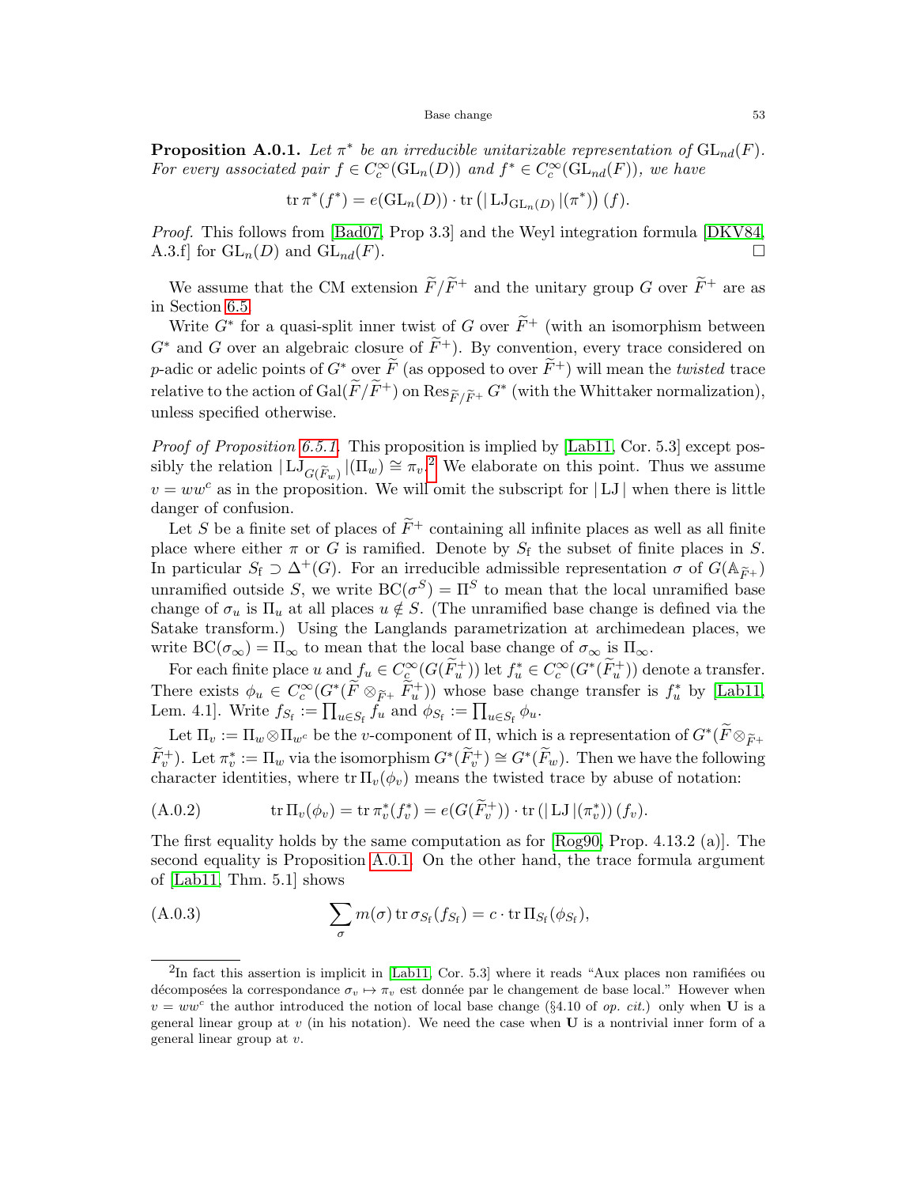**Proposition A.0.1.** *Let $\pi^*$ be an irreducible unitarizable representation of $\mathrm{GL}_{nd}(F)$. For every associated pair $f \in C_c^\infty(\mathrm{GL}_n(D))$ and $f^* \in C_c^\infty(\mathrm{GL}_{nd}(F))$, we have*

$$\operatorname{tr} \pi^*(f^*) = e(\mathrm{GL}_n(D)) \cdot \operatorname{tr}\left(|\,\mathrm{LJ}_{\mathrm{GL}_n(D)}\,|(\pi^*)\right)(f).$$

*Proof.* This follows from [Bad07, Prop 3.3] and the Weyl integration formula [DKV84, A.3.f] for $\mathrm{GL}_n(D)$ and $\mathrm{GL}_{nd}(F)$. □

We assume that the CM extension $\widetilde{F}/\widetilde{F}^+$ and the unitary group $G$ over $\widetilde{F}^+$ are as in Section 6.5.

Write $G^*$ for a quasi-split inner twist of $G$ over $\widetilde{F}^+$ (with an isomorphism between $G^*$ and $G$ over an algebraic closure of $\widetilde{F}^+$). By convention, every trace considered on $p$-adic or adelic points of $G^*$ over $\widetilde{F}$ (as opposed to over $\widetilde{F}^+$) will mean the *twisted* trace relative to the action of $\mathrm{Gal}(\widetilde{F}/\widetilde{F}^+)$ on $\mathrm{Res}_{\widetilde{F}/\widetilde{F}^+} G^*$ (with the Whittaker normalization), unless specified otherwise.

*Proof of Proposition 6.5.1.* This proposition is implied by [Lab11, Cor. 5.3] except possibly the relation $|\,\mathrm{LJ}_{G(\widetilde{F}_w)}\,|(\Pi_w) \cong \pi_v$.[2] We elaborate on this point. Thus we assume $v = ww^c$ as in the proposition. We will omit the subscript for $|\,\mathrm{LJ}\,|$ when there is little danger of confusion.

Let $S$ be a finite set of places of $\widetilde{F}^+$ containing all infinite places as well as all finite place where either $\pi$ or $G$ is ramified. Denote by $S_{\mathrm{f}}$ the subset of finite places in $S$. In particular $S_{\mathrm{f}} \supset \Delta^+(G)$. For an irreducible admissible representation $\sigma$ of $G(\mathbb{A}_{\widetilde{F}^+})$ unramified outside $S$, we write $\mathrm{BC}(\sigma^S) = \Pi^S$ to mean that the local unramified base change of $\sigma_u$ is $\Pi_u$ at all places $u \notin S$. (The unramified base change is defined via the Satake transform.) Using the Langlands parametrization at archimedean places, we write $\mathrm{BC}(\sigma_\infty) = \Pi_\infty$ to mean that the local base change of $\sigma_\infty$ is $\Pi_\infty$.

For each finite place $u$ and $f_u \in C_c^\infty(G(\widetilde{F}_u^+))$ let $f_u^* \in C_c^\infty(G^*(\widetilde{F}_u^+))$ denote a transfer. There exists $\phi_u \in C_c^\infty(G^*(\widetilde{F} \otimes_{\widetilde{F}^+} \widetilde{F}_u^+))$ whose base change transfer is $f_u^*$ by [Lab11, Lem. 4.1]. Write $f_{S_{\mathrm{f}}} := \prod_{u \in S_{\mathrm{f}}} f_u$ and $\phi_{S_{\mathrm{f}}} := \prod_{u \in S_{\mathrm{f}}} \phi_u$.

Let $\Pi_v := \Pi_w \otimes \Pi_{w^c}$ be the $v$-component of $\Pi$, which is a representation of $G^*(\widetilde{F} \otimes_{\widetilde{F}^+} \widetilde{F}_v^+)$. Let $\pi_v^* := \Pi_w$ via the isomorphism $G^*(\widetilde{F}_v^+) \cong G^*(\widetilde{F}_w)$. Then we have the following character identities, where $\operatorname{tr} \Pi_v(\phi_v)$ means the twisted trace by abuse of notation:

$$\operatorname{tr} \Pi_v(\phi_v) = \operatorname{tr} \pi_v^*(f_v^*) = e(G(\widetilde{F}_v^+)) \cdot \operatorname{tr}\left(|\,\mathrm{LJ}\,|(\pi_v^*)\right)(f_v). \tag{A.0.2}$$

The first equality holds by the same computation as for [Rog90, Prop. 4.13.2 (a)]. The second equality is Proposition A.0.1. On the other hand, the trace formula argument of [Lab11, Thm. 5.1] shows

$$\sum_\sigma m(\sigma) \operatorname{tr} \sigma_{S_{\mathrm{f}}}(f_{S_{\mathrm{f}}}) = c \cdot \operatorname{tr} \Pi_{S_{\mathrm{f}}}(\phi_{S_{\mathrm{f}}}), \tag{A.0.3}$$

[2] In fact this assertion is implicit in [Lab11, Cor. 5.3] where it reads "Aux places non ramifiées ou décomposées la correspondance $\sigma_v \mapsto \pi_v$ est donnée par le changement de base local." However when $v = ww^c$ the author introduced the notion of local base change (§4.10 of *op. cit.*) only when $\mathbf{U}$ is a general linear group at $v$ (in his notation). We need the case when $\mathbf{U}$ is a nontrivial inner form of a general linear group at $v$.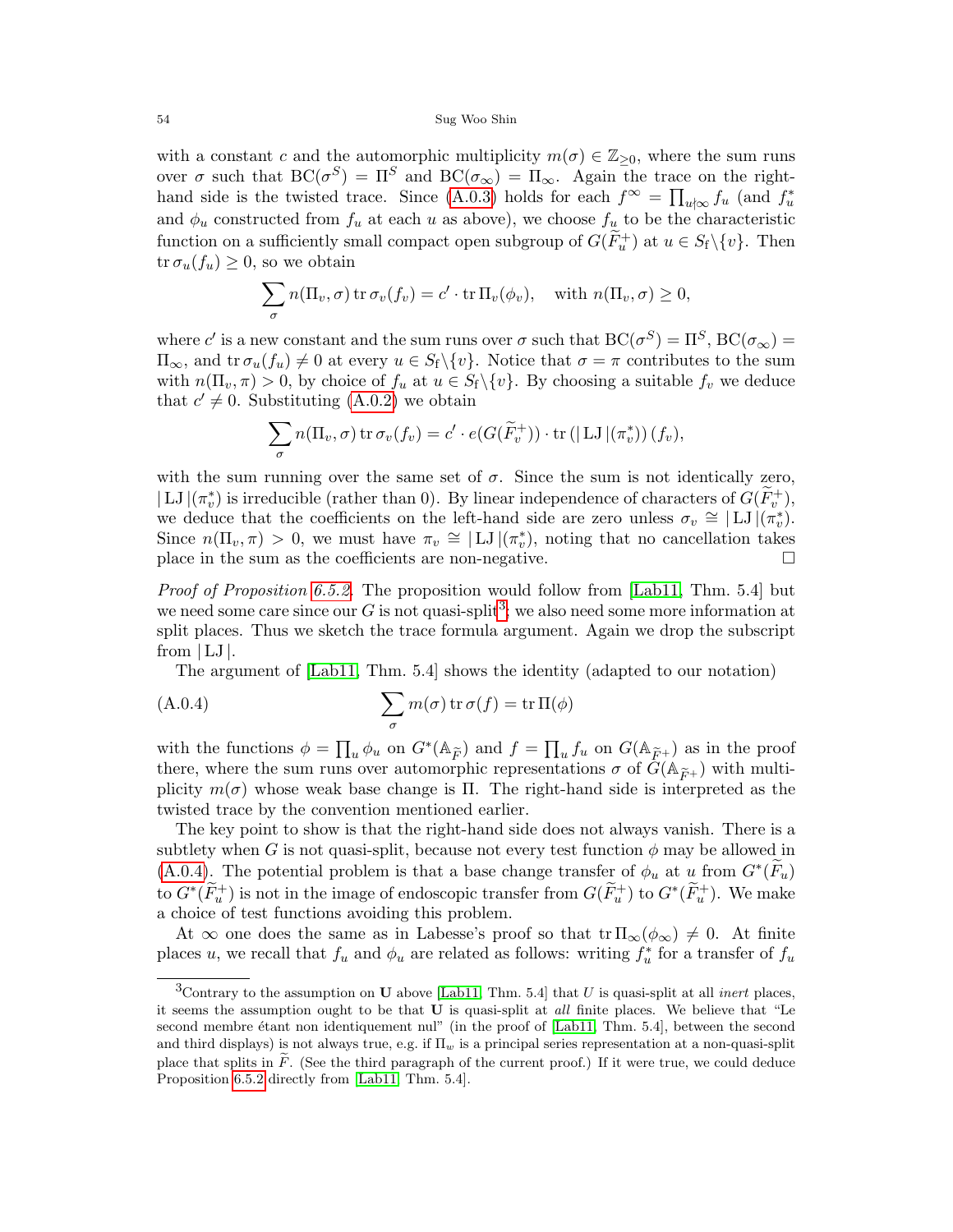with a constant $c$ and the automorphic multiplicity $m(\sigma) \in \mathbb{Z}_{\geq 0}$, where the sum runs over $\sigma$ such that $\mathrm{BC}(\sigma^S) = \Pi^S$ and $\mathrm{BC}(\sigma_\infty) = \Pi_\infty$. Again the trace on the right-hand side is the twisted trace. Since (A.0.3) holds for each $f^\infty = \prod_{u \nmid \infty} f_u$ (and $f_u^*$ and $\phi_u$ constructed from $f_u$ at each $u$ as above), we choose $f_u$ to be the characteristic function on a sufficiently small compact open subgroup of $G(\widetilde{F}_u^+)$ at $u \in S_{\mathrm{f}} \backslash \{v\}$. Then $\operatorname{tr} \sigma_u(f_u) \geq 0$, so we obtain

$$\sum_\sigma n(\Pi_v, \sigma) \operatorname{tr} \sigma_v(f_v) = c' \cdot \operatorname{tr} \Pi_v(\phi_v), \quad \text{with } n(\Pi_v, \sigma) \geq 0,$$

where $c'$ is a new constant and the sum runs over $\sigma$ such that $\mathrm{BC}(\sigma^S) = \Pi^S$, $\mathrm{BC}(\sigma_\infty) = \Pi_\infty$, and $\operatorname{tr} \sigma_u(f_u) \neq 0$ at every $u \in S_{\mathrm{f}} \backslash \{v\}$. Notice that $\sigma = \pi$ contributes to the sum with $n(\Pi_v, \pi) > 0$, by choice of $f_u$ at $u \in S_{\mathrm{f}} \backslash \{v\}$. By choosing a suitable $f_v$ we deduce that $c' \neq 0$. Substituting (A.0.2) we obtain

$$\sum_\sigma n(\Pi_v, \sigma) \operatorname{tr} \sigma_v(f_v) = c' \cdot e(G(\widetilde{F}_v^+)) \cdot \operatorname{tr} \left( |\operatorname{LJ}|(\pi_v^*) \right)(f_v),$$

with the sum running over the same set of $\sigma$. Since the sum is not identically zero, $|\operatorname{LJ}|(\pi_v^*)$ is irreducible (rather than 0). By linear independence of characters of $G(\widetilde{F}_v^+)$, we deduce that the coefficients on the left-hand side are zero unless $\sigma_v \cong |\operatorname{LJ}|(\pi_v^*)$. Since $n(\Pi_v, \pi) > 0$, we must have $\pi_v \cong |\operatorname{LJ}|(\pi_v^*)$, noting that no cancellation takes place in the sum as the coefficients are non-negative. ☐

*Proof of Proposition 6.5.2.* The proposition would follow from [Lab11, Thm. 5.4] but we need some care since our $G$ is not quasi-split[3]; we also need some more information at split places. Thus we sketch the trace formula argument. Again we drop the subscript from $|\operatorname{LJ}|$.

The argument of [Lab11, Thm. 5.4] shows the identity (adapted to our notation)

$$\sum_\sigma m(\sigma) \operatorname{tr} \sigma(f) = \operatorname{tr} \Pi(\phi) \tag{A.0.4}$$

with the functions $\phi = \prod_u \phi_u$ on $G^*(\mathbb{A}_{\widetilde{F}})$ and $f = \prod_u f_u$ on $G(\mathbb{A}_{\widetilde{F}^+})$ as in the proof there, where the sum runs over automorphic representations $\sigma$ of $G(\mathbb{A}_{\widetilde{F}^+})$ with multiplicity $m(\sigma)$ whose weak base change is $\Pi$. The right-hand side is interpreted as the twisted trace by the convention mentioned earlier.

The key point to show is that the right-hand side does not always vanish. There is a subtlety when $G$ is not quasi-split, because not every test function $\phi$ may be allowed in (A.0.4). The potential problem is that a base change transfer of $\phi_u$ at $u$ from $G^*(\widetilde{F}_u)$ to $G^*(\widetilde{F}_u^+)$ is not in the image of endoscopic transfer from $G(\widetilde{F}_u^+)$ to $G^*(\widetilde{F}_u^+)$. We make a choice of test functions avoiding this problem.

At $\infty$ one does the same as in Labesse's proof so that $\operatorname{tr} \Pi_\infty(\phi_\infty) \neq 0$. At finite places $u$, we recall that $f_u$ and $\phi_u$ are related as follows: writing $f_u^*$ for a transfer of $f_u$

[3]Contrary to the assumption on $\mathbf{U}$ above [Lab11, Thm. 5.4] that $U$ is quasi-split at all *inert* places, it seems the assumption ought to be that $\mathbf{U}$ is quasi-split at *all* finite places. We believe that "Le second membre étant non identiquement nul" (in the proof of [Lab11, Thm. 5.4], between the second and third displays) is not always true, e.g. if $\Pi_w$ is a principal series representation at a non-quasi-split place that splits in $\widetilde{F}$. (See the third paragraph of the current proof.) If it were true, we could deduce Proposition 6.5.2 directly from [Lab11, Thm. 5.4].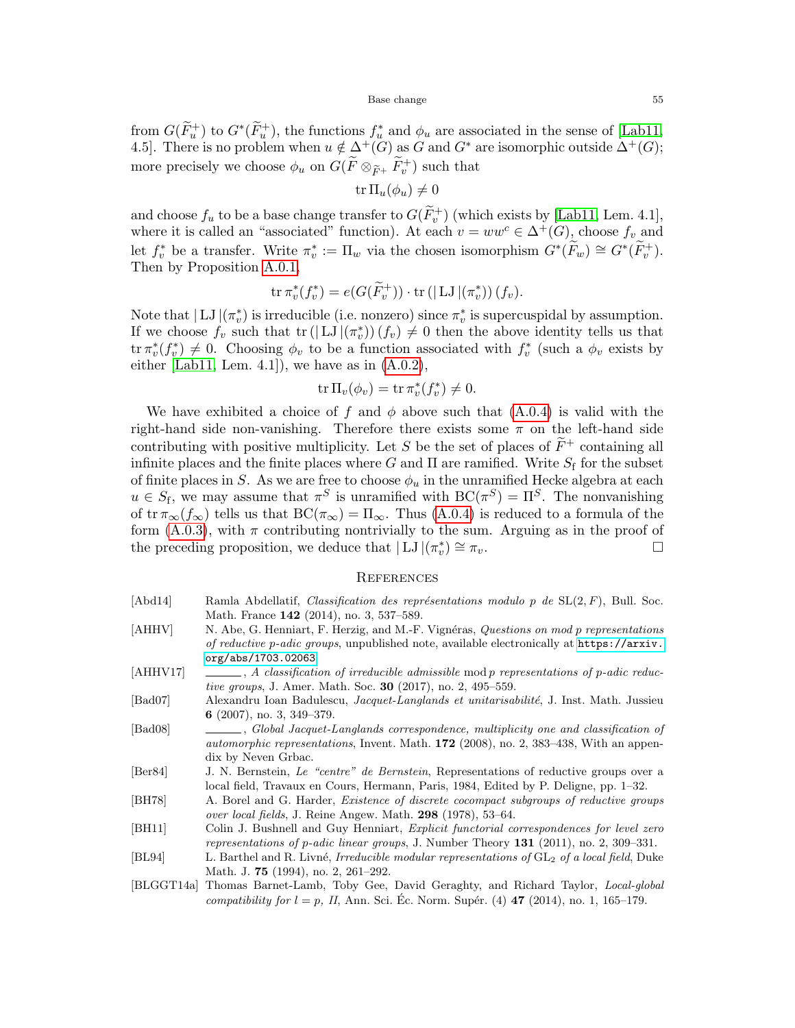from $G(\widetilde{F}_u^+)$ to $G^*(\widetilde{F}_u^+)$, the functions $f_u^*$ and $\phi_u$ are associated in the sense of [Lab11, 4.5]. There is no problem when $u \notin \Delta^+(G)$ as $G$ and $G^*$ are isomorphic outside $\Delta^+(G)$; more precisely we choose $\phi_u$ on $G(\widetilde{F} \otimes_{\widetilde{F}^+} \widetilde{F}_v^+)$ such that

$$\operatorname{tr} \Pi_u(\phi_u) \neq 0$$

and choose $f_u$ to be a base change transfer to $G(\widetilde{F}_v^+)$ (which exists by [Lab11, Lem. 4.1], where it is called an "associated" function). At each $v = ww^c \in \Delta^+(G)$, choose $f_v$ and let $f_v^*$ be a transfer. Write $\pi_v^* := \Pi_w$ via the chosen isomorphism $G^*(\widetilde{F}_w) \cong G^*(\widetilde{F}_v^+)$. Then by Proposition A.0.1,

$$\operatorname{tr} \pi_v^*(f_v^*) = e(G(\widetilde{F}_v^+)) \cdot \operatorname{tr} \left( |\operatorname{LJ}|(\pi_v^*) \right)(f_v).$$

Note that $|\operatorname{LJ}|(\pi_v^*)$ is irreducible (i.e. nonzero) since $\pi_v^*$ is supercuspidal by assumption. If we choose $f_v$ such that $\operatorname{tr} \left( |\operatorname{LJ}|(\pi_v^*) \right)(f_v) \neq 0$ then the above identity tells us that $\operatorname{tr} \pi_v^*(f_v^*) \neq 0$. Choosing $\phi_v$ to be a function associated with $f_v^*$ (such a $\phi_v$ exists by either [Lab11, Lem. 4.1]), we have as in (A.0.2),

$$\operatorname{tr} \Pi_v(\phi_v) = \operatorname{tr} \pi_v^*(f_v^*) \neq 0.$$

We have exhibited a choice of $f$ and $\phi$ above such that (A.0.4) is valid with the right-hand side non-vanishing. Therefore there exists some $\pi$ on the left-hand side contributing with positive multiplicity. Let $S$ be the set of places of $\widetilde{F}^+$ containing all infinite places and the finite places where $G$ and $\Pi$ are ramified. Write $S_{\mathrm{f}}$ for the subset of finite places in $S$. As we are free to choose $\phi_u$ in the unramified Hecke algebra at each $u \in S_{\mathrm{f}}$, we may assume that $\pi^S$ is unramified with $\mathrm{BC}(\pi^S) = \Pi^S$. The nonvanishing of $\operatorname{tr} \pi_\infty(f_\infty)$ tells us that $\mathrm{BC}(\pi_\infty) = \Pi_\infty$. Thus (A.0.4) is reduced to a formula of the form (A.0.3), with $\pi$ contributing nontrivially to the sum. Arguing as in the proof of the preceding proposition, we deduce that $|\operatorname{LJ}|(\pi_v^*) \cong \pi_v$. ∎

## References

[Abd14] Ramla Abdellatif, *Classification des représentations modulo p de* $\mathrm{SL}(2, F)$, Bull. Soc. Math. France **142** (2014), no. 3, 537–589.

[AHHV] N. Abe, G. Henniart, F. Herzig, and M.-F. Vignéras, *Questions on mod p representations of reductive p-adic groups*, unpublished note, available electronically at https://arxiv.org/abs/1703.02063.

[AHHV17] ———, *A classification of irreducible admissible mod p representations of p-adic reductive groups*, J. Amer. Math. Soc. **30** (2017), no. 2, 495–559.

[Bad07] Alexandru Ioan Badulescu, *Jacquet-Langlands et unitarisabilité*, J. Inst. Math. Jussieu **6** (2007), no. 3, 349–379.

[Bad08] ———, *Global Jacquet-Langlands correspondence, multiplicity one and classification of automorphic representations*, Invent. Math. **172** (2008), no. 2, 383–438, With an appendix by Neven Grbac.

[Ber84] J. N. Bernstein, *Le "centre" de Bernstein*, Representations of reductive groups over a local field, Travaux en Cours, Hermann, Paris, 1984, Edited by P. Deligne, pp. 1–32.

[BH78] A. Borel and G. Harder, *Existence of discrete cocompact subgroups of reductive groups over local fields*, J. Reine Angew. Math. **298** (1978), 53–64.

[BH11] Colin J. Bushnell and Guy Henniart, *Explicit functorial correspondences for level zero representations of p-adic linear groups*, J. Number Theory **131** (2011), no. 2, 309–331.

[BL94] L. Barthel and R. Livné, *Irreducible modular representations of* $\mathrm{GL}_2$ *of a local field*, Duke Math. J. **75** (1994), no. 2, 261–292.

[BLGGT14a] Thomas Barnet-Lamb, Toby Gee, David Geraghty, and Richard Taylor, *Local-global compatibility for* $l = p$*, II*, Ann. Sci. Éc. Norm. Supér. (4) **47** (2014), no. 1, 165–179.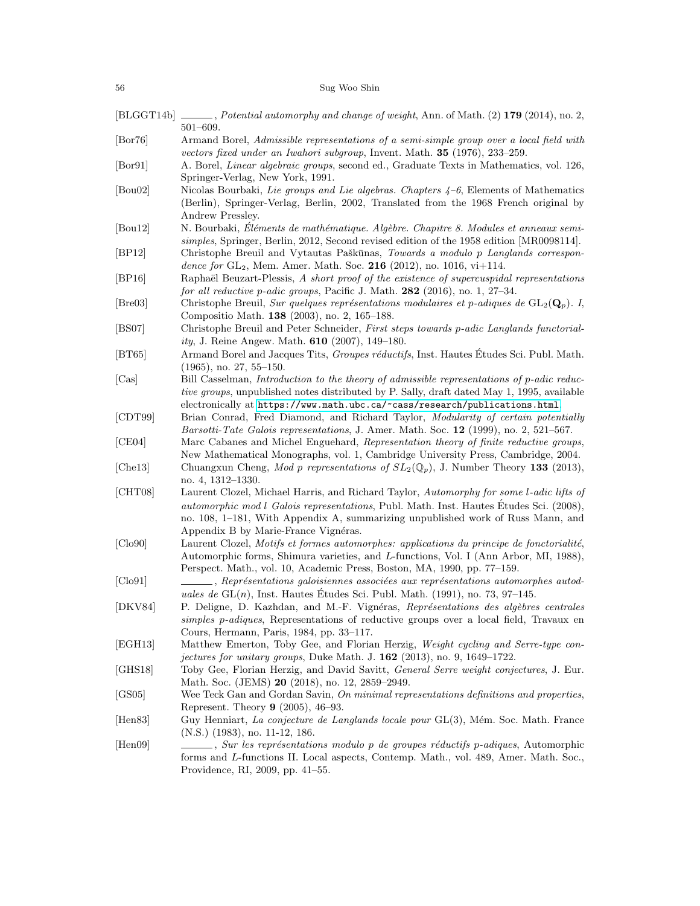[BLGGT14b] ———, *Potential automorphy and change of weight*, Ann. of Math. (2) **179** (2014), no. 2, 501–609.

[Bor76] Armand Borel, *Admissible representations of a semi-simple group over a local field with vectors fixed under an Iwahori subgroup*, Invent. Math. **35** (1976), 233–259.

[Bor91] A. Borel, *Linear algebraic groups*, second ed., Graduate Texts in Mathematics, vol. 126, Springer-Verlag, New York, 1991.

[Bou02] Nicolas Bourbaki, *Lie groups and Lie algebras. Chapters 4–6*, Elements of Mathematics (Berlin), Springer-Verlag, Berlin, 2002, Translated from the 1968 French original by Andrew Pressley.

[Bou12] N. Bourbaki, *Éléments de mathématique. Algèbre. Chapitre 8. Modules et anneaux semi-simples*, Springer, Berlin, 2012, Second revised edition of the 1958 edition [MR0098114].

[BP12] Christophe Breuil and Vytautas Paškūnas, *Towards a modulo p Langlands correspondence for* $\mathrm{GL}_2$, Mem. Amer. Math. Soc. **216** (2012), no. 1016, vi+114.

[BP16] Raphaël Beuzart-Plessis, *A short proof of the existence of supercuspidal representations for all reductive p-adic groups*, Pacific J. Math. **282** (2016), no. 1, 27–34.

[Bre03] Christophe Breuil, *Sur quelques représentations modulaires et p-adiques de* $\mathrm{GL}_2(\mathbf{Q}_p)$*. I*, Compositio Math. **138** (2003), no. 2, 165–188.

[BS07] Christophe Breuil and Peter Schneider, *First steps towards p-adic Langlands functoriality*, J. Reine Angew. Math. **610** (2007), 149–180.

[BT65] Armand Borel and Jacques Tits, *Groupes réductifs*, Inst. Hautes Études Sci. Publ. Math. (1965), no. 27, 55–150.

[Cas] Bill Casselman, *Introduction to the theory of admissible representations of p-adic reductive groups*, unpublished notes distributed by P. Sally, draft dated May 1, 1995, available electronically at https://www.math.ubc.ca/~cass/research/publications.html.

[CDT99] Brian Conrad, Fred Diamond, and Richard Taylor, *Modularity of certain potentially Barsotti-Tate Galois representations*, J. Amer. Math. Soc. **12** (1999), no. 2, 521–567.

[CE04] Marc Cabanes and Michel Enguehard, *Representation theory of finite reductive groups*, New Mathematical Monographs, vol. 1, Cambridge University Press, Cambridge, 2004.

[Che13] Chuangxun Cheng, *Mod p representations of* $SL_2(\mathbb{Q}_p)$, J. Number Theory **133** (2013), no. 4, 1312–1330.

[CHT08] Laurent Clozel, Michael Harris, and Richard Taylor, *Automorphy for some l-adic lifts of automorphic mod l Galois representations*, Publ. Math. Inst. Hautes Études Sci. (2008), no. 108, 1–181, With Appendix A, summarizing unpublished work of Russ Mann, and Appendix B by Marie-France Vignéras.

[Clo90] Laurent Clozel, *Motifs et formes automorphes: applications du principe de fonctorialité*, Automorphic forms, Shimura varieties, and L-functions, Vol. I (Ann Arbor, MI, 1988), Perspect. Math., vol. 10, Academic Press, Boston, MA, 1990, pp. 77–159.

[Clo91] ———, *Représentations galoisiennes associées aux représentations automorphes autoduales de* $\mathrm{GL}(n)$, Inst. Hautes Études Sci. Publ. Math. (1991), no. 73, 97–145.

[DKV84] P. Deligne, D. Kazhdan, and M.-F. Vignéras, *Représentations des algèbres centrales simples p-adiques*, Representations of reductive groups over a local field, Travaux en Cours, Hermann, Paris, 1984, pp. 33–117.

[EGH13] Matthew Emerton, Toby Gee, and Florian Herzig, *Weight cycling and Serre-type conjectures for unitary groups*, Duke Math. J. **162** (2013), no. 9, 1649–1722.

[GHS18] Toby Gee, Florian Herzig, and David Savitt, *General Serre weight conjectures*, J. Eur. Math. Soc. (JEMS) **20** (2018), no. 12, 2859–2949.

[GS05] Wee Teck Gan and Gordan Savin, *On minimal representations definitions and properties*, Represent. Theory **9** (2005), 46–93.

[Hen83] Guy Henniart, *La conjecture de Langlands locale pour* $\mathrm{GL}(3)$, Mém. Soc. Math. France (N.S.) (1983), no. 11-12, 186.

[Hen09] ———, *Sur les représentations modulo p de groupes réductifs p-adiques*, Automorphic forms and L-functions II. Local aspects, Contemp. Math., vol. 489, Amer. Math. Soc., Providence, RI, 2009, pp. 41–55.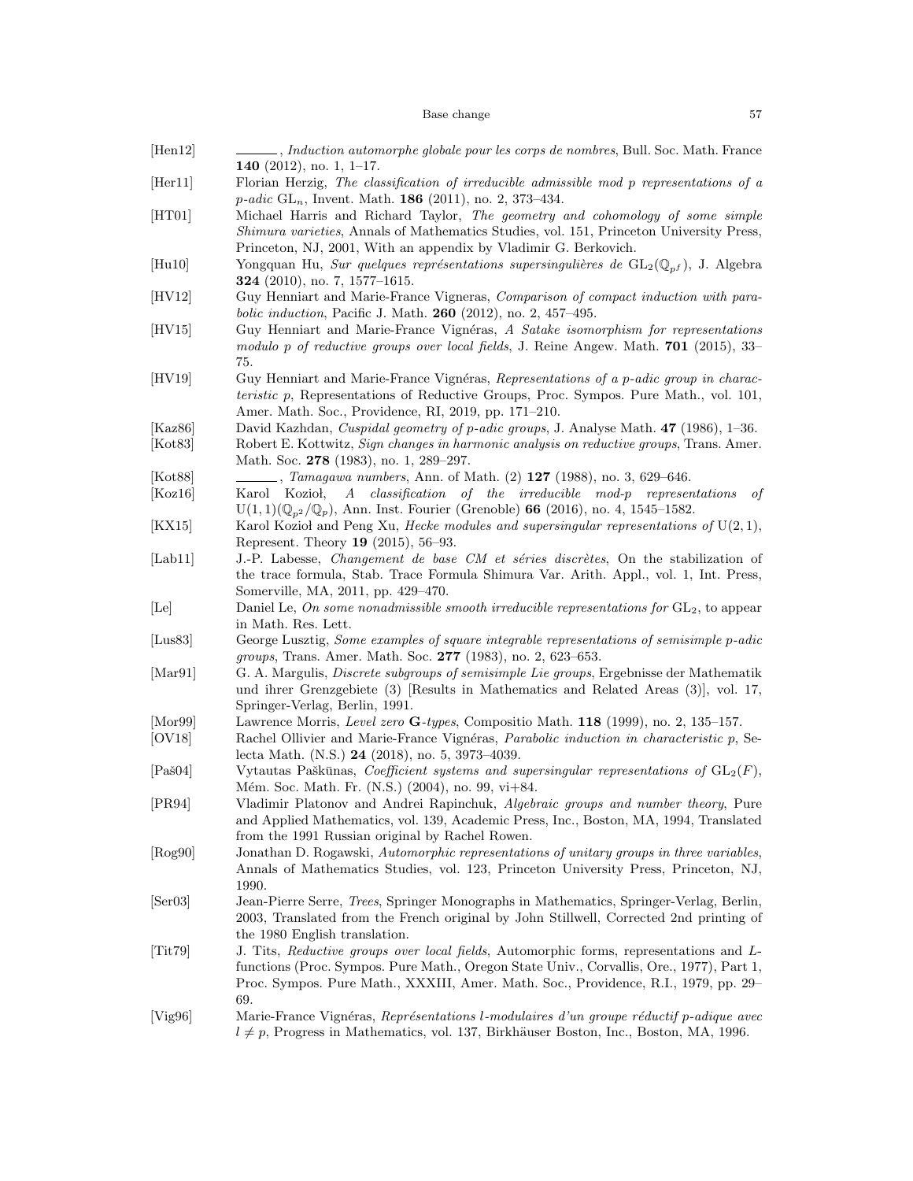[Hen12] ______, *Induction automorphe globale pour les corps de nombres*, Bull. Soc. Math. France **140** (2012), no. 1, 1–17.

[Her11] Florian Herzig, *The classification of irreducible admissible mod p representations of a p-adic* $\mathrm{GL}_n$, Invent. Math. **186** (2011), no. 2, 373–434.

[HT01] Michael Harris and Richard Taylor, *The geometry and cohomology of some simple Shimura varieties*, Annals of Mathematics Studies, vol. 151, Princeton University Press, Princeton, NJ, 2001, With an appendix by Vladimir G. Berkovich.

[Hu10] Yongquan Hu, *Sur quelques représentations supersingulières de* $\mathrm{GL}_2(\mathbb{Q}_{p^f})$, J. Algebra **324** (2010), no. 7, 1577–1615.

[HV12] Guy Henniart and Marie-France Vigneras, *Comparison of compact induction with parabolic induction*, Pacific J. Math. **260** (2012), no. 2, 457–495.

[HV15] Guy Henniart and Marie-France Vignéras, *A Satake isomorphism for representations modulo p of reductive groups over local fields*, J. Reine Angew. Math. **701** (2015), 33–75.

[HV19] Guy Henniart and Marie-France Vignéras, *Representations of a p-adic group in characteristic p*, Representations of Reductive Groups, Proc. Sympos. Pure Math., vol. 101, Amer. Math. Soc., Providence, RI, 2019, pp. 171–210.

[Kaz86] David Kazhdan, *Cuspidal geometry of p-adic groups*, J. Analyse Math. **47** (1986), 1–36.

[Kot83] Robert E. Kottwitz, *Sign changes in harmonic analysis on reductive groups*, Trans. Amer. Math. Soc. **278** (1983), no. 1, 289–297.

[Kot88] ______, *Tamagawa numbers*, Ann. of Math. (2) **127** (1988), no. 3, 629–646.

[Koz16] Karol Kozioł, *A classification of the irreducible mod-p representations of* $\mathrm{U}(1,1)(\mathbb{Q}_{p^2}/\mathbb{Q}_p)$, Ann. Inst. Fourier (Grenoble) **66** (2016), no. 4, 1545–1582.

[KX15] Karol Kozioł and Peng Xu, *Hecke modules and supersingular representations of* $\mathrm{U}(2,1)$, Represent. Theory **19** (2015), 56–93.

[Lab11] J.-P. Labesse, *Changement de base CM et séries discrètes*, On the stabilization of the trace formula, Stab. Trace Formula Shimura Var. Arith. Appl., vol. 1, Int. Press, Somerville, MA, 2011, pp. 429–470.

[Le] Daniel Le, *On some nonadmissible smooth irreducible representations for* $\mathrm{GL}_2$, to appear in Math. Res. Lett.

[Lus83] George Lusztig, *Some examples of square integrable representations of semisimple p-adic groups*, Trans. Amer. Math. Soc. **277** (1983), no. 2, 623–653.

[Mar91] G. A. Margulis, *Discrete subgroups of semisimple Lie groups*, Ergebnisse der Mathematik und ihrer Grenzgebiete (3) [Results in Mathematics and Related Areas (3)], vol. 17, Springer-Verlag, Berlin, 1991.

[Mor99] Lawrence Morris, *Level zero* **G***-types*, Compositio Math. **118** (1999), no. 2, 135–157.

[OV18] Rachel Ollivier and Marie-France Vignéras, *Parabolic induction in characteristic p*, Selecta Math. (N.S.) **24** (2018), no. 5, 3973–4039.

[Paš04] Vytautas Paškūnas, *Coefficient systems and supersingular representations of* $\mathrm{GL}_2(F)$, Mém. Soc. Math. Fr. (N.S.) (2004), no. 99, vi+84.

[PR94] Vladimir Platonov and Andrei Rapinchuk, *Algebraic groups and number theory*, Pure and Applied Mathematics, vol. 139, Academic Press, Inc., Boston, MA, 1994, Translated from the 1991 Russian original by Rachel Rowen.

[Rog90] Jonathan D. Rogawski, *Automorphic representations of unitary groups in three variables*, Annals of Mathematics Studies, vol. 123, Princeton University Press, Princeton, NJ, 1990.

[Ser03] Jean-Pierre Serre, *Trees*, Springer Monographs in Mathematics, Springer-Verlag, Berlin, 2003, Translated from the French original by John Stillwell, Corrected 2nd printing of the 1980 English translation.

[Tit79] J. Tits, *Reductive groups over local fields*, Automorphic forms, representations and L-functions (Proc. Sympos. Pure Math., Oregon State Univ., Corvallis, Ore., 1977), Part 1, Proc. Sympos. Pure Math., XXXIII, Amer. Math. Soc., Providence, R.I., 1979, pp. 29–69.

[Vig96] Marie-France Vignéras, *Représentations l-modulaires d'un groupe réductif p-adique avec* $l \neq p$, Progress in Mathematics, vol. 137, Birkhäuser Boston, Inc., Boston, MA, 1996.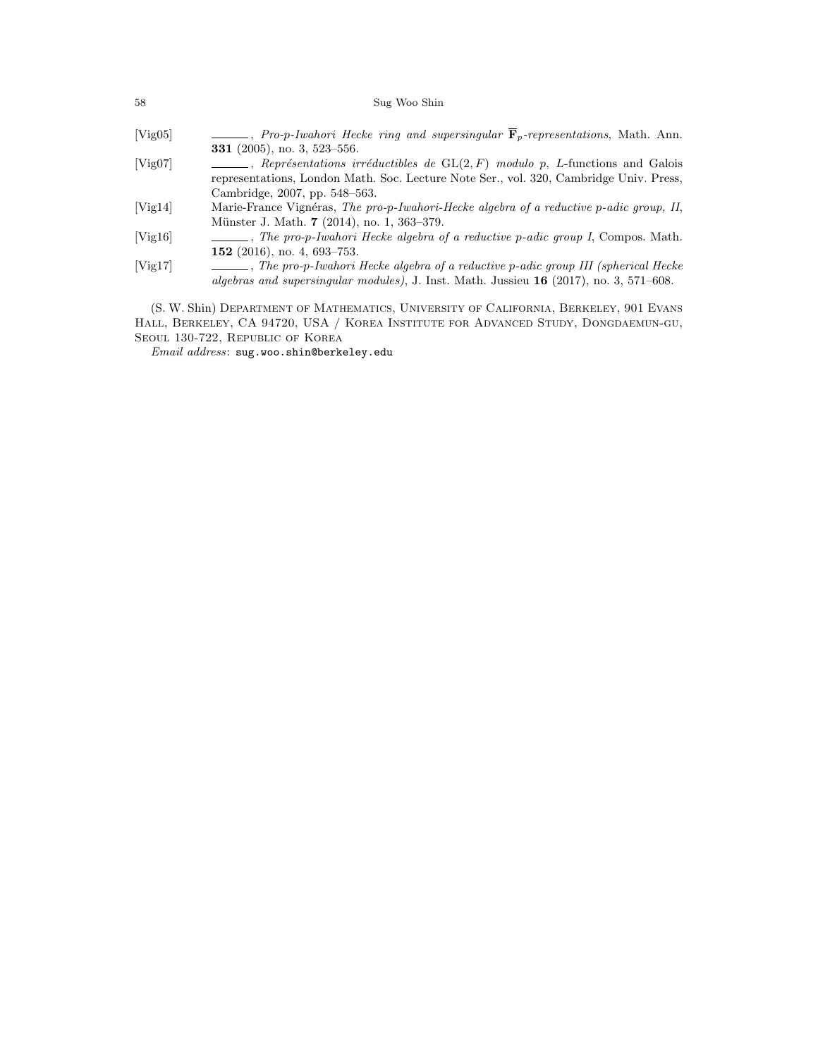[Vig05] ———, *Pro-p-Iwahori Hecke ring and supersingular $\overline{\mathbf{F}}_p$-representations*, Math. Ann. **331** (2005), no. 3, 523–556.

[Vig07] ———, *Représentations irréductibles de* $\mathrm{GL}(2, F)$ *modulo* $p$, $L$-functions and Galois representations, London Math. Soc. Lecture Note Ser., vol. 320, Cambridge Univ. Press, Cambridge, 2007, pp. 548–563.

[Vig14] Marie-France Vignéras, *The pro-p-Iwahori-Hecke algebra of a reductive p-adic group, II*, Münster J. Math. **7** (2014), no. 1, 363–379.

[Vig16] ———, *The pro-p-Iwahori Hecke algebra of a reductive p-adic group I*, Compos. Math. **152** (2016), no. 4, 693–753.

[Vig17] ———, *The pro-p-Iwahori Hecke algebra of a reductive p-adic group III (spherical Hecke algebras and supersingular modules)*, J. Inst. Math. Jussieu **16** (2017), no. 3, 571–608.

(S. W. Shin) Department of Mathematics, University of California, Berkeley, 901 Evans Hall, Berkeley, CA 94720, USA / Korea Institute for Advanced Study, Dongdaemun-gu, Seoul 130-722, Republic of Korea

*Email address*: `sug.woo.shin@berkeley.edu`